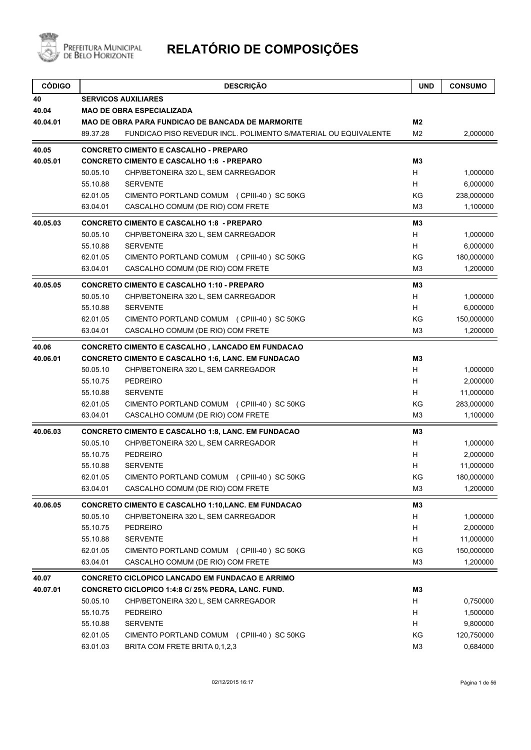# RELATÓRIO DE COMPOSIÇÕES

Prefeitura Municipal de Belo Horizonte

| CÓDIGO | | DESCRIÇÃO | UND | CONSUMO |
|---|---|---|---|---|
| 40 | **SERVICOS AUXILIARES** | | | |
| 40.04 | **MAO DE OBRA ESPECIALIZADA** | | | |
| 40.04.01 | **MAO DE OBRA PARA FUNDICAO DE BANCADA DE MARMORITE** | | **M2** | |
| | 89.37.28 | FUNDICAO PISO REVEDUR INCL. POLIMENTO S/MATERIAL OU EQUIVALENTE | M2 | 2,000000 |
| 40.05 | **CONCRETO CIMENTO E CASCALHO - PREPARO** | | | |
| 40.05.01 | **CONCRETO CIMENTO E CASCALHO 1:6 - PREPARO** | | **M3** | |
| | 50.05.10 | CHP/BETONEIRA 320 L, SEM CARREGADOR | H | 1,000000 |
| | 55.10.88 | SERVENTE | H | 6,000000 |
| | 62.01.05 | CIMENTO PORTLAND COMUM (CPIII-40) SC 50KG | KG | 238,000000 |
| | 63.04.01 | CASCALHO COMUM (DE RIO) COM FRETE | M3 | 1,100000 |
| 40.05.03 | **CONCRETO CIMENTO E CASCALHO 1:8 - PREPARO** | | **M3** | |
| | 50.05.10 | CHP/BETONEIRA 320 L, SEM CARREGADOR | H | 1,000000 |
| | 55.10.88 | SERVENTE | H | 6,000000 |
| | 62.01.05 | CIMENTO PORTLAND COMUM (CPIII-40) SC 50KG | KG | 180,000000 |
| | 63.04.01 | CASCALHO COMUM (DE RIO) COM FRETE | M3 | 1,200000 |
| 40.05.05 | **CONCRETO CIMENTO E CASCALHO 1:10 - PREPARO** | | **M3** | |
| | 50.05.10 | CHP/BETONEIRA 320 L, SEM CARREGADOR | H | 1,000000 |
| | 55.10.88 | SERVENTE | H | 6,000000 |
| | 62.01.05 | CIMENTO PORTLAND COMUM (CPIII-40) SC 50KG | KG | 150,000000 |
| | 63.04.01 | CASCALHO COMUM (DE RIO) COM FRETE | M3 | 1,200000 |
| 40.06 | **CONCRETO CIMENTO E CASCALHO , LANCADO EM FUNDACAO** | | | |
| 40.06.01 | **CONCRETO CIMENTO E CASCALHO 1:6, LANC. EM FUNDACAO** | | **M3** | |
| | 50.05.10 | CHP/BETONEIRA 320 L, SEM CARREGADOR | H | 1,000000 |
| | 55.10.75 | PEDREIRO | H | 2,000000 |
| | 55.10.88 | SERVENTE | H | 11,000000 |
| | 62.01.05 | CIMENTO PORTLAND COMUM (CPIII-40) SC 50KG | KG | 283,000000 |
| | 63.04.01 | CASCALHO COMUM (DE RIO) COM FRETE | M3 | 1,100000 |
| 40.06.03 | **CONCRETO CIMENTO E CASCALHO 1:8, LANC. EM FUNDACAO** | | **M3** | |
| | 50.05.10 | CHP/BETONEIRA 320 L, SEM CARREGADOR | H | 1,000000 |
| | 55.10.75 | PEDREIRO | H | 2,000000 |
| | 55.10.88 | SERVENTE | H | 11,000000 |
| | 62.01.05 | CIMENTO PORTLAND COMUM (CPIII-40) SC 50KG | KG | 180,000000 |
| | 63.04.01 | CASCALHO COMUM (DE RIO) COM FRETE | M3 | 1,200000 |
| 40.06.05 | **CONCRETO CIMENTO E CASCALHO 1:10,LANC. EM FUNDACAO** | | **M3** | |
| | 50.05.10 | CHP/BETONEIRA 320 L, SEM CARREGADOR | H | 1,000000 |
| | 55.10.75 | PEDREIRO | H | 2,000000 |
| | 55.10.88 | SERVENTE | H | 11,000000 |
| | 62.01.05 | CIMENTO PORTLAND COMUM (CPIII-40) SC 50KG | KG | 150,000000 |
| | 63.04.01 | CASCALHO COMUM (DE RIO) COM FRETE | M3 | 1,200000 |
| 40.07 | **CONCRETO CICLOPICO LANCADO EM FUNDACAO E ARRIMO** | | | |
| 40.07.01 | **CONCRETO CICLOPICO 1:4:8 C/ 25% PEDRA, LANC. FUND.** | | **M3** | |
| | 50.05.10 | CHP/BETONEIRA 320 L, SEM CARREGADOR | H | 0,750000 |
| | 55.10.75 | PEDREIRO | H | 1,500000 |
| | 55.10.88 | SERVENTE | H | 9,800000 |
| | 62.01.05 | CIMENTO PORTLAND COMUM (CPIII-40) SC 50KG | KG | 120,750000 |
| | 63.01.03 | BRITA COM FRETE BRITA 0,1,2,3 | M3 | 0,684000 |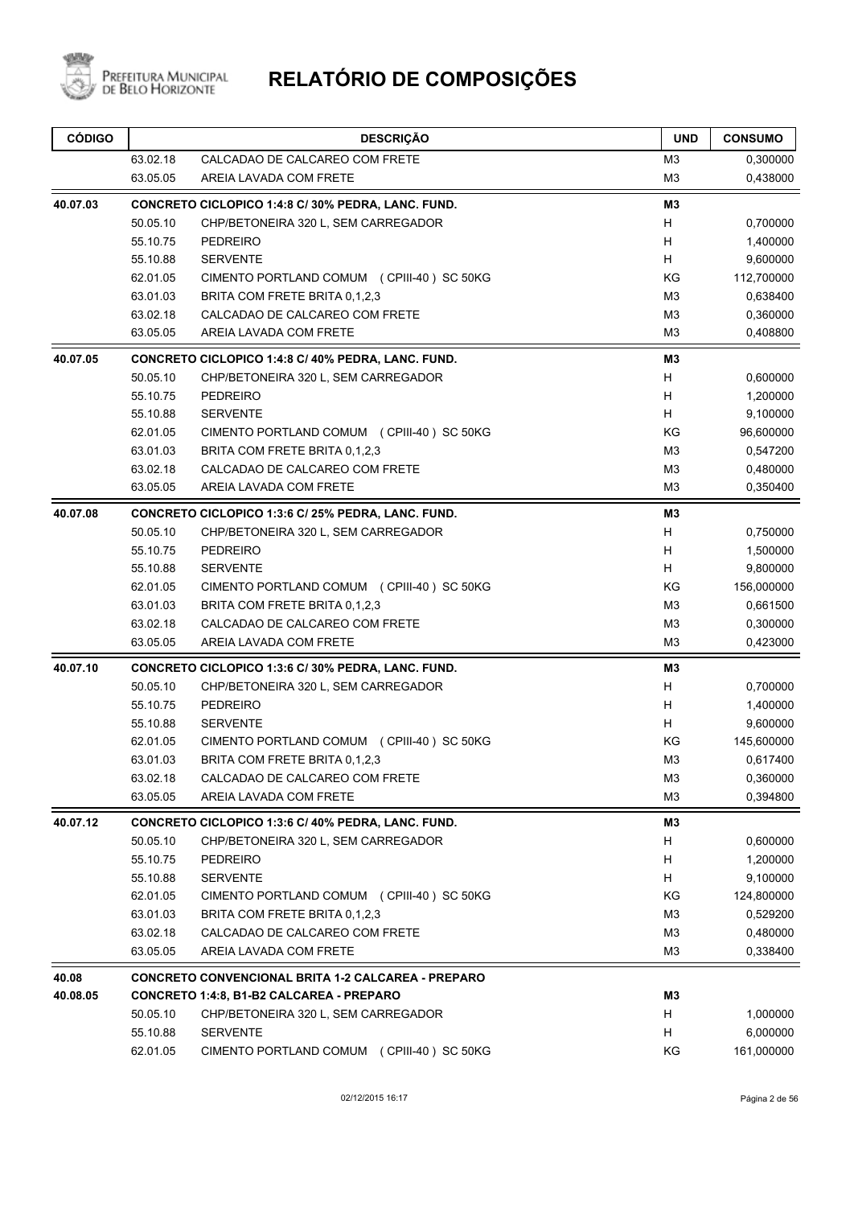# RELATÓRIO DE COMPOSIÇÕES

| CÓDIGO | | DESCRIÇÃO | UND | CONSUMO |
|---|---|---|---|---|
| | 63.02.18 | CALCADAO DE CALCAREO COM FRETE | M3 | 0,300000 |
| | 63.05.05 | AREIA LAVADA COM FRETE | M3 | 0,438000 |
| **40.07.03** | | **CONCRETO CICLOPICO 1:4:8 C/ 30% PEDRA, LANC. FUND.** | **M3** | |
| | 50.05.10 | CHP/BETONEIRA 320 L, SEM CARREGADOR | H | 0,700000 |
| | 55.10.75 | PEDREIRO | H | 1,400000 |
| | 55.10.88 | SERVENTE | H | 9,600000 |
| | 62.01.05 | CIMENTO PORTLAND COMUM (CPIII-40 ) SC 50KG | KG | 112,700000 |
| | 63.01.03 | BRITA COM FRETE BRITA 0,1,2,3 | M3 | 0,638400 |
| | 63.02.18 | CALCADAO DE CALCAREO COM FRETE | M3 | 0,360000 |
| | 63.05.05 | AREIA LAVADA COM FRETE | M3 | 0,408800 |
| **40.07.05** | | **CONCRETO CICLOPICO 1:4:8 C/ 40% PEDRA, LANC. FUND.** | **M3** | |
| | 50.05.10 | CHP/BETONEIRA 320 L, SEM CARREGADOR | H | 0,600000 |
| | 55.10.75 | PEDREIRO | H | 1,200000 |
| | 55.10.88 | SERVENTE | H | 9,100000 |
| | 62.01.05 | CIMENTO PORTLAND COMUM (CPIII-40 ) SC 50KG | KG | 96,600000 |
| | 63.01.03 | BRITA COM FRETE BRITA 0,1,2,3 | M3 | 0,547200 |
| | 63.02.18 | CALCADAO DE CALCAREO COM FRETE | M3 | 0,480000 |
| | 63.05.05 | AREIA LAVADA COM FRETE | M3 | 0,350400 |
| **40.07.08** | | **CONCRETO CICLOPICO 1:3:6 C/ 25% PEDRA, LANC. FUND.** | **M3** | |
| | 50.05.10 | CHP/BETONEIRA 320 L, SEM CARREGADOR | H | 0,750000 |
| | 55.10.75 | PEDREIRO | H | 1,500000 |
| | 55.10.88 | SERVENTE | H | 9,800000 |
| | 62.01.05 | CIMENTO PORTLAND COMUM (CPIII-40 ) SC 50KG | KG | 156,000000 |
| | 63.01.03 | BRITA COM FRETE BRITA 0,1,2,3 | M3 | 0,661500 |
| | 63.02.18 | CALCADAO DE CALCAREO COM FRETE | M3 | 0,300000 |
| | 63.05.05 | AREIA LAVADA COM FRETE | M3 | 0,423000 |
| **40.07.10** | | **CONCRETO CICLOPICO 1:3:6 C/ 30% PEDRA, LANC. FUND.** | **M3** | |
| | 50.05.10 | CHP/BETONEIRA 320 L, SEM CARREGADOR | H | 0,700000 |
| | 55.10.75 | PEDREIRO | H | 1,400000 |
| | 55.10.88 | SERVENTE | H | 9,600000 |
| | 62.01.05 | CIMENTO PORTLAND COMUM (CPIII-40 ) SC 50KG | KG | 145,600000 |
| | 63.01.03 | BRITA COM FRETE BRITA 0,1,2,3 | M3 | 0,617400 |
| | 63.02.18 | CALCADAO DE CALCAREO COM FRETE | M3 | 0,360000 |
| | 63.05.05 | AREIA LAVADA COM FRETE | M3 | 0,394800 |
| **40.07.12** | | **CONCRETO CICLOPICO 1:3:6 C/ 40% PEDRA, LANC. FUND.** | **M3** | |
| | 50.05.10 | CHP/BETONEIRA 320 L, SEM CARREGADOR | H | 0,600000 |
| | 55.10.75 | PEDREIRO | H | 1,200000 |
| | 55.10.88 | SERVENTE | H | 9,100000 |
| | 62.01.05 | CIMENTO PORTLAND COMUM (CPIII-40 ) SC 50KG | KG | 124,800000 |
| | 63.01.03 | BRITA COM FRETE BRITA 0,1,2,3 | M3 | 0,529200 |
| | 63.02.18 | CALCADAO DE CALCAREO COM FRETE | M3 | 0,480000 |
| | 63.05.05 | AREIA LAVADA COM FRETE | M3 | 0,338400 |
| **40.08** | | **CONCRETO CONVENCIONAL BRITA 1-2 CALCAREA - PREPARO** | | |
| **40.08.05** | | **CONCRETO 1:4:8, B1-B2 CALCAREA - PREPARO** | **M3** | |
| | 50.05.10 | CHP/BETONEIRA 320 L, SEM CARREGADOR | H | 1,000000 |
| | 55.10.88 | SERVENTE | H | 6,000000 |
| | 62.01.05 | CIMENTO PORTLAND COMUM (CPIII-40 ) SC 50KG | KG | 161,000000 |

02/12/2015 16:17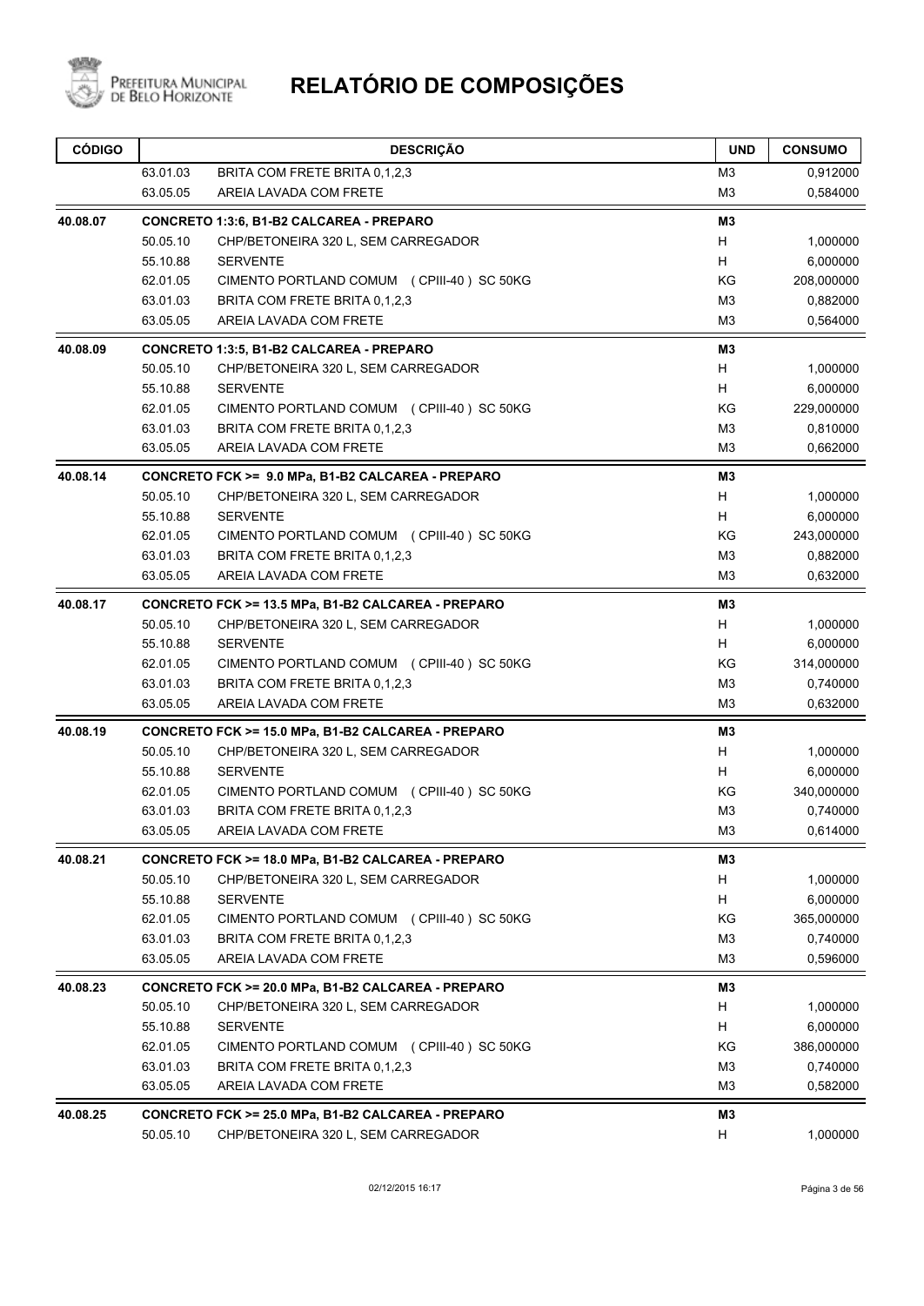# RELATÓRIO DE COMPOSIÇÕES

| CÓDIGO | | DESCRIÇÃO | UND | CONSUMO |
|---|---|---|---|---|
| | 63.01.03 | BRITA COM FRETE BRITA 0,1,2,3 | M3 | 0,912000 |
| | 63.05.05 | AREIA LAVADA COM FRETE | M3 | 0,584000 |
| **40.08.07** | | **CONCRETO 1:3:6, B1-B2 CALCAREA - PREPARO** | **M3** | |
| | 50.05.10 | CHP/BETONEIRA 320 L, SEM CARREGADOR | H | 1,000000 |
| | 55.10.88 | SERVENTE | H | 6,000000 |
| | 62.01.05 | CIMENTO PORTLAND COMUM (CPIII-40) SC 50KG | KG | 208,000000 |
| | 63.01.03 | BRITA COM FRETE BRITA 0,1,2,3 | M3 | 0,882000 |
| | 63.05.05 | AREIA LAVADA COM FRETE | M3 | 0,564000 |
| **40.08.09** | | **CONCRETO 1:3:5, B1-B2 CALCAREA - PREPARO** | **M3** | |
| | 50.05.10 | CHP/BETONEIRA 320 L, SEM CARREGADOR | H | 1,000000 |
| | 55.10.88 | SERVENTE | H | 6,000000 |
| | 62.01.05 | CIMENTO PORTLAND COMUM (CPIII-40) SC 50KG | KG | 229,000000 |
| | 63.01.03 | BRITA COM FRETE BRITA 0,1,2,3 | M3 | 0,810000 |
| | 63.05.05 | AREIA LAVADA COM FRETE | M3 | 0,662000 |
| **40.08.14** | | **CONCRETO FCK >= 9.0 MPa, B1-B2 CALCAREA - PREPARO** | **M3** | |
| | 50.05.10 | CHP/BETONEIRA 320 L, SEM CARREGADOR | H | 1,000000 |
| | 55.10.88 | SERVENTE | H | 6,000000 |
| | 62.01.05 | CIMENTO PORTLAND COMUM (CPIII-40) SC 50KG | KG | 243,000000 |
| | 63.01.03 | BRITA COM FRETE BRITA 0,1,2,3 | M3 | 0,882000 |
| | 63.05.05 | AREIA LAVADA COM FRETE | M3 | 0,632000 |
| **40.08.17** | | **CONCRETO FCK >= 13.5 MPa, B1-B2 CALCAREA - PREPARO** | **M3** | |
| | 50.05.10 | CHP/BETONEIRA 320 L, SEM CARREGADOR | H | 1,000000 |
| | 55.10.88 | SERVENTE | H | 6,000000 |
| | 62.01.05 | CIMENTO PORTLAND COMUM (CPIII-40) SC 50KG | KG | 314,000000 |
| | 63.01.03 | BRITA COM FRETE BRITA 0,1,2,3 | M3 | 0,740000 |
| | 63.05.05 | AREIA LAVADA COM FRETE | M3 | 0,632000 |
| **40.08.19** | | **CONCRETO FCK >= 15.0 MPa, B1-B2 CALCAREA - PREPARO** | **M3** | |
| | 50.05.10 | CHP/BETONEIRA 320 L, SEM CARREGADOR | H | 1,000000 |
| | 55.10.88 | SERVENTE | H | 6,000000 |
| | 62.01.05 | CIMENTO PORTLAND COMUM (CPIII-40) SC 50KG | KG | 340,000000 |
| | 63.01.03 | BRITA COM FRETE BRITA 0,1,2,3 | M3 | 0,740000 |
| | 63.05.05 | AREIA LAVADA COM FRETE | M3 | 0,614000 |
| **40.08.21** | | **CONCRETO FCK >= 18.0 MPa, B1-B2 CALCAREA - PREPARO** | **M3** | |
| | 50.05.10 | CHP/BETONEIRA 320 L, SEM CARREGADOR | H | 1,000000 |
| | 55.10.88 | SERVENTE | H | 6,000000 |
| | 62.01.05 | CIMENTO PORTLAND COMUM (CPIII-40) SC 50KG | KG | 365,000000 |
| | 63.01.03 | BRITA COM FRETE BRITA 0,1,2,3 | M3 | 0,740000 |
| | 63.05.05 | AREIA LAVADA COM FRETE | M3 | 0,596000 |
| **40.08.23** | | **CONCRETO FCK >= 20.0 MPa, B1-B2 CALCAREA - PREPARO** | **M3** | |
| | 50.05.10 | CHP/BETONEIRA 320 L, SEM CARREGADOR | H | 1,000000 |
| | 55.10.88 | SERVENTE | H | 6,000000 |
| | 62.01.05 | CIMENTO PORTLAND COMUM (CPIII-40) SC 50KG | KG | 386,000000 |
| | 63.01.03 | BRITA COM FRETE BRITA 0,1,2,3 | M3 | 0,740000 |
| | 63.05.05 | AREIA LAVADA COM FRETE | M3 | 0,582000 |
| **40.08.25** | | **CONCRETO FCK >= 25.0 MPa, B1-B2 CALCAREA - PREPARO** | **M3** | |
| | 50.05.10 | CHP/BETONEIRA 320 L, SEM CARREGADOR | H | 1,000000 |

02/12/2015 16:17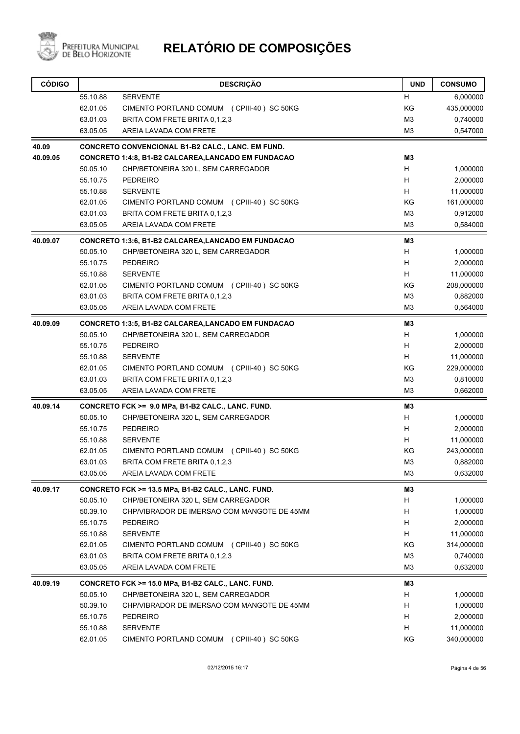# RELATÓRIO DE COMPOSIÇÕES

| CÓDIGO | | DESCRIÇÃO | UND | CONSUMO |
|---|---|---|---|---|
| | 55.10.88 | SERVENTE | H | 6,000000 |
| | 62.01.05 | CIMENTO PORTLAND COMUM (CPIII-40) SC 50KG | KG | 435,000000 |
| | 63.01.03 | BRITA COM FRETE BRITA 0,1,2,3 | M3 | 0,740000 |
| | 63.05.05 | AREIA LAVADA COM FRETE | M3 | 0,547000 |
| **40.09** | | **CONCRETO CONVENCIONAL B1-B2 CALC., LANC. EM FUND.** | | |
| **40.09.05** | | **CONCRETO 1:4:8, B1-B2 CALCAREA,LANCADO EM FUNDACAO** | **M3** | |
| | 50.05.10 | CHP/BETONEIRA 320 L, SEM CARREGADOR | H | 1,000000 |
| | 55.10.75 | PEDREIRO | H | 2,000000 |
| | 55.10.88 | SERVENTE | H | 11,000000 |
| | 62.01.05 | CIMENTO PORTLAND COMUM (CPIII-40) SC 50KG | KG | 161,000000 |
| | 63.01.03 | BRITA COM FRETE BRITA 0,1,2,3 | M3 | 0,912000 |
| | 63.05.05 | AREIA LAVADA COM FRETE | M3 | 0,584000 |
| **40.09.07** | | **CONCRETO 1:3:6, B1-B2 CALCAREA,LANCADO EM FUNDACAO** | **M3** | |
| | 50.05.10 | CHP/BETONEIRA 320 L, SEM CARREGADOR | H | 1,000000 |
| | 55.10.75 | PEDREIRO | H | 2,000000 |
| | 55.10.88 | SERVENTE | H | 11,000000 |
| | 62.01.05 | CIMENTO PORTLAND COMUM (CPIII-40) SC 50KG | KG | 208,000000 |
| | 63.01.03 | BRITA COM FRETE BRITA 0,1,2,3 | M3 | 0,882000 |
| | 63.05.05 | AREIA LAVADA COM FRETE | M3 | 0,564000 |
| **40.09.09** | | **CONCRETO 1:3:5, B1-B2 CALCAREA,LANCADO EM FUNDACAO** | **M3** | |
| | 50.05.10 | CHP/BETONEIRA 320 L, SEM CARREGADOR | H | 1,000000 |
| | 55.10.75 | PEDREIRO | H | 2,000000 |
| | 55.10.88 | SERVENTE | H | 11,000000 |
| | 62.01.05 | CIMENTO PORTLAND COMUM (CPIII-40) SC 50KG | KG | 229,000000 |
| | 63.01.03 | BRITA COM FRETE BRITA 0,1,2,3 | M3 | 0,810000 |
| | 63.05.05 | AREIA LAVADA COM FRETE | M3 | 0,662000 |
| **40.09.14** | | **CONCRETO FCK >= 9.0 MPa, B1-B2 CALC., LANC. FUND.** | **M3** | |
| | 50.05.10 | CHP/BETONEIRA 320 L, SEM CARREGADOR | H | 1,000000 |
| | 55.10.75 | PEDREIRO | H | 2,000000 |
| | 55.10.88 | SERVENTE | H | 11,000000 |
| | 62.01.05 | CIMENTO PORTLAND COMUM (CPIII-40) SC 50KG | KG | 243,000000 |
| | 63.01.03 | BRITA COM FRETE BRITA 0,1,2,3 | M3 | 0,882000 |
| | 63.05.05 | AREIA LAVADA COM FRETE | M3 | 0,632000 |
| **40.09.17** | | **CONCRETO FCK >= 13.5 MPa, B1-B2 CALC., LANC. FUND.** | **M3** | |
| | 50.05.10 | CHP/BETONEIRA 320 L, SEM CARREGADOR | H | 1,000000 |
| | 50.39.10 | CHP/VIBRADOR DE IMERSAO COM MANGOTE DE 45MM | H | 1,000000 |
| | 55.10.75 | PEDREIRO | H | 2,000000 |
| | 55.10.88 | SERVENTE | H | 11,000000 |
| | 62.01.05 | CIMENTO PORTLAND COMUM (CPIII-40) SC 50KG | KG | 314,000000 |
| | 63.01.03 | BRITA COM FRETE BRITA 0,1,2,3 | M3 | 0,740000 |
| | 63.05.05 | AREIA LAVADA COM FRETE | M3 | 0,632000 |
| **40.09.19** | | **CONCRETO FCK >= 15.0 MPa, B1-B2 CALC., LANC. FUND.** | **M3** | |
| | 50.05.10 | CHP/BETONEIRA 320 L, SEM CARREGADOR | H | 1,000000 |
| | 50.39.10 | CHP/VIBRADOR DE IMERSAO COM MANGOTE DE 45MM | H | 1,000000 |
| | 55.10.75 | PEDREIRO | H | 2,000000 |
| | 55.10.88 | SERVENTE | H | 11,000000 |
| | 62.01.05 | CIMENTO PORTLAND COMUM (CPIII-40) SC 50KG | KG | 340,000000 |

02/12/2015 16:17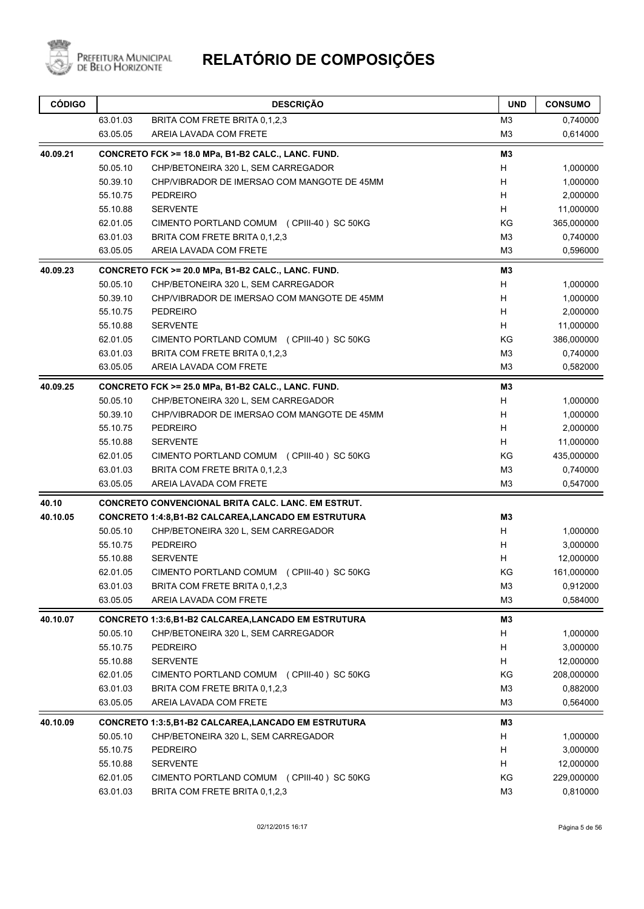# RELATÓRIO DE COMPOSIÇÕES

| CÓDIGO | | DESCRIÇÃO | UND | CONSUMO |
|---|---|---|---|---|
| | 63.01.03 | BRITA COM FRETE BRITA 0,1,2,3 | M3 | 0,740000 |
| | 63.05.05 | AREIA LAVADA COM FRETE | M3 | 0,614000 |
| **40.09.21** | | **CONCRETO FCK >= 18.0 MPa, B1-B2 CALC., LANC. FUND.** | **M3** | |
| | 50.05.10 | CHP/BETONEIRA 320 L, SEM CARREGADOR | H | 1,000000 |
| | 50.39.10 | CHP/VIBRADOR DE IMERSAO COM MANGOTE DE 45MM | H | 1,000000 |
| | 55.10.75 | PEDREIRO | H | 2,000000 |
| | 55.10.88 | SERVENTE | H | 11,000000 |
| | 62.01.05 | CIMENTO PORTLAND COMUM (CPIII-40) SC 50KG | KG | 365,000000 |
| | 63.01.03 | BRITA COM FRETE BRITA 0,1,2,3 | M3 | 0,740000 |
| | 63.05.05 | AREIA LAVADA COM FRETE | M3 | 0,596000 |
| **40.09.23** | | **CONCRETO FCK >= 20.0 MPa, B1-B2 CALC., LANC. FUND.** | **M3** | |
| | 50.05.10 | CHP/BETONEIRA 320 L, SEM CARREGADOR | H | 1,000000 |
| | 50.39.10 | CHP/VIBRADOR DE IMERSAO COM MANGOTE DE 45MM | H | 1,000000 |
| | 55.10.75 | PEDREIRO | H | 2,000000 |
| | 55.10.88 | SERVENTE | H | 11,000000 |
| | 62.01.05 | CIMENTO PORTLAND COMUM (CPIII-40) SC 50KG | KG | 386,000000 |
| | 63.01.03 | BRITA COM FRETE BRITA 0,1,2,3 | M3 | 0,740000 |
| | 63.05.05 | AREIA LAVADA COM FRETE | M3 | 0,582000 |
| **40.09.25** | | **CONCRETO FCK >= 25.0 MPa, B1-B2 CALC., LANC. FUND.** | **M3** | |
| | 50.05.10 | CHP/BETONEIRA 320 L, SEM CARREGADOR | H | 1,000000 |
| | 50.39.10 | CHP/VIBRADOR DE IMERSAO COM MANGOTE DE 45MM | H | 1,000000 |
| | 55.10.75 | PEDREIRO | H | 2,000000 |
| | 55.10.88 | SERVENTE | H | 11,000000 |
| | 62.01.05 | CIMENTO PORTLAND COMUM (CPIII-40) SC 50KG | KG | 435,000000 |
| | 63.01.03 | BRITA COM FRETE BRITA 0,1,2,3 | M3 | 0,740000 |
| | 63.05.05 | AREIA LAVADA COM FRETE | M3 | 0,547000 |
| **40.10** | | **CONCRETO CONVENCIONAL BRITA CALC. LANC. EM ESTRUT.** | | |
| **40.10.05** | | **CONCRETO 1:4:8,B1-B2 CALCAREA,LANCADO EM ESTRUTURA** | **M3** | |
| | 50.05.10 | CHP/BETONEIRA 320 L, SEM CARREGADOR | H | 1,000000 |
| | 55.10.75 | PEDREIRO | H | 3,000000 |
| | 55.10.88 | SERVENTE | H | 12,000000 |
| | 62.01.05 | CIMENTO PORTLAND COMUM (CPIII-40) SC 50KG | KG | 161,000000 |
| | 63.01.03 | BRITA COM FRETE BRITA 0,1,2,3 | M3 | 0,912000 |
| | 63.05.05 | AREIA LAVADA COM FRETE | M3 | 0,584000 |
| **40.10.07** | | **CONCRETO 1:3:6,B1-B2 CALCAREA,LANCADO EM ESTRUTURA** | **M3** | |
| | 50.05.10 | CHP/BETONEIRA 320 L, SEM CARREGADOR | H | 1,000000 |
| | 55.10.75 | PEDREIRO | H | 3,000000 |
| | 55.10.88 | SERVENTE | H | 12,000000 |
| | 62.01.05 | CIMENTO PORTLAND COMUM (CPIII-40) SC 50KG | KG | 208,000000 |
| | 63.01.03 | BRITA COM FRETE BRITA 0,1,2,3 | M3 | 0,882000 |
| | 63.05.05 | AREIA LAVADA COM FRETE | M3 | 0,564000 |
| **40.10.09** | | **CONCRETO 1:3:5,B1-B2 CALCAREA,LANCADO EM ESTRUTURA** | **M3** | |
| | 50.05.10 | CHP/BETONEIRA 320 L, SEM CARREGADOR | H | 1,000000 |
| | 55.10.75 | PEDREIRO | H | 3,000000 |
| | 55.10.88 | SERVENTE | H | 12,000000 |
| | 62.01.05 | CIMENTO PORTLAND COMUM (CPIII-40) SC 50KG | KG | 229,000000 |
| | 63.01.03 | BRITA COM FRETE BRITA 0,1,2,3 | M3 | 0,810000 |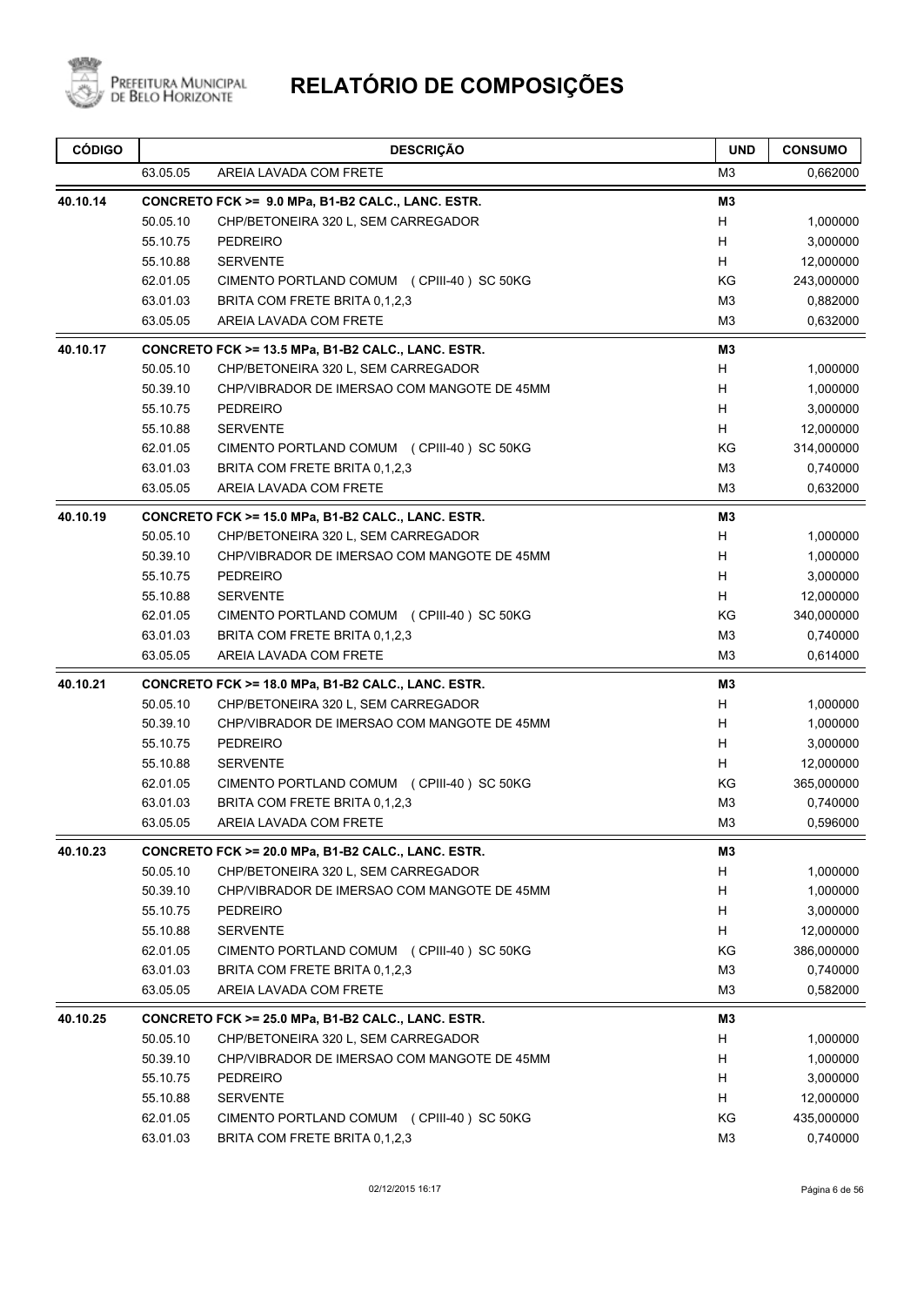# RELATÓRIO DE COMPOSIÇÕES

| CÓDIGO | | DESCRIÇÃO | UND | CONSUMO |
|---|---|---|---|---|
| | 63.05.05 | AREIA LAVADA COM FRETE | M3 | 0,662000 |
| **40.10.14** | | **CONCRETO FCK >= 9.0 MPa, B1-B2 CALC., LANC. ESTR.** | **M3** | |
| | 50.05.10 | CHP/BETONEIRA 320 L, SEM CARREGADOR | H | 1,000000 |
| | 55.10.75 | PEDREIRO | H | 3,000000 |
| | 55.10.88 | SERVENTE | H | 12,000000 |
| | 62.01.05 | CIMENTO PORTLAND COMUM (CPIII-40) SC 50KG | KG | 243,000000 |
| | 63.01.03 | BRITA COM FRETE BRITA 0,1,2,3 | M3 | 0,882000 |
| | 63.05.05 | AREIA LAVADA COM FRETE | M3 | 0,632000 |
| **40.10.17** | | **CONCRETO FCK >= 13.5 MPa, B1-B2 CALC., LANC. ESTR.** | **M3** | |
| | 50.05.10 | CHP/BETONEIRA 320 L, SEM CARREGADOR | H | 1,000000 |
| | 50.39.10 | CHP/VIBRADOR DE IMERSAO COM MANGOTE DE 45MM | H | 1,000000 |
| | 55.10.75 | PEDREIRO | H | 3,000000 |
| | 55.10.88 | SERVENTE | H | 12,000000 |
| | 62.01.05 | CIMENTO PORTLAND COMUM (CPIII-40) SC 50KG | KG | 314,000000 |
| | 63.01.03 | BRITA COM FRETE BRITA 0,1,2,3 | M3 | 0,740000 |
| | 63.05.05 | AREIA LAVADA COM FRETE | M3 | 0,632000 |
| **40.10.19** | | **CONCRETO FCK >= 15.0 MPa, B1-B2 CALC., LANC. ESTR.** | **M3** | |
| | 50.05.10 | CHP/BETONEIRA 320 L, SEM CARREGADOR | H | 1,000000 |
| | 50.39.10 | CHP/VIBRADOR DE IMERSAO COM MANGOTE DE 45MM | H | 1,000000 |
| | 55.10.75 | PEDREIRO | H | 3,000000 |
| | 55.10.88 | SERVENTE | H | 12,000000 |
| | 62.01.05 | CIMENTO PORTLAND COMUM (CPIII-40) SC 50KG | KG | 340,000000 |
| | 63.01.03 | BRITA COM FRETE BRITA 0,1,2,3 | M3 | 0,740000 |
| | 63.05.05 | AREIA LAVADA COM FRETE | M3 | 0,614000 |
| **40.10.21** | | **CONCRETO FCK >= 18.0 MPa, B1-B2 CALC., LANC. ESTR.** | **M3** | |
| | 50.05.10 | CHP/BETONEIRA 320 L, SEM CARREGADOR | H | 1,000000 |
| | 50.39.10 | CHP/VIBRADOR DE IMERSAO COM MANGOTE DE 45MM | H | 1,000000 |
| | 55.10.75 | PEDREIRO | H | 3,000000 |
| | 55.10.88 | SERVENTE | H | 12,000000 |
| | 62.01.05 | CIMENTO PORTLAND COMUM (CPIII-40) SC 50KG | KG | 365,000000 |
| | 63.01.03 | BRITA COM FRETE BRITA 0,1,2,3 | M3 | 0,740000 |
| | 63.05.05 | AREIA LAVADA COM FRETE | M3 | 0,596000 |
| **40.10.23** | | **CONCRETO FCK >= 20.0 MPa, B1-B2 CALC., LANC. ESTR.** | **M3** | |
| | 50.05.10 | CHP/BETONEIRA 320 L, SEM CARREGADOR | H | 1,000000 |
| | 50.39.10 | CHP/VIBRADOR DE IMERSAO COM MANGOTE DE 45MM | H | 1,000000 |
| | 55.10.75 | PEDREIRO | H | 3,000000 |
| | 55.10.88 | SERVENTE | H | 12,000000 |
| | 62.01.05 | CIMENTO PORTLAND COMUM (CPIII-40) SC 50KG | KG | 386,000000 |
| | 63.01.03 | BRITA COM FRETE BRITA 0,1,2,3 | M3 | 0,740000 |
| | 63.05.05 | AREIA LAVADA COM FRETE | M3 | 0,582000 |
| **40.10.25** | | **CONCRETO FCK >= 25.0 MPa, B1-B2 CALC., LANC. ESTR.** | **M3** | |
| | 50.05.10 | CHP/BETONEIRA 320 L, SEM CARREGADOR | H | 1,000000 |
| | 50.39.10 | CHP/VIBRADOR DE IMERSAO COM MANGOTE DE 45MM | H | 1,000000 |
| | 55.10.75 | PEDREIRO | H | 3,000000 |
| | 55.10.88 | SERVENTE | H | 12,000000 |
| | 62.01.05 | CIMENTO PORTLAND COMUM (CPIII-40) SC 50KG | KG | 435,000000 |
| | 63.01.03 | BRITA COM FRETE BRITA 0,1,2,3 | M3 | 0,740000 |

02/12/2015 16:17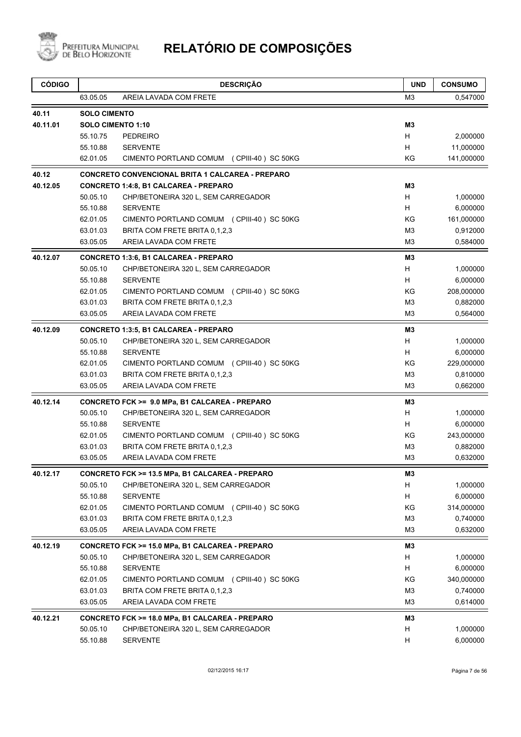# RELATÓRIO DE COMPOSIÇÕES

| CÓDIGO | | DESCRIÇÃO | UND | CONSUMO |
|---|---|---|---|---|
| | 63.05.05 | AREIA LAVADA COM FRETE | M3 | 0,547000 |
| **40.11** | **SOLO CIMENTO** | | | |
| **40.11.01** | **SOLO CIMENTO 1:10** | | **M3** | |
| | 55.10.75 | PEDREIRO | H | 2,000000 |
| | 55.10.88 | SERVENTE | H | 11,000000 |
| | 62.01.05 | CIMENTO PORTLAND COMUM (CPIII-40) SC 50KG | KG | 141,000000 |
| **40.12** | **CONCRETO CONVENCIONAL BRITA 1 CALCAREA - PREPARO** | | | |
| **40.12.05** | **CONCRETO 1:4:8, B1 CALCAREA - PREPARO** | | **M3** | |
| | 50.05.10 | CHP/BETONEIRA 320 L, SEM CARREGADOR | H | 1,000000 |
| | 55.10.88 | SERVENTE | H | 6,000000 |
| | 62.01.05 | CIMENTO PORTLAND COMUM (CPIII-40) SC 50KG | KG | 161,000000 |
| | 63.01.03 | BRITA COM FRETE BRITA 0,1,2,3 | M3 | 0,912000 |
| | 63.05.05 | AREIA LAVADA COM FRETE | M3 | 0,584000 |
| **40.12.07** | **CONCRETO 1:3:6, B1 CALCAREA - PREPARO** | | **M3** | |
| | 50.05.10 | CHP/BETONEIRA 320 L, SEM CARREGADOR | H | 1,000000 |
| | 55.10.88 | SERVENTE | H | 6,000000 |
| | 62.01.05 | CIMENTO PORTLAND COMUM (CPIII-40) SC 50KG | KG | 208,000000 |
| | 63.01.03 | BRITA COM FRETE BRITA 0,1,2,3 | M3 | 0,882000 |
| | 63.05.05 | AREIA LAVADA COM FRETE | M3 | 0,564000 |
| **40.12.09** | **CONCRETO 1:3:5, B1 CALCAREA - PREPARO** | | **M3** | |
| | 50.05.10 | CHP/BETONEIRA 320 L, SEM CARREGADOR | H | 1,000000 |
| | 55.10.88 | SERVENTE | H | 6,000000 |
| | 62.01.05 | CIMENTO PORTLAND COMUM (CPIII-40) SC 50KG | KG | 229,000000 |
| | 63.01.03 | BRITA COM FRETE BRITA 0,1,2,3 | M3 | 0,810000 |
| | 63.05.05 | AREIA LAVADA COM FRETE | M3 | 0,662000 |
| **40.12.14** | **CONCRETO FCK >= 9.0 MPa, B1 CALCAREA - PREPARO** | | **M3** | |
| | 50.05.10 | CHP/BETONEIRA 320 L, SEM CARREGADOR | H | 1,000000 |
| | 55.10.88 | SERVENTE | H | 6,000000 |
| | 62.01.05 | CIMENTO PORTLAND COMUM (CPIII-40) SC 50KG | KG | 243,000000 |
| | 63.01.03 | BRITA COM FRETE BRITA 0,1,2,3 | M3 | 0,882000 |
| | 63.05.05 | AREIA LAVADA COM FRETE | M3 | 0,632000 |
| **40.12.17** | **CONCRETO FCK >= 13.5 MPa, B1 CALCAREA - PREPARO** | | **M3** | |
| | 50.05.10 | CHP/BETONEIRA 320 L, SEM CARREGADOR | H | 1,000000 |
| | 55.10.88 | SERVENTE | H | 6,000000 |
| | 62.01.05 | CIMENTO PORTLAND COMUM (CPIII-40) SC 50KG | KG | 314,000000 |
| | 63.01.03 | BRITA COM FRETE BRITA 0,1,2,3 | M3 | 0,740000 |
| | 63.05.05 | AREIA LAVADA COM FRETE | M3 | 0,632000 |
| **40.12.19** | **CONCRETO FCK >= 15.0 MPa, B1 CALCAREA - PREPARO** | | **M3** | |
| | 50.05.10 | CHP/BETONEIRA 320 L, SEM CARREGADOR | H | 1,000000 |
| | 55.10.88 | SERVENTE | H | 6,000000 |
| | 62.01.05 | CIMENTO PORTLAND COMUM (CPIII-40) SC 50KG | KG | 340,000000 |
| | 63.01.03 | BRITA COM FRETE BRITA 0,1,2,3 | M3 | 0,740000 |
| | 63.05.05 | AREIA LAVADA COM FRETE | M3 | 0,614000 |
| **40.12.21** | **CONCRETO FCK >= 18.0 MPa, B1 CALCAREA - PREPARO** | | **M3** | |
| | 50.05.10 | CHP/BETONEIRA 320 L, SEM CARREGADOR | H | 1,000000 |
| | 55.10.88 | SERVENTE | H | 6,000000 |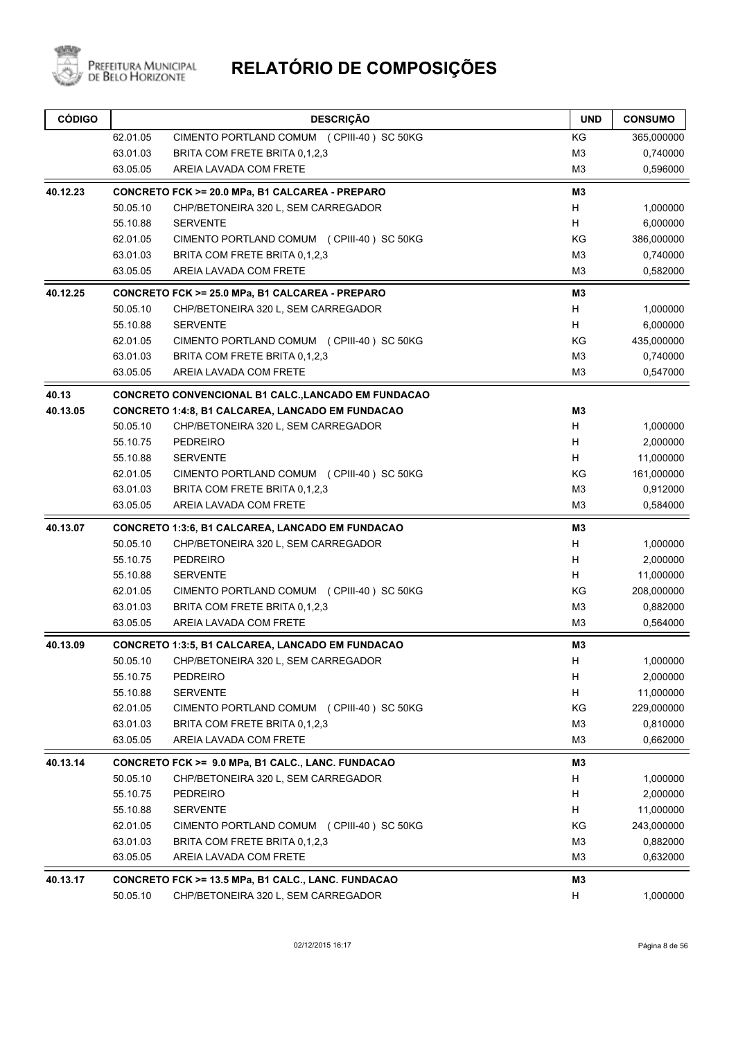# RELATÓRIO DE COMPOSIÇÕES

| CÓDIGO | | DESCRIÇÃO | UND | CONSUMO |
|---|---|---|---|---|
| | 62.01.05 | CIMENTO PORTLAND COMUM (CPIII-40) SC 50KG | KG | 365,000000 |
| | 63.01.03 | BRITA COM FRETE BRITA 0,1,2,3 | M3 | 0,740000 |
| | 63.05.05 | AREIA LAVADA COM FRETE | M3 | 0,596000 |
| **40.12.23** | | **CONCRETO FCK >= 20.0 MPa, B1 CALCAREA - PREPARO** | **M3** | |
| | 50.05.10 | CHP/BETONEIRA 320 L, SEM CARREGADOR | H | 1,000000 |
| | 55.10.88 | SERVENTE | H | 6,000000 |
| | 62.01.05 | CIMENTO PORTLAND COMUM (CPIII-40) SC 50KG | KG | 386,000000 |
| | 63.01.03 | BRITA COM FRETE BRITA 0,1,2,3 | M3 | 0,740000 |
| | 63.05.05 | AREIA LAVADA COM FRETE | M3 | 0,582000 |
| **40.12.25** | | **CONCRETO FCK >= 25.0 MPa, B1 CALCAREA - PREPARO** | **M3** | |
| | 50.05.10 | CHP/BETONEIRA 320 L, SEM CARREGADOR | H | 1,000000 |
| | 55.10.88 | SERVENTE | H | 6,000000 |
| | 62.01.05 | CIMENTO PORTLAND COMUM (CPIII-40) SC 50KG | KG | 435,000000 |
| | 63.01.03 | BRITA COM FRETE BRITA 0,1,2,3 | M3 | 0,740000 |
| | 63.05.05 | AREIA LAVADA COM FRETE | M3 | 0,547000 |
| **40.13** | | **CONCRETO CONVENCIONAL B1 CALC.,LANCADO EM FUNDACAO** | | |
| **40.13.05** | | **CONCRETO 1:4:8, B1 CALCAREA, LANCADO EM FUNDACAO** | **M3** | |
| | 50.05.10 | CHP/BETONEIRA 320 L, SEM CARREGADOR | H | 1,000000 |
| | 55.10.75 | PEDREIRO | H | 2,000000 |
| | 55.10.88 | SERVENTE | H | 11,000000 |
| | 62.01.05 | CIMENTO PORTLAND COMUM (CPIII-40) SC 50KG | KG | 161,000000 |
| | 63.01.03 | BRITA COM FRETE BRITA 0,1,2,3 | M3 | 0,912000 |
| | 63.05.05 | AREIA LAVADA COM FRETE | M3 | 0,584000 |
| **40.13.07** | | **CONCRETO 1:3:6, B1 CALCAREA, LANCADO EM FUNDACAO** | **M3** | |
| | 50.05.10 | CHP/BETONEIRA 320 L, SEM CARREGADOR | H | 1,000000 |
| | 55.10.75 | PEDREIRO | H | 2,000000 |
| | 55.10.88 | SERVENTE | H | 11,000000 |
| | 62.01.05 | CIMENTO PORTLAND COMUM (CPIII-40) SC 50KG | KG | 208,000000 |
| | 63.01.03 | BRITA COM FRETE BRITA 0,1,2,3 | M3 | 0,882000 |
| | 63.05.05 | AREIA LAVADA COM FRETE | M3 | 0,564000 |
| **40.13.09** | | **CONCRETO 1:3:5, B1 CALCAREA, LANCADO EM FUNDACAO** | **M3** | |
| | 50.05.10 | CHP/BETONEIRA 320 L, SEM CARREGADOR | H | 1,000000 |
| | 55.10.75 | PEDREIRO | H | 2,000000 |
| | 55.10.88 | SERVENTE | H | 11,000000 |
| | 62.01.05 | CIMENTO PORTLAND COMUM (CPIII-40) SC 50KG | KG | 229,000000 |
| | 63.01.03 | BRITA COM FRETE BRITA 0,1,2,3 | M3 | 0,810000 |
| | 63.05.05 | AREIA LAVADA COM FRETE | M3 | 0,662000 |
| **40.13.14** | | **CONCRETO FCK >= 9.0 MPa, B1 CALC., LANC. FUNDACAO** | **M3** | |
| | 50.05.10 | CHP/BETONEIRA 320 L, SEM CARREGADOR | H | 1,000000 |
| | 55.10.75 | PEDREIRO | H | 2,000000 |
| | 55.10.88 | SERVENTE | H | 11,000000 |
| | 62.01.05 | CIMENTO PORTLAND COMUM (CPIII-40) SC 50KG | KG | 243,000000 |
| | 63.01.03 | BRITA COM FRETE BRITA 0,1,2,3 | M3 | 0,882000 |
| | 63.05.05 | AREIA LAVADA COM FRETE | M3 | 0,632000 |
| **40.13.17** | | **CONCRETO FCK >= 13.5 MPa, B1 CALC., LANC. FUNDACAO** | **M3** | |
| | 50.05.10 | CHP/BETONEIRA 320 L, SEM CARREGADOR | H | 1,000000 |

02/12/2015 16:17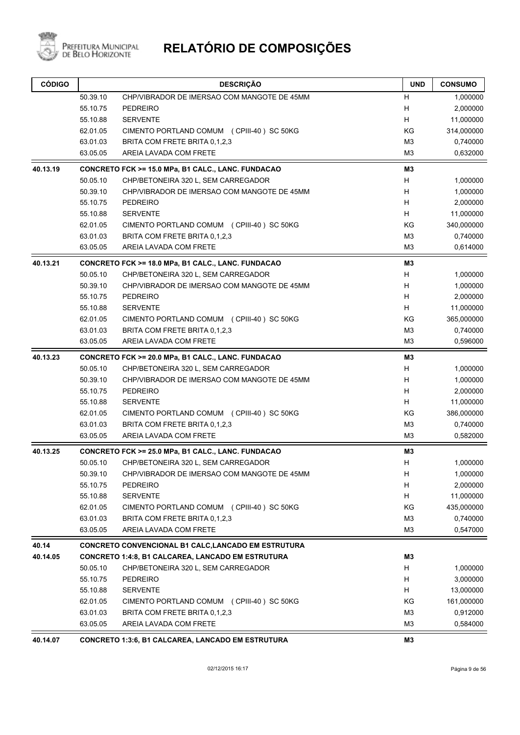# RELATÓRIO DE COMPOSIÇÕES

| CÓDIGO | | DESCRIÇÃO | UND | CONSUMO |
|---|---|---|---|---|
| | 50.39.10 | CHP/VIBRADOR DE IMERSAO COM MANGOTE DE 45MM | H | 1,000000 |
| | 55.10.75 | PEDREIRO | H | 2,000000 |
| | 55.10.88 | SERVENTE | H | 11,000000 |
| | 62.01.05 | CIMENTO PORTLAND COMUM ( CPIII-40 ) SC 50KG | KG | 314,000000 |
| | 63.01.03 | BRITA COM FRETE BRITA 0,1,2,3 | M3 | 0,740000 |
| | 63.05.05 | AREIA LAVADA COM FRETE | M3 | 0,632000 |
| **40.13.19** | | **CONCRETO FCK >= 15.0 MPa, B1 CALC., LANC. FUNDACAO** | **M3** | |
| | 50.05.10 | CHP/BETONEIRA 320 L, SEM CARREGADOR | H | 1,000000 |
| | 50.39.10 | CHP/VIBRADOR DE IMERSAO COM MANGOTE DE 45MM | H | 1,000000 |
| | 55.10.75 | PEDREIRO | H | 2,000000 |
| | 55.10.88 | SERVENTE | H | 11,000000 |
| | 62.01.05 | CIMENTO PORTLAND COMUM ( CPIII-40 ) SC 50KG | KG | 340,000000 |
| | 63.01.03 | BRITA COM FRETE BRITA 0,1,2,3 | M3 | 0,740000 |
| | 63.05.05 | AREIA LAVADA COM FRETE | M3 | 0,614000 |
| **40.13.21** | | **CONCRETO FCK >= 18.0 MPa, B1 CALC., LANC. FUNDACAO** | **M3** | |
| | 50.05.10 | CHP/BETONEIRA 320 L, SEM CARREGADOR | H | 1,000000 |
| | 50.39.10 | CHP/VIBRADOR DE IMERSAO COM MANGOTE DE 45MM | H | 1,000000 |
| | 55.10.75 | PEDREIRO | H | 2,000000 |
| | 55.10.88 | SERVENTE | H | 11,000000 |
| | 62.01.05 | CIMENTO PORTLAND COMUM ( CPIII-40 ) SC 50KG | KG | 365,000000 |
| | 63.01.03 | BRITA COM FRETE BRITA 0,1,2,3 | M3 | 0,740000 |
| | 63.05.05 | AREIA LAVADA COM FRETE | M3 | 0,596000 |
| **40.13.23** | | **CONCRETO FCK >= 20.0 MPa, B1 CALC., LANC. FUNDACAO** | **M3** | |
| | 50.05.10 | CHP/BETONEIRA 320 L, SEM CARREGADOR | H | 1,000000 |
| | 50.39.10 | CHP/VIBRADOR DE IMERSAO COM MANGOTE DE 45MM | H | 1,000000 |
| | 55.10.75 | PEDREIRO | H | 2,000000 |
| | 55.10.88 | SERVENTE | H | 11,000000 |
| | 62.01.05 | CIMENTO PORTLAND COMUM ( CPIII-40 ) SC 50KG | KG | 386,000000 |
| | 63.01.03 | BRITA COM FRETE BRITA 0,1,2,3 | M3 | 0,740000 |
| | 63.05.05 | AREIA LAVADA COM FRETE | M3 | 0,582000 |
| **40.13.25** | | **CONCRETO FCK >= 25.0 MPa, B1 CALC., LANC. FUNDACAO** | **M3** | |
| | 50.05.10 | CHP/BETONEIRA 320 L, SEM CARREGADOR | H | 1,000000 |
| | 50.39.10 | CHP/VIBRADOR DE IMERSAO COM MANGOTE DE 45MM | H | 1,000000 |
| | 55.10.75 | PEDREIRO | H | 2,000000 |
| | 55.10.88 | SERVENTE | H | 11,000000 |
| | 62.01.05 | CIMENTO PORTLAND COMUM ( CPIII-40 ) SC 50KG | KG | 435,000000 |
| | 63.01.03 | BRITA COM FRETE BRITA 0,1,2,3 | M3 | 0,740000 |
| | 63.05.05 | AREIA LAVADA COM FRETE | M3 | 0,547000 |
| **40.14** | | **CONCRETO CONVENCIONAL B1 CALC,LANCADO EM ESTRUTURA** | | |
| **40.14.05** | | **CONCRETO 1:4:8, B1 CALCAREA, LANCADO EM ESTRUTURA** | **M3** | |
| | 50.05.10 | CHP/BETONEIRA 320 L, SEM CARREGADOR | H | 1,000000 |
| | 55.10.75 | PEDREIRO | H | 3,000000 |
| | 55.10.88 | SERVENTE | H | 13,000000 |
| | 62.01.05 | CIMENTO PORTLAND COMUM ( CPIII-40 ) SC 50KG | KG | 161,000000 |
| | 63.01.03 | BRITA COM FRETE BRITA 0,1,2,3 | M3 | 0,912000 |
| | 63.05.05 | AREIA LAVADA COM FRETE | M3 | 0,584000 |
| **40.14.07** | | **CONCRETO 1:3:6, B1 CALCAREA, LANCADO EM ESTRUTURA** | **M3** | |

02/12/2015 16:17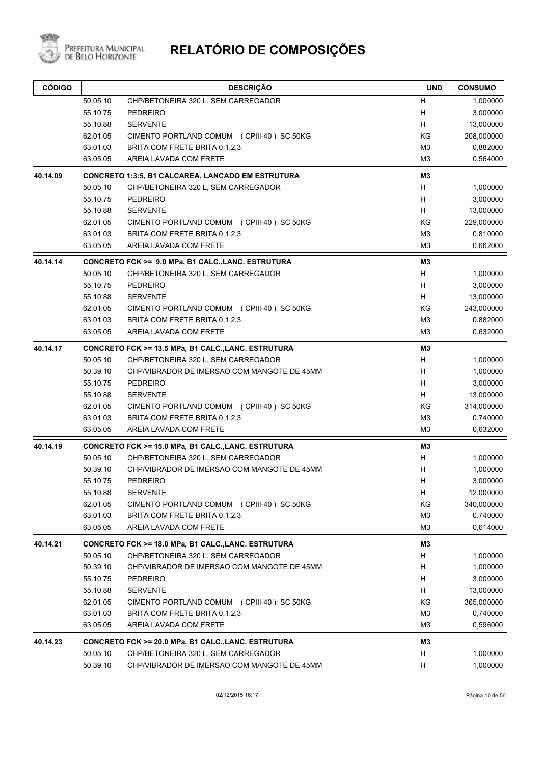# RELATÓRIO DE COMPOSIÇÕES

| CÓDIGO | | DESCRIÇÃO | UND | CONSUMO |
|---|---|---|---|---|
| | 50.05.10 | CHP/BETONEIRA 320 L, SEM CARREGADOR | H | 1,000000 |
| | 55.10.75 | PEDREIRO | H | 3,000000 |
| | 55.10.88 | SERVENTE | H | 13,000000 |
| | 62.01.05 | CIMENTO PORTLAND COMUM (CPIII-40) SC 50KG | KG | 208,000000 |
| | 63.01.03 | BRITA COM FRETE BRITA 0,1,2,3 | M3 | 0,882000 |
| | 63.05.05 | AREIA LAVADA COM FRETE | M3 | 0,564000 |
| **40.14.09** | | **CONCRETO 1:3:5, B1 CALCAREA, LANCADO EM ESTRUTURA** | **M3** | |
| | 50.05.10 | CHP/BETONEIRA 320 L, SEM CARREGADOR | H | 1,000000 |
| | 55.10.75 | PEDREIRO | H | 3,000000 |
| | 55.10.88 | SERVENTE | H | 13,000000 |
| | 62.01.05 | CIMENTO PORTLAND COMUM (CPIII-40) SC 50KG | KG | 229,000000 |
| | 63.01.03 | BRITA COM FRETE BRITA 0,1,2,3 | M3 | 0,810000 |
| | 63.05.05 | AREIA LAVADA COM FRETE | M3 | 0,662000 |
| **40.14.14** | | **CONCRETO FCK >= 9.0 MPa, B1 CALC.,LANC. ESTRUTURA** | **M3** | |
| | 50.05.10 | CHP/BETONEIRA 320 L, SEM CARREGADOR | H | 1,000000 |
| | 55.10.75 | PEDREIRO | H | 3,000000 |
| | 55.10.88 | SERVENTE | H | 13,000000 |
| | 62.01.05 | CIMENTO PORTLAND COMUM (CPIII-40) SC 50KG | KG | 243,000000 |
| | 63.01.03 | BRITA COM FRETE BRITA 0,1,2,3 | M3 | 0,882000 |
| | 63.05.05 | AREIA LAVADA COM FRETE | M3 | 0,632000 |
| **40.14.17** | | **CONCRETO FCK >= 13.5 MPa, B1 CALC.,LANC. ESTRUTURA** | **M3** | |
| | 50.05.10 | CHP/BETONEIRA 320 L, SEM CARREGADOR | H | 1,000000 |
| | 50.39.10 | CHP/VIBRADOR DE IMERSAO COM MANGOTE DE 45MM | H | 1,000000 |
| | 55.10.75 | PEDREIRO | H | 3,000000 |
| | 55.10.88 | SERVENTE | H | 13,000000 |
| | 62.01.05 | CIMENTO PORTLAND COMUM (CPIII-40) SC 50KG | KG | 314,000000 |
| | 63.01.03 | BRITA COM FRETE BRITA 0,1,2,3 | M3 | 0,740000 |
| | 63.05.05 | AREIA LAVADA COM FRETE | M3 | 0,632000 |
| **40.14.19** | | **CONCRETO FCK >= 15.0 MPa, B1 CALC.,LANC. ESTRUTURA** | **M3** | |
| | 50.05.10 | CHP/BETONEIRA 320 L, SEM CARREGADOR | H | 1,000000 |
| | 50.39.10 | CHP/VIBRADOR DE IMERSAO COM MANGOTE DE 45MM | H | 1,000000 |
| | 55.10.75 | PEDREIRO | H | 3,000000 |
| | 55.10.88 | SERVENTE | H | 12,000000 |
| | 62.01.05 | CIMENTO PORTLAND COMUM (CPIII-40) SC 50KG | KG | 340,000000 |
| | 63.01.03 | BRITA COM FRETE BRITA 0,1,2,3 | M3 | 0,740000 |
| | 63.05.05 | AREIA LAVADA COM FRETE | M3 | 0,614000 |
| **40.14.21** | | **CONCRETO FCK >= 18.0 MPa, B1 CALC.,LANC. ESTRUTURA** | **M3** | |
| | 50.05.10 | CHP/BETONEIRA 320 L, SEM CARREGADOR | H | 1,000000 |
| | 50.39.10 | CHP/VIBRADOR DE IMERSAO COM MANGOTE DE 45MM | H | 1,000000 |
| | 55.10.75 | PEDREIRO | H | 3,000000 |
| | 55.10.88 | SERVENTE | H | 13,000000 |
| | 62.01.05 | CIMENTO PORTLAND COMUM (CPIII-40) SC 50KG | KG | 365,000000 |
| | 63.01.03 | BRITA COM FRETE BRITA 0,1,2,3 | M3 | 0,740000 |
| | 63.05.05 | AREIA LAVADA COM FRETE | M3 | 0,596000 |
| **40.14.23** | | **CONCRETO FCK >= 20.0 MPa, B1 CALC.,LANC. ESTRUTURA** | **M3** | |
| | 50.05.10 | CHP/BETONEIRA 320 L, SEM CARREGADOR | H | 1,000000 |
| | 50.39.10 | CHP/VIBRADOR DE IMERSAO COM MANGOTE DE 45MM | H | 1,000000 |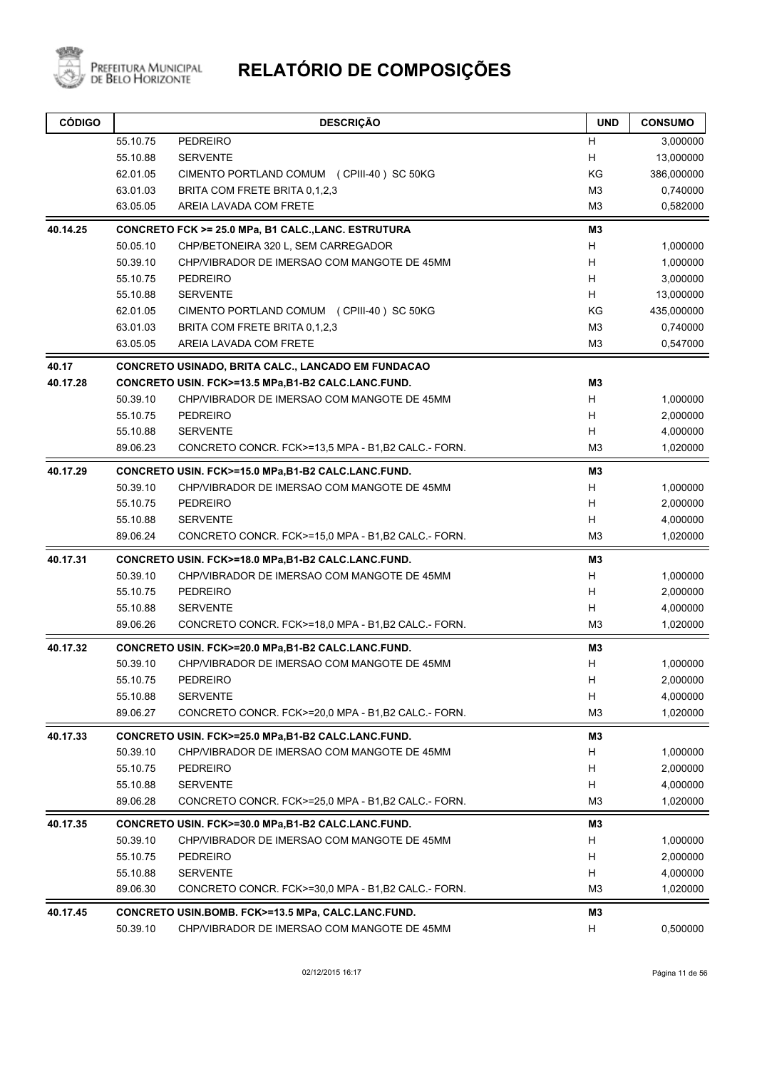# RELATÓRIO DE COMPOSIÇÕES

| CÓDIGO | | DESCRIÇÃO | UND | CONSUMO |
|---|---|---|---|---|
| | 55.10.75 | PEDREIRO | H | 3,000000 |
| | 55.10.88 | SERVENTE | H | 13,000000 |
| | 62.01.05 | CIMENTO PORTLAND COMUM (CPIII-40) SC 50KG | KG | 386,000000 |
| | 63.01.03 | BRITA COM FRETE BRITA 0,1,2,3 | M3 | 0,740000 |
| | 63.05.05 | AREIA LAVADA COM FRETE | M3 | 0,582000 |
| **40.14.25** | | **CONCRETO FCK >= 25.0 MPa, B1 CALC.,LANC. ESTRUTURA** | **M3** | |
| | 50.05.10 | CHP/BETONEIRA 320 L, SEM CARREGADOR | H | 1,000000 |
| | 50.39.10 | CHP/VIBRADOR DE IMERSAO COM MANGOTE DE 45MM | H | 1,000000 |
| | 55.10.75 | PEDREIRO | H | 3,000000 |
| | 55.10.88 | SERVENTE | H | 13,000000 |
| | 62.01.05 | CIMENTO PORTLAND COMUM (CPIII-40) SC 50KG | KG | 435,000000 |
| | 63.01.03 | BRITA COM FRETE BRITA 0,1,2,3 | M3 | 0,740000 |
| | 63.05.05 | AREIA LAVADA COM FRETE | M3 | 0,547000 |
| **40.17** | | **CONCRETO USINADO, BRITA CALC., LANCADO EM FUNDACAO** | | |
| **40.17.28** | | **CONCRETO USIN. FCK>=13.5 MPa,B1-B2 CALC.LANC.FUND.** | **M3** | |
| | 50.39.10 | CHP/VIBRADOR DE IMERSAO COM MANGOTE DE 45MM | H | 1,000000 |
| | 55.10.75 | PEDREIRO | H | 2,000000 |
| | 55.10.88 | SERVENTE | H | 4,000000 |
| | 89.06.23 | CONCRETO CONCR. FCK>=13,5 MPA - B1,B2 CALC.- FORN. | M3 | 1,020000 |
| **40.17.29** | | **CONCRETO USIN. FCK>=15.0 MPa,B1-B2 CALC.LANC.FUND.** | **M3** | |
| | 50.39.10 | CHP/VIBRADOR DE IMERSAO COM MANGOTE DE 45MM | H | 1,000000 |
| | 55.10.75 | PEDREIRO | H | 2,000000 |
| | 55.10.88 | SERVENTE | H | 4,000000 |
| | 89.06.24 | CONCRETO CONCR. FCK>=15,0 MPA - B1,B2 CALC.- FORN. | M3 | 1,020000 |
| **40.17.31** | | **CONCRETO USIN. FCK>=18.0 MPa,B1-B2 CALC.LANC.FUND.** | **M3** | |
| | 50.39.10 | CHP/VIBRADOR DE IMERSAO COM MANGOTE DE 45MM | H | 1,000000 |
| | 55.10.75 | PEDREIRO | H | 2,000000 |
| | 55.10.88 | SERVENTE | H | 4,000000 |
| | 89.06.26 | CONCRETO CONCR. FCK>=18,0 MPA - B1,B2 CALC.- FORN. | M3 | 1,020000 |
| **40.17.32** | | **CONCRETO USIN. FCK>=20.0 MPa,B1-B2 CALC.LANC.FUND.** | **M3** | |
| | 50.39.10 | CHP/VIBRADOR DE IMERSAO COM MANGOTE DE 45MM | H | 1,000000 |
| | 55.10.75 | PEDREIRO | H | 2,000000 |
| | 55.10.88 | SERVENTE | H | 4,000000 |
| | 89.06.27 | CONCRETO CONCR. FCK>=20,0 MPA - B1,B2 CALC.- FORN. | M3 | 1,020000 |
| **40.17.33** | | **CONCRETO USIN. FCK>=25.0 MPa,B1-B2 CALC.LANC.FUND.** | **M3** | |
| | 50.39.10 | CHP/VIBRADOR DE IMERSAO COM MANGOTE DE 45MM | H | 1,000000 |
| | 55.10.75 | PEDREIRO | H | 2,000000 |
| | 55.10.88 | SERVENTE | H | 4,000000 |
| | 89.06.28 | CONCRETO CONCR. FCK>=25,0 MPA - B1,B2 CALC.- FORN. | M3 | 1,020000 |
| **40.17.35** | | **CONCRETO USIN. FCK>=30.0 MPa,B1-B2 CALC.LANC.FUND.** | **M3** | |
| | 50.39.10 | CHP/VIBRADOR DE IMERSAO COM MANGOTE DE 45MM | H | 1,000000 |
| | 55.10.75 | PEDREIRO | H | 2,000000 |
| | 55.10.88 | SERVENTE | H | 4,000000 |
| | 89.06.30 | CONCRETO CONCR. FCK>=30,0 MPA - B1,B2 CALC.- FORN. | M3 | 1,020000 |
| **40.17.45** | | **CONCRETO USIN.BOMB. FCK>=13.5 MPa, CALC.LANC.FUND.** | **M3** | |
| | 50.39.10 | CHP/VIBRADOR DE IMERSAO COM MANGOTE DE 45MM | H | 0,500000 |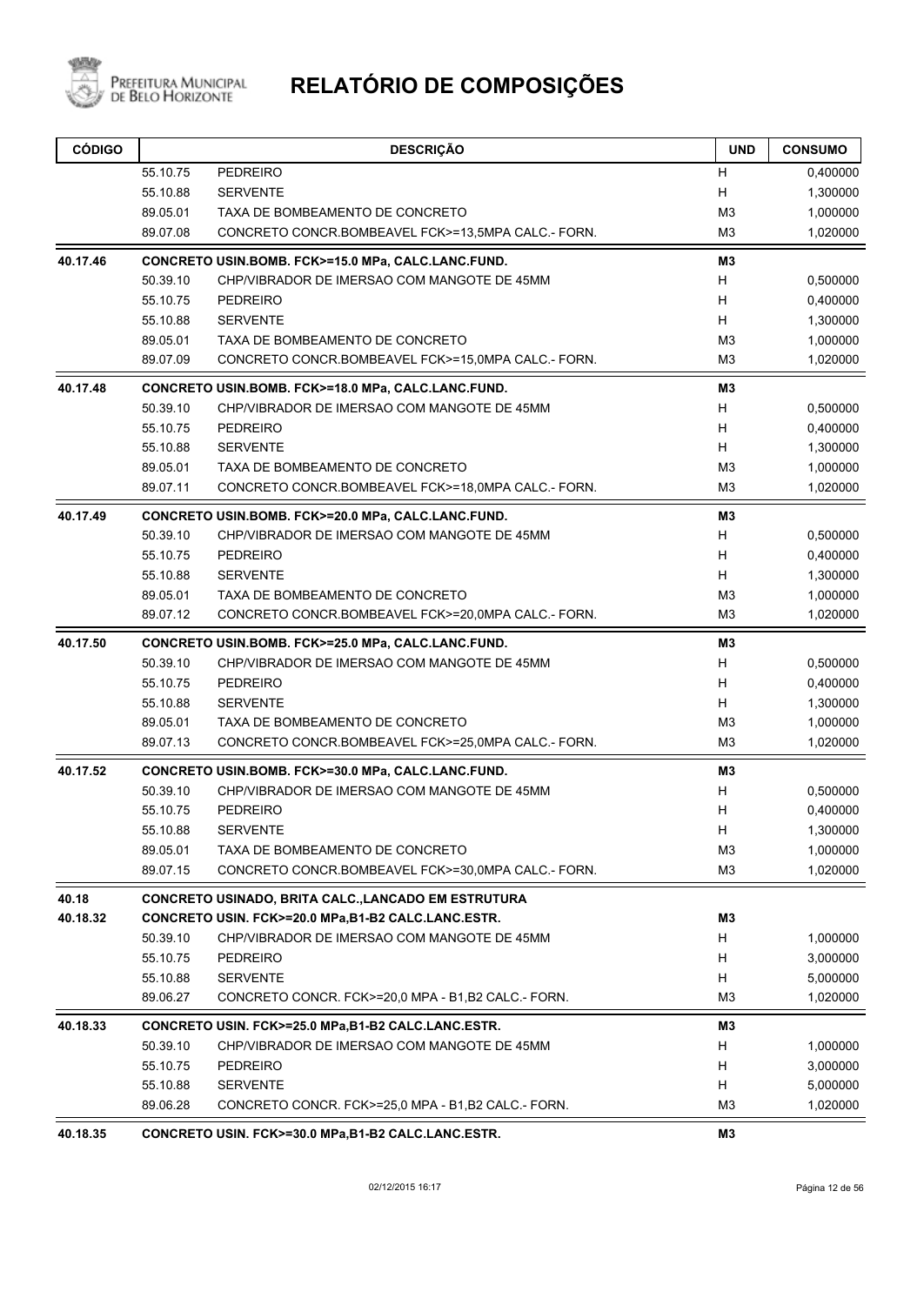# RELATÓRIO DE COMPOSIÇÕES

| CÓDIGO | | DESCRIÇÃO | UND | CONSUMO |
|---|---|---|---|---|
| | 55.10.75 | PEDREIRO | H | 0,400000 |
| | 55.10.88 | SERVENTE | H | 1,300000 |
| | 89.05.01 | TAXA DE BOMBEAMENTO DE CONCRETO | M3 | 1,000000 |
| | 89.07.08 | CONCRETO CONCR.BOMBEAVEL FCK>=13,5MPA CALC.- FORN. | M3 | 1,020000 |
| **40.17.46** | | **CONCRETO USIN.BOMB. FCK>=15.0 MPa, CALC.LANC.FUND.** | **M3** | |
| | 50.39.10 | CHP/VIBRADOR DE IMERSAO COM MANGOTE DE 45MM | H | 0,500000 |
| | 55.10.75 | PEDREIRO | H | 0,400000 |
| | 55.10.88 | SERVENTE | H | 1,300000 |
| | 89.05.01 | TAXA DE BOMBEAMENTO DE CONCRETO | M3 | 1,000000 |
| | 89.07.09 | CONCRETO CONCR.BOMBEAVEL FCK>=15,0MPA CALC.- FORN. | M3 | 1,020000 |
| **40.17.48** | | **CONCRETO USIN.BOMB. FCK>=18.0 MPa, CALC.LANC.FUND.** | **M3** | |
| | 50.39.10 | CHP/VIBRADOR DE IMERSAO COM MANGOTE DE 45MM | H | 0,500000 |
| | 55.10.75 | PEDREIRO | H | 0,400000 |
| | 55.10.88 | SERVENTE | H | 1,300000 |
| | 89.05.01 | TAXA DE BOMBEAMENTO DE CONCRETO | M3 | 1,000000 |
| | 89.07.11 | CONCRETO CONCR.BOMBEAVEL FCK>=18,0MPA CALC.- FORN. | M3 | 1,020000 |
| **40.17.49** | | **CONCRETO USIN.BOMB. FCK>=20.0 MPa, CALC.LANC.FUND.** | **M3** | |
| | 50.39.10 | CHP/VIBRADOR DE IMERSAO COM MANGOTE DE 45MM | H | 0,500000 |
| | 55.10.75 | PEDREIRO | H | 0,400000 |
| | 55.10.88 | SERVENTE | H | 1,300000 |
| | 89.05.01 | TAXA DE BOMBEAMENTO DE CONCRETO | M3 | 1,000000 |
| | 89.07.12 | CONCRETO CONCR.BOMBEAVEL FCK>=20,0MPA CALC.- FORN. | M3 | 1,020000 |
| **40.17.50** | | **CONCRETO USIN.BOMB. FCK>=25.0 MPa, CALC.LANC.FUND.** | **M3** | |
| | 50.39.10 | CHP/VIBRADOR DE IMERSAO COM MANGOTE DE 45MM | H | 0,500000 |
| | 55.10.75 | PEDREIRO | H | 0,400000 |
| | 55.10.88 | SERVENTE | H | 1,300000 |
| | 89.05.01 | TAXA DE BOMBEAMENTO DE CONCRETO | M3 | 1,000000 |
| | 89.07.13 | CONCRETO CONCR.BOMBEAVEL FCK>=25,0MPA CALC.- FORN. | M3 | 1,020000 |
| **40.17.52** | | **CONCRETO USIN.BOMB. FCK>=30.0 MPa, CALC.LANC.FUND.** | **M3** | |
| | 50.39.10 | CHP/VIBRADOR DE IMERSAO COM MANGOTE DE 45MM | H | 0,500000 |
| | 55.10.75 | PEDREIRO | H | 0,400000 |
| | 55.10.88 | SERVENTE | H | 1,300000 |
| | 89.05.01 | TAXA DE BOMBEAMENTO DE CONCRETO | M3 | 1,000000 |
| | 89.07.15 | CONCRETO CONCR.BOMBEAVEL FCK>=30,0MPA CALC.- FORN. | M3 | 1,020000 |
| **40.18** | | **CONCRETO USINADO, BRITA CALC.,LANCADO EM ESTRUTURA** | | |
| **40.18.32** | | **CONCRETO USIN. FCK>=20.0 MPa,B1-B2 CALC.LANC.ESTR.** | **M3** | |
| | 50.39.10 | CHP/VIBRADOR DE IMERSAO COM MANGOTE DE 45MM | H | 1,000000 |
| | 55.10.75 | PEDREIRO | H | 3,000000 |
| | 55.10.88 | SERVENTE | H | 5,000000 |
| | 89.06.27 | CONCRETO CONCR. FCK>=20,0 MPA - B1,B2 CALC.- FORN. | M3 | 1,020000 |
| **40.18.33** | | **CONCRETO USIN. FCK>=25.0 MPa,B1-B2 CALC.LANC.ESTR.** | **M3** | |
| | 50.39.10 | CHP/VIBRADOR DE IMERSAO COM MANGOTE DE 45MM | H | 1,000000 |
| | 55.10.75 | PEDREIRO | H | 3,000000 |
| | 55.10.88 | SERVENTE | H | 5,000000 |
| | 89.06.28 | CONCRETO CONCR. FCK>=25,0 MPA - B1,B2 CALC.- FORN. | M3 | 1,020000 |
| **40.18.35** | | **CONCRETO USIN. FCK>=30.0 MPa,B1-B2 CALC.LANC.ESTR.** | **M3** | |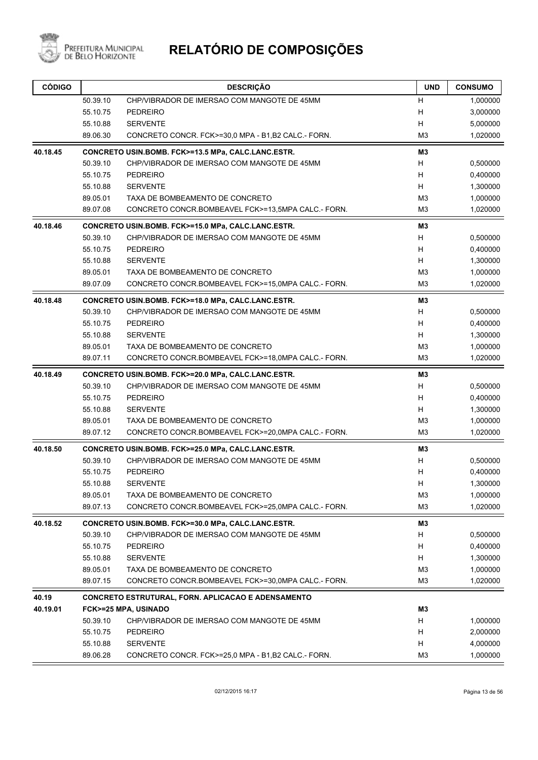# RELATÓRIO DE COMPOSIÇÕES

| CÓDIGO | | DESCRIÇÃO | UND | CONSUMO |
|---|---|---|---|---|
| | 50.39.10 | CHP/VIBRADOR DE IMERSAO COM MANGOTE DE 45MM | H | 1,000000 |
| | 55.10.75 | PEDREIRO | H | 3,000000 |
| | 55.10.88 | SERVENTE | H | 5,000000 |
| | 89.06.30 | CONCRETO CONCR. FCK>=30,0 MPA - B1,B2 CALC.- FORN. | M3 | 1,020000 |
| **40.18.45** | | **CONCRETO USIN.BOMB. FCK>=13.5 MPa, CALC.LANC.ESTR.** | **M3** | |
| | 50.39.10 | CHP/VIBRADOR DE IMERSAO COM MANGOTE DE 45MM | H | 0,500000 |
| | 55.10.75 | PEDREIRO | H | 0,400000 |
| | 55.10.88 | SERVENTE | H | 1,300000 |
| | 89.05.01 | TAXA DE BOMBEAMENTO DE CONCRETO | M3 | 1,000000 |
| | 89.07.08 | CONCRETO CONCR.BOMBEAVEL FCK>=13,5MPA CALC.- FORN. | M3 | 1,020000 |
| **40.18.46** | | **CONCRETO USIN.BOMB. FCK>=15.0 MPa, CALC.LANC.ESTR.** | **M3** | |
| | 50.39.10 | CHP/VIBRADOR DE IMERSAO COM MANGOTE DE 45MM | H | 0,500000 |
| | 55.10.75 | PEDREIRO | H | 0,400000 |
| | 55.10.88 | SERVENTE | H | 1,300000 |
| | 89.05.01 | TAXA DE BOMBEAMENTO DE CONCRETO | M3 | 1,000000 |
| | 89.07.09 | CONCRETO CONCR.BOMBEAVEL FCK>=15,0MPA CALC.- FORN. | M3 | 1,020000 |
| **40.18.48** | | **CONCRETO USIN.BOMB. FCK>=18.0 MPa, CALC.LANC.ESTR.** | **M3** | |
| | 50.39.10 | CHP/VIBRADOR DE IMERSAO COM MANGOTE DE 45MM | H | 0,500000 |
| | 55.10.75 | PEDREIRO | H | 0,400000 |
| | 55.10.88 | SERVENTE | H | 1,300000 |
| | 89.05.01 | TAXA DE BOMBEAMENTO DE CONCRETO | M3 | 1,000000 |
| | 89.07.11 | CONCRETO CONCR.BOMBEAVEL FCK>=18,0MPA CALC.- FORN. | M3 | 1,020000 |
| **40.18.49** | | **CONCRETO USIN.BOMB. FCK>=20.0 MPa, CALC.LANC.ESTR.** | **M3** | |
| | 50.39.10 | CHP/VIBRADOR DE IMERSAO COM MANGOTE DE 45MM | H | 0,500000 |
| | 55.10.75 | PEDREIRO | H | 0,400000 |
| | 55.10.88 | SERVENTE | H | 1,300000 |
| | 89.05.01 | TAXA DE BOMBEAMENTO DE CONCRETO | M3 | 1,000000 |
| | 89.07.12 | CONCRETO CONCR.BOMBEAVEL FCK>=20,0MPA CALC.- FORN. | M3 | 1,020000 |
| **40.18.50** | | **CONCRETO USIN.BOMB. FCK>=25.0 MPa, CALC.LANC.ESTR.** | **M3** | |
| | 50.39.10 | CHP/VIBRADOR DE IMERSAO COM MANGOTE DE 45MM | H | 0,500000 |
| | 55.10.75 | PEDREIRO | H | 0,400000 |
| | 55.10.88 | SERVENTE | H | 1,300000 |
| | 89.05.01 | TAXA DE BOMBEAMENTO DE CONCRETO | M3 | 1,000000 |
| | 89.07.13 | CONCRETO CONCR.BOMBEAVEL FCK>=25,0MPA CALC.- FORN. | M3 | 1,020000 |
| **40.18.52** | | **CONCRETO USIN.BOMB. FCK>=30.0 MPa, CALC.LANC.ESTR.** | **M3** | |
| | 50.39.10 | CHP/VIBRADOR DE IMERSAO COM MANGOTE DE 45MM | H | 0,500000 |
| | 55.10.75 | PEDREIRO | H | 0,400000 |
| | 55.10.88 | SERVENTE | H | 1,300000 |
| | 89.05.01 | TAXA DE BOMBEAMENTO DE CONCRETO | M3 | 1,000000 |
| | 89.07.15 | CONCRETO CONCR.BOMBEAVEL FCK>=30,0MPA CALC.- FORN. | M3 | 1,020000 |
| **40.19** | | **CONCRETO ESTRUTURAL, FORN. APLICACAO E ADENSAMENTO** | | |
| **40.19.01** | | **FCK>=25 MPA, USINADO** | **M3** | |
| | 50.39.10 | CHP/VIBRADOR DE IMERSAO COM MANGOTE DE 45MM | H | 1,000000 |
| | 55.10.75 | PEDREIRO | H | 2,000000 |
| | 55.10.88 | SERVENTE | H | 4,000000 |
| | 89.06.28 | CONCRETO CONCR. FCK>=25,0 MPA - B1,B2 CALC.- FORN. | M3 | 1,000000 |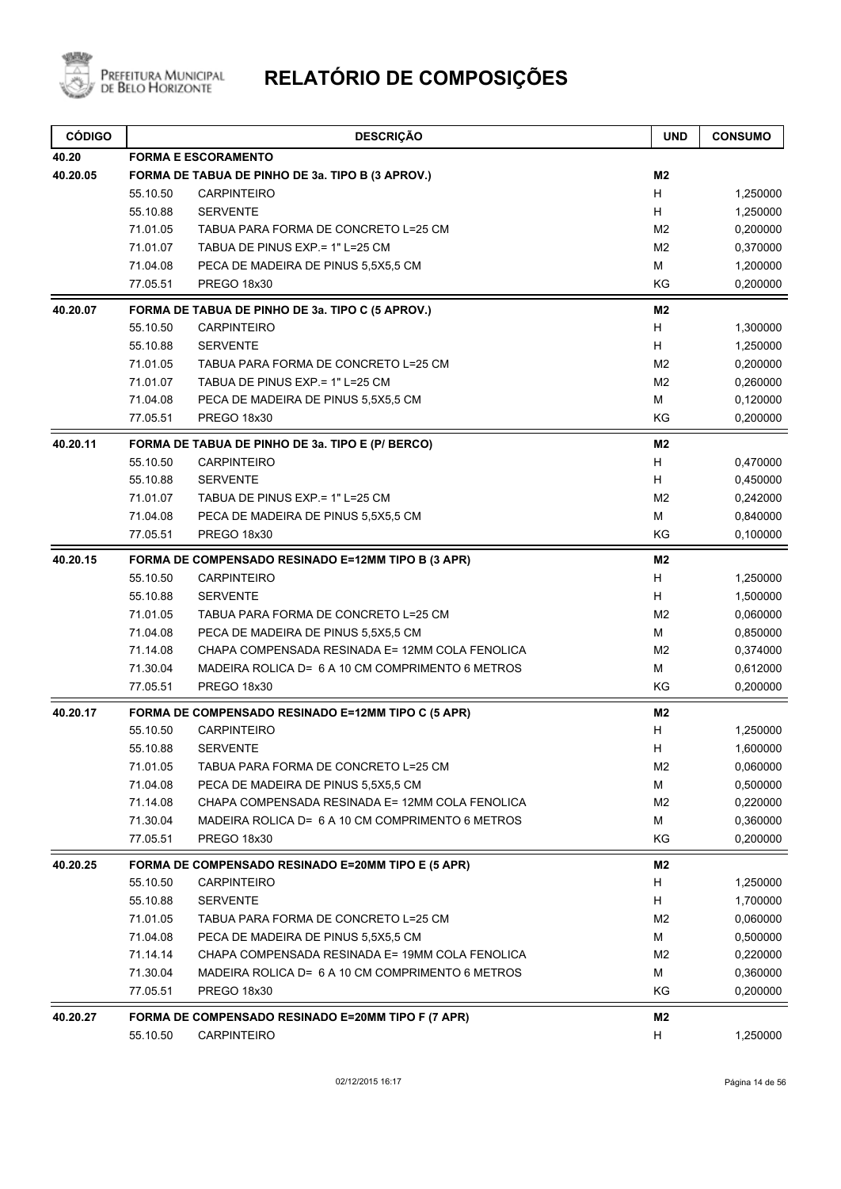# RELATÓRIO DE COMPOSIÇÕES

| CÓDIGO | | DESCRIÇÃO | UND | CONSUMO |
|---|---|---|---|---|
| **40.20** | | **FORMA E ESCORAMENTO** | | |
| **40.20.05** | | **FORMA DE TABUA DE PINHO DE 3a. TIPO B (3 APROV.)** | **M2** | |
| | 55.10.50 | CARPINTEIRO | H | 1,250000 |
| | 55.10.88 | SERVENTE | H | 1,250000 |
| | 71.01.05 | TABUA PARA FORMA DE CONCRETO L=25 CM | M2 | 0,200000 |
| | 71.01.07 | TABUA DE PINUS EXP.= 1" L=25 CM | M2 | 0,370000 |
| | 71.04.08 | PECA DE MADEIRA DE PINUS 5,5X5,5 CM | M | 1,200000 |
| | 77.05.51 | PREGO 18x30 | KG | 0,200000 |
| **40.20.07** | | **FORMA DE TABUA DE PINHO DE 3a. TIPO C (5 APROV.)** | **M2** | |
| | 55.10.50 | CARPINTEIRO | H | 1,300000 |
| | 55.10.88 | SERVENTE | H | 1,250000 |
| | 71.01.05 | TABUA PARA FORMA DE CONCRETO L=25 CM | M2 | 0,200000 |
| | 71.01.07 | TABUA DE PINUS EXP.= 1" L=25 CM | M2 | 0,260000 |
| | 71.04.08 | PECA DE MADEIRA DE PINUS 5,5X5,5 CM | M | 0,120000 |
| | 77.05.51 | PREGO 18x30 | KG | 0,200000 |
| **40.20.11** | | **FORMA DE TABUA DE PINHO DE 3a. TIPO E (P/ BERCO)** | **M2** | |
| | 55.10.50 | CARPINTEIRO | H | 0,470000 |
| | 55.10.88 | SERVENTE | H | 0,450000 |
| | 71.01.07 | TABUA DE PINUS EXP.= 1" L=25 CM | M2 | 0,242000 |
| | 71.04.08 | PECA DE MADEIRA DE PINUS 5,5X5,5 CM | M | 0,840000 |
| | 77.05.51 | PREGO 18x30 | KG | 0,100000 |
| **40.20.15** | | **FORMA DE COMPENSADO RESINADO E=12MM TIPO B (3 APR)** | **M2** | |
| | 55.10.50 | CARPINTEIRO | H | 1,250000 |
| | 55.10.88 | SERVENTE | H | 1,500000 |
| | 71.01.05 | TABUA PARA FORMA DE CONCRETO L=25 CM | M2 | 0,060000 |
| | 71.04.08 | PECA DE MADEIRA DE PINUS 5,5X5,5 CM | M | 0,850000 |
| | 71.14.08 | CHAPA COMPENSADA RESINADA E= 12MM COLA FENOLICA | M2 | 0,374000 |
| | 71.30.04 | MADEIRA ROLICA D= 6 A 10 CM COMPRIMENTO 6 METROS | M | 0,612000 |
| | 77.05.51 | PREGO 18x30 | KG | 0,200000 |
| **40.20.17** | | **FORMA DE COMPENSADO RESINADO E=12MM TIPO C (5 APR)** | **M2** | |
| | 55.10.50 | CARPINTEIRO | H | 1,250000 |
| | 55.10.88 | SERVENTE | H | 1,600000 |
| | 71.01.05 | TABUA PARA FORMA DE CONCRETO L=25 CM | M2 | 0,060000 |
| | 71.04.08 | PECA DE MADEIRA DE PINUS 5,5X5,5 CM | M | 0,500000 |
| | 71.14.08 | CHAPA COMPENSADA RESINADA E= 12MM COLA FENOLICA | M2 | 0,220000 |
| | 71.30.04 | MADEIRA ROLICA D= 6 A 10 CM COMPRIMENTO 6 METROS | M | 0,360000 |
| | 77.05.51 | PREGO 18x30 | KG | 0,200000 |
| **40.20.25** | | **FORMA DE COMPENSADO RESINADO E=20MM TIPO E (5 APR)** | **M2** | |
| | 55.10.50 | CARPINTEIRO | H | 1,250000 |
| | 55.10.88 | SERVENTE | H | 1,700000 |
| | 71.01.05 | TABUA PARA FORMA DE CONCRETO L=25 CM | M2 | 0,060000 |
| | 71.04.08 | PECA DE MADEIRA DE PINUS 5,5X5,5 CM | M | 0,500000 |
| | 71.14.14 | CHAPA COMPENSADA RESINADA E= 19MM COLA FENOLICA | M2 | 0,220000 |
| | 71.30.04 | MADEIRA ROLICA D= 6 A 10 CM COMPRIMENTO 6 METROS | M | 0,360000 |
| | 77.05.51 | PREGO 18x30 | KG | 0,200000 |
| **40.20.27** | | **FORMA DE COMPENSADO RESINADO E=20MM TIPO F (7 APR)** | **M2** | |
| | 55.10.50 | CARPINTEIRO | H | 1,250000 |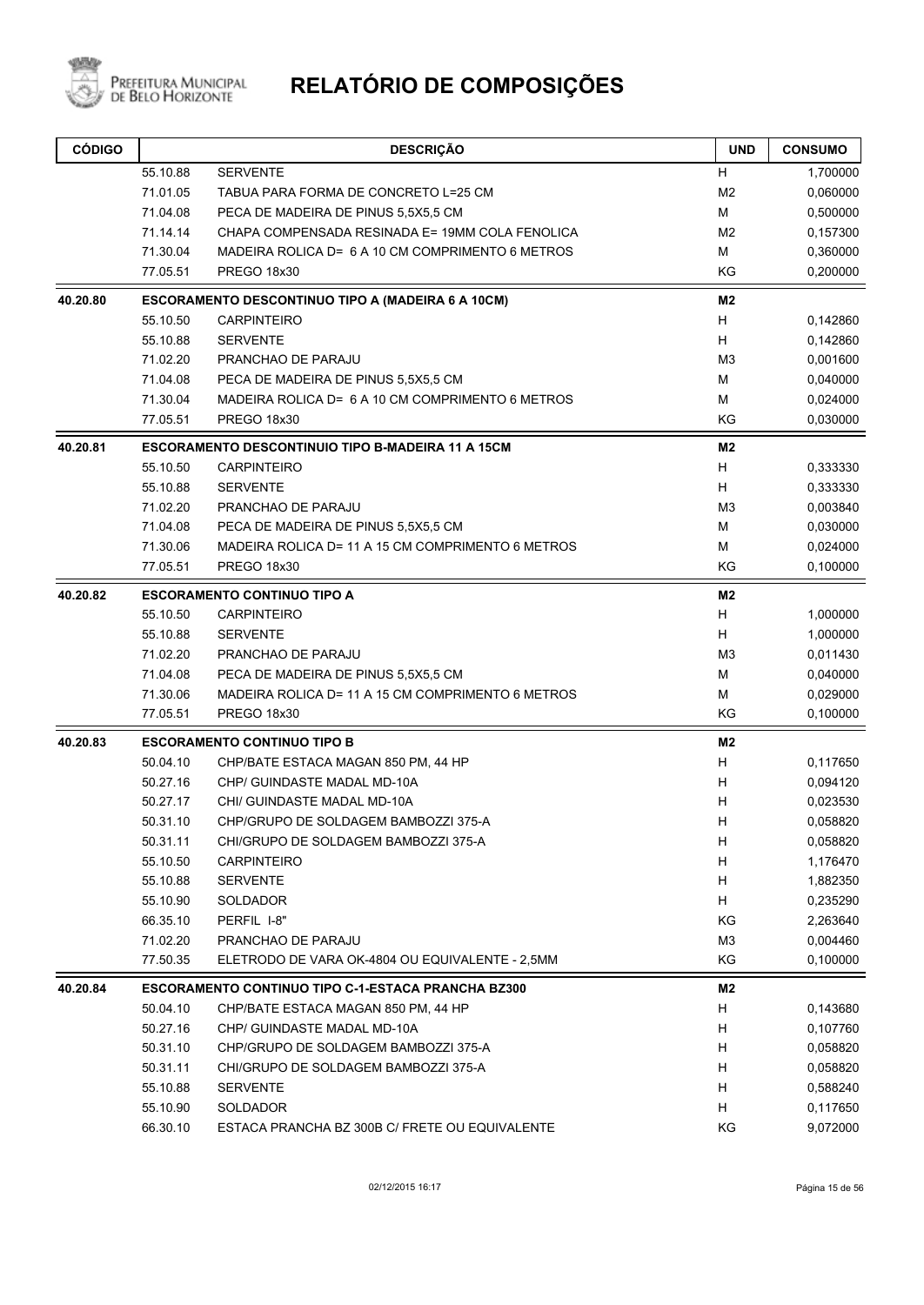# RELATÓRIO DE COMPOSIÇÕES

| CÓDIGO | | DESCRIÇÃO | UND | CONSUMO |
|---|---|---|---|---|
| | 55.10.88 | SERVENTE | H | 1,700000 |
| | 71.01.05 | TABUA PARA FORMA DE CONCRETO L=25 CM | M2 | 0,060000 |
| | 71.04.08 | PECA DE MADEIRA DE PINUS 5,5X5,5 CM | M | 0,500000 |
| | 71.14.14 | CHAPA COMPENSADA RESINADA E= 19MM COLA FENOLICA | M2 | 0,157300 |
| | 71.30.04 | MADEIRA ROLICA D= 6 A 10 CM COMPRIMENTO 6 METROS | M | 0,360000 |
| | 77.05.51 | PREGO 18x30 | KG | 0,200000 |
| **40.20.80** | | **ESCORAMENTO DESCONTINUO TIPO A (MADEIRA 6 A 10CM)** | **M2** | |
| | 55.10.50 | CARPINTEIRO | H | 0,142860 |
| | 55.10.88 | SERVENTE | H | 0,142860 |
| | 71.02.20 | PRANCHAO DE PARAJU | M3 | 0,001600 |
| | 71.04.08 | PECA DE MADEIRA DE PINUS 5,5X5,5 CM | M | 0,040000 |
| | 71.30.04 | MADEIRA ROLICA D= 6 A 10 CM COMPRIMENTO 6 METROS | M | 0,024000 |
| | 77.05.51 | PREGO 18x30 | KG | 0,030000 |
| **40.20.81** | | **ESCORAMENTO DESCONTINUIO TIPO B-MADEIRA 11 A 15CM** | **M2** | |
| | 55.10.50 | CARPINTEIRO | H | 0,333330 |
| | 55.10.88 | SERVENTE | H | 0,333330 |
| | 71.02.20 | PRANCHAO DE PARAJU | M3 | 0,003840 |
| | 71.04.08 | PECA DE MADEIRA DE PINUS 5,5X5,5 CM | M | 0,030000 |
| | 71.30.06 | MADEIRA ROLICA D= 11 A 15 CM COMPRIMENTO 6 METROS | M | 0,024000 |
| | 77.05.51 | PREGO 18x30 | KG | 0,100000 |
| **40.20.82** | | **ESCORAMENTO CONTINUO TIPO A** | **M2** | |
| | 55.10.50 | CARPINTEIRO | H | 1,000000 |
| | 55.10.88 | SERVENTE | H | 1,000000 |
| | 71.02.20 | PRANCHAO DE PARAJU | M3 | 0,011430 |
| | 71.04.08 | PECA DE MADEIRA DE PINUS 5,5X5,5 CM | M | 0,040000 |
| | 71.30.06 | MADEIRA ROLICA D= 11 A 15 CM COMPRIMENTO 6 METROS | M | 0,029000 |
| | 77.05.51 | PREGO 18x30 | KG | 0,100000 |
| **40.20.83** | | **ESCORAMENTO CONTINUO TIPO B** | **M2** | |
| | 50.04.10 | CHP/BATE ESTACA MAGAN 850 PM, 44 HP | H | 0,117650 |
| | 50.27.16 | CHP/ GUINDASTE MADAL MD-10A | H | 0,094120 |
| | 50.27.17 | CHI/ GUINDASTE MADAL MD-10A | H | 0,023530 |
| | 50.31.10 | CHP/GRUPO DE SOLDAGEM BAMBOZZI 375-A | H | 0,058820 |
| | 50.31.11 | CHI/GRUPO DE SOLDAGEM BAMBOZZI 375-A | H | 0,058820 |
| | 55.10.50 | CARPINTEIRO | H | 1,176470 |
| | 55.10.88 | SERVENTE | H | 1,882350 |
| | 55.10.90 | SOLDADOR | H | 0,235290 |
| | 66.35.10 | PERFIL I-8" | KG | 2,263640 |
| | 71.02.20 | PRANCHAO DE PARAJU | M3 | 0,004460 |
| | 77.50.35 | ELETRODO DE VARA OK-4804 OU EQUIVALENTE - 2,5MM | KG | 0,100000 |
| **40.20.84** | | **ESCORAMENTO CONTINUO TIPO C-1-ESTACA PRANCHA BZ300** | **M2** | |
| | 50.04.10 | CHP/BATE ESTACA MAGAN 850 PM, 44 HP | H | 0,143680 |
| | 50.27.16 | CHP/ GUINDASTE MADAL MD-10A | H | 0,107760 |
| | 50.31.10 | CHP/GRUPO DE SOLDAGEM BAMBOZZI 375-A | H | 0,058820 |
| | 50.31.11 | CHI/GRUPO DE SOLDAGEM BAMBOZZI 375-A | H | 0,058820 |
| | 55.10.88 | SERVENTE | H | 0,588240 |
| | 55.10.90 | SOLDADOR | H | 0,117650 |
| | 66.30.10 | ESTACA PRANCHA BZ 300B C/ FRETE OU EQUIVALENTE | KG | 9,072000 |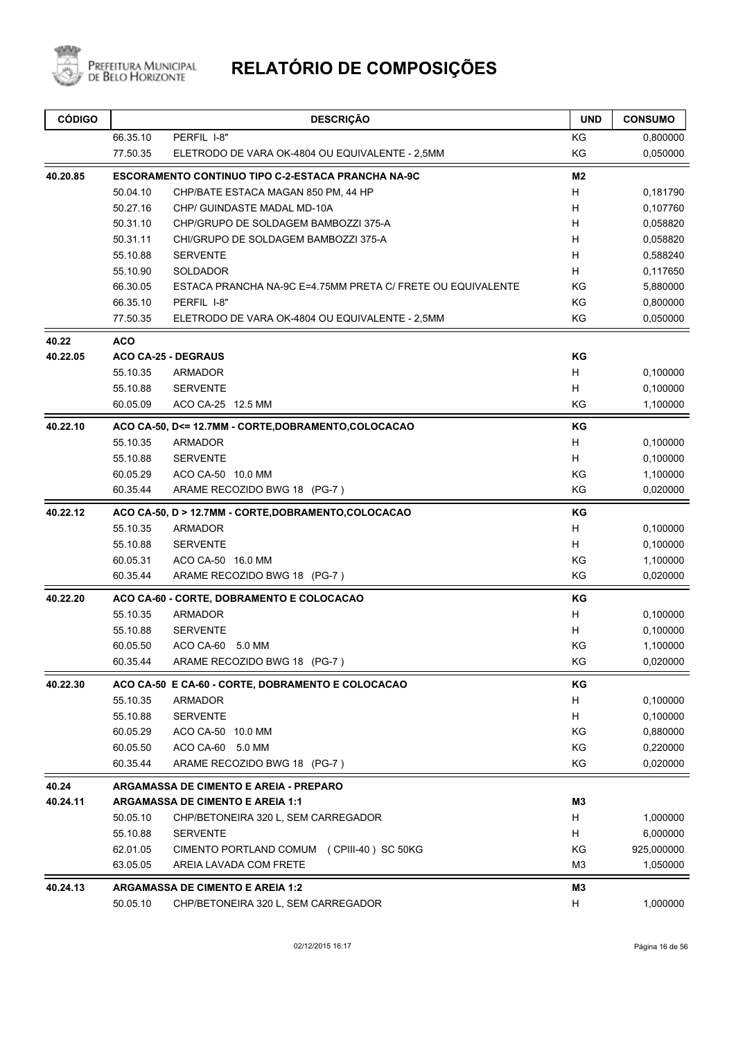# RELATÓRIO DE COMPOSIÇÕES

| CÓDIGO | | DESCRIÇÃO | UND | CONSUMO |
|---|---|---|---|---|
| | 66.35.10 | PERFIL I-8" | KG | 0,800000 |
| | 77.50.35 | ELETRODO DE VARA OK-4804 OU EQUIVALENTE - 2,5MM | KG | 0,050000 |
| **40.20.85** | **ESCORAMENTO CONTINUO TIPO C-2-ESTACA PRANCHA NA-9C** | | **M2** | |
| | 50.04.10 | CHP/BATE ESTACA MAGAN 850 PM, 44 HP | H | 0,181790 |
| | 50.27.16 | CHP/ GUINDASTE MADAL MD-10A | H | 0,107760 |
| | 50.31.10 | CHP/GRUPO DE SOLDAGEM BAMBOZZI 375-A | H | 0,058820 |
| | 50.31.11 | CHI/GRUPO DE SOLDAGEM BAMBOZZI 375-A | H | 0,058820 |
| | 55.10.88 | SERVENTE | H | 0,588240 |
| | 55.10.90 | SOLDADOR | H | 0,117650 |
| | 66.30.05 | ESTACA PRANCHA NA-9C E=4.75MM PRETA C/ FRETE OU EQUIVALENTE | KG | 5,880000 |
| | 66.35.10 | PERFIL I-8" | KG | 0,800000 |
| | 77.50.35 | ELETRODO DE VARA OK-4804 OU EQUIVALENTE - 2,5MM | KG | 0,050000 |
| **40.22** | **ACO** | | | |
| **40.22.05** | **ACO CA-25 - DEGRAUS** | | **KG** | |
| | 55.10.35 | ARMADOR | H | 0,100000 |
| | 55.10.88 | SERVENTE | H | 0,100000 |
| | 60.05.09 | ACO CA-25 12.5 MM | KG | 1,100000 |
| **40.22.10** | **ACO CA-50, D<= 12.7MM - CORTE,DOBRAMENTO,COLOCACAO** | | **KG** | |
| | 55.10.35 | ARMADOR | H | 0,100000 |
| | 55.10.88 | SERVENTE | H | 0,100000 |
| | 60.05.29 | ACO CA-50 10.0 MM | KG | 1,100000 |
| | 60.35.44 | ARAME RECOZIDO BWG 18 (PG-7 ) | KG | 0,020000 |
| **40.22.12** | **ACO CA-50, D > 12.7MM - CORTE,DOBRAMENTO,COLOCACAO** | | **KG** | |
| | 55.10.35 | ARMADOR | H | 0,100000 |
| | 55.10.88 | SERVENTE | H | 0,100000 |
| | 60.05.31 | ACO CA-50 16.0 MM | KG | 1,100000 |
| | 60.35.44 | ARAME RECOZIDO BWG 18 (PG-7 ) | KG | 0,020000 |
| **40.22.20** | **ACO CA-60 - CORTE, DOBRAMENTO E COLOCACAO** | | **KG** | |
| | 55.10.35 | ARMADOR | H | 0,100000 |
| | 55.10.88 | SERVENTE | H | 0,100000 |
| | 60.05.50 | ACO CA-60 5.0 MM | KG | 1,100000 |
| | 60.35.44 | ARAME RECOZIDO BWG 18 (PG-7 ) | KG | 0,020000 |
| **40.22.30** | **ACO CA-50 E CA-60 - CORTE, DOBRAMENTO E COLOCACAO** | | **KG** | |
| | 55.10.35 | ARMADOR | H | 0,100000 |
| | 55.10.88 | SERVENTE | H | 0,100000 |
| | 60.05.29 | ACO CA-50 10.0 MM | KG | 0,880000 |
| | 60.05.50 | ACO CA-60 5.0 MM | KG | 0,220000 |
| | 60.35.44 | ARAME RECOZIDO BWG 18 (PG-7 ) | KG | 0,020000 |
| **40.24** | **ARGAMASSA DE CIMENTO E AREIA - PREPARO** | | | |
| **40.24.11** | **ARGAMASSA DE CIMENTO E AREIA 1:1** | | **M3** | |
| | 50.05.10 | CHP/BETONEIRA 320 L, SEM CARREGADOR | H | 1,000000 |
| | 55.10.88 | SERVENTE | H | 6,000000 |
| | 62.01.05 | CIMENTO PORTLAND COMUM (CPIII-40 ) SC 50KG | KG | 925,000000 |
| | 63.05.05 | AREIA LAVADA COM FRETE | M3 | 1,050000 |
| **40.24.13** | **ARGAMASSA DE CIMENTO E AREIA 1:2** | | **M3** | |
| | 50.05.10 | CHP/BETONEIRA 320 L, SEM CARREGADOR | H | 1,000000 |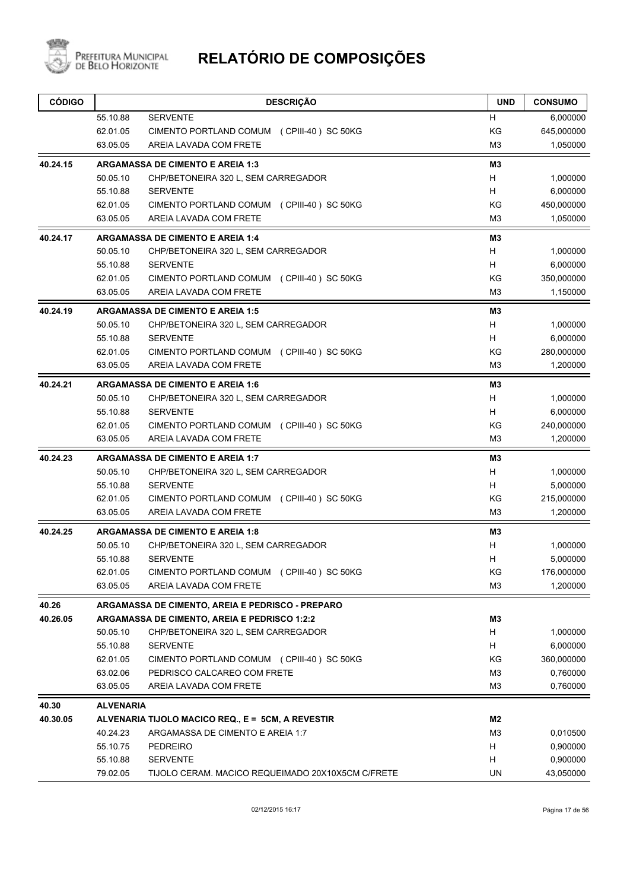# RELATÓRIO DE COMPOSIÇÕES

| CÓDIGO | | DESCRIÇÃO | UND | CONSUMO |
|---|---|---|---|---|
| | 55.10.88 | SERVENTE | H | 6,000000 |
| | 62.01.05 | CIMENTO PORTLAND COMUM (CPIII-40) SC 50KG | KG | 645,000000 |
| | 63.05.05 | AREIA LAVADA COM FRETE | M3 | 1,050000 |
| **40.24.15** | **ARGAMASSA DE CIMENTO E AREIA 1:3** | | **M3** | |
| | 50.05.10 | CHP/BETONEIRA 320 L, SEM CARREGADOR | H | 1,000000 |
| | 55.10.88 | SERVENTE | H | 6,000000 |
| | 62.01.05 | CIMENTO PORTLAND COMUM (CPIII-40) SC 50KG | KG | 450,000000 |
| | 63.05.05 | AREIA LAVADA COM FRETE | M3 | 1,050000 |
| **40.24.17** | **ARGAMASSA DE CIMENTO E AREIA 1:4** | | **M3** | |
| | 50.05.10 | CHP/BETONEIRA 320 L, SEM CARREGADOR | H | 1,000000 |
| | 55.10.88 | SERVENTE | H | 6,000000 |
| | 62.01.05 | CIMENTO PORTLAND COMUM (CPIII-40) SC 50KG | KG | 350,000000 |
| | 63.05.05 | AREIA LAVADA COM FRETE | M3 | 1,150000 |
| **40.24.19** | **ARGAMASSA DE CIMENTO E AREIA 1:5** | | **M3** | |
| | 50.05.10 | CHP/BETONEIRA 320 L, SEM CARREGADOR | H | 1,000000 |
| | 55.10.88 | SERVENTE | H | 6,000000 |
| | 62.01.05 | CIMENTO PORTLAND COMUM (CPIII-40) SC 50KG | KG | 280,000000 |
| | 63.05.05 | AREIA LAVADA COM FRETE | M3 | 1,200000 |
| **40.24.21** | **ARGAMASSA DE CIMENTO E AREIA 1:6** | | **M3** | |
| | 50.05.10 | CHP/BETONEIRA 320 L, SEM CARREGADOR | H | 1,000000 |
| | 55.10.88 | SERVENTE | H | 6,000000 |
| | 62.01.05 | CIMENTO PORTLAND COMUM (CPIII-40) SC 50KG | KG | 240,000000 |
| | 63.05.05 | AREIA LAVADA COM FRETE | M3 | 1,200000 |
| **40.24.23** | **ARGAMASSA DE CIMENTO E AREIA 1:7** | | **M3** | |
| | 50.05.10 | CHP/BETONEIRA 320 L, SEM CARREGADOR | H | 1,000000 |
| | 55.10.88 | SERVENTE | H | 5,000000 |
| | 62.01.05 | CIMENTO PORTLAND COMUM (CPIII-40) SC 50KG | KG | 215,000000 |
| | 63.05.05 | AREIA LAVADA COM FRETE | M3 | 1,200000 |
| **40.24.25** | **ARGAMASSA DE CIMENTO E AREIA 1:8** | | **M3** | |
| | 50.05.10 | CHP/BETONEIRA 320 L, SEM CARREGADOR | H | 1,000000 |
| | 55.10.88 | SERVENTE | H | 5,000000 |
| | 62.01.05 | CIMENTO PORTLAND COMUM (CPIII-40) SC 50KG | KG | 176,000000 |
| | 63.05.05 | AREIA LAVADA COM FRETE | M3 | 1,200000 |
| **40.26** | **ARGAMASSA DE CIMENTO, AREIA E PEDRISCO - PREPARO** | | | |
| **40.26.05** | **ARGAMASSA DE CIMENTO, AREIA E PEDRISCO 1:2:2** | | **M3** | |
| | 50.05.10 | CHP/BETONEIRA 320 L, SEM CARREGADOR | H | 1,000000 |
| | 55.10.88 | SERVENTE | H | 6,000000 |
| | 62.01.05 | CIMENTO PORTLAND COMUM (CPIII-40) SC 50KG | KG | 360,000000 |
| | 63.02.06 | PEDRISCO CALCAREO COM FRETE | M3 | 0,760000 |
| | 63.05.05 | AREIA LAVADA COM FRETE | M3 | 0,760000 |
| **40.30** | **ALVENARIA** | | | |
| **40.30.05** | **ALVENARIA TIJOLO MACICO REQ., E = 5CM, A REVESTIR** | | **M2** | |
| | 40.24.23 | ARGAMASSA DE CIMENTO E AREIA 1:7 | M3 | 0,010500 |
| | 55.10.75 | PEDREIRO | H | 0,900000 |
| | 55.10.88 | SERVENTE | H | 0,900000 |
| | 79.02.05 | TIJOLO CERAM. MACICO REQUEIMADO 20X10X5CM C/FRETE | UN | 43,050000 |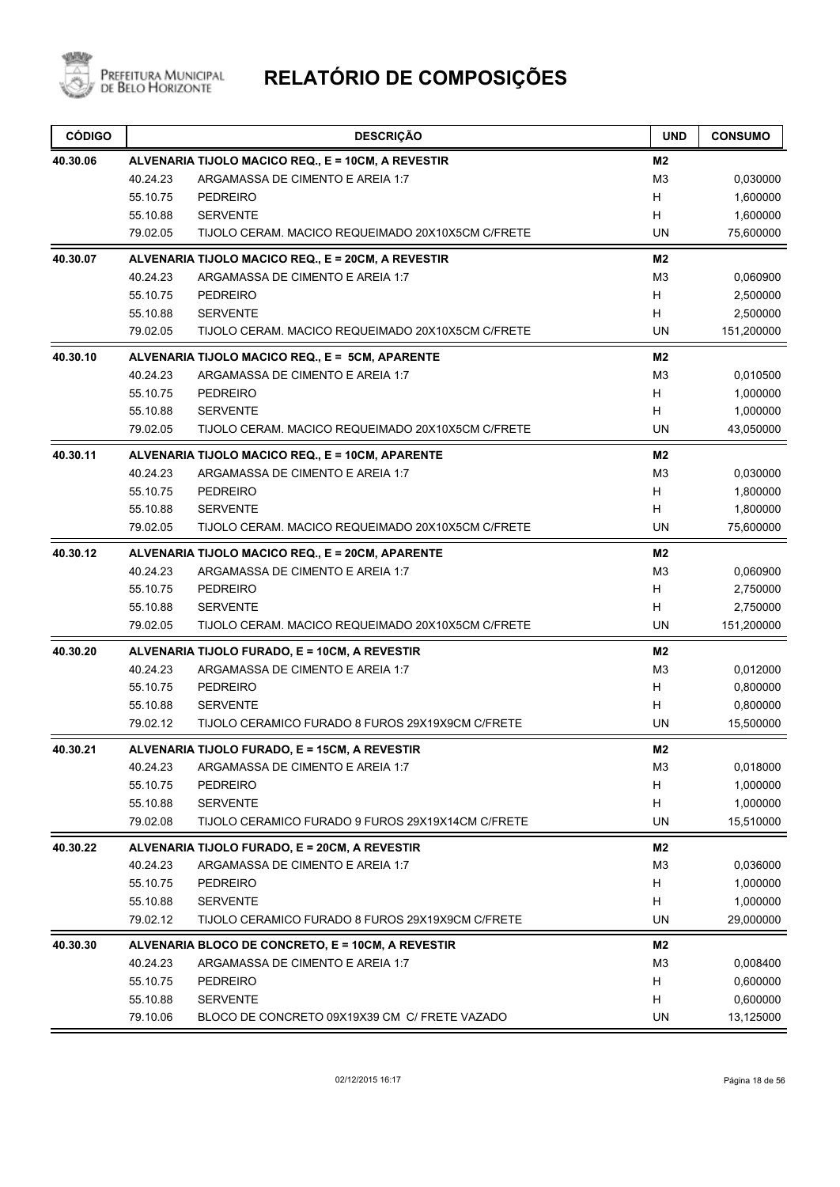# RELATÓRIO DE COMPOSIÇÕES

| CÓDIGO | | DESCRIÇÃO | UND | CONSUMO |
|---|---|---|---|---|
| **40.30.06** | | **ALVENARIA TIJOLO MACICO REQ., E = 10CM, A REVESTIR** | **M2** | |
| | 40.24.23 | ARGAMASSA DE CIMENTO E AREIA 1:7 | M3 | 0,030000 |
| | 55.10.75 | PEDREIRO | H | 1,600000 |
| | 55.10.88 | SERVENTE | H | 1,600000 |
| | 79.02.05 | TIJOLO CERAM. MACICO REQUEIMADO 20X10X5CM C/FRETE | UN | 75,600000 |
| **40.30.07** | | **ALVENARIA TIJOLO MACICO REQ., E = 20CM, A REVESTIR** | **M2** | |
| | 40.24.23 | ARGAMASSA DE CIMENTO E AREIA 1:7 | M3 | 0,060900 |
| | 55.10.75 | PEDREIRO | H | 2,500000 |
| | 55.10.88 | SERVENTE | H | 2,500000 |
| | 79.02.05 | TIJOLO CERAM. MACICO REQUEIMADO 20X10X5CM C/FRETE | UN | 151,200000 |
| **40.30.10** | | **ALVENARIA TIJOLO MACICO REQ., E = 5CM, APARENTE** | **M2** | |
| | 40.24.23 | ARGAMASSA DE CIMENTO E AREIA 1:7 | M3 | 0,010500 |
| | 55.10.75 | PEDREIRO | H | 1,000000 |
| | 55.10.88 | SERVENTE | H | 1,000000 |
| | 79.02.05 | TIJOLO CERAM. MACICO REQUEIMADO 20X10X5CM C/FRETE | UN | 43,050000 |
| **40.30.11** | | **ALVENARIA TIJOLO MACICO REQ., E = 10CM, APARENTE** | **M2** | |
| | 40.24.23 | ARGAMASSA DE CIMENTO E AREIA 1:7 | M3 | 0,030000 |
| | 55.10.75 | PEDREIRO | H | 1,800000 |
| | 55.10.88 | SERVENTE | H | 1,800000 |
| | 79.02.05 | TIJOLO CERAM. MACICO REQUEIMADO 20X10X5CM C/FRETE | UN | 75,600000 |
| **40.30.12** | | **ALVENARIA TIJOLO MACICO REQ., E = 20CM, APARENTE** | **M2** | |
| | 40.24.23 | ARGAMASSA DE CIMENTO E AREIA 1:7 | M3 | 0,060900 |
| | 55.10.75 | PEDREIRO | H | 2,750000 |
| | 55.10.88 | SERVENTE | H | 2,750000 |
| | 79.02.05 | TIJOLO CERAM. MACICO REQUEIMADO 20X10X5CM C/FRETE | UN | 151,200000 |
| **40.30.20** | | **ALVENARIA TIJOLO FURADO, E = 10CM, A REVESTIR** | **M2** | |
| | 40.24.23 | ARGAMASSA DE CIMENTO E AREIA 1:7 | M3 | 0,012000 |
| | 55.10.75 | PEDREIRO | H | 0,800000 |
| | 55.10.88 | SERVENTE | H | 0,800000 |
| | 79.02.12 | TIJOLO CERAMICO FURADO 8 FUROS 29X19X9CM C/FRETE | UN | 15,500000 |
| **40.30.21** | | **ALVENARIA TIJOLO FURADO, E = 15CM, A REVESTIR** | **M2** | |
| | 40.24.23 | ARGAMASSA DE CIMENTO E AREIA 1:7 | M3 | 0,018000 |
| | 55.10.75 | PEDREIRO | H | 1,000000 |
| | 55.10.88 | SERVENTE | H | 1,000000 |
| | 79.02.08 | TIJOLO CERAMICO FURADO 9 FUROS 29X19X14CM C/FRETE | UN | 15,510000 |
| **40.30.22** | | **ALVENARIA TIJOLO FURADO, E = 20CM, A REVESTIR** | **M2** | |
| | 40.24.23 | ARGAMASSA DE CIMENTO E AREIA 1:7 | M3 | 0,036000 |
| | 55.10.75 | PEDREIRO | H | 1,000000 |
| | 55.10.88 | SERVENTE | H | 1,000000 |
| | 79.02.12 | TIJOLO CERAMICO FURADO 8 FUROS 29X19X9CM C/FRETE | UN | 29,000000 |
| **40.30.30** | | **ALVENARIA BLOCO DE CONCRETO, E = 10CM, A REVESTIR** | **M2** | |
| | 40.24.23 | ARGAMASSA DE CIMENTO E AREIA 1:7 | M3 | 0,008400 |
| | 55.10.75 | PEDREIRO | H | 0,600000 |
| | 55.10.88 | SERVENTE | H | 0,600000 |
| | 79.10.06 | BLOCO DE CONCRETO 09X19X39 CM C/ FRETE VAZADO | UN | 13,125000 |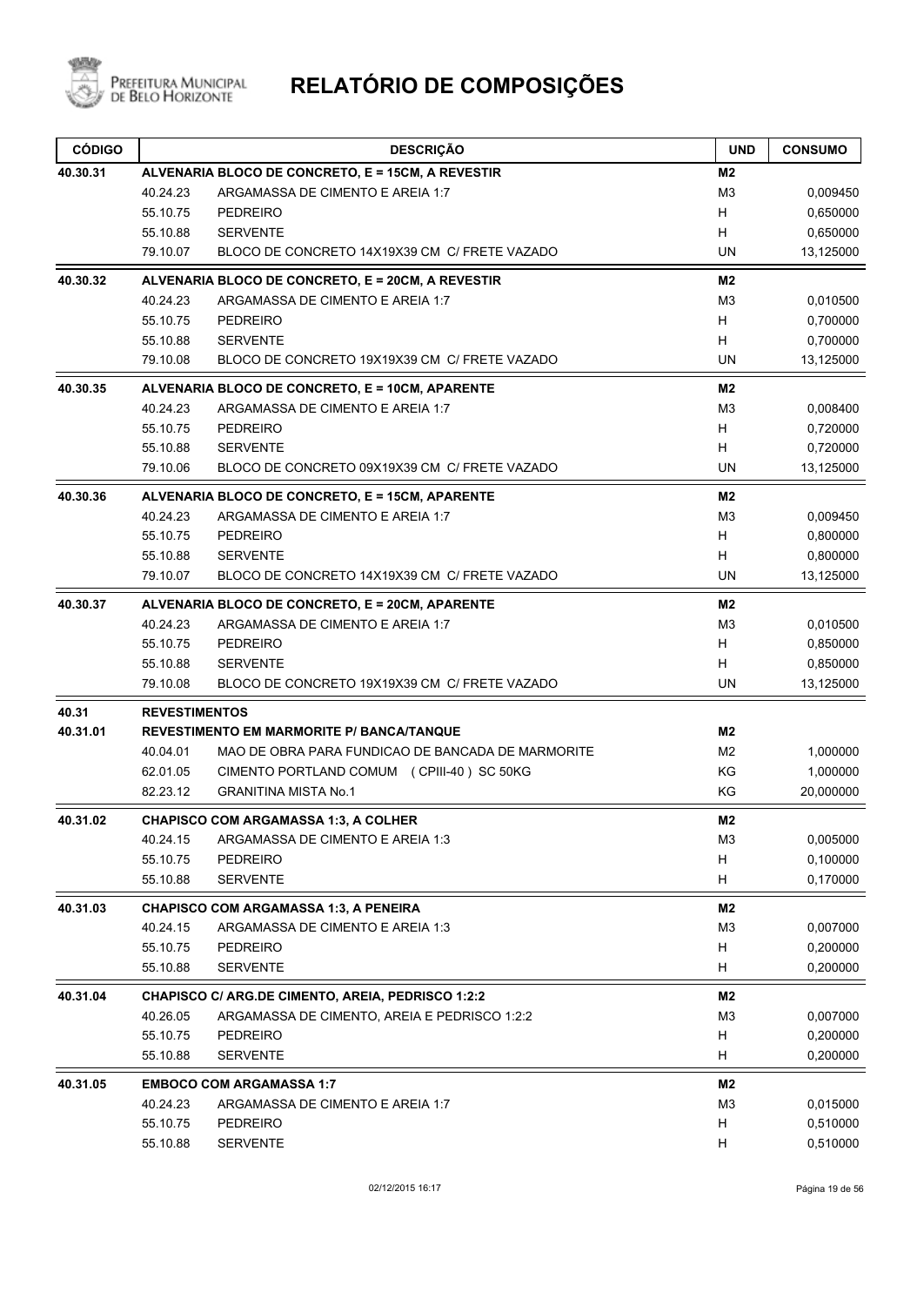# RELATÓRIO DE COMPOSIÇÕES

Prefeitura Municipal de Belo Horizonte

| CÓDIGO | | DESCRIÇÃO | UND | CONSUMO |
|---|---|---|---|---|
| **40.30.31** | | **ALVENARIA BLOCO DE CONCRETO, E = 15CM, A REVESTIR** | **M2** | |
| | 40.24.23 | ARGAMASSA DE CIMENTO E AREIA 1:7 | M3 | 0,009450 |
| | 55.10.75 | PEDREIRO | H | 0,650000 |
| | 55.10.88 | SERVENTE | H | 0,650000 |
| | 79.10.07 | BLOCO DE CONCRETO 14X19X39 CM C/ FRETE VAZADO | UN | 13,125000 |
| **40.30.32** | | **ALVENARIA BLOCO DE CONCRETO, E = 20CM, A REVESTIR** | **M2** | |
| | 40.24.23 | ARGAMASSA DE CIMENTO E AREIA 1:7 | M3 | 0,010500 |
| | 55.10.75 | PEDREIRO | H | 0,700000 |
| | 55.10.88 | SERVENTE | H | 0,700000 |
| | 79.10.08 | BLOCO DE CONCRETO 19X19X39 CM C/ FRETE VAZADO | UN | 13,125000 |
| **40.30.35** | | **ALVENARIA BLOCO DE CONCRETO, E = 10CM, APARENTE** | **M2** | |
| | 40.24.23 | ARGAMASSA DE CIMENTO E AREIA 1:7 | M3 | 0,008400 |
| | 55.10.75 | PEDREIRO | H | 0,720000 |
| | 55.10.88 | SERVENTE | H | 0,720000 |
| | 79.10.06 | BLOCO DE CONCRETO 09X19X39 CM C/ FRETE VAZADO | UN | 13,125000 |
| **40.30.36** | | **ALVENARIA BLOCO DE CONCRETO, E = 15CM, APARENTE** | **M2** | |
| | 40.24.23 | ARGAMASSA DE CIMENTO E AREIA 1:7 | M3 | 0,009450 |
| | 55.10.75 | PEDREIRO | H | 0,800000 |
| | 55.10.88 | SERVENTE | H | 0,800000 |
| | 79.10.07 | BLOCO DE CONCRETO 14X19X39 CM C/ FRETE VAZADO | UN | 13,125000 |
| **40.30.37** | | **ALVENARIA BLOCO DE CONCRETO, E = 20CM, APARENTE** | **M2** | |
| | 40.24.23 | ARGAMASSA DE CIMENTO E AREIA 1:7 | M3 | 0,010500 |
| | 55.10.75 | PEDREIRO | H | 0,850000 |
| | 55.10.88 | SERVENTE | H | 0,850000 |
| | 79.10.08 | BLOCO DE CONCRETO 19X19X39 CM C/ FRETE VAZADO | UN | 13,125000 |
| **40.31** | **REVESTIMENTOS** | | | |
| **40.31.01** | | **REVESTIMENTO EM MARMORITE P/ BANCA/TANQUE** | **M2** | |
| | 40.04.01 | MAO DE OBRA PARA FUNDICAO DE BANCADA DE MARMORITE | M2 | 1,000000 |
| | 62.01.05 | CIMENTO PORTLAND COMUM (CPIII-40) SC 50KG | KG | 1,000000 |
| | 82.23.12 | GRANITINA MISTA No.1 | KG | 20,000000 |
| **40.31.02** | | **CHAPISCO COM ARGAMASSA 1:3, A COLHER** | **M2** | |
| | 40.24.15 | ARGAMASSA DE CIMENTO E AREIA 1:3 | M3 | 0,005000 |
| | 55.10.75 | PEDREIRO | H | 0,100000 |
| | 55.10.88 | SERVENTE | H | 0,170000 |
| **40.31.03** | | **CHAPISCO COM ARGAMASSA 1:3, A PENEIRA** | **M2** | |
| | 40.24.15 | ARGAMASSA DE CIMENTO E AREIA 1:3 | M3 | 0,007000 |
| | 55.10.75 | PEDREIRO | H | 0,200000 |
| | 55.10.88 | SERVENTE | H | 0,200000 |
| **40.31.04** | | **CHAPISCO C/ ARG.DE CIMENTO, AREIA, PEDRISCO 1:2:2** | **M2** | |
| | 40.26.05 | ARGAMASSA DE CIMENTO, AREIA E PEDRISCO 1:2:2 | M3 | 0,007000 |
| | 55.10.75 | PEDREIRO | H | 0,200000 |
| | 55.10.88 | SERVENTE | H | 0,200000 |
| **40.31.05** | | **EMBOCO COM ARGAMASSA 1:7** | **M2** | |
| | 40.24.23 | ARGAMASSA DE CIMENTO E AREIA 1:7 | M3 | 0,015000 |
| | 55.10.75 | PEDREIRO | H | 0,510000 |
| | 55.10.88 | SERVENTE | H | 0,510000 |

02/12/2015 16:17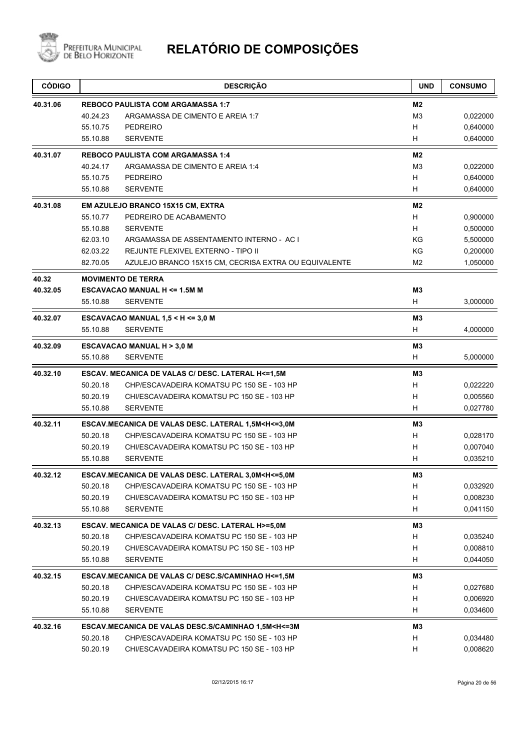# RELATÓRIO DE COMPOSIÇÕES

| CÓDIGO | | DESCRIÇÃO | UND | CONSUMO |
|---|---|---|---|---|
| 40.31.06 | | **REBOCO PAULISTA COM ARGAMASSA 1:7** | **M2** | |
| | 40.24.23 | ARGAMASSA DE CIMENTO E AREIA 1:7 | M3 | 0,022000 |
| | 55.10.75 | PEDREIRO | H | 0,640000 |
| | 55.10.88 | SERVENTE | H | 0,640000 |
| 40.31.07 | | **REBOCO PAULISTA COM ARGAMASSA 1:4** | **M2** | |
| | 40.24.17 | ARGAMASSA DE CIMENTO E AREIA 1:4 | M3 | 0,022000 |
| | 55.10.75 | PEDREIRO | H | 0,640000 |
| | 55.10.88 | SERVENTE | H | 0,640000 |
| 40.31.08 | | **EM AZULEJO BRANCO 15X15 CM, EXTRA** | **M2** | |
| | 55.10.77 | PEDREIRO DE ACABAMENTO | H | 0,900000 |
| | 55.10.88 | SERVENTE | H | 0,500000 |
| | 62.03.10 | ARGAMASSA DE ASSENTAMENTO INTERNO - AC I | KG | 5,500000 |
| | 62.03.22 | REJUNTE FLEXIVEL EXTERNO - TIPO II | KG | 0,200000 |
| | 82.70.05 | AZULEJO BRANCO 15X15 CM, CECRISA EXTRA OU EQUIVALENTE | M2 | 1,050000 |
| 40.32 | | **MOVIMENTO DE TERRA** | | |
| 40.32.05 | | **ESCAVACAO MANUAL H <= 1.5M M** | **M3** | |
| | 55.10.88 | SERVENTE | H | 3,000000 |
| 40.32.07 | | **ESCAVACAO MANUAL 1,5 < H <= 3,0 M** | **M3** | |
| | 55.10.88 | SERVENTE | H | 4,000000 |
| 40.32.09 | | **ESCAVACAO MANUAL H > 3,0 M** | **M3** | |
| | 55.10.88 | SERVENTE | H | 5,000000 |
| 40.32.10 | | **ESCAV. MECANICA DE VALAS C/ DESC. LATERAL H<=1,5M** | **M3** | |
| | 50.20.18 | CHP/ESCAVADEIRA KOMATSU PC 150 SE - 103 HP | H | 0,022220 |
| | 50.20.19 | CHI/ESCAVADEIRA KOMATSU PC 150 SE - 103 HP | H | 0,005560 |
| | 55.10.88 | SERVENTE | H | 0,027780 |
| 40.32.11 | | **ESCAV.MECANICA DE VALAS DESC. LATERAL 1,5M<H<=3,0M** | **M3** | |
| | 50.20.18 | CHP/ESCAVADEIRA KOMATSU PC 150 SE - 103 HP | H | 0,028170 |
| | 50.20.19 | CHI/ESCAVADEIRA KOMATSU PC 150 SE - 103 HP | H | 0,007040 |
| | 55.10.88 | SERVENTE | H | 0,035210 |
| 40.32.12 | | **ESCAV.MECANICA DE VALAS DESC. LATERAL 3,0M<H<=5,0M** | **M3** | |
| | 50.20.18 | CHP/ESCAVADEIRA KOMATSU PC 150 SE - 103 HP | H | 0,032920 |
| | 50.20.19 | CHI/ESCAVADEIRA KOMATSU PC 150 SE - 103 HP | H | 0,008230 |
| | 55.10.88 | SERVENTE | H | 0,041150 |
| 40.32.13 | | **ESCAV. MECANICA DE VALAS C/ DESC. LATERAL H>=5,0M** | **M3** | |
| | 50.20.18 | CHP/ESCAVADEIRA KOMATSU PC 150 SE - 103 HP | H | 0,035240 |
| | 50.20.19 | CHI/ESCAVADEIRA KOMATSU PC 150 SE - 103 HP | H | 0,008810 |
| | 55.10.88 | SERVENTE | H | 0,044050 |
| 40.32.15 | | **ESCAV.MECANICA DE VALAS C/ DESC.S/CAMINHAO H<=1,5M** | **M3** | |
| | 50.20.18 | CHP/ESCAVADEIRA KOMATSU PC 150 SE - 103 HP | H | 0,027680 |
| | 50.20.19 | CHI/ESCAVADEIRA KOMATSU PC 150 SE - 103 HP | H | 0,006920 |
| | 55.10.88 | SERVENTE | H | 0,034600 |
| 40.32.16 | | **ESCAV.MECANICA DE VALAS DESC.S/CAMINHAO 1,5M<H<=3M** | **M3** | |
| | 50.20.18 | CHP/ESCAVADEIRA KOMATSU PC 150 SE - 103 HP | H | 0,034480 |
| | 50.20.19 | CHI/ESCAVADEIRA KOMATSU PC 150 SE - 103 HP | H | 0,008620 |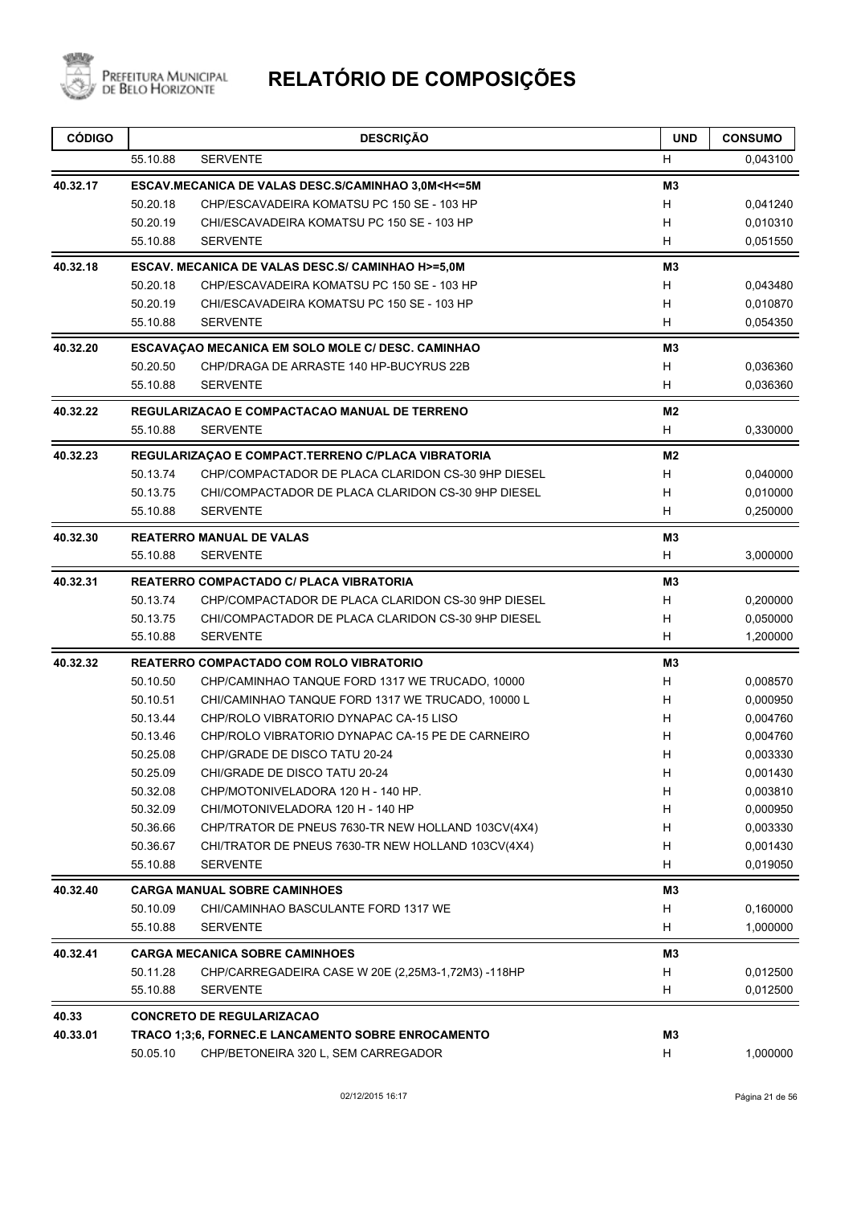# RELATÓRIO DE COMPOSIÇÕES

| CÓDIGO | | DESCRIÇÃO | UND | CONSUMO |
|---|---|---|---|---|
| | 55.10.88 | SERVENTE | H | 0,043100 |
| **40.32.17** | | **ESCAV.MECANICA DE VALAS DESC.S/CAMINHAO 3,0M<H<=5M** | **M3** | |
| | 50.20.18 | CHP/ESCAVADEIRA KOMATSU PC 150 SE - 103 HP | H | 0,041240 |
| | 50.20.19 | CHI/ESCAVADEIRA KOMATSU PC 150 SE - 103 HP | H | 0,010310 |
| | 55.10.88 | SERVENTE | H | 0,051550 |
| **40.32.18** | | **ESCAV. MECANICA DE VALAS DESC.S/ CAMINHAO H>=5,0M** | **M3** | |
| | 50.20.18 | CHP/ESCAVADEIRA KOMATSU PC 150 SE - 103 HP | H | 0,043480 |
| | 50.20.19 | CHI/ESCAVADEIRA KOMATSU PC 150 SE - 103 HP | H | 0,010870 |
| | 55.10.88 | SERVENTE | H | 0,054350 |
| **40.32.20** | | **ESCAVAÇAO MECANICA EM SOLO MOLE C/ DESC. CAMINHAO** | **M3** | |
| | 50.20.50 | CHP/DRAGA DE ARRASTE 140 HP-BUCYRUS 22B | H | 0,036360 |
| | 55.10.88 | SERVENTE | H | 0,036360 |
| **40.32.22** | | **REGULARIZACAO E COMPACTACAO MANUAL DE TERRENO** | **M2** | |
| | 55.10.88 | SERVENTE | H | 0,330000 |
| **40.32.23** | | **REGULARIZAÇAO E COMPACT.TERRENO C/PLACA VIBRATORIA** | **M2** | |
| | 50.13.74 | CHP/COMPACTADOR DE PLACA CLARIDON CS-30 9HP DIESEL | H | 0,040000 |
| | 50.13.75 | CHI/COMPACTADOR DE PLACA CLARIDON CS-30 9HP DIESEL | H | 0,010000 |
| | 55.10.88 | SERVENTE | H | 0,250000 |
| **40.32.30** | | **REATERRO MANUAL DE VALAS** | **M3** | |
| | 55.10.88 | SERVENTE | H | 3,000000 |
| **40.32.31** | | **REATERRO COMPACTADO C/ PLACA VIBRATORIA** | **M3** | |
| | 50.13.74 | CHP/COMPACTADOR DE PLACA CLARIDON CS-30 9HP DIESEL | H | 0,200000 |
| | 50.13.75 | CHI/COMPACTADOR DE PLACA CLARIDON CS-30 9HP DIESEL | H | 0,050000 |
| | 55.10.88 | SERVENTE | H | 1,200000 |
| **40.32.32** | | **REATERRO COMPACTADO COM ROLO VIBRATORIO** | **M3** | |
| | 50.10.50 | CHP/CAMINHAO TANQUE FORD 1317 WE TRUCADO, 10000 | H | 0,008570 |
| | 50.10.51 | CHI/CAMINHAO TANQUE FORD 1317 WE TRUCADO, 10000 L | H | 0,000950 |
| | 50.13.44 | CHP/ROLO VIBRATORIO DYNAPAC CA-15 LISO | H | 0,004760 |
| | 50.13.46 | CHP/ROLO VIBRATORIO DYNAPAC CA-15 PE DE CARNEIRO | H | 0,004760 |
| | 50.25.08 | CHP/GRADE DE DISCO TATU 20-24 | H | 0,003330 |
| | 50.25.09 | CHI/GRADE DE DISCO TATU 20-24 | H | 0,001430 |
| | 50.32.08 | CHP/MOTONIVELADORA 120 H - 140 HP. | H | 0,003810 |
| | 50.32.09 | CHI/MOTONIVELADORA 120 H - 140 HP | H | 0,000950 |
| | 50.36.66 | CHP/TRATOR DE PNEUS 7630-TR NEW HOLLAND 103CV(4X4) | H | 0,003330 |
| | 50.36.67 | CHI/TRATOR DE PNEUS 7630-TR NEW HOLLAND 103CV(4X4) | H | 0,001430 |
| | 55.10.88 | SERVENTE | H | 0,019050 |
| **40.32.40** | | **CARGA MANUAL SOBRE CAMINHOES** | **M3** | |
| | 50.10.09 | CHI/CAMINHAO BASCULANTE FORD 1317 WE | H | 0,160000 |
| | 55.10.88 | SERVENTE | H | 1,000000 |
| **40.32.41** | | **CARGA MECANICA SOBRE CAMINHOES** | **M3** | |
| | 50.11.28 | CHP/CARREGADEIRA CASE W 20E (2,25M3-1,72M3) -118HP | H | 0,012500 |
| | 55.10.88 | SERVENTE | H | 0,012500 |
| **40.33** | | **CONCRETO DE REGULARIZACAO** | | |
| **40.33.01** | | **TRACO 1;3;6, FORNEC.E LANCAMENTO SOBRE ENROCAMENTO** | **M3** | |
| | 50.05.10 | CHP/BETONEIRA 320 L, SEM CARREGADOR | H | 1,000000 |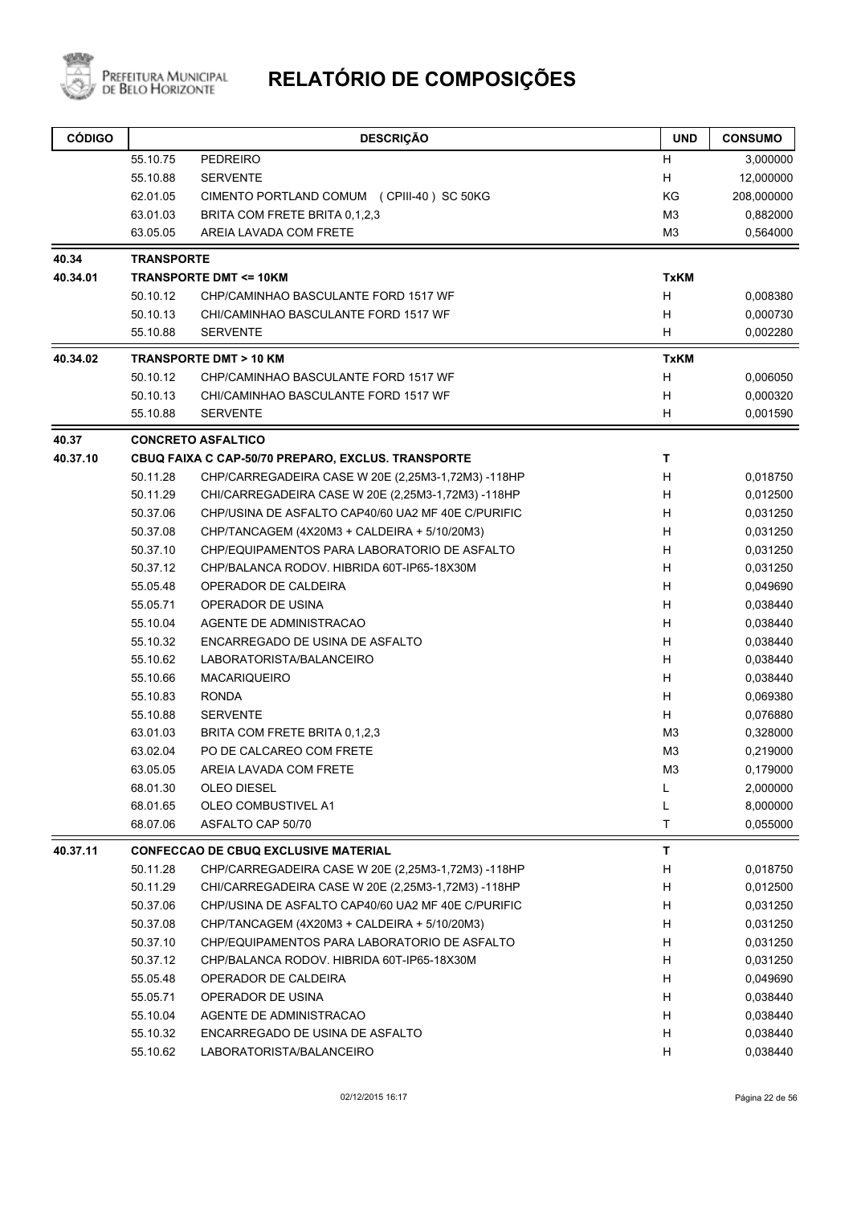# RELATÓRIO DE COMPOSIÇÕES

| CÓDIGO | | DESCRIÇÃO | UND | CONSUMO |
|---|---|---|---|---|
| | 55.10.75 | PEDREIRO | H | 3,000000 |
| | 55.10.88 | SERVENTE | H | 12,000000 |
| | 62.01.05 | CIMENTO PORTLAND COMUM (CPIII-40 ) SC 50KG | KG | 208,000000 |
| | 63.01.03 | BRITA COM FRETE BRITA 0,1,2,3 | M3 | 0,882000 |
| | 63.05.05 | AREIA LAVADA COM FRETE | M3 | 0,564000 |
| **40.34** | **TRANSPORTE** | | | |
| **40.34.01** | **TRANSPORTE DMT <= 10KM** | | **TxKM** | |
| | 50.10.12 | CHP/CAMINHAO BASCULANTE FORD 1517 WF | H | 0,008380 |
| | 50.10.13 | CHI/CAMINHAO BASCULANTE FORD 1517 WF | H | 0,000730 |
| | 55.10.88 | SERVENTE | H | 0,002280 |
| **40.34.02** | **TRANSPORTE DMT > 10 KM** | | **TxKM** | |
| | 50.10.12 | CHP/CAMINHAO BASCULANTE FORD 1517 WF | H | 0,006050 |
| | 50.10.13 | CHI/CAMINHAO BASCULANTE FORD 1517 WF | H | 0,000320 |
| | 55.10.88 | SERVENTE | H | 0,001590 |
| **40.37** | **CONCRETO ASFALTICO** | | | |
| **40.37.10** | **CBUQ FAIXA C CAP-50/70 PREPARO, EXCLUS. TRANSPORTE** | | **T** | |
| | 50.11.28 | CHP/CARREGADEIRA CASE W 20E (2,25M3-1,72M3) -118HP | H | 0,018750 |
| | 50.11.29 | CHI/CARREGADEIRA CASE W 20E (2,25M3-1,72M3) -118HP | H | 0,012500 |
| | 50.37.06 | CHP/USINA DE ASFALTO CAP40/60 UA2 MF 40E C/PURIFIC | H | 0,031250 |
| | 50.37.08 | CHP/TANCAGEM (4X20M3 + CALDEIRA + 5/10/20M3) | H | 0,031250 |
| | 50.37.10 | CHP/EQUIPAMENTOS PARA LABORATORIO DE ASFALTO | H | 0,031250 |
| | 50.37.12 | CHP/BALANCA RODOV. HIBRIDA 60T-IP65-18X30M | H | 0,031250 |
| | 55.05.48 | OPERADOR DE CALDEIRA | H | 0,049690 |
| | 55.05.71 | OPERADOR DE USINA | H | 0,038440 |
| | 55.10.04 | AGENTE DE ADMINISTRACAO | H | 0,038440 |
| | 55.10.32 | ENCARREGADO DE USINA DE ASFALTO | H | 0,038440 |
| | 55.10.62 | LABORATORISTA/BALANCEIRO | H | 0,038440 |
| | 55.10.66 | MACARIQUEIRO | H | 0,038440 |
| | 55.10.83 | RONDA | H | 0,069380 |
| | 55.10.88 | SERVENTE | H | 0,076880 |
| | 63.01.03 | BRITA COM FRETE BRITA 0,1,2,3 | M3 | 0,328000 |
| | 63.02.04 | PO DE CALCAREO COM FRETE | M3 | 0,219000 |
| | 63.05.05 | AREIA LAVADA COM FRETE | M3 | 0,179000 |
| | 68.01.30 | OLEO DIESEL | L | 2,000000 |
| | 68.01.65 | OLEO COMBUSTIVEL A1 | L | 8,000000 |
| | 68.07.06 | ASFALTO CAP 50/70 | T | 0,055000 |
| **40.37.11** | **CONFECCAO DE CBUQ EXCLUSIVE MATERIAL** | | **T** | |
| | 50.11.28 | CHP/CARREGADEIRA CASE W 20E (2,25M3-1,72M3) -118HP | H | 0,018750 |
| | 50.11.29 | CHI/CARREGADEIRA CASE W 20E (2,25M3-1,72M3) -118HP | H | 0,012500 |
| | 50.37.06 | CHP/USINA DE ASFALTO CAP40/60 UA2 MF 40E C/PURIFIC | H | 0,031250 |
| | 50.37.08 | CHP/TANCAGEM (4X20M3 + CALDEIRA + 5/10/20M3) | H | 0,031250 |
| | 50.37.10 | CHP/EQUIPAMENTOS PARA LABORATORIO DE ASFALTO | H | 0,031250 |
| | 50.37.12 | CHP/BALANCA RODOV. HIBRIDA 60T-IP65-18X30M | H | 0,031250 |
| | 55.05.48 | OPERADOR DE CALDEIRA | H | 0,049690 |
| | 55.05.71 | OPERADOR DE USINA | H | 0,038440 |
| | 55.10.04 | AGENTE DE ADMINISTRACAO | H | 0,038440 |
| | 55.10.32 | ENCARREGADO DE USINA DE ASFALTO | H | 0,038440 |
| | 55.10.62 | LABORATORISTA/BALANCEIRO | H | 0,038440 |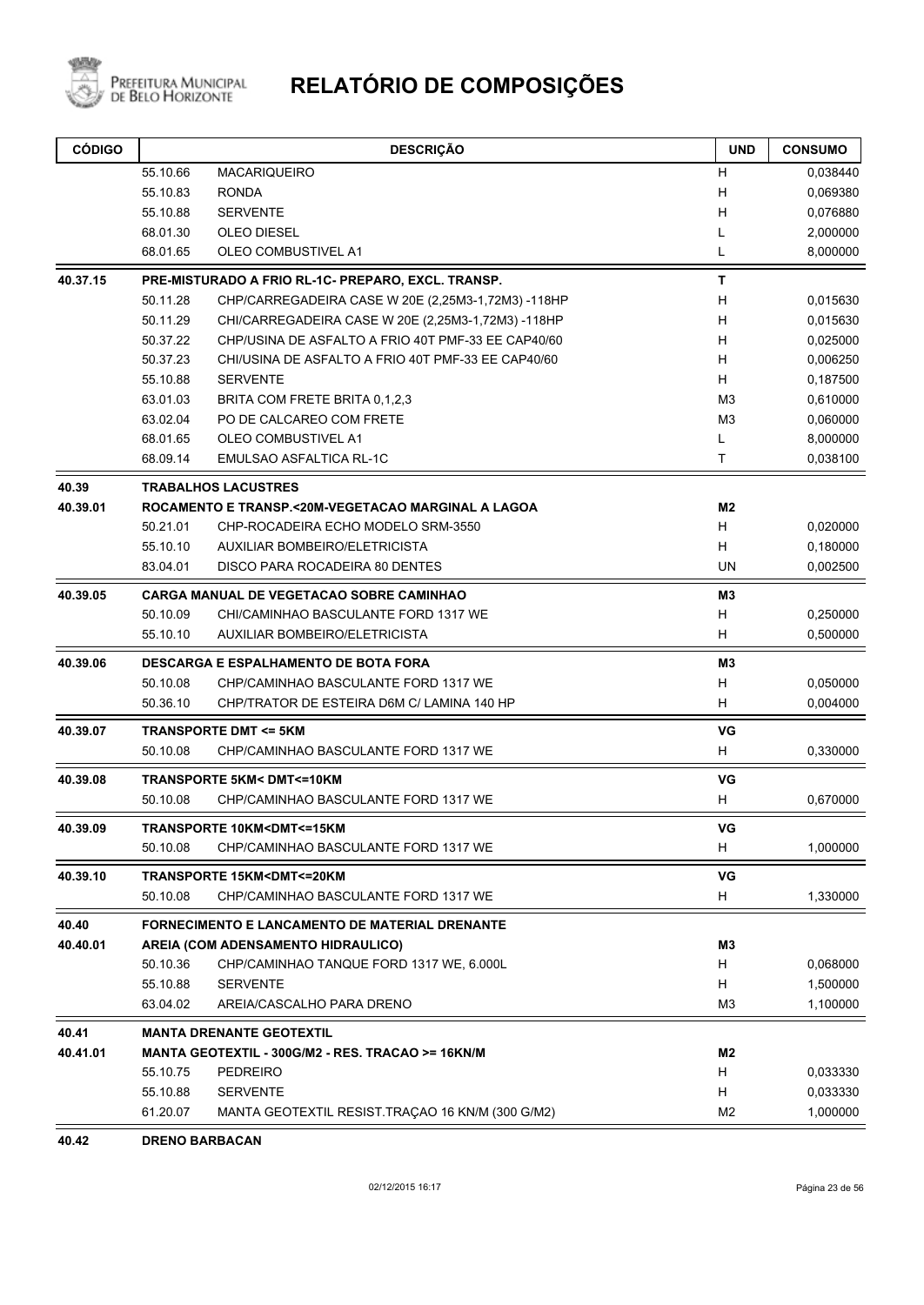# RELATÓRIO DE COMPOSIÇÕES

| CÓDIGO | | DESCRIÇÃO | UND | CONSUMO |
|---|---|---|---|---|
| | 55.10.66 | MACARIQUEIRO | H | 0,038440 |
| | 55.10.83 | RONDA | H | 0,069380 |
| | 55.10.88 | SERVENTE | H | 0,076880 |
| | 68.01.30 | OLEO DIESEL | L | 2,000000 |
| | 68.01.65 | OLEO COMBUSTIVEL A1 | L | 8,000000 |
| **40.37.15** | **PRE-MISTURADO A FRIO RL-1C- PREPARO, EXCL. TRANSP.** | | **T** | |
| | 50.11.28 | CHP/CARREGADEIRA CASE W 20E (2,25M3-1,72M3) -118HP | H | 0,015630 |
| | 50.11.29 | CHI/CARREGADEIRA CASE W 20E (2,25M3-1,72M3) -118HP | H | 0,015630 |
| | 50.37.22 | CHP/USINA DE ASFALTO A FRIO 40T PMF-33 EE CAP40/60 | H | 0,025000 |
| | 50.37.23 | CHI/USINA DE ASFALTO A FRIO 40T PMF-33 EE CAP40/60 | H | 0,006250 |
| | 55.10.88 | SERVENTE | H | 0,187500 |
| | 63.01.03 | BRITA COM FRETE BRITA 0,1,2,3 | M3 | 0,610000 |
| | 63.02.04 | PO DE CALCAREO COM FRETE | M3 | 0,060000 |
| | 68.01.65 | OLEO COMBUSTIVEL A1 | L | 8,000000 |
| | 68.09.14 | EMULSAO ASFALTICA RL-1C | T | 0,038100 |
| **40.39** | **TRABALHOS LACUSTRES** | | | |
| **40.39.01** | **ROCAMENTO E TRANSP.<20M-VEGETACAO MARGINAL A LAGOA** | | **M2** | |
| | 50.21.01 | CHP-ROCADEIRA ECHO MODELO SRM-3550 | H | 0,020000 |
| | 55.10.10 | AUXILIAR BOMBEIRO/ELETRICISTA | H | 0,180000 |
| | 83.04.01 | DISCO PARA ROCADEIRA 80 DENTES | UN | 0,002500 |
| **40.39.05** | **CARGA MANUAL DE VEGETACAO SOBRE CAMINHAO** | | **M3** | |
| | 50.10.09 | CHI/CAMINHAO BASCULANTE FORD 1317 WE | H | 0,250000 |
| | 55.10.10 | AUXILIAR BOMBEIRO/ELETRICISTA | H | 0,500000 |
| **40.39.06** | **DESCARGA E ESPALHAMENTO DE BOTA FORA** | | **M3** | |
| | 50.10.08 | CHP/CAMINHAO BASCULANTE FORD 1317 WE | H | 0,050000 |
| | 50.36.10 | CHP/TRATOR DE ESTEIRA D6M C/ LAMINA 140 HP | H | 0,004000 |
| **40.39.07** | **TRANSPORTE DMT <= 5KM** | | **VG** | |
| | 50.10.08 | CHP/CAMINHAO BASCULANTE FORD 1317 WE | H | 0,330000 |
| **40.39.08** | **TRANSPORTE 5KM< DMT<=10KM** | | **VG** | |
| | 50.10.08 | CHP/CAMINHAO BASCULANTE FORD 1317 WE | H | 0,670000 |
| **40.39.09** | **TRANSPORTE 10KM<DMT<=15KM** | | **VG** | |
| | 50.10.08 | CHP/CAMINHAO BASCULANTE FORD 1317 WE | H | 1,000000 |
| **40.39.10** | **TRANSPORTE 15KM<DMT<=20KM** | | **VG** | |
| | 50.10.08 | CHP/CAMINHAO BASCULANTE FORD 1317 WE | H | 1,330000 |
| **40.40** | **FORNECIMENTO E LANCAMENTO DE MATERIAL DRENANTE** | | | |
| **40.40.01** | **AREIA (COM ADENSAMENTO HIDRAULICO)** | | **M3** | |
| | 50.10.36 | CHP/CAMINHAO TANQUE FORD 1317 WE, 6.000L | H | 0,068000 |
| | 55.10.88 | SERVENTE | H | 1,500000 |
| | 63.04.02 | AREIA/CASCALHO PARA DRENO | M3 | 1,100000 |
| **40.41** | **MANTA DRENANTE GEOTEXTIL** | | | |
| **40.41.01** | **MANTA GEOTEXTIL - 300G/M2 - RES. TRACAO >= 16KN/M** | | **M2** | |
| | 55.10.75 | PEDREIRO | H | 0,033330 |
| | 55.10.88 | SERVENTE | H | 0,033330 |
| | 61.20.07 | MANTA GEOTEXTIL RESIST.TRAÇAO 16 KN/M (300 G/M2) | M2 | 1,000000 |
| **40.42** | **DRENO BARBACAN** | | | |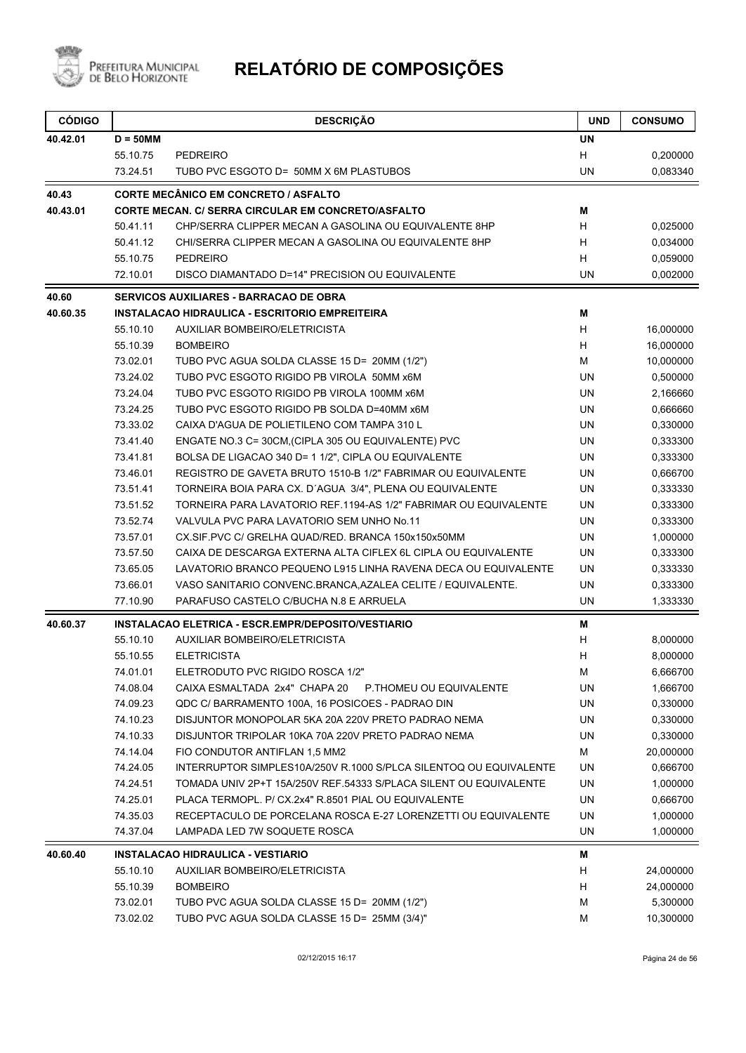# RELATÓRIO DE COMPOSIÇÕES

| CÓDIGO | | DESCRIÇÃO | UND | CONSUMO |
|---|---|---|---|---|
| **40.42.01** | **D = 50MM** | | **UN** | |
| | 55.10.75 | PEDREIRO | H | 0,200000 |
| | 73.24.51 | TUBO PVC ESGOTO D= 50MM X 6M PLASTUBOS | UN | 0,083340 |
| **40.43** | **CORTE MECÂNICO EM CONCRETO / ASFALTO** | | | |
| **40.43.01** | **CORTE MECAN. C/ SERRA CIRCULAR EM CONCRETO/ASFALTO** | | **M** | |
| | 50.41.11 | CHP/SERRA CLIPPER MECAN A GASOLINA OU EQUIVALENTE 8HP | H | 0,025000 |
| | 50.41.12 | CHI/SERRA CLIPPER MECAN A GASOLINA OU EQUIVALENTE 8HP | H | 0,034000 |
| | 55.10.75 | PEDREIRO | H | 0,059000 |
| | 72.10.01 | DISCO DIAMANTADO D=14" PRECISION OU EQUIVALENTE | UN | 0,002000 |
| **40.60** | **SERVICOS AUXILIARES - BARRACAO DE OBRA** | | | |
| **40.60.35** | **INSTALACAO HIDRAULICA - ESCRITORIO EMPREITEIRA** | | **M** | |
| | 55.10.10 | AUXILIAR BOMBEIRO/ELETRICISTA | H | 16,000000 |
| | 55.10.39 | BOMBEIRO | H | 16,000000 |
| | 73.02.01 | TUBO PVC AGUA SOLDA CLASSE 15 D= 20MM (1/2") | M | 10,000000 |
| | 73.24.02 | TUBO PVC ESGOTO RIGIDO PB VIROLA 50MM x6M | UN | 0,500000 |
| | 73.24.04 | TUBO PVC ESGOTO RIGIDO PB VIROLA 100MM x6M | UN | 2,166660 |
| | 73.24.25 | TUBO PVC ESGOTO RIGIDO PB SOLDA D=40MM x6M | UN | 0,666660 |
| | 73.33.02 | CAIXA D'AGUA DE POLIETILENO COM TAMPA 310 L | UN | 0,330000 |
| | 73.41.40 | ENGATE NO.3 C= 30CM,(CIPLA 305 OU EQUIVALENTE) PVC | UN | 0,333300 |
| | 73.41.81 | BOLSA DE LIGACAO 340 D= 1 1/2", CIPLA OU EQUIVALENTE | UN | 0,333300 |
| | 73.46.01 | REGISTRO DE GAVETA BRUTO 1510-B 1/2" FABRIMAR OU EQUIVALENTE | UN | 0,666700 |
| | 73.51.41 | TORNEIRA BOIA PARA CX. D´AGUA 3/4", PLENA OU EQUIVALENTE | UN | 0,333330 |
| | 73.51.52 | TORNEIRA PARA LAVATORIO REF.1194-AS 1/2" FABRIMAR OU EQUIVALENTE | UN | 0,333300 |
| | 73.52.74 | VALVULA PVC PARA LAVATORIO SEM UNHO No.11 | UN | 0,333300 |
| | 73.57.01 | CX.SIF.PVC C/ GRELHA QUAD/RED. BRANCA 150x150x50MM | UN | 1,000000 |
| | 73.57.50 | CAIXA DE DESCARGA EXTERNA ALTA CIFLEX 6L CIPLA OU EQUIVALENTE | UN | 0,333300 |
| | 73.65.05 | LAVATORIO BRANCO PEQUENO L915 LINHA RAVENA DECA OU EQUIVALENTE | UN | 0,333330 |
| | 73.66.01 | VASO SANITARIO CONVENC.BRANCA,AZALEA CELITE / EQUIVALENTE. | UN | 0,333300 |
| | 77.10.90 | PARAFUSO CASTELO C/BUCHA N.8 E ARRUELA | UN | 1,333330 |
| **40.60.37** | **INSTALACAO ELETRICA - ESCR.EMPR/DEPOSITO/VESTIARIO** | | **M** | |
| | 55.10.10 | AUXILIAR BOMBEIRO/ELETRICISTA | H | 8,000000 |
| | 55.10.55 | ELETRICISTA | H | 8,000000 |
| | 74.01.01 | ELETRODUTO PVC RIGIDO ROSCA 1/2" | M | 6,666700 |
| | 74.08.04 | CAIXA ESMALTADA 2x4" CHAPA 20 P.THOMEU OU EQUIVALENTE | UN | 1,666700 |
| | 74.09.23 | QDC C/ BARRAMENTO 100A, 16 POSICOES - PADRAO DIN | UN | 0,330000 |
| | 74.10.23 | DISJUNTOR MONOPOLAR 5KA 20A 220V PRETO PADRAO NEMA | UN | 0,330000 |
| | 74.10.33 | DISJUNTOR TRIPOLAR 10KA 70A 220V PRETO PADRAO NEMA | UN | 0,330000 |
| | 74.14.04 | FIO CONDUTOR ANTIFLAN 1,5 MM2 | M | 20,000000 |
| | 74.24.05 | INTERRUPTOR SIMPLES10A/250V R.1000 S/PLCA SILENTOQ OU EQUIVALENTE | UN | 0,666700 |
| | 74.24.51 | TOMADA UNIV 2P+T 15A/250V REF.54333 S/PLACA SILENT OU EQUIVALENTE | UN | 1,000000 |
| | 74.25.01 | PLACA TERMOPL. P/ CX.2x4" R.8501 PIAL OU EQUIVALENTE | UN | 0,666700 |
| | 74.35.03 | RECEPTACULO DE PORCELANA ROSCA E-27 LORENZETTI OU EQUIVALENTE | UN | 1,000000 |
| | 74.37.04 | LAMPADA LED 7W SOQUETE ROSCA | UN | 1,000000 |
| **40.60.40** | **INSTALACAO HIDRAULICA - VESTIARIO** | | **M** | |
| | 55.10.10 | AUXILIAR BOMBEIRO/ELETRICISTA | H | 24,000000 |
| | 55.10.39 | BOMBEIRO | H | 24,000000 |
| | 73.02.01 | TUBO PVC AGUA SOLDA CLASSE 15 D= 20MM (1/2") | M | 5,300000 |
| | 73.02.02 | TUBO PVC AGUA SOLDA CLASSE 15 D= 25MM (3/4)" | M | 10,300000 |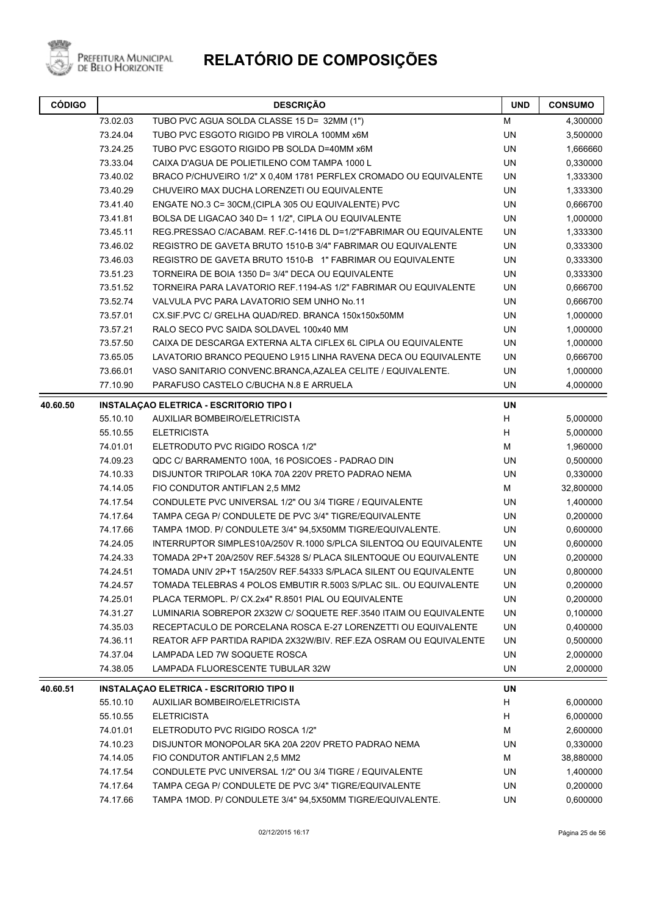# RELATÓRIO DE COMPOSIÇÕES

| CÓDIGO | | DESCRIÇÃO | UND | CONSUMO |
|---|---|---|---|---|
| | 73.02.03 | TUBO PVC AGUA SOLDA CLASSE 15 D= 32MM (1") | M | 4,300000 |
| | 73.24.04 | TUBO PVC ESGOTO RIGIDO PB VIROLA 100MM x6M | UN | 3,500000 |
| | 73.24.25 | TUBO PVC ESGOTO RIGIDO PB SOLDA D=40MM x6M | UN | 1,666660 |
| | 73.33.04 | CAIXA D'AGUA DE POLIETILENO COM TAMPA 1000 L | UN | 0,330000 |
| | 73.40.02 | BRACO P/CHUVEIRO 1/2" X 0,40M 1781 PERFLEX CROMADO OU EQUIVALENTE | UN | 1,333300 |
| | 73.40.29 | CHUVEIRO MAX DUCHA LORENZETI OU EQUIVALENTE | UN | 1,333300 |
| | 73.41.40 | ENGATE NO.3 C= 30CM,(CIPLA 305 OU EQUIVALENTE) PVC | UN | 0,666700 |
| | 73.41.81 | BOLSA DE LIGACAO 340 D= 1 1/2", CIPLA OU EQUIVALENTE | UN | 1,000000 |
| | 73.45.11 | REG.PRESSAO C/ACABAM. REF.C-1416 DL D=1/2"FABRIMAR OU EQUIVALENTE | UN | 1,333300 |
| | 73.46.02 | REGISTRO DE GAVETA BRUTO 1510-B 3/4" FABRIMAR OU EQUIVALENTE | UN | 0,333300 |
| | 73.46.03 | REGISTRO DE GAVETA BRUTO 1510-B 1" FABRIMAR OU EQUIVALENTE | UN | 0,333300 |
| | 73.51.23 | TORNEIRA DE BOIA 1350 D= 3/4" DECA OU EQUIVALENTE | UN | 0,333300 |
| | 73.51.52 | TORNEIRA PARA LAVATORIO REF.1194-AS 1/2" FABRIMAR OU EQUIVALENTE | UN | 0,666700 |
| | 73.52.74 | VALVULA PVC PARA LAVATORIO SEM UNHO No.11 | UN | 0,666700 |
| | 73.57.01 | CX.SIF.PVC C/ GRELHA QUAD/RED. BRANCA 150x150x50MM | UN | 1,000000 |
| | 73.57.21 | RALO SECO PVC SAIDA SOLDAVEL 100x40 MM | UN | 1,000000 |
| | 73.57.50 | CAIXA DE DESCARGA EXTERNA ALTA CIFLEX 6L CIPLA OU EQUIVALENTE | UN | 1,000000 |
| | 73.65.05 | LAVATORIO BRANCO PEQUENO L915 LINHA RAVENA DECA OU EQUIVALENTE | UN | 0,666700 |
| | 73.66.01 | VASO SANITARIO CONVENC.BRANCA,AZALEA CELITE / EQUIVALENTE. | UN | 1,000000 |
| | 77.10.90 | PARAFUSO CASTELO C/BUCHA N.8 E ARRUELA | UN | 4,000000 |
| **40.60.50** | | **INSTALAÇAO ELETRICA - ESCRITORIO TIPO I** | **UN** | |
| | 55.10.10 | AUXILIAR BOMBEIRO/ELETRICISTA | H | 5,000000 |
| | 55.10.55 | ELETRICISTA | H | 5,000000 |
| | 74.01.01 | ELETRODUTO PVC RIGIDO ROSCA 1/2" | M | 1,960000 |
| | 74.09.23 | QDC C/ BARRAMENTO 100A, 16 POSICOES - PADRAO DIN | UN | 0,500000 |
| | 74.10.33 | DISJUNTOR TRIPOLAR 10KA 70A 220V PRETO PADRAO NEMA | UN | 0,330000 |
| | 74.14.05 | FIO CONDUTOR ANTIFLAN 2,5 MM2 | M | 32,800000 |
| | 74.17.54 | CONDULETE PVC UNIVERSAL 1/2" OU 3/4 TIGRE / EQUIVALENTE | UN | 1,400000 |
| | 74.17.64 | TAMPA CEGA P/ CONDULETE DE PVC 3/4" TIGRE/EQUIVALENTE | UN | 0,200000 |
| | 74.17.66 | TAMPA 1MOD. P/ CONDULETE 3/4" 94,5X50MM TIGRE/EQUIVALENTE. | UN | 0,600000 |
| | 74.24.05 | INTERRUPTOR SIMPLES10A/250V R.1000 S/PLCA SILENTOQ OU EQUIVALENTE | UN | 0,600000 |
| | 74.24.33 | TOMADA 2P+T 20A/250V REF.54328 S/ PLACA SILENTOQUE OU EQUIVALENTE | UN | 0,200000 |
| | 74.24.51 | TOMADA UNIV 2P+T 15A/250V REF.54333 S/PLACA SILENT OU EQUIVALENTE | UN | 0,800000 |
| | 74.24.57 | TOMADA TELEBRAS 4 POLOS EMBUTIR R.5003 S/PLAC SIL. OU EQUIVALENTE | UN | 0,200000 |
| | 74.25.01 | PLACA TERMOPL. P/ CX.2x4" R.8501 PIAL OU EQUIVALENTE | UN | 0,200000 |
| | 74.31.27 | LUMINARIA SOBREPOR 2X32W C/ SOQUETE REF.3540 ITAIM OU EQUIVALENTE | UN | 0,100000 |
| | 74.35.03 | RECEPTACULO DE PORCELANA ROSCA E-27 LORENZETTI OU EQUIVALENTE | UN | 0,400000 |
| | 74.36.11 | REATOR AFP PARTIDA RAPIDA 2X32W/BIV. REF.EZA OSRAM OU EQUIVALENTE | UN | 0,500000 |
| | 74.37.04 | LAMPADA LED 7W SOQUETE ROSCA | UN | 2,000000 |
| | 74.38.05 | LAMPADA FLUORESCENTE TUBULAR 32W | UN | 2,000000 |
| **40.60.51** | | **INSTALAÇAO ELETRICA - ESCRITORIO TIPO II** | **UN** | |
| | 55.10.10 | AUXILIAR BOMBEIRO/ELETRICISTA | H | 6,000000 |
| | 55.10.55 | ELETRICISTA | H | 6,000000 |
| | 74.01.01 | ELETRODUTO PVC RIGIDO ROSCA 1/2" | M | 2,600000 |
| | 74.10.23 | DISJUNTOR MONOPOLAR 5KA 20A 220V PRETO PADRAO NEMA | UN | 0,330000 |
| | 74.14.05 | FIO CONDUTOR ANTIFLAN 2,5 MM2 | M | 38,880000 |
| | 74.17.54 | CONDULETE PVC UNIVERSAL 1/2" OU 3/4 TIGRE / EQUIVALENTE | UN | 1,400000 |
| | 74.17.64 | TAMPA CEGA P/ CONDULETE DE PVC 3/4" TIGRE/EQUIVALENTE | UN | 0,200000 |
| | 74.17.66 | TAMPA 1MOD. P/ CONDULETE 3/4" 94,5X50MM TIGRE/EQUIVALENTE. | UN | 0,600000 |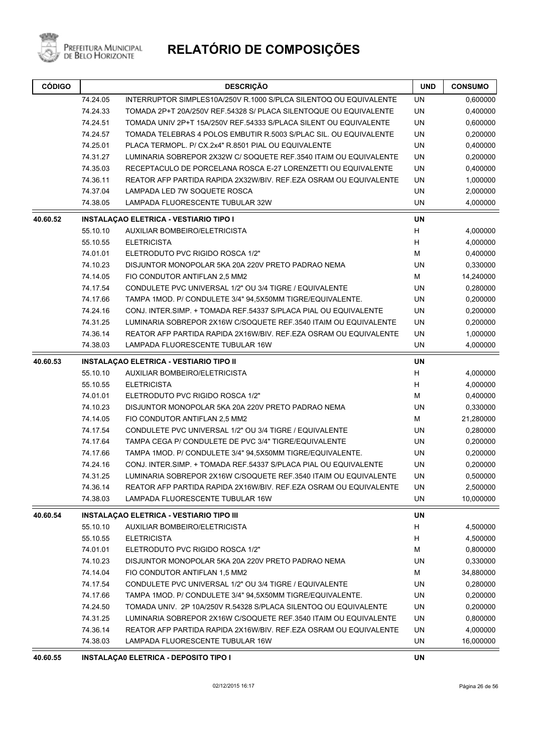# RELATÓRIO DE COMPOSIÇÕES

| CÓDIGO | | DESCRIÇÃO | UND | CONSUMO |
|---|---|---|---|---|
| | 74.24.05 | INTERRUPTOR SIMPLES10A/250V R.1000 S/PLCA SILENTOQ OU EQUIVALENTE | UN | 0,600000 |
| | 74.24.33 | TOMADA 2P+T 20A/250V REF.54328 S/ PLACA SILENTOQUE OU EQUIVALENTE | UN | 0,400000 |
| | 74.24.51 | TOMADA UNIV 2P+T 15A/250V REF.54333 S/PLACA SILENT OU EQUIVALENTE | UN | 0,600000 |
| | 74.24.57 | TOMADA TELEBRAS 4 POLOS EMBUTIR R.5003 S/PLAC SIL. OU EQUIVALENTE | UN | 0,200000 |
| | 74.25.01 | PLACA TERMOPL. P/ CX.2x4" R.8501 PIAL OU EQUIVALENTE | UN | 0,400000 |
| | 74.31.27 | LUMINARIA SOBREPOR 2X32W C/ SOQUETE REF.3540 ITAIM OU EQUIVALENTE | UN | 0,200000 |
| | 74.35.03 | RECEPTACULO DE PORCELANA ROSCA E-27 LORENZETTI OU EQUIVALENTE | UN | 0,400000 |
| | 74.36.11 | REATOR AFP PARTIDA RAPIDA 2X32W/BIV. REF.EZA OSRAM OU EQUIVALENTE | UN | 1,000000 |
| | 74.37.04 | LAMPADA LED 7W SOQUETE ROSCA | UN | 2,000000 |
| | 74.38.05 | LAMPADA FLUORESCENTE TUBULAR 32W | UN | 4,000000 |
| **40.60.52** | | **INSTALAÇAO ELETRICA - VESTIARIO TIPO I** | **UN** | |
| | 55.10.10 | AUXILIAR BOMBEIRO/ELETRICISTA | H | 4,000000 |
| | 55.10.55 | ELETRICISTA | H | 4,000000 |
| | 74.01.01 | ELETRODUTO PVC RIGIDO ROSCA 1/2" | M | 0,400000 |
| | 74.10.23 | DISJUNTOR MONOPOLAR 5KA 20A 220V PRETO PADRAO NEMA | UN | 0,330000 |
| | 74.14.05 | FIO CONDUTOR ANTIFLAN 2,5 MM2 | M | 14,240000 |
| | 74.17.54 | CONDULETE PVC UNIVERSAL 1/2" OU 3/4 TIGRE / EQUIVALENTE | UN | 0,280000 |
| | 74.17.66 | TAMPA 1MOD. P/ CONDULETE 3/4" 94,5X50MM TIGRE/EQUIVALENTE. | UN | 0,200000 |
| | 74.24.16 | CONJ. INTER.SIMP. + TOMADA REF.54337 S/PLACA PIAL OU EQUIVALENTE | UN | 0,200000 |
| | 74.31.25 | LUMINARIA SOBREPOR 2X16W C/SOQUETE REF.3540 ITAIM OU EQUIVALENTE | UN | 0,200000 |
| | 74.36.14 | REATOR AFP PARTIDA RAPIDA 2X16W/BIV. REF.EZA OSRAM OU EQUIVALENTE | UN | 1,000000 |
| | 74.38.03 | LAMPADA FLUORESCENTE TUBULAR 16W | UN | 4,000000 |
| **40.60.53** | | **INSTALAÇAO ELETRICA - VESTIARIO TIPO II** | **UN** | |
| | 55.10.10 | AUXILIAR BOMBEIRO/ELETRICISTA | H | 4,000000 |
| | 55.10.55 | ELETRICISTA | H | 4,000000 |
| | 74.01.01 | ELETRODUTO PVC RIGIDO ROSCA 1/2" | M | 0,400000 |
| | 74.10.23 | DISJUNTOR MONOPOLAR 5KA 20A 220V PRETO PADRAO NEMA | UN | 0,330000 |
| | 74.14.05 | FIO CONDUTOR ANTIFLAN 2,5 MM2 | M | 21,280000 |
| | 74.17.54 | CONDULETE PVC UNIVERSAL 1/2" OU 3/4 TIGRE / EQUIVALENTE | UN | 0,280000 |
| | 74.17.64 | TAMPA CEGA P/ CONDULETE DE PVC 3/4" TIGRE/EQUIVALENTE | UN | 0,200000 |
| | 74.17.66 | TAMPA 1MOD. P/ CONDULETE 3/4" 94,5X50MM TIGRE/EQUIVALENTE. | UN | 0,200000 |
| | 74.24.16 | CONJ. INTER.SIMP. + TOMADA REF.54337 S/PLACA PIAL OU EQUIVALENTE | UN | 0,200000 |
| | 74.31.25 | LUMINARIA SOBREPOR 2X16W C/SOQUETE REF.3540 ITAIM OU EQUIVALENTE | UN | 0,500000 |
| | 74.36.14 | REATOR AFP PARTIDA RAPIDA 2X16W/BIV. REF.EZA OSRAM OU EQUIVALENTE | UN | 2,500000 |
| | 74.38.03 | LAMPADA FLUORESCENTE TUBULAR 16W | UN | 10,000000 |
| **40.60.54** | | **INSTALAÇAO ELETRICA - VESTIARIO TIPO III** | **UN** | |
| | 55.10.10 | AUXILIAR BOMBEIRO/ELETRICISTA | H | 4,500000 |
| | 55.10.55 | ELETRICISTA | H | 4,500000 |
| | 74.01.01 | ELETRODUTO PVC RIGIDO ROSCA 1/2" | M | 0,800000 |
| | 74.10.23 | DISJUNTOR MONOPOLAR 5KA 20A 220V PRETO PADRAO NEMA | UN | 0,330000 |
| | 74.14.04 | FIO CONDUTOR ANTIFLAN 1,5 MM2 | M | 34,880000 |
| | 74.17.54 | CONDULETE PVC UNIVERSAL 1/2" OU 3/4 TIGRE / EQUIVALENTE | UN | 0,280000 |
| | 74.17.66 | TAMPA 1MOD. P/ CONDULETE 3/4" 94,5X50MM TIGRE/EQUIVALENTE. | UN | 0,200000 |
| | 74.24.50 | TOMADA UNIV. 2P 10A/250V R.54328 S/PLACA SILENTOQ OU EQUIVALENTE | UN | 0,200000 |
| | 74.31.25 | LUMINARIA SOBREPOR 2X16W C/SOQUETE REF.3540 ITAIM OU EQUIVALENTE | UN | 0,800000 |
| | 74.36.14 | REATOR AFP PARTIDA RAPIDA 2X16W/BIV. REF.EZA OSRAM OU EQUIVALENTE | UN | 4,000000 |
| | 74.38.03 | LAMPADA FLUORESCENTE TUBULAR 16W | UN | 16,000000 |
| **40.60.55** | | **INSTALAÇA0 ELETRICA - DEPOSITO TIPO I** | **UN** | |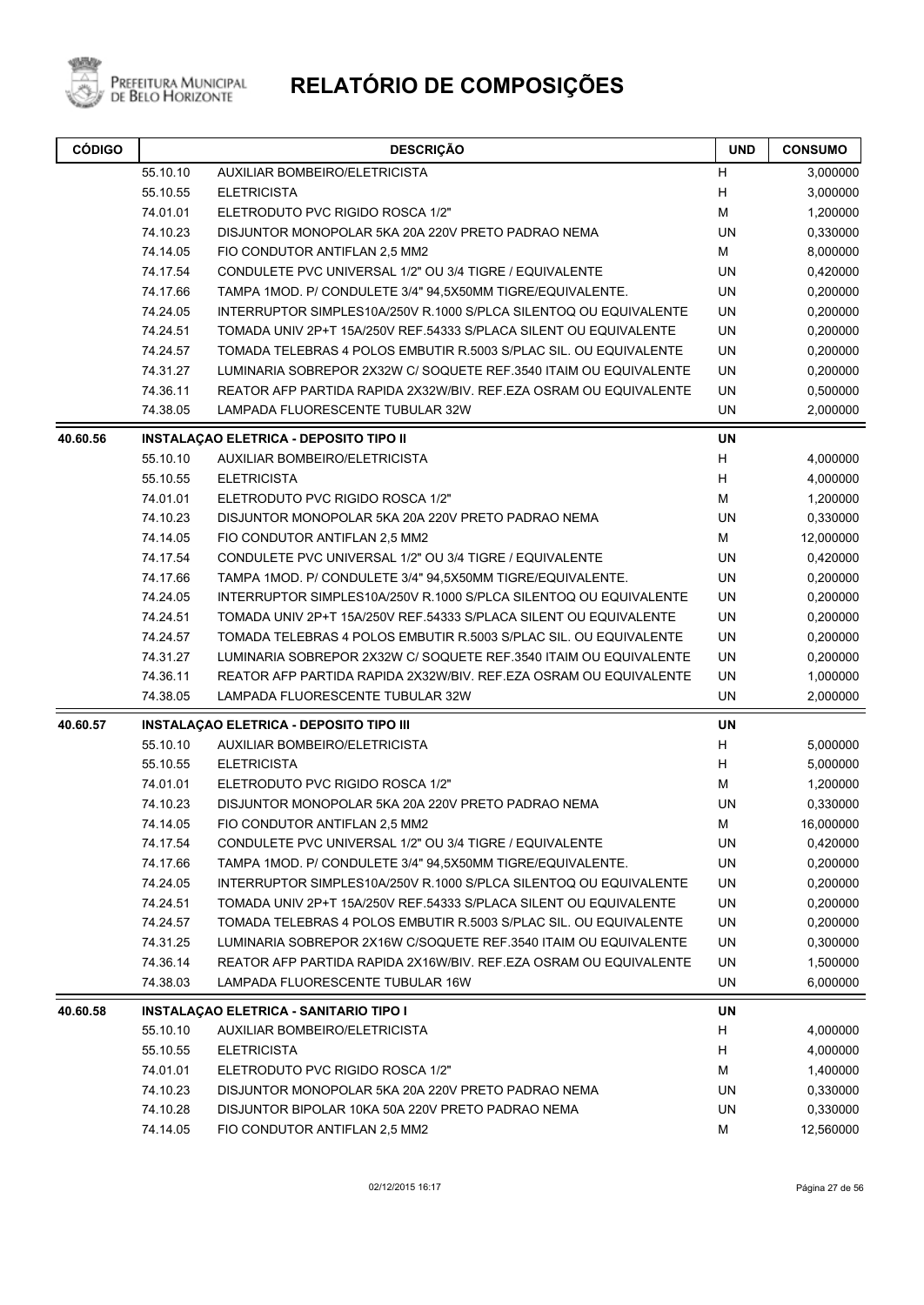# RELATÓRIO DE COMPOSIÇÕES

| CÓDIGO | | DESCRIÇÃO | UND | CONSUMO |
|---|---|---|---|---|
| | 55.10.10 | AUXILIAR BOMBEIRO/ELETRICISTA | H | 3,000000 |
| | 55.10.55 | ELETRICISTA | H | 3,000000 |
| | 74.01.01 | ELETRODUTO PVC RIGIDO ROSCA 1/2" | M | 1,200000 |
| | 74.10.23 | DISJUNTOR MONOPOLAR 5KA 20A 220V PRETO PADRAO NEMA | UN | 0,330000 |
| | 74.14.05 | FIO CONDUTOR ANTIFLAN 2,5 MM2 | M | 8,000000 |
| | 74.17.54 | CONDULETE PVC UNIVERSAL 1/2" OU 3/4 TIGRE / EQUIVALENTE | UN | 0,420000 |
| | 74.17.66 | TAMPA 1MOD. P/ CONDULETE 3/4" 94,5X50MM TIGRE/EQUIVALENTE. | UN | 0,200000 |
| | 74.24.05 | INTERRUPTOR SIMPLES10A/250V R.1000 S/PLCA SILENTOQ OU EQUIVALENTE | UN | 0,200000 |
| | 74.24.51 | TOMADA UNIV 2P+T 15A/250V REF.54333 S/PLACA SILENT OU EQUIVALENTE | UN | 0,200000 |
| | 74.24.57 | TOMADA TELEBRAS 4 POLOS EMBUTIR R.5003 S/PLAC SIL. OU EQUIVALENTE | UN | 0,200000 |
| | 74.31.27 | LUMINARIA SOBREPOR 2X32W C/ SOQUETE REF.3540 ITAIM OU EQUIVALENTE | UN | 0,200000 |
| | 74.36.11 | REATOR AFP PARTIDA RAPIDA 2X32W/BIV. REF.EZA OSRAM OU EQUIVALENTE | UN | 0,500000 |
| | 74.38.05 | LAMPADA FLUORESCENTE TUBULAR 32W | UN | 2,000000 |
| **40.60.56** | | **INSTALAÇAO ELETRICA - DEPOSITO TIPO II** | **UN** | |
| | 55.10.10 | AUXILIAR BOMBEIRO/ELETRICISTA | H | 4,000000 |
| | 55.10.55 | ELETRICISTA | H | 4,000000 |
| | 74.01.01 | ELETRODUTO PVC RIGIDO ROSCA 1/2" | M | 1,200000 |
| | 74.10.23 | DISJUNTOR MONOPOLAR 5KA 20A 220V PRETO PADRAO NEMA | UN | 0,330000 |
| | 74.14.05 | FIO CONDUTOR ANTIFLAN 2,5 MM2 | M | 12,000000 |
| | 74.17.54 | CONDULETE PVC UNIVERSAL 1/2" OU 3/4 TIGRE / EQUIVALENTE | UN | 0,420000 |
| | 74.17.66 | TAMPA 1MOD. P/ CONDULETE 3/4" 94,5X50MM TIGRE/EQUIVALENTE. | UN | 0,200000 |
| | 74.24.05 | INTERRUPTOR SIMPLES10A/250V R.1000 S/PLCA SILENTOQ OU EQUIVALENTE | UN | 0,200000 |
| | 74.24.51 | TOMADA UNIV 2P+T 15A/250V REF.54333 S/PLACA SILENT OU EQUIVALENTE | UN | 0,200000 |
| | 74.24.57 | TOMADA TELEBRAS 4 POLOS EMBUTIR R.5003 S/PLAC SIL. OU EQUIVALENTE | UN | 0,200000 |
| | 74.31.27 | LUMINARIA SOBREPOR 2X32W C/ SOQUETE REF.3540 ITAIM OU EQUIVALENTE | UN | 0,200000 |
| | 74.36.11 | REATOR AFP PARTIDA RAPIDA 2X32W/BIV. REF.EZA OSRAM OU EQUIVALENTE | UN | 1,000000 |
| | 74.38.05 | LAMPADA FLUORESCENTE TUBULAR 32W | UN | 2,000000 |
| **40.60.57** | | **INSTALAÇAO ELETRICA - DEPOSITO TIPO III** | **UN** | |
| | 55.10.10 | AUXILIAR BOMBEIRO/ELETRICISTA | H | 5,000000 |
| | 55.10.55 | ELETRICISTA | H | 5,000000 |
| | 74.01.01 | ELETRODUTO PVC RIGIDO ROSCA 1/2" | M | 1,200000 |
| | 74.10.23 | DISJUNTOR MONOPOLAR 5KA 20A 220V PRETO PADRAO NEMA | UN | 0,330000 |
| | 74.14.05 | FIO CONDUTOR ANTIFLAN 2,5 MM2 | M | 16,000000 |
| | 74.17.54 | CONDULETE PVC UNIVERSAL 1/2" OU 3/4 TIGRE / EQUIVALENTE | UN | 0,420000 |
| | 74.17.66 | TAMPA 1MOD. P/ CONDULETE 3/4" 94,5X50MM TIGRE/EQUIVALENTE. | UN | 0,200000 |
| | 74.24.05 | INTERRUPTOR SIMPLES10A/250V R.1000 S/PLCA SILENTOQ OU EQUIVALENTE | UN | 0,200000 |
| | 74.24.51 | TOMADA UNIV 2P+T 15A/250V REF.54333 S/PLACA SILENT OU EQUIVALENTE | UN | 0,200000 |
| | 74.24.57 | TOMADA TELEBRAS 4 POLOS EMBUTIR R.5003 S/PLAC SIL. OU EQUIVALENTE | UN | 0,200000 |
| | 74.31.25 | LUMINARIA SOBREPOR 2X16W C/SOQUETE REF.3540 ITAIM OU EQUIVALENTE | UN | 0,300000 |
| | 74.36.14 | REATOR AFP PARTIDA RAPIDA 2X16W/BIV. REF.EZA OSRAM OU EQUIVALENTE | UN | 1,500000 |
| | 74.38.03 | LAMPADA FLUORESCENTE TUBULAR 16W | UN | 6,000000 |
| **40.60.58** | | **INSTALAÇAO ELETRICA - SANITARIO TIPO I** | **UN** | |
| | 55.10.10 | AUXILIAR BOMBEIRO/ELETRICISTA | H | 4,000000 |
| | 55.10.55 | ELETRICISTA | H | 4,000000 |
| | 74.01.01 | ELETRODUTO PVC RIGIDO ROSCA 1/2" | M | 1,400000 |
| | 74.10.23 | DISJUNTOR MONOPOLAR 5KA 20A 220V PRETO PADRAO NEMA | UN | 0,330000 |
| | 74.10.28 | DISJUNTOR BIPOLAR 10KA 50A 220V PRETO PADRAO NEMA | UN | 0,330000 |
| | 74.14.05 | FIO CONDUTOR ANTIFLAN 2,5 MM2 | M | 12,560000 |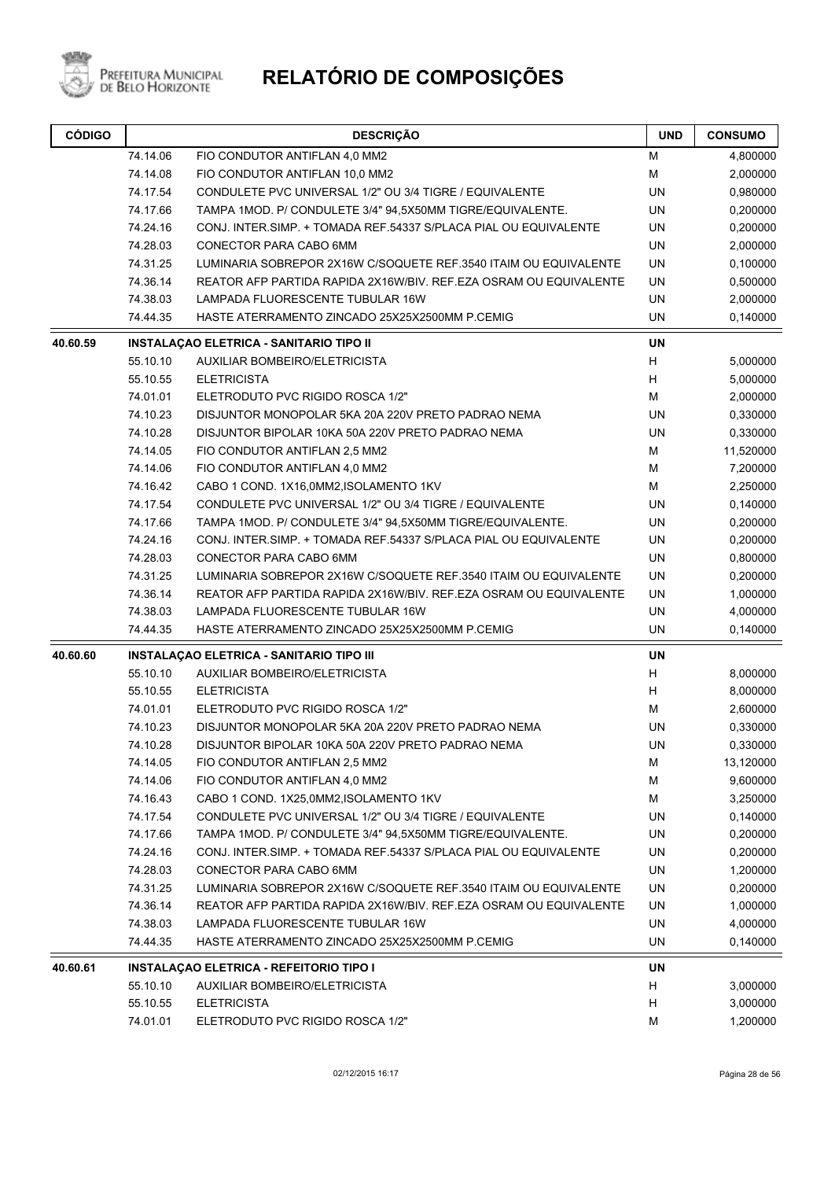# RELATÓRIO DE COMPOSIÇÕES

Prefeitura Municipal de Belo Horizonte

| CÓDIGO | | DESCRIÇÃO | UND | CONSUMO |
|---|---|---|---|---|
| | 74.14.06 | FIO CONDUTOR ANTIFLAN 4,0 MM2 | M | 4,800000 |
| | 74.14.08 | FIO CONDUTOR ANTIFLAN 10,0 MM2 | M | 2,000000 |
| | 74.17.54 | CONDULETE PVC UNIVERSAL 1/2" OU 3/4 TIGRE / EQUIVALENTE | UN | 0,980000 |
| | 74.17.66 | TAMPA 1MOD. P/ CONDULETE 3/4" 94,5X50MM TIGRE/EQUIVALENTE. | UN | 0,200000 |
| | 74.24.16 | CONJ. INTER.SIMP. + TOMADA REF.54337 S/PLACA PIAL OU EQUIVALENTE | UN | 0,200000 |
| | 74.28.03 | CONECTOR PARA CABO 6MM | UN | 2,000000 |
| | 74.31.25 | LUMINARIA SOBREPOR 2X16W C/SOQUETE REF.3540 ITAIM OU EQUIVALENTE | UN | 0,100000 |
| | 74.36.14 | REATOR AFP PARTIDA RAPIDA 2X16W/BIV. REF.EZA OSRAM OU EQUIVALENTE | UN | 0,500000 |
| | 74.38.03 | LAMPADA FLUORESCENTE TUBULAR 16W | UN | 2,000000 |
| | 74.44.35 | HASTE ATERRAMENTO ZINCADO 25X25X2500MM P.CEMIG | UN | 0,140000 |
| **40.60.59** | | **INSTALAÇAO ELETRICA - SANITARIO TIPO II** | **UN** | |
| | 55.10.10 | AUXILIAR BOMBEIRO/ELETRICISTA | H | 5,000000 |
| | 55.10.55 | ELETRICISTA | H | 5,000000 |
| | 74.01.01 | ELETRODUTO PVC RIGIDO ROSCA 1/2" | M | 2,000000 |
| | 74.10.23 | DISJUNTOR MONOPOLAR 5KA 20A 220V PRETO PADRAO NEMA | UN | 0,330000 |
| | 74.10.28 | DISJUNTOR BIPOLAR 10KA 50A 220V PRETO PADRAO NEMA | UN | 0,330000 |
| | 74.14.05 | FIO CONDUTOR ANTIFLAN 2,5 MM2 | M | 11,520000 |
| | 74.14.06 | FIO CONDUTOR ANTIFLAN 4,0 MM2 | M | 7,200000 |
| | 74.16.42 | CABO 1 COND. 1X16,0MM2,ISOLAMENTO 1KV | M | 2,250000 |
| | 74.17.54 | CONDULETE PVC UNIVERSAL 1/2" OU 3/4 TIGRE / EQUIVALENTE | UN | 0,140000 |
| | 74.17.66 | TAMPA 1MOD. P/ CONDULETE 3/4" 94,5X50MM TIGRE/EQUIVALENTE. | UN | 0,200000 |
| | 74.24.16 | CONJ. INTER.SIMP. + TOMADA REF.54337 S/PLACA PIAL OU EQUIVALENTE | UN | 0,200000 |
| | 74.28.03 | CONECTOR PARA CABO 6MM | UN | 0,800000 |
| | 74.31.25 | LUMINARIA SOBREPOR 2X16W C/SOQUETE REF.3540 ITAIM OU EQUIVALENTE | UN | 0,200000 |
| | 74.36.14 | REATOR AFP PARTIDA RAPIDA 2X16W/BIV. REF.EZA OSRAM OU EQUIVALENTE | UN | 1,000000 |
| | 74.38.03 | LAMPADA FLUORESCENTE TUBULAR 16W | UN | 4,000000 |
| | 74.44.35 | HASTE ATERRAMENTO ZINCADO 25X25X2500MM P.CEMIG | UN | 0,140000 |
| **40.60.60** | | **INSTALAÇAO ELETRICA - SANITARIO TIPO III** | **UN** | |
| | 55.10.10 | AUXILIAR BOMBEIRO/ELETRICISTA | H | 8,000000 |
| | 55.10.55 | ELETRICISTA | H | 8,000000 |
| | 74.01.01 | ELETRODUTO PVC RIGIDO ROSCA 1/2" | M | 2,600000 |
| | 74.10.23 | DISJUNTOR MONOPOLAR 5KA 20A 220V PRETO PADRAO NEMA | UN | 0,330000 |
| | 74.10.28 | DISJUNTOR BIPOLAR 10KA 50A 220V PRETO PADRAO NEMA | UN | 0,330000 |
| | 74.14.05 | FIO CONDUTOR ANTIFLAN 2,5 MM2 | M | 13,120000 |
| | 74.14.06 | FIO CONDUTOR ANTIFLAN 4,0 MM2 | M | 9,600000 |
| | 74.16.43 | CABO 1 COND. 1X25,0MM2,ISOLAMENTO 1KV | M | 3,250000 |
| | 74.17.54 | CONDULETE PVC UNIVERSAL 1/2" OU 3/4 TIGRE / EQUIVALENTE | UN | 0,140000 |
| | 74.17.66 | TAMPA 1MOD. P/ CONDULETE 3/4" 94,5X50MM TIGRE/EQUIVALENTE. | UN | 0,200000 |
| | 74.24.16 | CONJ. INTER.SIMP. + TOMADA REF.54337 S/PLACA PIAL OU EQUIVALENTE | UN | 0,200000 |
| | 74.28.03 | CONECTOR PARA CABO 6MM | UN | 1,200000 |
| | 74.31.25 | LUMINARIA SOBREPOR 2X16W C/SOQUETE REF.3540 ITAIM OU EQUIVALENTE | UN | 0,200000 |
| | 74.36.14 | REATOR AFP PARTIDA RAPIDA 2X16W/BIV. REF.EZA OSRAM OU EQUIVALENTE | UN | 1,000000 |
| | 74.38.03 | LAMPADA FLUORESCENTE TUBULAR 16W | UN | 4,000000 |
| | 74.44.35 | HASTE ATERRAMENTO ZINCADO 25X25X2500MM P.CEMIG | UN | 0,140000 |
| **40.60.61** | | **INSTALAÇAO ELETRICA - REFEITORIO TIPO I** | **UN** | |
| | 55.10.10 | AUXILIAR BOMBEIRO/ELETRICISTA | H | 3,000000 |
| | 55.10.55 | ELETRICISTA | H | 3,000000 |
| | 74.01.01 | ELETRODUTO PVC RIGIDO ROSCA 1/2" | M | 1,200000 |

02/12/2015 16:17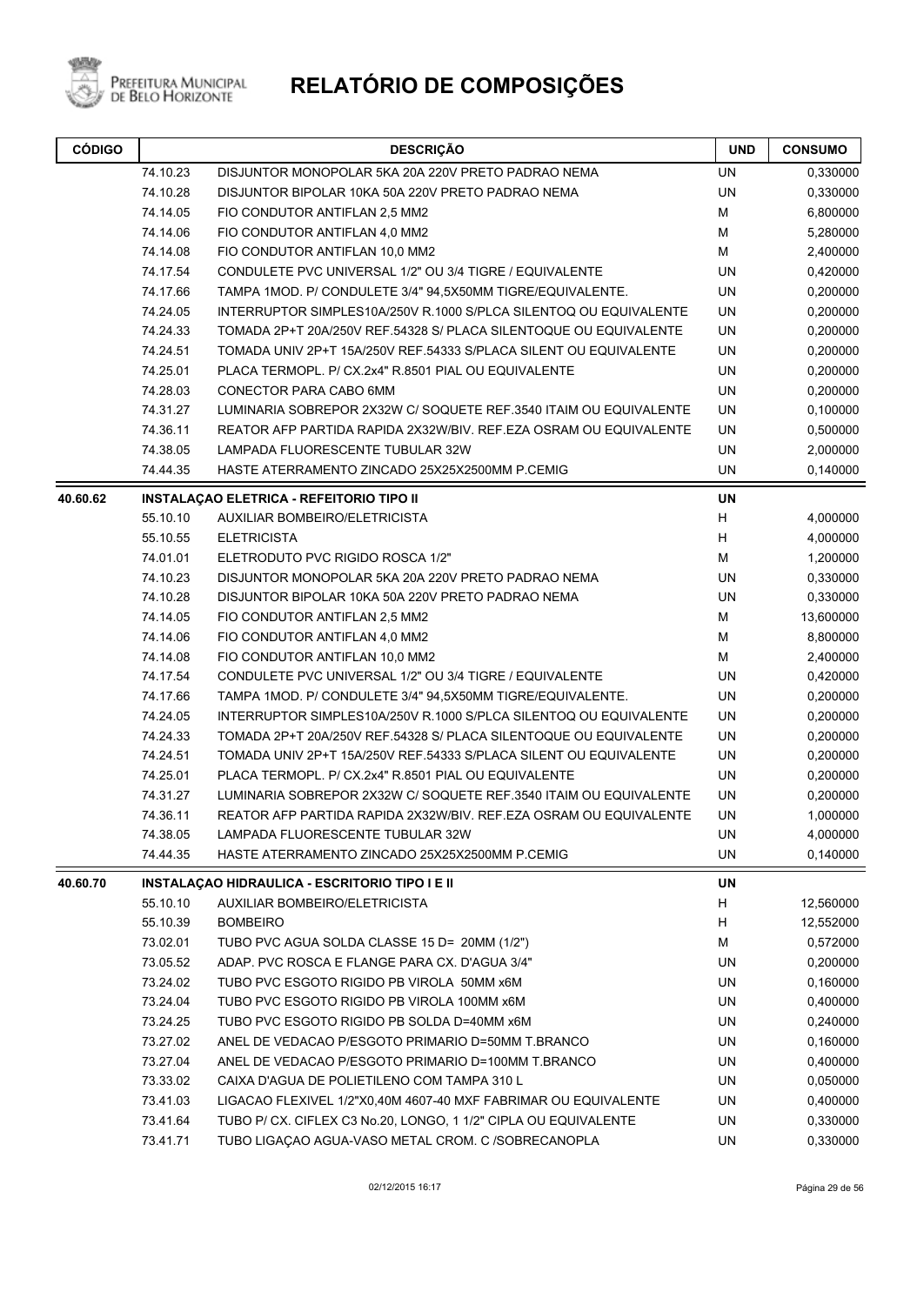# RELATÓRIO DE COMPOSIÇÕES

| CÓDIGO | | DESCRIÇÃO | UND | CONSUMO |
|---|---|---|---|---|
| | 74.10.23 | DISJUNTOR MONOPOLAR 5KA 20A 220V PRETO PADRAO NEMA | UN | 0,330000 |
| | 74.10.28 | DISJUNTOR BIPOLAR 10KA 50A 220V PRETO PADRAO NEMA | UN | 0,330000 |
| | 74.14.05 | FIO CONDUTOR ANTIFLAN 2,5 MM2 | M | 6,800000 |
| | 74.14.06 | FIO CONDUTOR ANTIFLAN 4,0 MM2 | M | 5,280000 |
| | 74.14.08 | FIO CONDUTOR ANTIFLAN 10,0 MM2 | M | 2,400000 |
| | 74.17.54 | CONDULETE PVC UNIVERSAL 1/2" OU 3/4 TIGRE / EQUIVALENTE | UN | 0,420000 |
| | 74.17.66 | TAMPA 1MOD. P/ CONDULETE 3/4" 94,5X50MM TIGRE/EQUIVALENTE. | UN | 0,200000 |
| | 74.24.05 | INTERRUPTOR SIMPLES10A/250V R.1000 S/PLCA SILENTOQ OU EQUIVALENTE | UN | 0,200000 |
| | 74.24.33 | TOMADA 2P+T 20A/250V REF.54328 S/ PLACA SILENTOQUE OU EQUIVALENTE | UN | 0,200000 |
| | 74.24.51 | TOMADA UNIV 2P+T 15A/250V REF.54333 S/PLACA SILENT OU EQUIVALENTE | UN | 0,200000 |
| | 74.25.01 | PLACA TERMOPL. P/ CX.2x4" R.8501 PIAL OU EQUIVALENTE | UN | 0,200000 |
| | 74.28.03 | CONECTOR PARA CABO 6MM | UN | 0,200000 |
| | 74.31.27 | LUMINARIA SOBREPOR 2X32W C/ SOQUETE REF.3540 ITAIM OU EQUIVALENTE | UN | 0,100000 |
| | 74.36.11 | REATOR AFP PARTIDA RAPIDA 2X32W/BIV. REF.EZA OSRAM OU EQUIVALENTE | UN | 0,500000 |
| | 74.38.05 | LAMPADA FLUORESCENTE TUBULAR 32W | UN | 2,000000 |
| | 74.44.35 | HASTE ATERRAMENTO ZINCADO 25X25X2500MM P.CEMIG | UN | 0,140000 |
| **40.60.62** | | **INSTALAÇAO ELETRICA - REFEITORIO TIPO II** | **UN** | |
| | 55.10.10 | AUXILIAR BOMBEIRO/ELETRICISTA | H | 4,000000 |
| | 55.10.55 | ELETRICISTA | H | 4,000000 |
| | 74.01.01 | ELETRODUTO PVC RIGIDO ROSCA 1/2" | M | 1,200000 |
| | 74.10.23 | DISJUNTOR MONOPOLAR 5KA 20A 220V PRETO PADRAO NEMA | UN | 0,330000 |
| | 74.10.28 | DISJUNTOR BIPOLAR 10KA 50A 220V PRETO PADRAO NEMA | UN | 0,330000 |
| | 74.14.05 | FIO CONDUTOR ANTIFLAN 2,5 MM2 | M | 13,600000 |
| | 74.14.06 | FIO CONDUTOR ANTIFLAN 4,0 MM2 | M | 8,800000 |
| | 74.14.08 | FIO CONDUTOR ANTIFLAN 10,0 MM2 | M | 2,400000 |
| | 74.17.54 | CONDULETE PVC UNIVERSAL 1/2" OU 3/4 TIGRE / EQUIVALENTE | UN | 0,420000 |
| | 74.17.66 | TAMPA 1MOD. P/ CONDULETE 3/4" 94,5X50MM TIGRE/EQUIVALENTE. | UN | 0,200000 |
| | 74.24.05 | INTERRUPTOR SIMPLES10A/250V R.1000 S/PLCA SILENTOQ OU EQUIVALENTE | UN | 0,200000 |
| | 74.24.33 | TOMADA 2P+T 20A/250V REF.54328 S/ PLACA SILENTOQUE OU EQUIVALENTE | UN | 0,200000 |
| | 74.24.51 | TOMADA UNIV 2P+T 15A/250V REF.54333 S/PLACA SILENT OU EQUIVALENTE | UN | 0,200000 |
| | 74.25.01 | PLACA TERMOPL. P/ CX.2x4" R.8501 PIAL OU EQUIVALENTE | UN | 0,200000 |
| | 74.31.27 | LUMINARIA SOBREPOR 2X32W C/ SOQUETE REF.3540 ITAIM OU EQUIVALENTE | UN | 0,200000 |
| | 74.36.11 | REATOR AFP PARTIDA RAPIDA 2X32W/BIV. REF.EZA OSRAM OU EQUIVALENTE | UN | 1,000000 |
| | 74.38.05 | LAMPADA FLUORESCENTE TUBULAR 32W | UN | 4,000000 |
| | 74.44.35 | HASTE ATERRAMENTO ZINCADO 25X25X2500MM P.CEMIG | UN | 0,140000 |
| **40.60.70** | | **INSTALAÇAO HIDRAULICA - ESCRITORIO TIPO I E II** | **UN** | |
| | 55.10.10 | AUXILIAR BOMBEIRO/ELETRICISTA | H | 12,560000 |
| | 55.10.39 | BOMBEIRO | H | 12,552000 |
| | 73.02.01 | TUBO PVC AGUA SOLDA CLASSE 15 D= 20MM (1/2") | M | 0,572000 |
| | 73.05.52 | ADAP. PVC ROSCA E FLANGE PARA CX. D'AGUA 3/4" | UN | 0,200000 |
| | 73.24.02 | TUBO PVC ESGOTO RIGIDO PB VIROLA 50MM x6M | UN | 0,160000 |
| | 73.24.04 | TUBO PVC ESGOTO RIGIDO PB VIROLA 100MM x6M | UN | 0,400000 |
| | 73.24.25 | TUBO PVC ESGOTO RIGIDO PB SOLDA D=40MM x6M | UN | 0,240000 |
| | 73.27.02 | ANEL DE VEDACAO P/ESGOTO PRIMARIO D=50MM T.BRANCO | UN | 0,160000 |
| | 73.27.04 | ANEL DE VEDACAO P/ESGOTO PRIMARIO D=100MM T.BRANCO | UN | 0,400000 |
| | 73.33.02 | CAIXA D'AGUA DE POLIETILENO COM TAMPA 310 L | UN | 0,050000 |
| | 73.41.03 | LIGACAO FLEXIVEL 1/2"X0,40M 4607-40 MXF FABRIMAR OU EQUIVALENTE | UN | 0,400000 |
| | 73.41.64 | TUBO P/ CX. CIFLEX C3 No.20, LONGO, 1 1/2" CIPLA OU EQUIVALENTE | UN | 0,330000 |
| | 73.41.71 | TUBO LIGAÇAO AGUA-VASO METAL CROM. C /SOBRECANOPLA | UN | 0,330000 |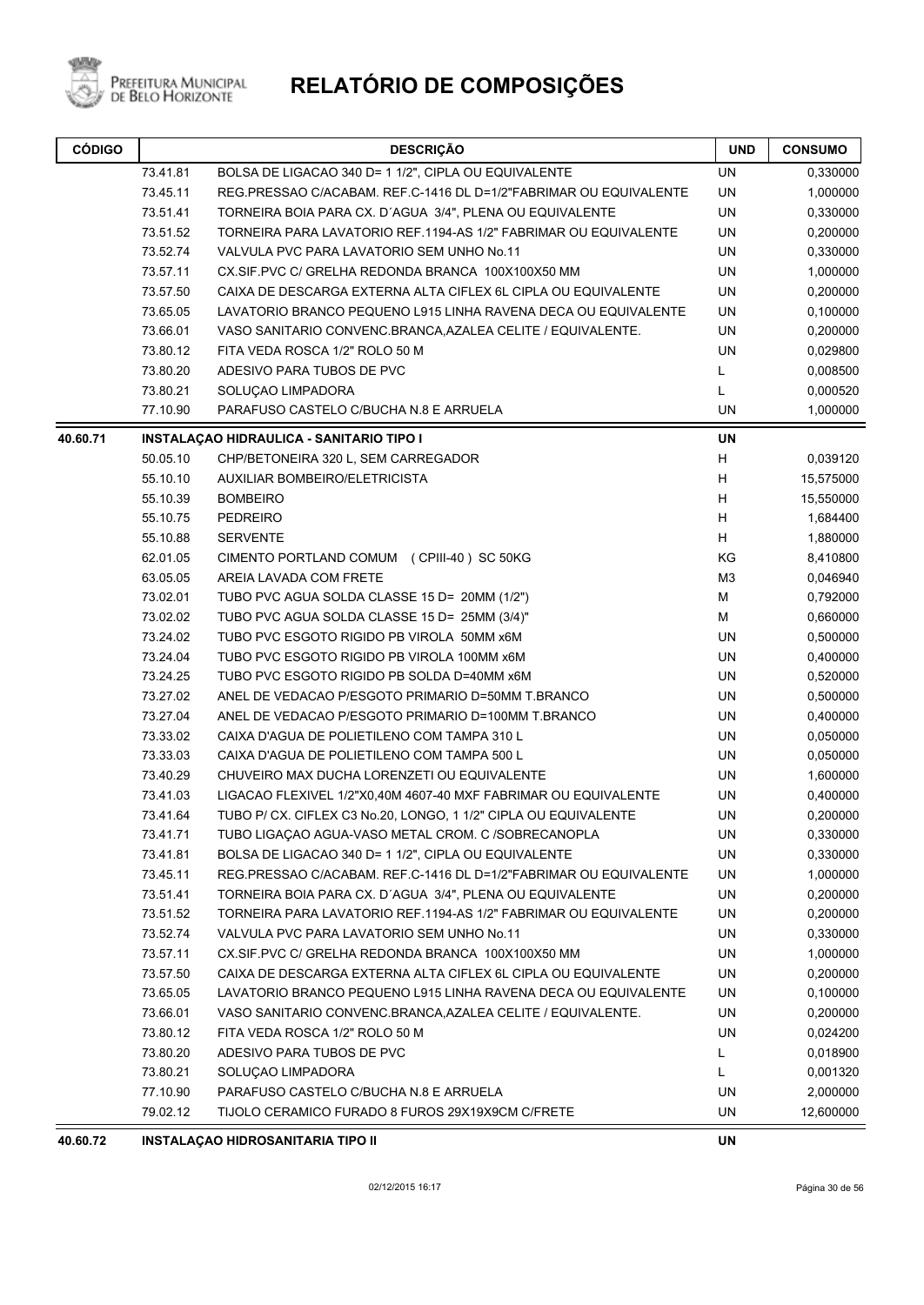# RELATÓRIO DE COMPOSIÇÕES

| CÓDIGO | | DESCRIÇÃO | UND | CONSUMO |
|---|---|---|---|---|
| | 73.41.81 | BOLSA DE LIGACAO 340 D= 1 1/2", CIPLA OU EQUIVALENTE | UN | 0,330000 |
| | 73.45.11 | REG.PRESSAO C/ACABAM. REF.C-1416 DL D=1/2"FABRIMAR OU EQUIVALENTE | UN | 1,000000 |
| | 73.51.41 | TORNEIRA BOIA PARA CX. D´AGUA 3/4", PLENA OU EQUIVALENTE | UN | 0,330000 |
| | 73.51.52 | TORNEIRA PARA LAVATORIO REF.1194-AS 1/2" FABRIMAR OU EQUIVALENTE | UN | 0,200000 |
| | 73.52.74 | VALVULA PVC PARA LAVATORIO SEM UNHO No.11 | UN | 0,330000 |
| | 73.57.11 | CX.SIF.PVC C/ GRELHA REDONDA BRANCA 100X100X50 MM | UN | 1,000000 |
| | 73.57.50 | CAIXA DE DESCARGA EXTERNA ALTA CIFLEX 6L CIPLA OU EQUIVALENTE | UN | 0,200000 |
| | 73.65.05 | LAVATORIO BRANCO PEQUENO L915 LINHA RAVENA DECA OU EQUIVALENTE | UN | 0,100000 |
| | 73.66.01 | VASO SANITARIO CONVENC.BRANCA,AZALEA CELITE / EQUIVALENTE. | UN | 0,200000 |
| | 73.80.12 | FITA VEDA ROSCA 1/2" ROLO 50 M | UN | 0,029800 |
| | 73.80.20 | ADESIVO PARA TUBOS DE PVC | L | 0,008500 |
| | 73.80.21 | SOLUÇAO LIMPADORA | L | 0,000520 |
| | 77.10.90 | PARAFUSO CASTELO C/BUCHA N.8 E ARRUELA | UN | 1,000000 |
| **40.60.71** | | **INSTALAÇAO HIDRAULICA - SANITARIO TIPO I** | **UN** | |
| | 50.05.10 | CHP/BETONEIRA 320 L, SEM CARREGADOR | H | 0,039120 |
| | 55.10.10 | AUXILIAR BOMBEIRO/ELETRICISTA | H | 15,575000 |
| | 55.10.39 | BOMBEIRO | H | 15,550000 |
| | 55.10.75 | PEDREIRO | H | 1,684400 |
| | 55.10.88 | SERVENTE | H | 1,880000 |
| | 62.01.05 | CIMENTO PORTLAND COMUM ( CPIII-40 ) SC 50KG | KG | 8,410800 |
| | 63.05.05 | AREIA LAVADA COM FRETE | M3 | 0,046940 |
| | 73.02.01 | TUBO PVC AGUA SOLDA CLASSE 15 D= 20MM (1/2") | M | 0,792000 |
| | 73.02.02 | TUBO PVC AGUA SOLDA CLASSE 15 D= 25MM (3/4)" | M | 0,660000 |
| | 73.24.02 | TUBO PVC ESGOTO RIGIDO PB VIROLA 50MM x6M | UN | 0,500000 |
| | 73.24.04 | TUBO PVC ESGOTO RIGIDO PB VIROLA 100MM x6M | UN | 0,400000 |
| | 73.24.25 | TUBO PVC ESGOTO RIGIDO PB SOLDA D=40MM x6M | UN | 0,520000 |
| | 73.27.02 | ANEL DE VEDACAO P/ESGOTO PRIMARIO D=50MM T.BRANCO | UN | 0,500000 |
| | 73.27.04 | ANEL DE VEDACAO P/ESGOTO PRIMARIO D=100MM T.BRANCO | UN | 0,400000 |
| | 73.33.02 | CAIXA D'AGUA DE POLIETILENO COM TAMPA 310 L | UN | 0,050000 |
| | 73.33.03 | CAIXA D'AGUA DE POLIETILENO COM TAMPA 500 L | UN | 0,050000 |
| | 73.40.29 | CHUVEIRO MAX DUCHA LORENZETI OU EQUIVALENTE | UN | 1,600000 |
| | 73.41.03 | LIGACAO FLEXIVEL 1/2"X0,40M 4607-40 MXF FABRIMAR OU EQUIVALENTE | UN | 0,400000 |
| | 73.41.64 | TUBO P/ CX. CIFLEX C3 No.20, LONGO, 1 1/2" CIPLA OU EQUIVALENTE | UN | 0,200000 |
| | 73.41.71 | TUBO LIGAÇAO AGUA-VASO METAL CROM. C /SOBRECANOPLA | UN | 0,330000 |
| | 73.41.81 | BOLSA DE LIGACAO 340 D= 1 1/2", CIPLA OU EQUIVALENTE | UN | 0,330000 |
| | 73.45.11 | REG.PRESSAO C/ACABAM. REF.C-1416 DL D=1/2"FABRIMAR OU EQUIVALENTE | UN | 1,000000 |
| | 73.51.41 | TORNEIRA BOIA PARA CX. D´AGUA 3/4", PLENA OU EQUIVALENTE | UN | 0,200000 |
| | 73.51.52 | TORNEIRA PARA LAVATORIO REF.1194-AS 1/2" FABRIMAR OU EQUIVALENTE | UN | 0,200000 |
| | 73.52.74 | VALVULA PVC PARA LAVATORIO SEM UNHO No.11 | UN | 0,330000 |
| | 73.57.11 | CX.SIF.PVC C/ GRELHA REDONDA BRANCA 100X100X50 MM | UN | 1,000000 |
| | 73.57.50 | CAIXA DE DESCARGA EXTERNA ALTA CIFLEX 6L CIPLA OU EQUIVALENTE | UN | 0,200000 |
| | 73.65.05 | LAVATORIO BRANCO PEQUENO L915 LINHA RAVENA DECA OU EQUIVALENTE | UN | 0,100000 |
| | 73.66.01 | VASO SANITARIO CONVENC.BRANCA,AZALEA CELITE / EQUIVALENTE. | UN | 0,200000 |
| | 73.80.12 | FITA VEDA ROSCA 1/2" ROLO 50 M | UN | 0,024200 |
| | 73.80.20 | ADESIVO PARA TUBOS DE PVC | L | 0,018900 |
| | 73.80.21 | SOLUÇAO LIMPADORA | L | 0,001320 |
| | 77.10.90 | PARAFUSO CASTELO C/BUCHA N.8 E ARRUELA | UN | 2,000000 |
| | 79.02.12 | TIJOLO CERAMICO FURADO 8 FUROS 29X19X9CM C/FRETE | UN | 12,600000 |
| **40.60.72** | | **INSTALAÇAO HIDROSANITARIA TIPO II** | **UN** | |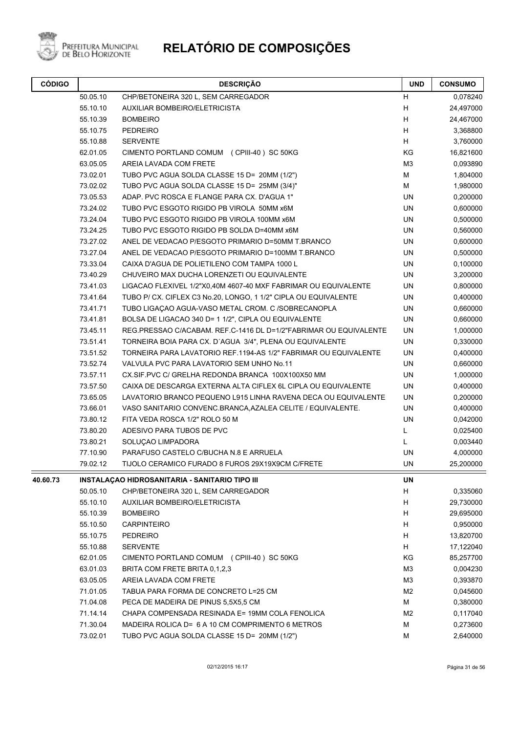# RELATÓRIO DE COMPOSIÇÕES

| CÓDIGO | | DESCRIÇÃO | UND | CONSUMO |
|---|---|---|---|---|
| | 50.05.10 | CHP/BETONEIRA 320 L, SEM CARREGADOR | H | 0,078240 |
| | 55.10.10 | AUXILIAR BOMBEIRO/ELETRICISTA | H | 24,497000 |
| | 55.10.39 | BOMBEIRO | H | 24,467000 |
| | 55.10.75 | PEDREIRO | H | 3,368800 |
| | 55.10.88 | SERVENTE | H | 3,760000 |
| | 62.01.05 | CIMENTO PORTLAND COMUM (CPIII-40 ) SC 50KG | KG | 16,821600 |
| | 63.05.05 | AREIA LAVADA COM FRETE | M3 | 0,093890 |
| | 73.02.01 | TUBO PVC AGUA SOLDA CLASSE 15 D= 20MM (1/2") | M | 1,804000 |
| | 73.02.02 | TUBO PVC AGUA SOLDA CLASSE 15 D= 25MM (3/4)" | M | 1,980000 |
| | 73.05.53 | ADAP. PVC ROSCA E FLANGE PARA CX. D'AGUA 1" | UN | 0,200000 |
| | 73.24.02 | TUBO PVC ESGOTO RIGIDO PB VIROLA 50MM x6M | UN | 0,600000 |
| | 73.24.04 | TUBO PVC ESGOTO RIGIDO PB VIROLA 100MM x6M | UN | 0,500000 |
| | 73.24.25 | TUBO PVC ESGOTO RIGIDO PB SOLDA D=40MM x6M | UN | 0,560000 |
| | 73.27.02 | ANEL DE VEDACAO P/ESGOTO PRIMARIO D=50MM T.BRANCO | UN | 0,600000 |
| | 73.27.04 | ANEL DE VEDACAO P/ESGOTO PRIMARIO D=100MM T.BRANCO | UN | 0,500000 |
| | 73.33.04 | CAIXA D'AGUA DE POLIETILENO COM TAMPA 1000 L | UN | 0,100000 |
| | 73.40.29 | CHUVEIRO MAX DUCHA LORENZETI OU EQUIVALENTE | UN | 3,200000 |
| | 73.41.03 | LIGACAO FLEXIVEL 1/2"X0,40M 4607-40 MXF FABRIMAR OU EQUIVALENTE | UN | 0,800000 |
| | 73.41.64 | TUBO P/ CX. CIFLEX C3 No.20, LONGO, 1 1/2" CIPLA OU EQUIVALENTE | UN | 0,400000 |
| | 73.41.71 | TUBO LIGAÇAO AGUA-VASO METAL CROM. C /SOBRECANOPLA | UN | 0,660000 |
| | 73.41.81 | BOLSA DE LIGACAO 340 D= 1 1/2", CIPLA OU EQUIVALENTE | UN | 0,660000 |
| | 73.45.11 | REG.PRESSAO C/ACABAM. REF.C-1416 DL D=1/2"FABRIMAR OU EQUIVALENTE | UN | 1,000000 |
| | 73.51.41 | TORNEIRA BOIA PARA CX. D´AGUA 3/4", PLENA OU EQUIVALENTE | UN | 0,330000 |
| | 73.51.52 | TORNEIRA PARA LAVATORIO REF.1194-AS 1/2" FABRIMAR OU EQUIVALENTE | UN | 0,400000 |
| | 73.52.74 | VALVULA PVC PARA LAVATORIO SEM UNHO No.11 | UN | 0,660000 |
| | 73.57.11 | CX.SIF.PVC C/ GRELHA REDONDA BRANCA 100X100X50 MM | UN | 1,000000 |
| | 73.57.50 | CAIXA DE DESCARGA EXTERNA ALTA CIFLEX 6L CIPLA OU EQUIVALENTE | UN | 0,400000 |
| | 73.65.05 | LAVATORIO BRANCO PEQUENO L915 LINHA RAVENA DECA OU EQUIVALENTE | UN | 0,200000 |
| | 73.66.01 | VASO SANITARIO CONVENC.BRANCA,AZALEA CELITE / EQUIVALENTE. | UN | 0,400000 |
| | 73.80.12 | FITA VEDA ROSCA 1/2" ROLO 50 M | UN | 0,042000 |
| | 73.80.20 | ADESIVO PARA TUBOS DE PVC | L | 0,025400 |
| | 73.80.21 | SOLUÇAO LIMPADORA | L | 0,003440 |
| | 77.10.90 | PARAFUSO CASTELO C/BUCHA N.8 E ARRUELA | UN | 4,000000 |
| | 79.02.12 | TIJOLO CERAMICO FURADO 8 FUROS 29X19X9CM C/FRETE | UN | 25,200000 |
| **40.60.73** | | **INSTALAÇAO HIDROSANITARIA - SANITARIO TIPO III** | **UN** | |
| | 50.05.10 | CHP/BETONEIRA 320 L, SEM CARREGADOR | H | 0,335060 |
| | 55.10.10 | AUXILIAR BOMBEIRO/ELETRICISTA | H | 29,730000 |
| | 55.10.39 | BOMBEIRO | H | 29,695000 |
| | 55.10.50 | CARPINTEIRO | H | 0,950000 |
| | 55.10.75 | PEDREIRO | H | 13,820700 |
| | 55.10.88 | SERVENTE | H | 17,122040 |
| | 62.01.05 | CIMENTO PORTLAND COMUM (CPIII-40 ) SC 50KG | KG | 85,257700 |
| | 63.01.03 | BRITA COM FRETE BRITA 0,1,2,3 | M3 | 0,004230 |
| | 63.05.05 | AREIA LAVADA COM FRETE | M3 | 0,393870 |
| | 71.01.05 | TABUA PARA FORMA DE CONCRETO L=25 CM | M2 | 0,045600 |
| | 71.04.08 | PECA DE MADEIRA DE PINUS 5,5X5,5 CM | M | 0,380000 |
| | 71.14.14 | CHAPA COMPENSADA RESINADA E= 19MM COLA FENOLICA | M2 | 0,117040 |
| | 71.30.04 | MADEIRA ROLICA D= 6 A 10 CM COMPRIMENTO 6 METROS | M | 0,273600 |
| | 73.02.01 | TUBO PVC AGUA SOLDA CLASSE 15 D= 20MM (1/2") | M | 2,640000 |

02/12/2015 16:17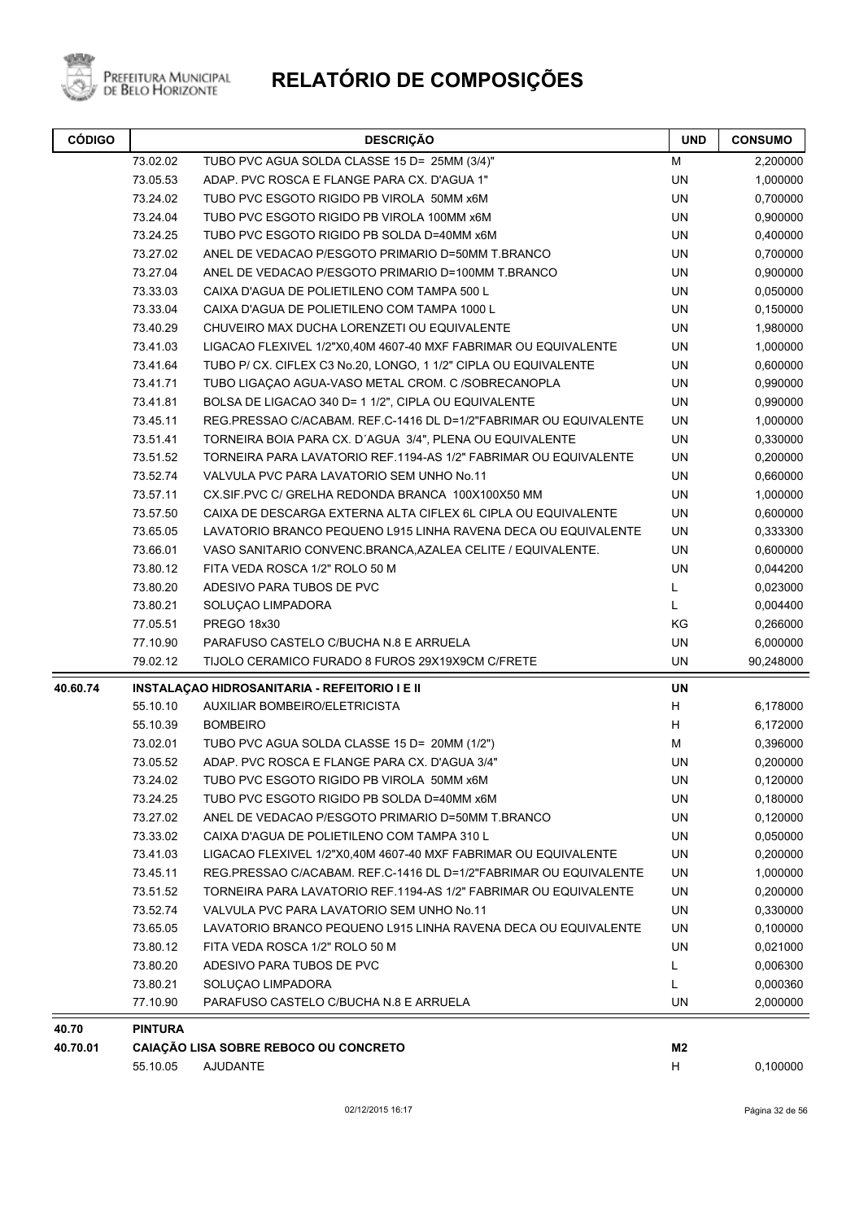# RELATÓRIO DE COMPOSIÇÕES

| CÓDIGO | | DESCRIÇÃO | UND | CONSUMO |
|---|---|---|---|---|
| | 73.02.02 | TUBO PVC AGUA SOLDA CLASSE 15 D= 25MM (3/4)" | M | 2,200000 |
| | 73.05.53 | ADAP. PVC ROSCA E FLANGE PARA CX. D'AGUA 1" | UN | 1,000000 |
| | 73.24.02 | TUBO PVC ESGOTO RIGIDO PB VIROLA 50MM x6M | UN | 0,700000 |
| | 73.24.04 | TUBO PVC ESGOTO RIGIDO PB VIROLA 100MM x6M | UN | 0,900000 |
| | 73.24.25 | TUBO PVC ESGOTO RIGIDO PB SOLDA D=40MM x6M | UN | 0,400000 |
| | 73.27.02 | ANEL DE VEDACAO P/ESGOTO PRIMARIO D=50MM T.BRANCO | UN | 0,700000 |
| | 73.27.04 | ANEL DE VEDACAO P/ESGOTO PRIMARIO D=100MM T.BRANCO | UN | 0,900000 |
| | 73.33.03 | CAIXA D'AGUA DE POLIETILENO COM TAMPA 500 L | UN | 0,050000 |
| | 73.33.04 | CAIXA D'AGUA DE POLIETILENO COM TAMPA 1000 L | UN | 0,150000 |
| | 73.40.29 | CHUVEIRO MAX DUCHA LORENZETI OU EQUIVALENTE | UN | 1,980000 |
| | 73.41.03 | LIGACAO FLEXIVEL 1/2"X0,40M 4607-40 MXF FABRIMAR OU EQUIVALENTE | UN | 1,000000 |
| | 73.41.64 | TUBO P/ CX. CIFLEX C3 No.20, LONGO, 1 1/2" CIPLA OU EQUIVALENTE | UN | 0,600000 |
| | 73.41.71 | TUBO LIGAÇAO AGUA-VASO METAL CROM. C /SOBRECANOPLA | UN | 0,990000 |
| | 73.41.81 | BOLSA DE LIGACAO 340 D= 1 1/2", CIPLA OU EQUIVALENTE | UN | 0,990000 |
| | 73.45.11 | REG.PRESSAO C/ACABAM. REF.C-1416 DL D=1/2"FABRIMAR OU EQUIVALENTE | UN | 1,000000 |
| | 73.51.41 | TORNEIRA BOIA PARA CX. D´AGUA 3/4", PLENA OU EQUIVALENTE | UN | 0,330000 |
| | 73.51.52 | TORNEIRA PARA LAVATORIO REF.1194-AS 1/2" FABRIMAR OU EQUIVALENTE | UN | 0,200000 |
| | 73.52.74 | VALVULA PVC PARA LAVATORIO SEM UNHO No.11 | UN | 0,660000 |
| | 73.57.11 | CX.SIF.PVC C/ GRELHA REDONDA BRANCA 100X100X50 MM | UN | 1,000000 |
| | 73.57.50 | CAIXA DE DESCARGA EXTERNA ALTA CIFLEX 6L CIPLA OU EQUIVALENTE | UN | 0,600000 |
| | 73.65.05 | LAVATORIO BRANCO PEQUENO L915 LINHA RAVENA DECA OU EQUIVALENTE | UN | 0,333300 |
| | 73.66.01 | VASO SANITARIO CONVENC.BRANCA,AZALEA CELITE / EQUIVALENTE. | UN | 0,600000 |
| | 73.80.12 | FITA VEDA ROSCA 1/2" ROLO 50 M | UN | 0,044200 |
| | 73.80.20 | ADESIVO PARA TUBOS DE PVC | L | 0,023000 |
| | 73.80.21 | SOLUÇAO LIMPADORA | L | 0,004400 |
| | 77.05.51 | PREGO 18x30 | KG | 0,266000 |
| | 77.10.90 | PARAFUSO CASTELO C/BUCHA N.8 E ARRUELA | UN | 6,000000 |
| | 79.02.12 | TIJOLO CERAMICO FURADO 8 FUROS 29X19X9CM C/FRETE | UN | 90,248000 |
| **40.60.74** | **INSTALAÇAO HIDROSANITARIA - REFEITORIO I E II** | | **UN** | |
| | 55.10.10 | AUXILIAR BOMBEIRO/ELETRICISTA | H | 6,178000 |
| | 55.10.39 | BOMBEIRO | H | 6,172000 |
| | 73.02.01 | TUBO PVC AGUA SOLDA CLASSE 15 D= 20MM (1/2") | M | 0,396000 |
| | 73.05.52 | ADAP. PVC ROSCA E FLANGE PARA CX. D'AGUA 3/4" | UN | 0,200000 |
| | 73.24.02 | TUBO PVC ESGOTO RIGIDO PB VIROLA 50MM x6M | UN | 0,120000 |
| | 73.24.25 | TUBO PVC ESGOTO RIGIDO PB SOLDA D=40MM x6M | UN | 0,180000 |
| | 73.27.02 | ANEL DE VEDACAO P/ESGOTO PRIMARIO D=50MM T.BRANCO | UN | 0,120000 |
| | 73.33.02 | CAIXA D'AGUA DE POLIETILENO COM TAMPA 310 L | UN | 0,050000 |
| | 73.41.03 | LIGACAO FLEXIVEL 1/2"X0,40M 4607-40 MXF FABRIMAR OU EQUIVALENTE | UN | 0,200000 |
| | 73.45.11 | REG.PRESSAO C/ACABAM. REF.C-1416 DL D=1/2"FABRIMAR OU EQUIVALENTE | UN | 1,000000 |
| | 73.51.52 | TORNEIRA PARA LAVATORIO REF.1194-AS 1/2" FABRIMAR OU EQUIVALENTE | UN | 0,200000 |
| | 73.52.74 | VALVULA PVC PARA LAVATORIO SEM UNHO No.11 | UN | 0,330000 |
| | 73.65.05 | LAVATORIO BRANCO PEQUENO L915 LINHA RAVENA DECA OU EQUIVALENTE | UN | 0,100000 |
| | 73.80.12 | FITA VEDA ROSCA 1/2" ROLO 50 M | UN | 0,021000 |
| | 73.80.20 | ADESIVO PARA TUBOS DE PVC | L | 0,006300 |
| | 73.80.21 | SOLUÇAO LIMPADORA | L | 0,000360 |
| | 77.10.90 | PARAFUSO CASTELO C/BUCHA N.8 E ARRUELA | UN | 2,000000 |
| **40.70** | **PINTURA** | | | |
| **40.70.01** | **CAIAÇÃO LISA SOBRE REBOCO OU CONCRETO** | | **M2** | |
| | 55.10.05 | AJUDANTE | H | 0,100000 |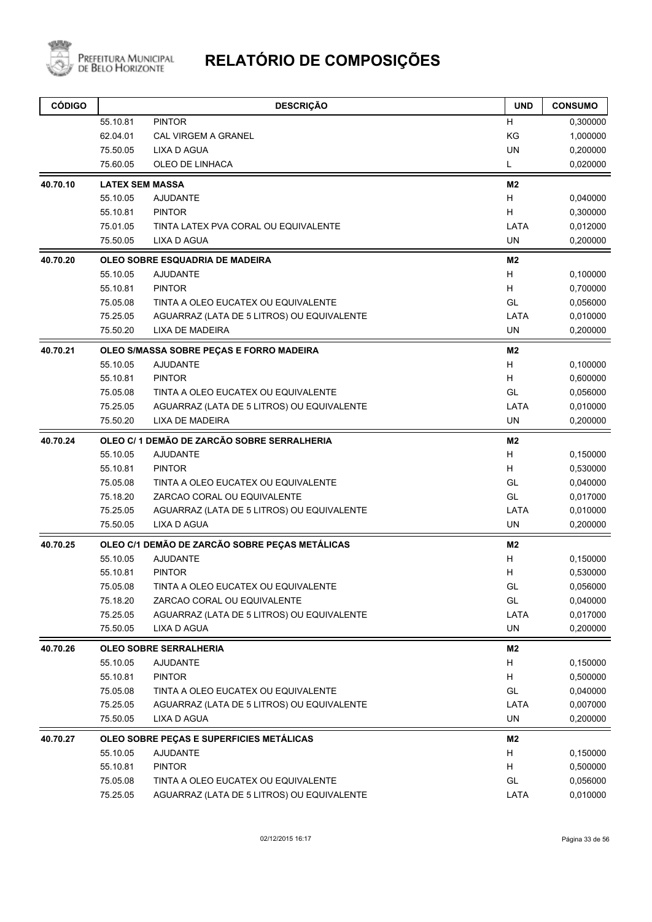# RELATÓRIO DE COMPOSIÇÕES

Prefeitura Municipal de Belo Horizonte

| CÓDIGO | | DESCRIÇÃO | UND | CONSUMO |
|---|---|---|---|---|
| | 55.10.81 | PINTOR | H | 0,300000 |
| | 62.04.01 | CAL VIRGEM A GRANEL | KG | 1,000000 |
| | 75.50.05 | LIXA D AGUA | UN | 0,200000 |
| | 75.60.05 | OLEO DE LINHACA | L | 0,020000 |
| **40.70.10** | **LATEX SEM MASSA** | | **M2** | |
| | 55.10.05 | AJUDANTE | H | 0,040000 |
| | 55.10.81 | PINTOR | H | 0,300000 |
| | 75.01.05 | TINTA LATEX PVA CORAL OU EQUIVALENTE | LATA | 0,012000 |
| | 75.50.05 | LIXA D AGUA | UN | 0,200000 |
| **40.70.20** | **OLEO SOBRE ESQUADRIA DE MADEIRA** | | **M2** | |
| | 55.10.05 | AJUDANTE | H | 0,100000 |
| | 55.10.81 | PINTOR | H | 0,700000 |
| | 75.05.08 | TINTA A OLEO EUCATEX OU EQUIVALENTE | GL | 0,056000 |
| | 75.25.05 | AGUARRAZ (LATA DE 5 LITROS) OU EQUIVALENTE | LATA | 0,010000 |
| | 75.50.20 | LIXA DE MADEIRA | UN | 0,200000 |
| **40.70.21** | **OLEO S/MASSA SOBRE PEÇAS E FORRO MADEIRA** | | **M2** | |
| | 55.10.05 | AJUDANTE | H | 0,100000 |
| | 55.10.81 | PINTOR | H | 0,600000 |
| | 75.05.08 | TINTA A OLEO EUCATEX OU EQUIVALENTE | GL | 0,056000 |
| | 75.25.05 | AGUARRAZ (LATA DE 5 LITROS) OU EQUIVALENTE | LATA | 0,010000 |
| | 75.50.20 | LIXA DE MADEIRA | UN | 0,200000 |
| **40.70.24** | **OLEO C/ 1 DEMÃO DE ZARCÃO SOBRE SERRALHERIA** | | **M2** | |
| | 55.10.05 | AJUDANTE | H | 0,150000 |
| | 55.10.81 | PINTOR | H | 0,530000 |
| | 75.05.08 | TINTA A OLEO EUCATEX OU EQUIVALENTE | GL | 0,040000 |
| | 75.18.20 | ZARCAO CORAL OU EQUIVALENTE | GL | 0,017000 |
| | 75.25.05 | AGUARRAZ (LATA DE 5 LITROS) OU EQUIVALENTE | LATA | 0,010000 |
| | 75.50.05 | LIXA D AGUA | UN | 0,200000 |
| **40.70.25** | **OLEO C/1 DEMÃO DE ZARCÃO SOBRE PEÇAS METÁLICAS** | | **M2** | |
| | 55.10.05 | AJUDANTE | H | 0,150000 |
| | 55.10.81 | PINTOR | H | 0,530000 |
| | 75.05.08 | TINTA A OLEO EUCATEX OU EQUIVALENTE | GL | 0,056000 |
| | 75.18.20 | ZARCAO CORAL OU EQUIVALENTE | GL | 0,040000 |
| | 75.25.05 | AGUARRAZ (LATA DE 5 LITROS) OU EQUIVALENTE | LATA | 0,017000 |
| | 75.50.05 | LIXA D AGUA | UN | 0,200000 |
| **40.70.26** | **OLEO SOBRE SERRALHERIA** | | **M2** | |
| | 55.10.05 | AJUDANTE | H | 0,150000 |
| | 55.10.81 | PINTOR | H | 0,500000 |
| | 75.05.08 | TINTA A OLEO EUCATEX OU EQUIVALENTE | GL | 0,040000 |
| | 75.25.05 | AGUARRAZ (LATA DE 5 LITROS) OU EQUIVALENTE | LATA | 0,007000 |
| | 75.50.05 | LIXA D AGUA | UN | 0,200000 |
| **40.70.27** | **OLEO SOBRE PEÇAS E SUPERFICIES METÁLICAS** | | **M2** | |
| | 55.10.05 | AJUDANTE | H | 0,150000 |
| | 55.10.81 | PINTOR | H | 0,500000 |
| | 75.05.08 | TINTA A OLEO EUCATEX OU EQUIVALENTE | GL | 0,056000 |
| | 75.25.05 | AGUARRAZ (LATA DE 5 LITROS) OU EQUIVALENTE | LATA | 0,010000 |

02/12/2015 16:17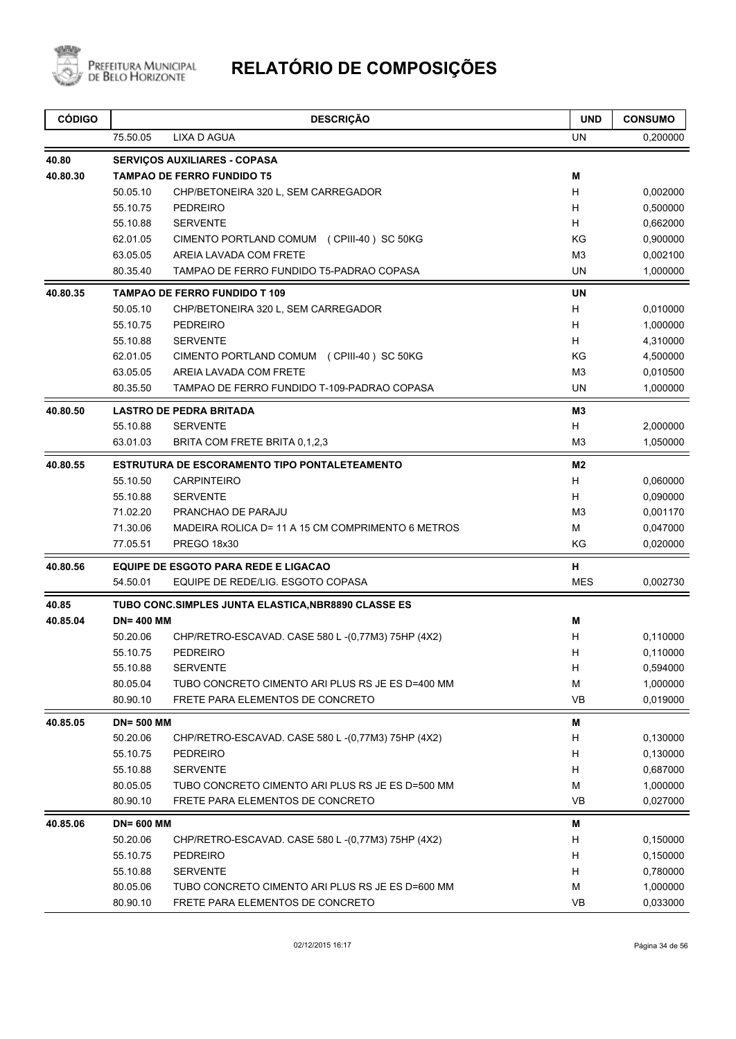# RELATÓRIO DE COMPOSIÇÕES

| CÓDIGO | | DESCRIÇÃO | UND | CONSUMO |
|---|---|---|---|---|
| | 75.50.05 | LIXA D AGUA | UN | 0,200000 |
| **40.80** | | **SERVIÇOS AUXILIARES - COPASA** | | |
| **40.80.30** | | **TAMPAO DE FERRO FUNDIDO T5** | **M** | |
| | 50.05.10 | CHP/BETONEIRA 320 L, SEM CARREGADOR | H | 0,002000 |
| | 55.10.75 | PEDREIRO | H | 0,500000 |
| | 55.10.88 | SERVENTE | H | 0,662000 |
| | 62.01.05 | CIMENTO PORTLAND COMUM (CPIII-40) SC 50KG | KG | 0,900000 |
| | 63.05.05 | AREIA LAVADA COM FRETE | M3 | 0,002100 |
| | 80.35.40 | TAMPAO DE FERRO FUNDIDO T5-PADRAO COPASA | UN | 1,000000 |
| **40.80.35** | | **TAMPAO DE FERRO FUNDIDO T 109** | **UN** | |
| | 50.05.10 | CHP/BETONEIRA 320 L, SEM CARREGADOR | H | 0,010000 |
| | 55.10.75 | PEDREIRO | H | 1,000000 |
| | 55.10.88 | SERVENTE | H | 4,310000 |
| | 62.01.05 | CIMENTO PORTLAND COMUM (CPIII-40) SC 50KG | KG | 4,500000 |
| | 63.05.05 | AREIA LAVADA COM FRETE | M3 | 0,010500 |
| | 80.35.50 | TAMPAO DE FERRO FUNDIDO T-109-PADRAO COPASA | UN | 1,000000 |
| **40.80.50** | | **LASTRO DE PEDRA BRITADA** | **M3** | |
| | 55.10.88 | SERVENTE | H | 2,000000 |
| | 63.01.03 | BRITA COM FRETE BRITA 0,1,2,3 | M3 | 1,050000 |
| **40.80.55** | | **ESTRUTURA DE ESCORAMENTO TIPO PONTALETEAMENTO** | **M2** | |
| | 55.10.50 | CARPINTEIRO | H | 0,060000 |
| | 55.10.88 | SERVENTE | H | 0,090000 |
| | 71.02.20 | PRANCHAO DE PARAJU | M3 | 0,001170 |
| | 71.30.06 | MADEIRA ROLICA D= 11 A 15 CM COMPRIMENTO 6 METROS | M | 0,047000 |
| | 77.05.51 | PREGO 18x30 | KG | 0,020000 |
| **40.80.56** | | **EQUIPE DE ESGOTO PARA REDE E LIGACAO** | **H** | |
| | 54.50.01 | EQUIPE DE REDE/LIG. ESGOTO COPASA | MES | 0,002730 |
| **40.85** | | **TUBO CONC.SIMPLES JUNTA ELASTICA,NBR8890 CLASSE ES** | | |
| **40.85.04** | **DN= 400 MM** | | **M** | |
| | 50.20.06 | CHP/RETRO-ESCAVAD. CASE 580 L -(0,77M3) 75HP (4X2) | H | 0,110000 |
| | 55.10.75 | PEDREIRO | H | 0,110000 |
| | 55.10.88 | SERVENTE | H | 0,594000 |
| | 80.05.04 | TUBO CONCRETO CIMENTO ARI PLUS RS JE ES D=400 MM | M | 1,000000 |
| | 80.90.10 | FRETE PARA ELEMENTOS DE CONCRETO | VB | 0,019000 |
| **40.85.05** | **DN= 500 MM** | | **M** | |
| | 50.20.06 | CHP/RETRO-ESCAVAD. CASE 580 L -(0,77M3) 75HP (4X2) | H | 0,130000 |
| | 55.10.75 | PEDREIRO | H | 0,130000 |
| | 55.10.88 | SERVENTE | H | 0,687000 |
| | 80.05.05 | TUBO CONCRETO CIMENTO ARI PLUS RS JE ES D=500 MM | M | 1,000000 |
| | 80.90.10 | FRETE PARA ELEMENTOS DE CONCRETO | VB | 0,027000 |
| **40.85.06** | **DN= 600 MM** | | **M** | |
| | 50.20.06 | CHP/RETRO-ESCAVAD. CASE 580 L -(0,77M3) 75HP (4X2) | H | 0,150000 |
| | 55.10.75 | PEDREIRO | H | 0,150000 |
| | 55.10.88 | SERVENTE | H | 0,780000 |
| | 80.05.06 | TUBO CONCRETO CIMENTO ARI PLUS RS JE ES D=600 MM | M | 1,000000 |
| | 80.90.10 | FRETE PARA ELEMENTOS DE CONCRETO | VB | 0,033000 |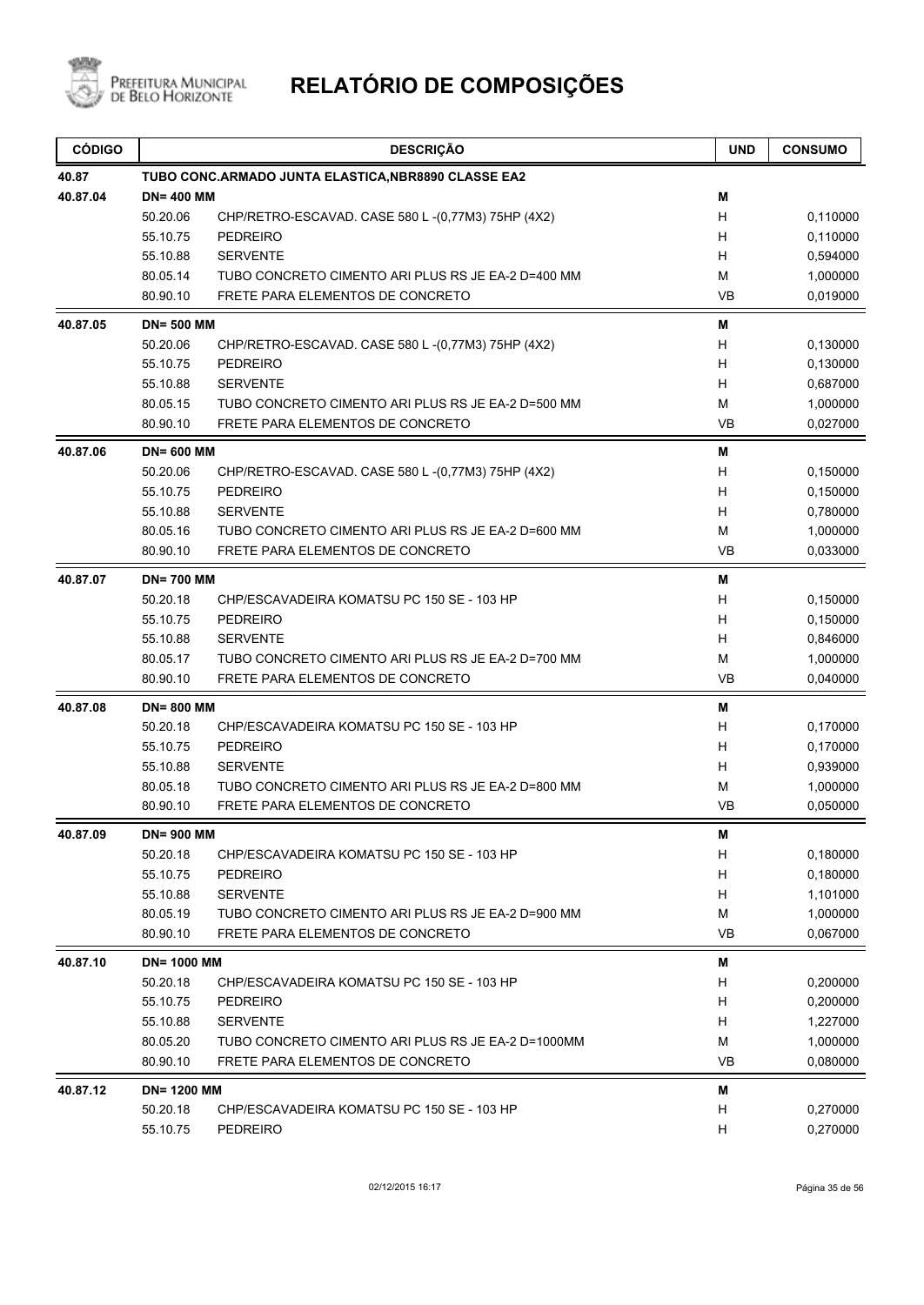# RELATÓRIO DE COMPOSIÇÕES

| CÓDIGO | | DESCRIÇÃO | UND | CONSUMO |
|---|---|---|---|---|
| **40.87** | | **TUBO CONC.ARMADO JUNTA ELASTICA,NBR8890 CLASSE EA2** | | |
| **40.87.04** | **DN= 400 MM** | | **M** | |
| | 50.20.06 | CHP/RETRO-ESCAVAD. CASE 580 L -(0,77M3) 75HP (4X2) | H | 0,110000 |
| | 55.10.75 | PEDREIRO | H | 0,110000 |
| | 55.10.88 | SERVENTE | H | 0,594000 |
| | 80.05.14 | TUBO CONCRETO CIMENTO ARI PLUS RS JE EA-2 D=400 MM | M | 1,000000 |
| | 80.90.10 | FRETE PARA ELEMENTOS DE CONCRETO | VB | 0,019000 |
| **40.87.05** | **DN= 500 MM** | | **M** | |
| | 50.20.06 | CHP/RETRO-ESCAVAD. CASE 580 L -(0,77M3) 75HP (4X2) | H | 0,130000 |
| | 55.10.75 | PEDREIRO | H | 0,130000 |
| | 55.10.88 | SERVENTE | H | 0,687000 |
| | 80.05.15 | TUBO CONCRETO CIMENTO ARI PLUS RS JE EA-2 D=500 MM | M | 1,000000 |
| | 80.90.10 | FRETE PARA ELEMENTOS DE CONCRETO | VB | 0,027000 |
| **40.87.06** | **DN= 600 MM** | | **M** | |
| | 50.20.06 | CHP/RETRO-ESCAVAD. CASE 580 L -(0,77M3) 75HP (4X2) | H | 0,150000 |
| | 55.10.75 | PEDREIRO | H | 0,150000 |
| | 55.10.88 | SERVENTE | H | 0,780000 |
| | 80.05.16 | TUBO CONCRETO CIMENTO ARI PLUS RS JE EA-2 D=600 MM | M | 1,000000 |
| | 80.90.10 | FRETE PARA ELEMENTOS DE CONCRETO | VB | 0,033000 |
| **40.87.07** | **DN= 700 MM** | | **M** | |
| | 50.20.18 | CHP/ESCAVADEIRA KOMATSU PC 150 SE - 103 HP | H | 0,150000 |
| | 55.10.75 | PEDREIRO | H | 0,150000 |
| | 55.10.88 | SERVENTE | H | 0,846000 |
| | 80.05.17 | TUBO CONCRETO CIMENTO ARI PLUS RS JE EA-2 D=700 MM | M | 1,000000 |
| | 80.90.10 | FRETE PARA ELEMENTOS DE CONCRETO | VB | 0,040000 |
| **40.87.08** | **DN= 800 MM** | | **M** | |
| | 50.20.18 | CHP/ESCAVADEIRA KOMATSU PC 150 SE - 103 HP | H | 0,170000 |
| | 55.10.75 | PEDREIRO | H | 0,170000 |
| | 55.10.88 | SERVENTE | H | 0,939000 |
| | 80.05.18 | TUBO CONCRETO CIMENTO ARI PLUS RS JE EA-2 D=800 MM | M | 1,000000 |
| | 80.90.10 | FRETE PARA ELEMENTOS DE CONCRETO | VB | 0,050000 |
| **40.87.09** | **DN= 900 MM** | | **M** | |
| | 50.20.18 | CHP/ESCAVADEIRA KOMATSU PC 150 SE - 103 HP | H | 0,180000 |
| | 55.10.75 | PEDREIRO | H | 0,180000 |
| | 55.10.88 | SERVENTE | H | 1,101000 |
| | 80.05.19 | TUBO CONCRETO CIMENTO ARI PLUS RS JE EA-2 D=900 MM | M | 1,000000 |
| | 80.90.10 | FRETE PARA ELEMENTOS DE CONCRETO | VB | 0,067000 |
| **40.87.10** | **DN= 1000 MM** | | **M** | |
| | 50.20.18 | CHP/ESCAVADEIRA KOMATSU PC 150 SE - 103 HP | H | 0,200000 |
| | 55.10.75 | PEDREIRO | H | 0,200000 |
| | 55.10.88 | SERVENTE | H | 1,227000 |
| | 80.05.20 | TUBO CONCRETO CIMENTO ARI PLUS RS JE EA-2 D=1000MM | M | 1,000000 |
| | 80.90.10 | FRETE PARA ELEMENTOS DE CONCRETO | VB | 0,080000 |
| **40.87.12** | **DN= 1200 MM** | | **M** | |
| | 50.20.18 | CHP/ESCAVADEIRA KOMATSU PC 150 SE - 103 HP | H | 0,270000 |
| | 55.10.75 | PEDREIRO | H | 0,270000 |

02/12/2015 16:17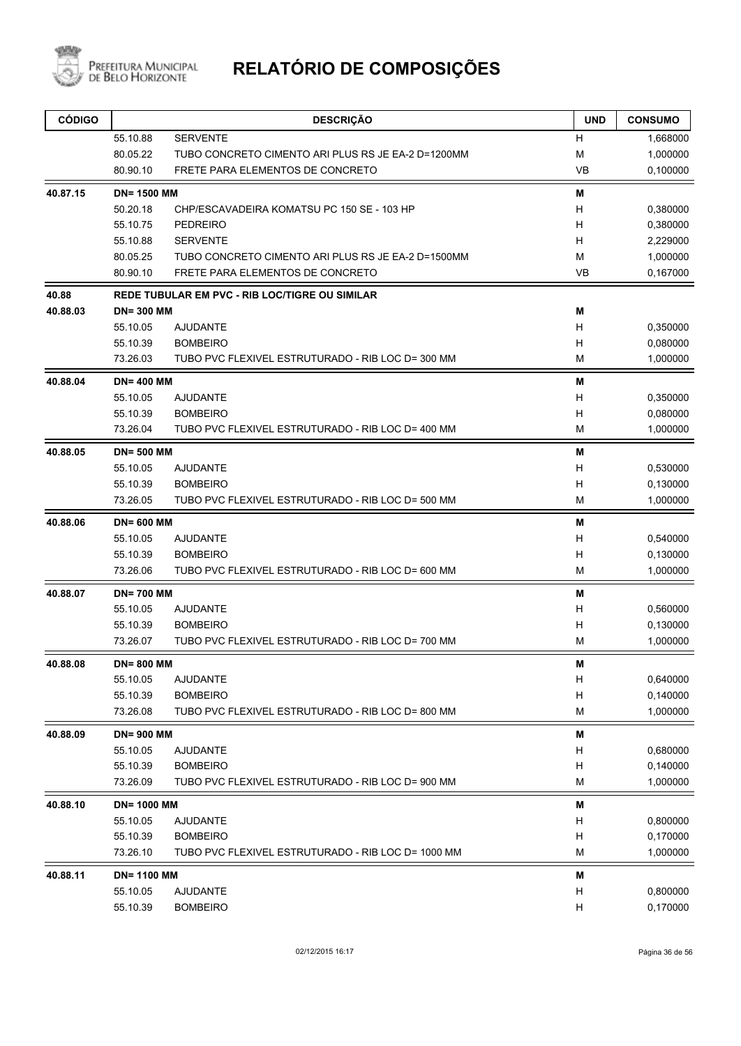# RELATÓRIO DE COMPOSIÇÕES

| CÓDIGO | | DESCRIÇÃO | UND | CONSUMO |
|---|---|---|---|---|
| | 55.10.88 | SERVENTE | H | 1,668000 |
| | 80.05.22 | TUBO CONCRETO CIMENTO ARI PLUS RS JE EA-2 D=1200MM | M | 1,000000 |
| | 80.90.10 | FRETE PARA ELEMENTOS DE CONCRETO | VB | 0,100000 |
| **40.87.15** | **DN= 1500 MM** | | **M** | |
| | 50.20.18 | CHP/ESCAVADEIRA KOMATSU PC 150 SE - 103 HP | H | 0,380000 |
| | 55.10.75 | PEDREIRO | H | 0,380000 |
| | 55.10.88 | SERVENTE | H | 2,229000 |
| | 80.05.25 | TUBO CONCRETO CIMENTO ARI PLUS RS JE EA-2 D=1500MM | M | 1,000000 |
| | 80.90.10 | FRETE PARA ELEMENTOS DE CONCRETO | VB | 0,167000 |
| **40.88** | **REDE TUBULAR EM PVC - RIB LOC/TIGRE OU SIMILAR** | | | |
| **40.88.03** | **DN= 300 MM** | | **M** | |
| | 55.10.05 | AJUDANTE | H | 0,350000 |
| | 55.10.39 | BOMBEIRO | H | 0,080000 |
| | 73.26.03 | TUBO PVC FLEXIVEL ESTRUTURADO - RIB LOC D= 300 MM | M | 1,000000 |
| **40.88.04** | **DN= 400 MM** | | **M** | |
| | 55.10.05 | AJUDANTE | H | 0,350000 |
| | 55.10.39 | BOMBEIRO | H | 0,080000 |
| | 73.26.04 | TUBO PVC FLEXIVEL ESTRUTURADO - RIB LOC D= 400 MM | M | 1,000000 |
| **40.88.05** | **DN= 500 MM** | | **M** | |
| | 55.10.05 | AJUDANTE | H | 0,530000 |
| | 55.10.39 | BOMBEIRO | H | 0,130000 |
| | 73.26.05 | TUBO PVC FLEXIVEL ESTRUTURADO - RIB LOC D= 500 MM | M | 1,000000 |
| **40.88.06** | **DN= 600 MM** | | **M** | |
| | 55.10.05 | AJUDANTE | H | 0,540000 |
| | 55.10.39 | BOMBEIRO | H | 0,130000 |
| | 73.26.06 | TUBO PVC FLEXIVEL ESTRUTURADO - RIB LOC D= 600 MM | M | 1,000000 |
| **40.88.07** | **DN= 700 MM** | | **M** | |
| | 55.10.05 | AJUDANTE | H | 0,560000 |
| | 55.10.39 | BOMBEIRO | H | 0,130000 |
| | 73.26.07 | TUBO PVC FLEXIVEL ESTRUTURADO - RIB LOC D= 700 MM | M | 1,000000 |
| **40.88.08** | **DN= 800 MM** | | **M** | |
| | 55.10.05 | AJUDANTE | H | 0,640000 |
| | 55.10.39 | BOMBEIRO | H | 0,140000 |
| | 73.26.08 | TUBO PVC FLEXIVEL ESTRUTURADO - RIB LOC D= 800 MM | M | 1,000000 |
| **40.88.09** | **DN= 900 MM** | | **M** | |
| | 55.10.05 | AJUDANTE | H | 0,680000 |
| | 55.10.39 | BOMBEIRO | H | 0,140000 |
| | 73.26.09 | TUBO PVC FLEXIVEL ESTRUTURADO - RIB LOC D= 900 MM | M | 1,000000 |
| **40.88.10** | **DN= 1000 MM** | | **M** | |
| | 55.10.05 | AJUDANTE | H | 0,800000 |
| | 55.10.39 | BOMBEIRO | H | 0,170000 |
| | 73.26.10 | TUBO PVC FLEXIVEL ESTRUTURADO - RIB LOC D= 1000 MM | M | 1,000000 |
| **40.88.11** | **DN= 1100 MM** | | **M** | |
| | 55.10.05 | AJUDANTE | H | 0,800000 |
| | 55.10.39 | BOMBEIRO | H | 0,170000 |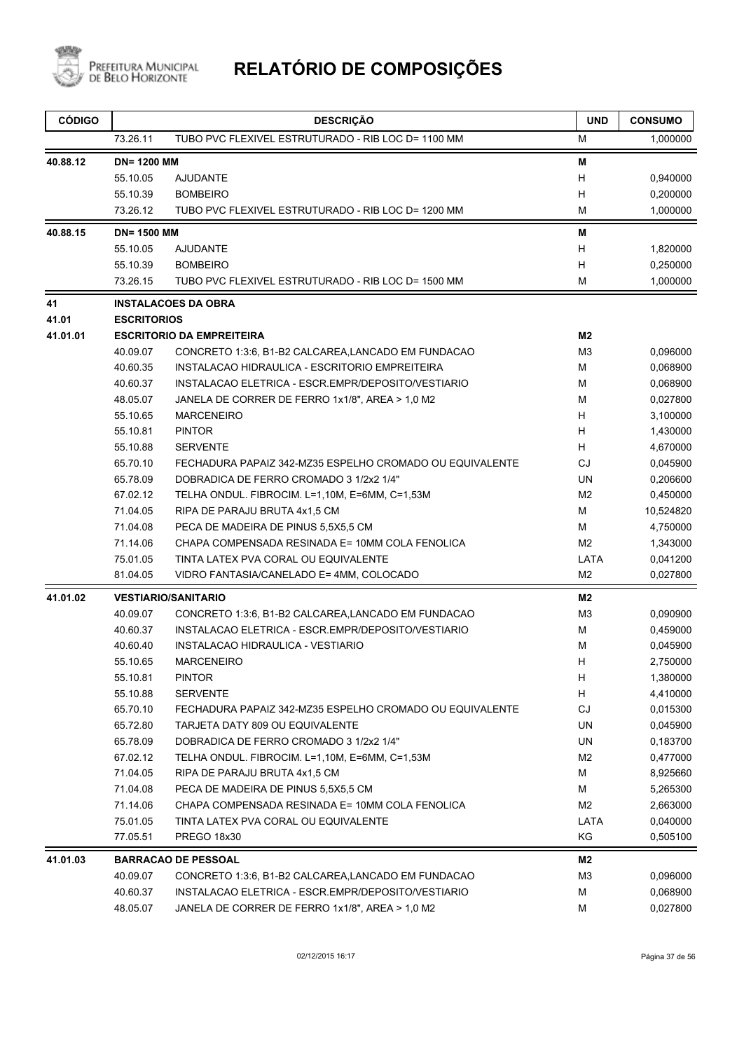# RELATÓRIO DE COMPOSIÇÕES

| CÓDIGO | | DESCRIÇÃO | UND | CONSUMO |
|---|---|---|---|---|
| | 73.26.11 | TUBO PVC FLEXIVEL ESTRUTURADO - RIB LOC D= 1100 MM | M | 1,000000 |
| **40.88.12** | **DN= 1200 MM** | | **M** | |
| | 55.10.05 | AJUDANTE | H | 0,940000 |
| | 55.10.39 | BOMBEIRO | H | 0,200000 |
| | 73.26.12 | TUBO PVC FLEXIVEL ESTRUTURADO - RIB LOC D= 1200 MM | M | 1,000000 |
| **40.88.15** | **DN= 1500 MM** | | **M** | |
| | 55.10.05 | AJUDANTE | H | 1,820000 |
| | 55.10.39 | BOMBEIRO | H | 0,250000 |
| | 73.26.15 | TUBO PVC FLEXIVEL ESTRUTURADO - RIB LOC D= 1500 MM | M | 1,000000 |
| **41** | **INSTALACOES DA OBRA** | | | |
| **41.01** | **ESCRITORIOS** | | | |
| **41.01.01** | **ESCRITORIO DA EMPREITEIRA** | | **M2** | |
| | 40.09.07 | CONCRETO 1:3:6, B1-B2 CALCAREA,LANCADO EM FUNDACAO | M3 | 0,096000 |
| | 40.60.35 | INSTALACAO HIDRAULICA - ESCRITORIO EMPREITEIRA | M | 0,068900 |
| | 40.60.37 | INSTALACAO ELETRICA - ESCR.EMPR/DEPOSITO/VESTIARIO | M | 0,068900 |
| | 48.05.07 | JANELA DE CORRER DE FERRO 1x1/8", AREA > 1,0 M2 | M | 0,027800 |
| | 55.10.65 | MARCENEIRO | H | 3,100000 |
| | 55.10.81 | PINTOR | H | 1,430000 |
| | 55.10.88 | SERVENTE | H | 4,670000 |
| | 65.70.10 | FECHADURA PAPAIZ 342-MZ35 ESPELHO CROMADO OU EQUIVALENTE | CJ | 0,045900 |
| | 65.78.09 | DOBRADICA DE FERRO CROMADO 3 1/2x2 1/4" | UN | 0,206600 |
| | 67.02.12 | TELHA ONDUL. FIBROCIM. L=1,10M, E=6MM, C=1,53M | M2 | 0,450000 |
| | 71.04.05 | RIPA DE PARAJU BRUTA 4x1,5 CM | M | 10,524820 |
| | 71.04.08 | PECA DE MADEIRA DE PINUS 5,5X5,5 CM | M | 4,750000 |
| | 71.14.06 | CHAPA COMPENSADA RESINADA E= 10MM COLA FENOLICA | M2 | 1,343000 |
| | 75.01.05 | TINTA LATEX PVA CORAL OU EQUIVALENTE | LATA | 0,041200 |
| | 81.04.05 | VIDRO FANTASIA/CANELADO E= 4MM, COLOCADO | M2 | 0,027800 |
| **41.01.02** | **VESTIARIO/SANITARIO** | | **M2** | |
| | 40.09.07 | CONCRETO 1:3:6, B1-B2 CALCAREA,LANCADO EM FUNDACAO | M3 | 0,090900 |
| | 40.60.37 | INSTALACAO ELETRICA - ESCR.EMPR/DEPOSITO/VESTIARIO | M | 0,459000 |
| | 40.60.40 | INSTALACAO HIDRAULICA - VESTIARIO | M | 0,045900 |
| | 55.10.65 | MARCENEIRO | H | 2,750000 |
| | 55.10.81 | PINTOR | H | 1,380000 |
| | 55.10.88 | SERVENTE | H | 4,410000 |
| | 65.70.10 | FECHADURA PAPAIZ 342-MZ35 ESPELHO CROMADO OU EQUIVALENTE | CJ | 0,015300 |
| | 65.72.80 | TARJETA DATY 809 OU EQUIVALENTE | UN | 0,045900 |
| | 65.78.09 | DOBRADICA DE FERRO CROMADO 3 1/2x2 1/4" | UN | 0,183700 |
| | 67.02.12 | TELHA ONDUL. FIBROCIM. L=1,10M, E=6MM, C=1,53M | M2 | 0,477000 |
| | 71.04.05 | RIPA DE PARAJU BRUTA 4x1,5 CM | M | 8,925660 |
| | 71.04.08 | PECA DE MADEIRA DE PINUS 5,5X5,5 CM | M | 5,265300 |
| | 71.14.06 | CHAPA COMPENSADA RESINADA E= 10MM COLA FENOLICA | M2 | 2,663000 |
| | 75.01.05 | TINTA LATEX PVA CORAL OU EQUIVALENTE | LATA | 0,040000 |
| | 77.05.51 | PREGO 18x30 | KG | 0,505100 |
| **41.01.03** | **BARRACAO DE PESSOAL** | | **M2** | |
| | 40.09.07 | CONCRETO 1:3:6, B1-B2 CALCAREA,LANCADO EM FUNDACAO | M3 | 0,096000 |
| | 40.60.37 | INSTALACAO ELETRICA - ESCR.EMPR/DEPOSITO/VESTIARIO | M | 0,068900 |
| | 48.05.07 | JANELA DE CORRER DE FERRO 1x1/8", AREA > 1,0 M2 | M | 0,027800 |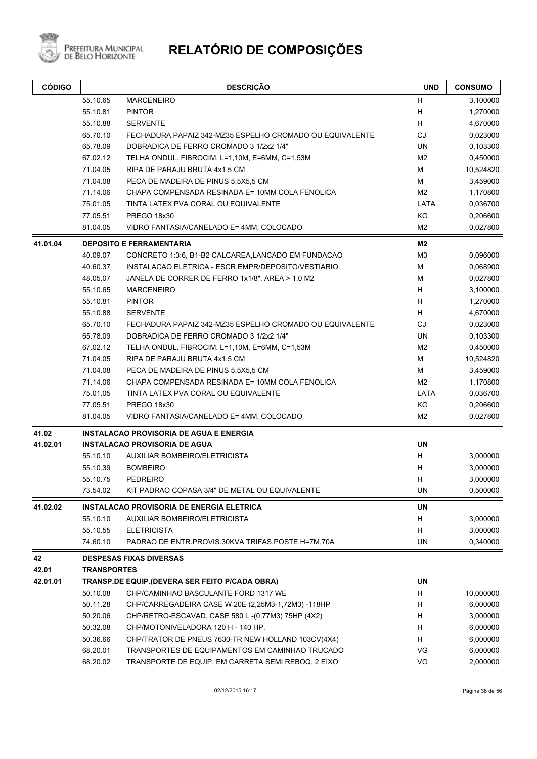# RELATÓRIO DE COMPOSIÇÕES

Prefeitura Municipal de Belo Horizonte

| CÓDIGO | | DESCRIÇÃO | UND | CONSUMO |
|---|---|---|---|---|
| | 55.10.65 | MARCENEIRO | H | 3,100000 |
| | 55.10.81 | PINTOR | H | 1,270000 |
| | 55.10.88 | SERVENTE | H | 4,670000 |
| | 65.70.10 | FECHADURA PAPAIZ 342-MZ35 ESPELHO CROMADO OU EQUIVALENTE | CJ | 0,023000 |
| | 65.78.09 | DOBRADICA DE FERRO CROMADO 3 1/2x2 1/4" | UN | 0,103300 |
| | 67.02.12 | TELHA ONDUL. FIBROCIM. L=1,10M, E=6MM, C=1,53M | M2 | 0,450000 |
| | 71.04.05 | RIPA DE PARAJU BRUTA 4x1,5 CM | M | 10,524820 |
| | 71.04.08 | PECA DE MADEIRA DE PINUS 5,5X5,5 CM | M | 3,459000 |
| | 71.14.06 | CHAPA COMPENSADA RESINADA E= 10MM COLA FENOLICA | M2 | 1,170800 |
| | 75.01.05 | TINTA LATEX PVA CORAL OU EQUIVALENTE | LATA | 0,036700 |
| | 77.05.51 | PREGO 18x30 | KG | 0,206600 |
| | 81.04.05 | VIDRO FANTASIA/CANELADO E= 4MM, COLOCADO | M2 | 0,027800 |
| **41.01.04** | | **DEPOSITO E FERRAMENTARIA** | **M2** | |
| | 40.09.07 | CONCRETO 1:3:6, B1-B2 CALCAREA,LANCADO EM FUNDACAO | M3 | 0,096000 |
| | 40.60.37 | INSTALACAO ELETRICA - ESCR.EMPR/DEPOSITO/VESTIARIO | M | 0,068900 |
| | 48.05.07 | JANELA DE CORRER DE FERRO 1x1/8", AREA > 1,0 M2 | M | 0,027800 |
| | 55.10.65 | MARCENEIRO | H | 3,100000 |
| | 55.10.81 | PINTOR | H | 1,270000 |
| | 55.10.88 | SERVENTE | H | 4,670000 |
| | 65.70.10 | FECHADURA PAPAIZ 342-MZ35 ESPELHO CROMADO OU EQUIVALENTE | CJ | 0,023000 |
| | 65.78.09 | DOBRADICA DE FERRO CROMADO 3 1/2x2 1/4" | UN | 0,103300 |
| | 67.02.12 | TELHA ONDUL. FIBROCIM. L=1,10M, E=6MM, C=1,53M | M2 | 0,450000 |
| | 71.04.05 | RIPA DE PARAJU BRUTA 4x1,5 CM | M | 10,524820 |
| | 71.04.08 | PECA DE MADEIRA DE PINUS 5,5X5,5 CM | M | 3,459000 |
| | 71.14.06 | CHAPA COMPENSADA RESINADA E= 10MM COLA FENOLICA | M2 | 1,170800 |
| | 75.01.05 | TINTA LATEX PVA CORAL OU EQUIVALENTE | LATA | 0,036700 |
| | 77.05.51 | PREGO 18x30 | KG | 0,206600 |
| | 81.04.05 | VIDRO FANTASIA/CANELADO E= 4MM, COLOCADO | M2 | 0,027800 |
| **41.02** | | **INSTALACAO PROVISORIA DE AGUA E ENERGIA** | | |
| **41.02.01** | | **INSTALACAO PROVISORIA DE AGUA** | **UN** | |
| | 55.10.10 | AUXILIAR BOMBEIRO/ELETRICISTA | H | 3,000000 |
| | 55.10.39 | BOMBEIRO | H | 3,000000 |
| | 55.10.75 | PEDREIRO | H | 3,000000 |
| | 73.54.02 | KIT PADRAO COPASA 3/4" DE METAL OU EQUIVALENTE | UN | 0,500000 |
| **41.02.02** | | **INSTALACAO PROVISORIA DE ENERGIA ELETRICA** | **UN** | |
| | 55.10.10 | AUXILIAR BOMBEIRO/ELETRICISTA | H | 3,000000 |
| | 55.10.55 | ELETRICISTA | H | 3,000000 |
| | 74.60.10 | PADRAO DE ENTR.PROVIS.30KVA TRIFAS.POSTE H=7M,70A | UN | 0,340000 |
| **42** | | **DESPESAS FIXAS DIVERSAS** | | |
| **42.01** | **TRANSPORTES** | | | |
| **42.01.01** | | **TRANSP.DE EQUIP.(DEVERA SER FEITO P/CADA OBRA)** | **UN** | |
| | 50.10.08 | CHP/CAMINHAO BASCULANTE FORD 1317 WE | H | 10,000000 |
| | 50.11.28 | CHP/CARREGADEIRA CASE W 20E (2,25M3-1,72M3) -118HP | H | 6,000000 |
| | 50.20.06 | CHP/RETRO-ESCAVAD. CASE 580 L -(0,77M3) 75HP (4X2) | H | 3,000000 |
| | 50.32.08 | CHP/MOTONIVELADORA 120 H - 140 HP. | H | 6,000000 |
| | 50.36.66 | CHP/TRATOR DE PNEUS 7630-TR NEW HOLLAND 103CV(4X4) | H | 6,000000 |
| | 68.20.01 | TRANSPORTES DE EQUIPAMENTOS EM CAMINHAO TRUCADO | VG | 6,000000 |
| | 68.20.02 | TRANSPORTE DE EQUIP. EM CARRETA SEMI REBOQ. 2 EIXO | VG | 2,000000 |

02/12/2015 16:17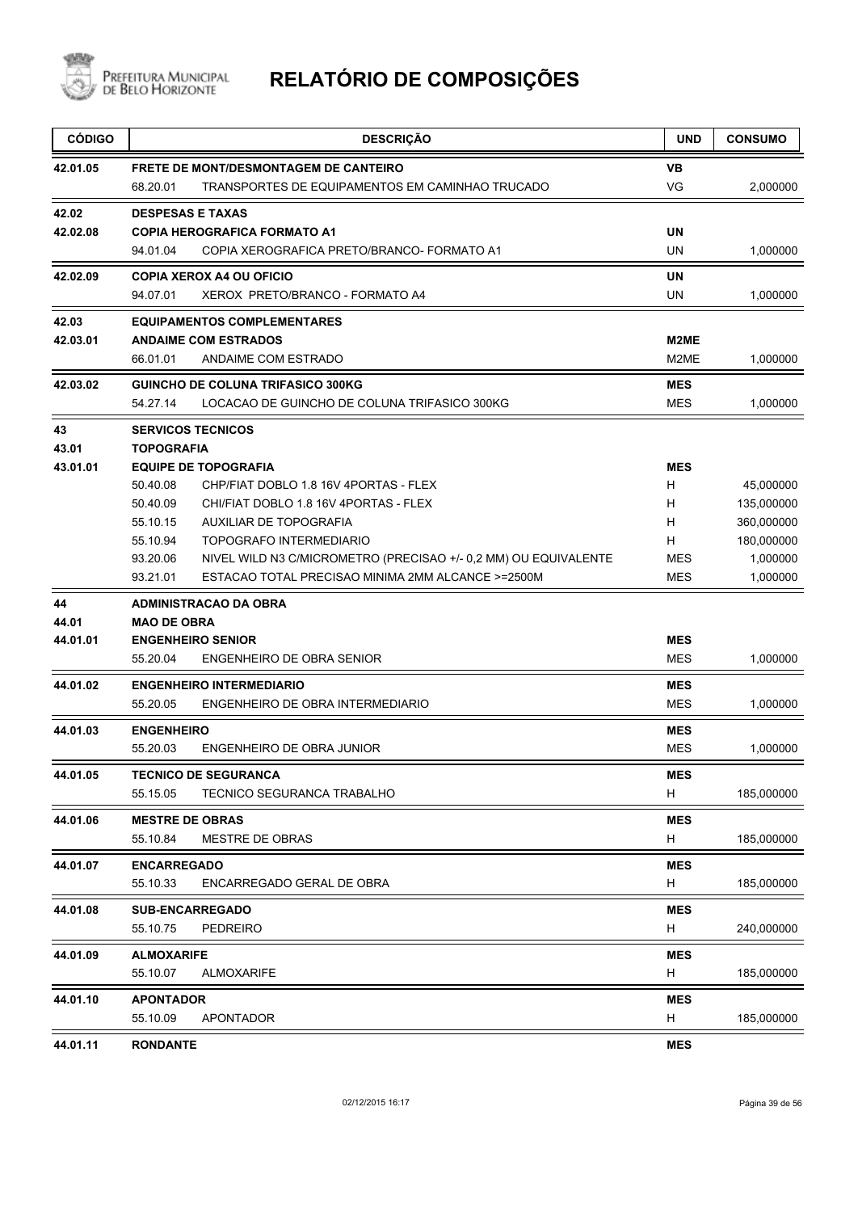# RELATÓRIO DE COMPOSIÇÕES

| CÓDIGO | DESCRIÇÃO | | UND | CONSUMO |
|---|---|---|---|---|
| **42.01.05** | **FRETE DE MONT/DESMONTAGEM DE CANTEIRO** | | **VB** | |
| | 68.20.01 | TRANSPORTES DE EQUIPAMENTOS EM CAMINHAO TRUCADO | VG | 2,000000 |
| **42.02** | **DESPESAS E TAXAS** | | | |
| **42.02.08** | **COPIA HEROGRAFICA FORMATO A1** | | **UN** | |
| | 94.01.04 | COPIA XEROGRAFICA PRETO/BRANCO- FORMATO A1 | UN | 1,000000 |
| **42.02.09** | **COPIA XEROX A4 OU OFICIO** | | **UN** | |
| | 94.07.01 | XEROX PRETO/BRANCO - FORMATO A4 | UN | 1,000000 |
| **42.03** | **EQUIPAMENTOS COMPLEMENTARES** | | | |
| **42.03.01** | **ANDAIME COM ESTRADOS** | | **M2ME** | |
| | 66.01.01 | ANDAIME COM ESTRADO | M2ME | 1,000000 |
| **42.03.02** | **GUINCHO DE COLUNA TRIFASICO 300KG** | | **MES** | |
| | 54.27.14 | LOCACAO DE GUINCHO DE COLUNA TRIFASICO 300KG | MES | 1,000000 |
| **43** | **SERVICOS TECNICOS** | | | |
| **43.01** | **TOPOGRAFIA** | | | |
| **43.01.01** | **EQUIPE DE TOPOGRAFIA** | | **MES** | |
| | 50.40.08 | CHP/FIAT DOBLO 1.8 16V 4PORTAS - FLEX | H | 45,000000 |
| | 50.40.09 | CHI/FIAT DOBLO 1.8 16V 4PORTAS - FLEX | H | 135,000000 |
| | 55.10.15 | AUXILIAR DE TOPOGRAFIA | H | 360,000000 |
| | 55.10.94 | TOPOGRAFO INTERMEDIARIO | H | 180,000000 |
| | 93.20.06 | NIVEL WILD N3 C/MICROMETRO (PRECISAO +/- 0,2 MM) OU EQUIVALENTE | MES | 1,000000 |
| | 93.21.01 | ESTACAO TOTAL PRECISAO MINIMA 2MM ALCANCE >=2500M | MES | 1,000000 |
| **44** | **ADMINISTRACAO DA OBRA** | | | |
| **44.01** | **MAO DE OBRA** | | | |
| **44.01.01** | **ENGENHEIRO SENIOR** | | **MES** | |
| | 55.20.04 | ENGENHEIRO DE OBRA SENIOR | MES | 1,000000 |
| **44.01.02** | **ENGENHEIRO INTERMEDIARIO** | | **MES** | |
| | 55.20.05 | ENGENHEIRO DE OBRA INTERMEDIARIO | MES | 1,000000 |
| **44.01.03** | **ENGENHEIRO** | | **MES** | |
| | 55.20.03 | ENGENHEIRO DE OBRA JUNIOR | MES | 1,000000 |
| **44.01.05** | **TECNICO DE SEGURANCA** | | **MES** | |
| | 55.15.05 | TECNICO SEGURANCA TRABALHO | H | 185,000000 |
| **44.01.06** | **MESTRE DE OBRAS** | | **MES** | |
| | 55.10.84 | MESTRE DE OBRAS | H | 185,000000 |
| **44.01.07** | **ENCARREGADO** | | **MES** | |
| | 55.10.33 | ENCARREGADO GERAL DE OBRA | H | 185,000000 |
| **44.01.08** | **SUB-ENCARREGADO** | | **MES** | |
| | 55.10.75 | PEDREIRO | H | 240,000000 |
| **44.01.09** | **ALMOXARIFE** | | **MES** | |
| | 55.10.07 | ALMOXARIFE | H | 185,000000 |
| **44.01.10** | **APONTADOR** | | **MES** | |
| | 55.10.09 | APONTADOR | H | 185,000000 |
| **44.01.11** | **RONDANTE** | | **MES** | |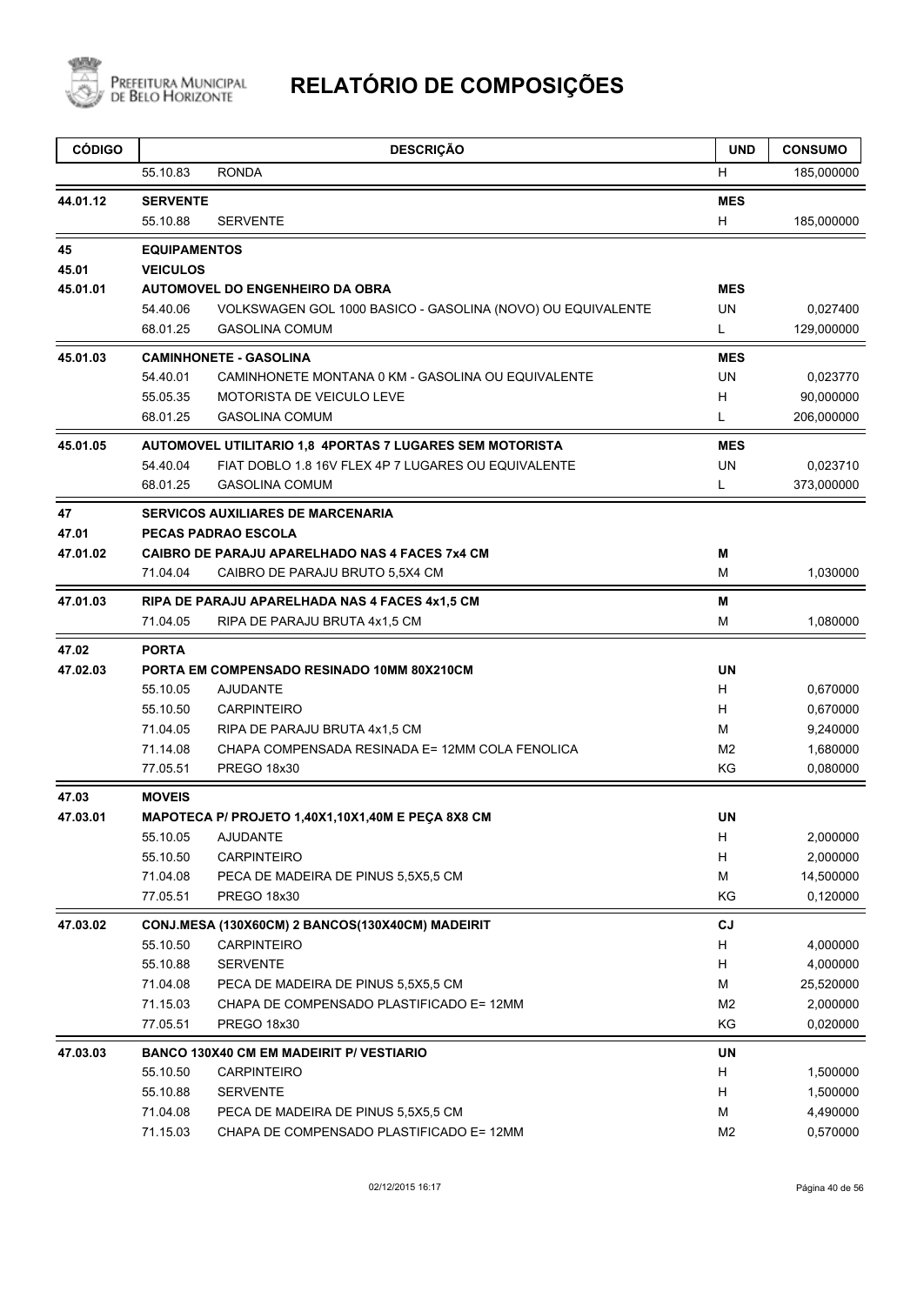# RELATÓRIO DE COMPOSIÇÕES

| CÓDIGO | DESCRIÇÃO | | UND | CONSUMO |
|---|---|---|---|---|
| | 55.10.83 | RONDA | H | 185,000000 |
| **44.01.12** | **SERVENTE** | | **MES** | |
| | 55.10.88 | SERVENTE | H | 185,000000 |
| **45** | **EQUIPAMENTOS** | | | |
| **45.01** | **VEICULOS** | | | |
| **45.01.01** | **AUTOMOVEL DO ENGENHEIRO DA OBRA** | | **MES** | |
| | 54.40.06 | VOLKSWAGEN GOL 1000 BASICO - GASOLINA (NOVO) OU EQUIVALENTE | UN | 0,027400 |
| | 68.01.25 | GASOLINA COMUM | L | 129,000000 |
| **45.01.03** | **CAMINHONETE - GASOLINA** | | **MES** | |
| | 54.40.01 | CAMINHONETE MONTANA 0 KM - GASOLINA OU EQUIVALENTE | UN | 0,023770 |
| | 55.05.35 | MOTORISTA DE VEICULO LEVE | H | 90,000000 |
| | 68.01.25 | GASOLINA COMUM | L | 206,000000 |
| **45.01.05** | **AUTOMOVEL UTILITARIO 1,8 4PORTAS 7 LUGARES SEM MOTORISTA** | | **MES** | |
| | 54.40.04 | FIAT DOBLO 1.8 16V FLEX 4P 7 LUGARES OU EQUIVALENTE | UN | 0,023710 |
| | 68.01.25 | GASOLINA COMUM | L | 373,000000 |
| **47** | **SERVICOS AUXILIARES DE MARCENARIA** | | | |
| **47.01** | **PECAS PADRAO ESCOLA** | | | |
| **47.01.02** | **CAIBRO DE PARAJU APARELHADO NAS 4 FACES 7x4 CM** | | **M** | |
| | 71.04.04 | CAIBRO DE PARAJU BRUTO 5,5X4 CM | M | 1,030000 |
| **47.01.03** | **RIPA DE PARAJU APARELHADA NAS 4 FACES 4x1,5 CM** | | **M** | |
| | 71.04.05 | RIPA DE PARAJU BRUTA 4x1,5 CM | M | 1,080000 |
| **47.02** | **PORTA** | | | |
| **47.02.03** | **PORTA EM COMPENSADO RESINADO 10MM 80X210CM** | | **UN** | |
| | 55.10.05 | AJUDANTE | H | 0,670000 |
| | 55.10.50 | CARPINTEIRO | H | 0,670000 |
| | 71.04.05 | RIPA DE PARAJU BRUTA 4x1,5 CM | M | 9,240000 |
| | 71.14.08 | CHAPA COMPENSADA RESINADA E= 12MM COLA FENOLICA | M2 | 1,680000 |
| | 77.05.51 | PREGO 18x30 | KG | 0,080000 |
| **47.03** | **MOVEIS** | | | |
| **47.03.01** | **MAPOTECA P/ PROJETO 1,40X1,10X1,40M E PEÇA 8X8 CM** | | **UN** | |
| | 55.10.05 | AJUDANTE | H | 2,000000 |
| | 55.10.50 | CARPINTEIRO | H | 2,000000 |
| | 71.04.08 | PECA DE MADEIRA DE PINUS 5,5X5,5 CM | M | 14,500000 |
| | 77.05.51 | PREGO 18x30 | KG | 0,120000 |
| **47.03.02** | **CONJ.MESA (130X60CM) 2 BANCOS(130X40CM) MADEIRIT** | | **CJ** | |
| | 55.10.50 | CARPINTEIRO | H | 4,000000 |
| | 55.10.88 | SERVENTE | H | 4,000000 |
| | 71.04.08 | PECA DE MADEIRA DE PINUS 5,5X5,5 CM | M | 25,520000 |
| | 71.15.03 | CHAPA DE COMPENSADO PLASTIFICADO E= 12MM | M2 | 2,000000 |
| | 77.05.51 | PREGO 18x30 | KG | 0,020000 |
| **47.03.03** | **BANCO 130X40 CM EM MADEIRIT P/ VESTIARIO** | | **UN** | |
| | 55.10.50 | CARPINTEIRO | H | 1,500000 |
| | 55.10.88 | SERVENTE | H | 1,500000 |
| | 71.04.08 | PECA DE MADEIRA DE PINUS 5,5X5,5 CM | M | 4,490000 |
| | 71.15.03 | CHAPA DE COMPENSADO PLASTIFICADO E= 12MM | M2 | 0,570000 |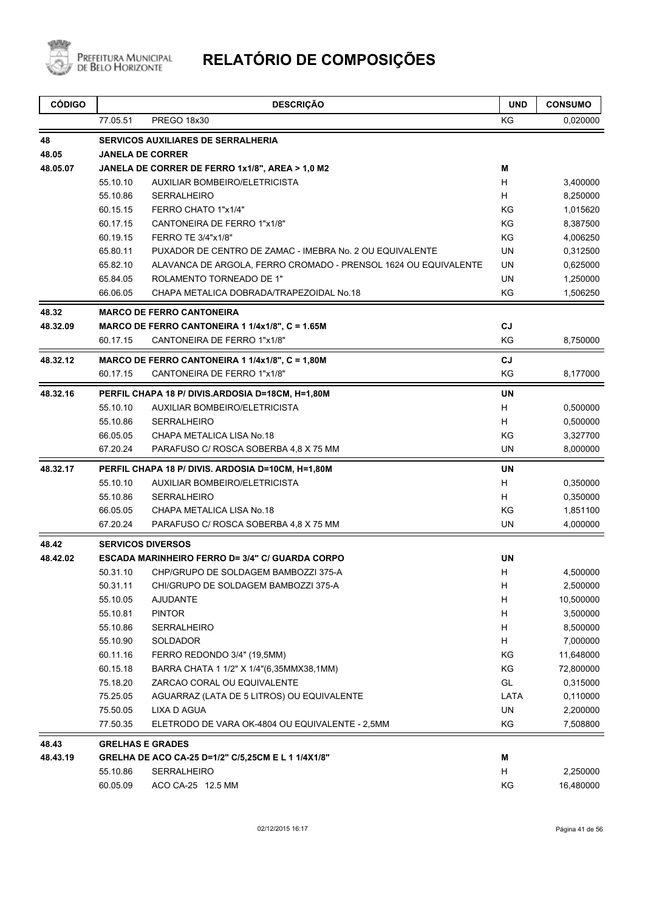# RELATÓRIO DE COMPOSIÇÕES

| CÓDIGO | | DESCRIÇÃO | UND | CONSUMO |
|---|---|---|---|---|
| | 77.05.51 | PREGO 18x30 | KG | 0,020000 |
| **48** | | **SERVICOS AUXILIARES DE SERRALHERIA** | | |
| **48.05** | | **JANELA DE CORRER** | | |
| **48.05.07** | | **JANELA DE CORRER DE FERRO 1x1/8", AREA > 1,0 M2** | **M** | |
| | 55.10.10 | AUXILIAR BOMBEIRO/ELETRICISTA | H | 3,400000 |
| | 55.10.86 | SERRALHEIRO | H | 8,250000 |
| | 60.15.15 | FERRO CHATO 1"x1/4" | KG | 1,015620 |
| | 60.17.15 | CANTONEIRA DE FERRO 1"x1/8" | KG | 8,387500 |
| | 60.19.15 | FERRO TE 3/4"x1/8" | KG | 4,006250 |
| | 65.80.11 | PUXADOR DE CENTRO DE ZAMAC - IMEBRA No. 2 OU EQUIVALENTE | UN | 0,312500 |
| | 65.82.10 | ALAVANCA DE ARGOLA, FERRO CROMADO - PRENSOL 1624 OU EQUIVALENTE | UN | 0,625000 |
| | 65.84.05 | ROLAMENTO TORNEADO DE 1" | UN | 1,250000 |
| | 66.06.05 | CHAPA METALICA DOBRADA/TRAPEZOIDAL No.18 | KG | 1,506250 |
| **48.32** | | **MARCO DE FERRO CANTONEIRA** | | |
| **48.32.09** | | **MARCO DE FERRO CANTONEIRA 1 1/4x1/8", C = 1.65M** | **CJ** | |
| | 60.17.15 | CANTONEIRA DE FERRO 1"x1/8" | KG | 8,750000 |
| **48.32.12** | | **MARCO DE FERRO CANTONEIRA 1 1/4x1/8", C = 1,80M** | **CJ** | |
| | 60.17.15 | CANTONEIRA DE FERRO 1"x1/8" | KG | 8,177000 |
| **48.32.16** | | **PERFIL CHAPA 18 P/ DIVIS.ARDOSIA D=18CM, H=1,80M** | **UN** | |
| | 55.10.10 | AUXILIAR BOMBEIRO/ELETRICISTA | H | 0,500000 |
| | 55.10.86 | SERRALHEIRO | H | 0,500000 |
| | 66.05.05 | CHAPA METALICA LISA No.18 | KG | 3,327700 |
| | 67.20.24 | PARAFUSO C/ ROSCA SOBERBA 4,8 X 75 MM | UN | 8,000000 |
| **48.32.17** | | **PERFIL CHAPA 18 P/ DIVIS. ARDOSIA D=10CM, H=1,80M** | **UN** | |
| | 55.10.10 | AUXILIAR BOMBEIRO/ELETRICISTA | H | 0,350000 |
| | 55.10.86 | SERRALHEIRO | H | 0,350000 |
| | 66.05.05 | CHAPA METALICA LISA No.18 | KG | 1,851100 |
| | 67.20.24 | PARAFUSO C/ ROSCA SOBERBA 4,8 X 75 MM | UN | 4,000000 |
| **48.42** | | **SERVICOS DIVERSOS** | | |
| **48.42.02** | | **ESCADA MARINHEIRO FERRO D= 3/4" C/ GUARDA CORPO** | **UN** | |
| | 50.31.10 | CHP/GRUPO DE SOLDAGEM BAMBOZZI 375-A | H | 4,500000 |
| | 50.31.11 | CHI/GRUPO DE SOLDAGEM BAMBOZZI 375-A | H | 2,500000 |
| | 55.10.05 | AJUDANTE | H | 10,500000 |
| | 55.10.81 | PINTOR | H | 3,500000 |
| | 55.10.86 | SERRALHEIRO | H | 8,500000 |
| | 55.10.90 | SOLDADOR | H | 7,000000 |
| | 60.11.16 | FERRO REDONDO 3/4" (19,5MM) | KG | 11,648000 |
| | 60.15.18 | BARRA CHATA 1 1/2" X 1/4"(6,35MMX38,1MM) | KG | 72,800000 |
| | 75.18.20 | ZARCAO CORAL OU EQUIVALENTE | GL | 0,315000 |
| | 75.25.05 | AGUARRAZ (LATA DE 5 LITROS) OU EQUIVALENTE | LATA | 0,110000 |
| | 75.50.05 | LIXA D AGUA | UN | 2,200000 |
| | 77.50.35 | ELETRODO DE VARA OK-4804 OU EQUIVALENTE - 2,5MM | KG | 7,508800 |
| **48.43** | | **GRELHAS E GRADES** | | |
| **48.43.19** | | **GRELHA DE ACO CA-25 D=1/2" C/5,25CM E L 1 1/4X1/8"** | **M** | |
| | 55.10.86 | SERRALHEIRO | H | 2,250000 |
| | 60.05.09 | ACO CA-25 12.5 MM | KG | 16,480000 |

02/12/2015 16:17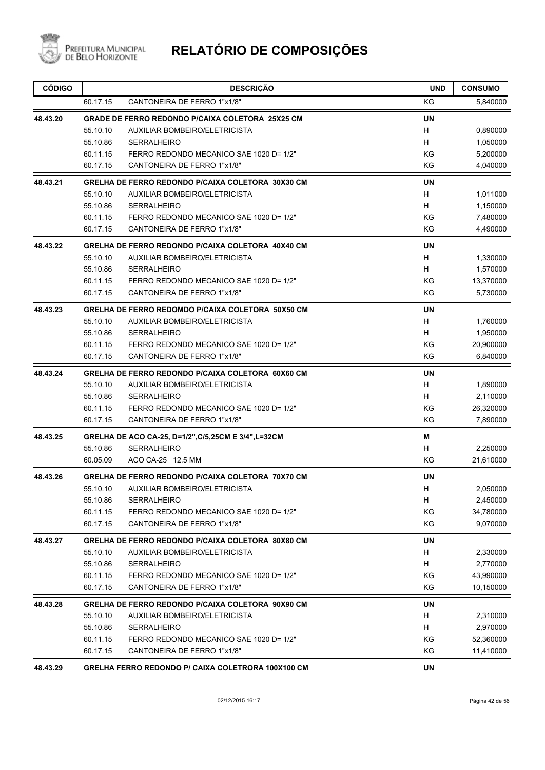# RELATÓRIO DE COMPOSIÇÕES

| CÓDIGO | | DESCRIÇÃO | UND | CONSUMO |
|---|---|---|---|---|
| | 60.17.15 | CANTONEIRA DE FERRO 1"x1/8" | KG | 5,840000 |
| **48.43.20** | | **GRADE DE FERRO REDONDO P/CAIXA COLETORA 25X25 CM** | **UN** | |
| | 55.10.10 | AUXILIAR BOMBEIRO/ELETRICISTA | H | 0,890000 |
| | 55.10.86 | SERRALHEIRO | H | 1,050000 |
| | 60.11.15 | FERRO REDONDO MECANICO SAE 1020 D= 1/2" | KG | 5,200000 |
| | 60.17.15 | CANTONEIRA DE FERRO 1"x1/8" | KG | 4,040000 |
| **48.43.21** | | **GRELHA DE FERRO REDONDO P/CAIXA COLETORA 30X30 CM** | **UN** | |
| | 55.10.10 | AUXILIAR BOMBEIRO/ELETRICISTA | H | 1,011000 |
| | 55.10.86 | SERRALHEIRO | H | 1,150000 |
| | 60.11.15 | FERRO REDONDO MECANICO SAE 1020 D= 1/2" | KG | 7,480000 |
| | 60.17.15 | CANTONEIRA DE FERRO 1"x1/8" | KG | 4,490000 |
| **48.43.22** | | **GRELHA DE FERRO REDONDO P/CAIXA COLETORA 40X40 CM** | **UN** | |
| | 55.10.10 | AUXILIAR BOMBEIRO/ELETRICISTA | H | 1,330000 |
| | 55.10.86 | SERRALHEIRO | H | 1,570000 |
| | 60.11.15 | FERRO REDONDO MECANICO SAE 1020 D= 1/2" | KG | 13,370000 |
| | 60.17.15 | CANTONEIRA DE FERRO 1"x1/8" | KG | 5,730000 |
| **48.43.23** | | **GRELHA DE FERRO REDOMDO P/CAIXA COLETORA 50X50 CM** | **UN** | |
| | 55.10.10 | AUXILIAR BOMBEIRO/ELETRICISTA | H | 1,760000 |
| | 55.10.86 | SERRALHEIRO | H | 1,950000 |
| | 60.11.15 | FERRO REDONDO MECANICO SAE 1020 D= 1/2" | KG | 20,900000 |
| | 60.17.15 | CANTONEIRA DE FERRO 1"x1/8" | KG | 6,840000 |
| **48.43.24** | | **GRELHA DE FERRO REDONDO P/CAIXA COLETORA 60X60 CM** | **UN** | |
| | 55.10.10 | AUXILIAR BOMBEIRO/ELETRICISTA | H | 1,890000 |
| | 55.10.86 | SERRALHEIRO | H | 2,110000 |
| | 60.11.15 | FERRO REDONDO MECANICO SAE 1020 D= 1/2" | KG | 26,320000 |
| | 60.17.15 | CANTONEIRA DE FERRO 1"x1/8" | KG | 7,890000 |
| **48.43.25** | | **GRELHA DE ACO CA-25, D=1/2",C/5,25CM E 3/4",L=32CM** | **M** | |
| | 55.10.86 | SERRALHEIRO | H | 2,250000 |
| | 60.05.09 | ACO CA-25 12.5 MM | KG | 21,610000 |
| **48.43.26** | | **GRELHA DE FERRO REDONDO P/CAIXA COLETORA 70X70 CM** | **UN** | |
| | 55.10.10 | AUXILIAR BOMBEIRO/ELETRICISTA | H | 2,050000 |
| | 55.10.86 | SERRALHEIRO | H | 2,450000 |
| | 60.11.15 | FERRO REDONDO MECANICO SAE 1020 D= 1/2" | KG | 34,780000 |
| | 60.17.15 | CANTONEIRA DE FERRO 1"x1/8" | KG | 9,070000 |
| **48.43.27** | | **GRELHA DE FERRO REDONDO P/CAIXA COLETORA 80X80 CM** | **UN** | |
| | 55.10.10 | AUXILIAR BOMBEIRO/ELETRICISTA | H | 2,330000 |
| | 55.10.86 | SERRALHEIRO | H | 2,770000 |
| | 60.11.15 | FERRO REDONDO MECANICO SAE 1020 D= 1/2" | KG | 43,990000 |
| | 60.17.15 | CANTONEIRA DE FERRO 1"x1/8" | KG | 10,150000 |
| **48.43.28** | | **GRELHA DE FERRO REDONDO P/CAIXA COLETORA 90X90 CM** | **UN** | |
| | 55.10.10 | AUXILIAR BOMBEIRO/ELETRICISTA | H | 2,310000 |
| | 55.10.86 | SERRALHEIRO | H | 2,970000 |
| | 60.11.15 | FERRO REDONDO MECANICO SAE 1020 D= 1/2" | KG | 52,360000 |
| | 60.17.15 | CANTONEIRA DE FERRO 1"x1/8" | KG | 11,410000 |
| **48.43.29** | | **GRELHA FERRO REDONDO P/ CAIXA COLETRORA 100X100 CM** | **UN** | |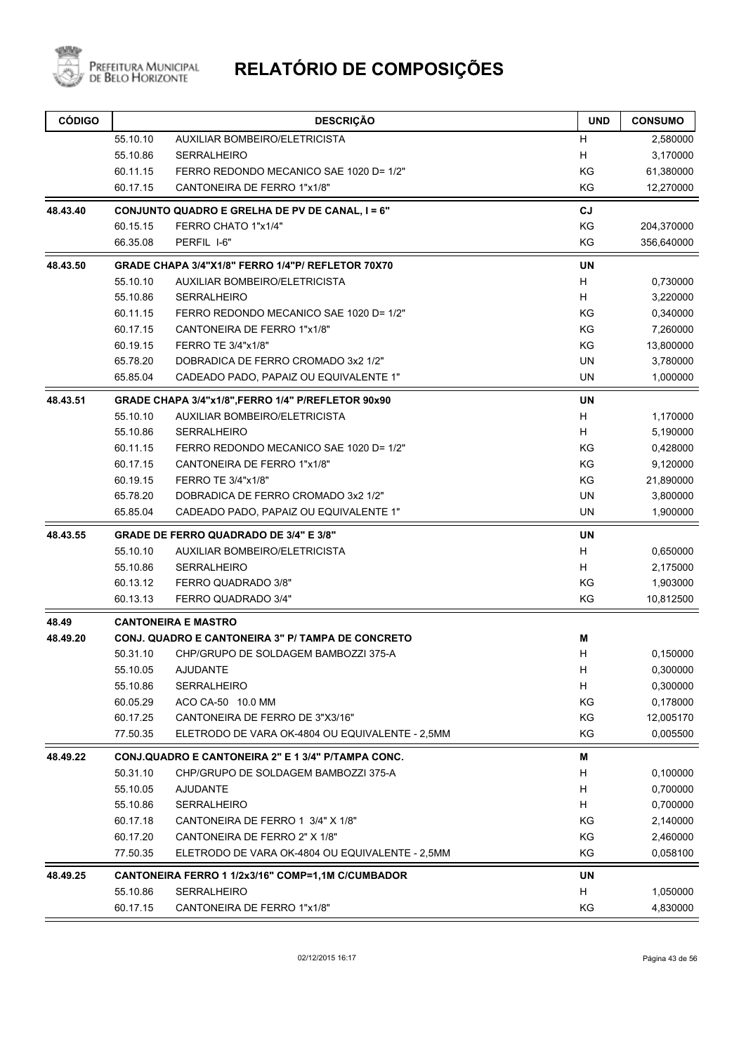# RELATÓRIO DE COMPOSIÇÕES

| CÓDIGO | | DESCRIÇÃO | UND | CONSUMO |
|---|---|---|---|---|
| | 55.10.10 | AUXILIAR BOMBEIRO/ELETRICISTA | H | 2,580000 |
| | 55.10.86 | SERRALHEIRO | H | 3,170000 |
| | 60.11.15 | FERRO REDONDO MECANICO SAE 1020 D= 1/2" | KG | 61,380000 |
| | 60.17.15 | CANTONEIRA DE FERRO 1"x1/8" | KG | 12,270000 |
| **48.43.40** | | **CONJUNTO QUADRO E GRELHA DE PV DE CANAL, I = 6"** | **CJ** | |
| | 60.15.15 | FERRO CHATO 1"x1/4" | KG | 204,370000 |
| | 66.35.08 | PERFIL I-6" | KG | 356,640000 |
| **48.43.50** | | **GRADE CHAPA 3/4"X1/8" FERRO 1/4"P/ REFLETOR 70X70** | **UN** | |
| | 55.10.10 | AUXILIAR BOMBEIRO/ELETRICISTA | H | 0,730000 |
| | 55.10.86 | SERRALHEIRO | H | 3,220000 |
| | 60.11.15 | FERRO REDONDO MECANICO SAE 1020 D= 1/2" | KG | 0,340000 |
| | 60.17.15 | CANTONEIRA DE FERRO 1"x1/8" | KG | 7,260000 |
| | 60.19.15 | FERRO TE 3/4"x1/8" | KG | 13,800000 |
| | 65.78.20 | DOBRADICA DE FERRO CROMADO 3x2 1/2" | UN | 3,780000 |
| | 65.85.04 | CADEADO PADO, PAPAIZ OU EQUIVALENTE 1" | UN | 1,000000 |
| **48.43.51** | | **GRADE CHAPA 3/4"x1/8",FERRO 1/4" P/REFLETOR 90x90** | **UN** | |
| | 55.10.10 | AUXILIAR BOMBEIRO/ELETRICISTA | H | 1,170000 |
| | 55.10.86 | SERRALHEIRO | H | 5,190000 |
| | 60.11.15 | FERRO REDONDO MECANICO SAE 1020 D= 1/2" | KG | 0,428000 |
| | 60.17.15 | CANTONEIRA DE FERRO 1"x1/8" | KG | 9,120000 |
| | 60.19.15 | FERRO TE 3/4"x1/8" | KG | 21,890000 |
| | 65.78.20 | DOBRADICA DE FERRO CROMADO 3x2 1/2" | UN | 3,800000 |
| | 65.85.04 | CADEADO PADO, PAPAIZ OU EQUIVALENTE 1" | UN | 1,900000 |
| **48.43.55** | | **GRADE DE FERRO QUADRADO DE 3/4" E 3/8"** | **UN** | |
| | 55.10.10 | AUXILIAR BOMBEIRO/ELETRICISTA | H | 0,650000 |
| | 55.10.86 | SERRALHEIRO | H | 2,175000 |
| | 60.13.12 | FERRO QUADRADO 3/8" | KG | 1,903000 |
| | 60.13.13 | FERRO QUADRADO 3/4" | KG | 10,812500 |
| **48.49** | | **CANTONEIRA E MASTRO** | | |
| **48.49.20** | | **CONJ. QUADRO E CANTONEIRA 3" P/ TAMPA DE CONCRETO** | **M** | |
| | 50.31.10 | CHP/GRUPO DE SOLDAGEM BAMBOZZI 375-A | H | 0,150000 |
| | 55.10.05 | AJUDANTE | H | 0,300000 |
| | 55.10.86 | SERRALHEIRO | H | 0,300000 |
| | 60.05.29 | ACO CA-50 10.0 MM | KG | 0,178000 |
| | 60.17.25 | CANTONEIRA DE FERRO DE 3"X3/16" | KG | 12,005170 |
| | 77.50.35 | ELETRODO DE VARA OK-4804 OU EQUIVALENTE - 2,5MM | KG | 0,005500 |
| **48.49.22** | | **CONJ.QUADRO E CANTONEIRA 2" E 1 3/4" P/TAMPA CONC.** | **M** | |
| | 50.31.10 | CHP/GRUPO DE SOLDAGEM BAMBOZZI 375-A | H | 0,100000 |
| | 55.10.05 | AJUDANTE | H | 0,700000 |
| | 55.10.86 | SERRALHEIRO | H | 0,700000 |
| | 60.17.18 | CANTONEIRA DE FERRO 1 3/4" X 1/8" | KG | 2,140000 |
| | 60.17.20 | CANTONEIRA DE FERRO 2" X 1/8" | KG | 2,460000 |
| | 77.50.35 | ELETRODO DE VARA OK-4804 OU EQUIVALENTE - 2,5MM | KG | 0,058100 |
| **48.49.25** | | **CANTONEIRA FERRO 1 1/2x3/16" COMP=1,1M C/CUMBADOR** | **UN** | |
| | 55.10.86 | SERRALHEIRO | H | 1,050000 |
| | 60.17.15 | CANTONEIRA DE FERRO 1"x1/8" | KG | 4,830000 |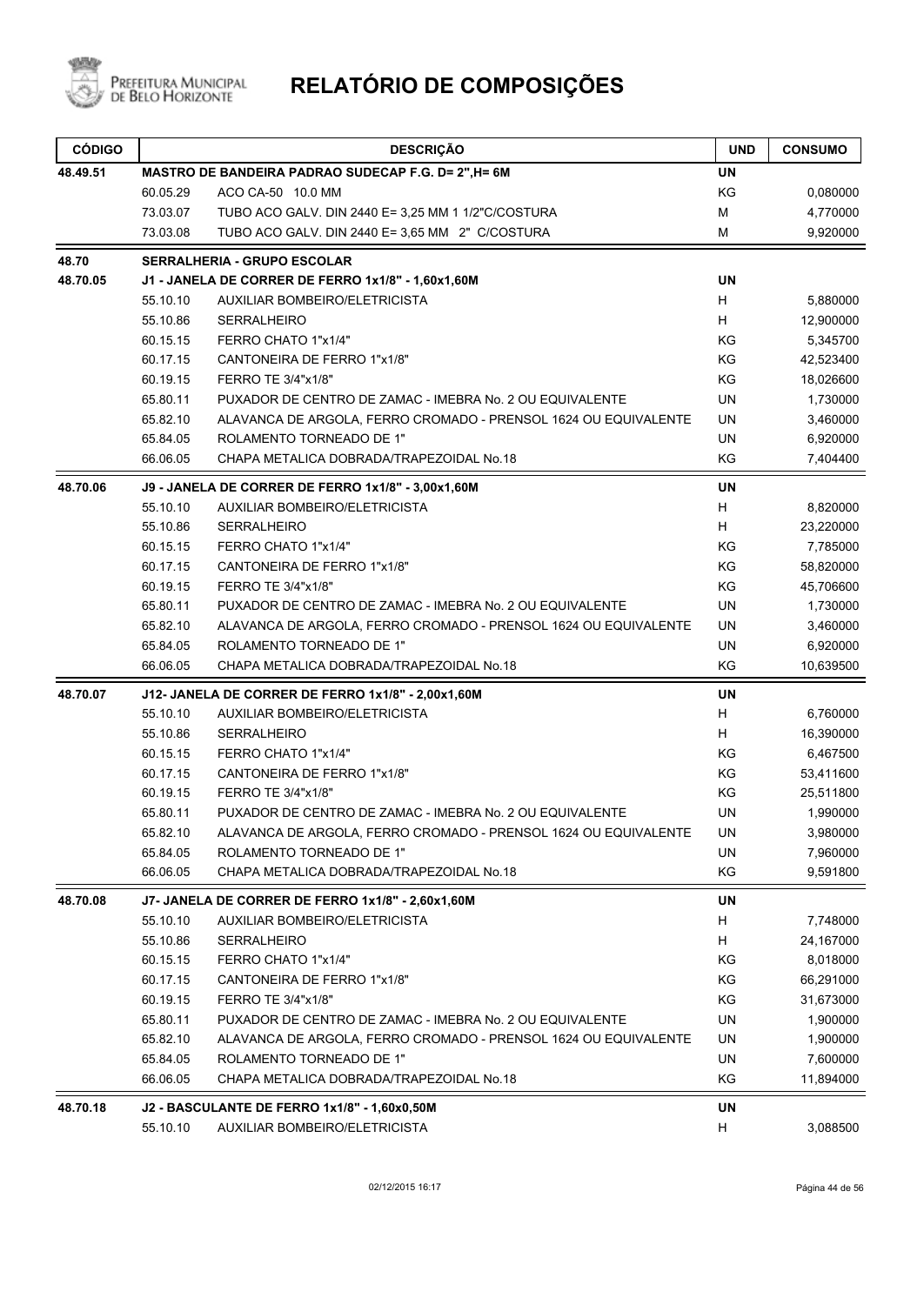# RELATÓRIO DE COMPOSIÇÕES

| CÓDIGO | | DESCRIÇÃO | UND | CONSUMO |
|---|---|---|---|---|
| 48.49.51 | | **MASTRO DE BANDEIRA PADRAO SUDECAP F.G. D= 2",H= 6M** | **UN** | |
| | 60.05.29 | ACO CA-50 10.0 MM | KG | 0,080000 |
| | 73.03.07 | TUBO ACO GALV. DIN 2440 E= 3,25 MM 1 1/2"C/COSTURA | M | 4,770000 |
| | 73.03.08 | TUBO ACO GALV. DIN 2440 E= 3,65 MM 2" C/COSTURA | M | 9,920000 |
| **48.70** | | **SERRALHERIA - GRUPO ESCOLAR** | | |
| 48.70.05 | | **J1 - JANELA DE CORRER DE FERRO 1x1/8" - 1,60x1,60M** | **UN** | |
| | 55.10.10 | AUXILIAR BOMBEIRO/ELETRICISTA | H | 5,880000 |
| | 55.10.86 | SERRALHEIRO | H | 12,900000 |
| | 60.15.15 | FERRO CHATO 1"x1/4" | KG | 5,345700 |
| | 60.17.15 | CANTONEIRA DE FERRO 1"x1/8" | KG | 42,523400 |
| | 60.19.15 | FERRO TE 3/4"x1/8" | KG | 18,026600 |
| | 65.80.11 | PUXADOR DE CENTRO DE ZAMAC - IMEBRA No. 2 OU EQUIVALENTE | UN | 1,730000 |
| | 65.82.10 | ALAVANCA DE ARGOLA, FERRO CROMADO - PRENSOL 1624 OU EQUIVALENTE | UN | 3,460000 |
| | 65.84.05 | ROLAMENTO TORNEADO DE 1" | UN | 6,920000 |
| | 66.06.05 | CHAPA METALICA DOBRADA/TRAPEZOIDAL No.18 | KG | 7,404400 |
| 48.70.06 | | **J9 - JANELA DE CORRER DE FERRO 1x1/8" - 3,00x1,60M** | **UN** | |
| | 55.10.10 | AUXILIAR BOMBEIRO/ELETRICISTA | H | 8,820000 |
| | 55.10.86 | SERRALHEIRO | H | 23,220000 |
| | 60.15.15 | FERRO CHATO 1"x1/4" | KG | 7,785000 |
| | 60.17.15 | CANTONEIRA DE FERRO 1"x1/8" | KG | 58,820000 |
| | 60.19.15 | FERRO TE 3/4"x1/8" | KG | 45,706600 |
| | 65.80.11 | PUXADOR DE CENTRO DE ZAMAC - IMEBRA No. 2 OU EQUIVALENTE | UN | 1,730000 |
| | 65.82.10 | ALAVANCA DE ARGOLA, FERRO CROMADO - PRENSOL 1624 OU EQUIVALENTE | UN | 3,460000 |
| | 65.84.05 | ROLAMENTO TORNEADO DE 1" | UN | 6,920000 |
| | 66.06.05 | CHAPA METALICA DOBRADA/TRAPEZOIDAL No.18 | KG | 10,639500 |
| 48.70.07 | | **J12- JANELA DE CORRER DE FERRO 1x1/8" - 2,00x1,60M** | **UN** | |
| | 55.10.10 | AUXILIAR BOMBEIRO/ELETRICISTA | H | 6,760000 |
| | 55.10.86 | SERRALHEIRO | H | 16,390000 |
| | 60.15.15 | FERRO CHATO 1"x1/4" | KG | 6,467500 |
| | 60.17.15 | CANTONEIRA DE FERRO 1"x1/8" | KG | 53,411600 |
| | 60.19.15 | FERRO TE 3/4"x1/8" | KG | 25,511800 |
| | 65.80.11 | PUXADOR DE CENTRO DE ZAMAC - IMEBRA No. 2 OU EQUIVALENTE | UN | 1,990000 |
| | 65.82.10 | ALAVANCA DE ARGOLA, FERRO CROMADO - PRENSOL 1624 OU EQUIVALENTE | UN | 3,980000 |
| | 65.84.05 | ROLAMENTO TORNEADO DE 1" | UN | 7,960000 |
| | 66.06.05 | CHAPA METALICA DOBRADA/TRAPEZOIDAL No.18 | KG | 9,591800 |
| 48.70.08 | | **J7- JANELA DE CORRER DE FERRO 1x1/8" - 2,60x1,60M** | **UN** | |
| | 55.10.10 | AUXILIAR BOMBEIRO/ELETRICISTA | H | 7,748000 |
| | 55.10.86 | SERRALHEIRO | H | 24,167000 |
| | 60.15.15 | FERRO CHATO 1"x1/4" | KG | 8,018000 |
| | 60.17.15 | CANTONEIRA DE FERRO 1"x1/8" | KG | 66,291000 |
| | 60.19.15 | FERRO TE 3/4"x1/8" | KG | 31,673000 |
| | 65.80.11 | PUXADOR DE CENTRO DE ZAMAC - IMEBRA No. 2 OU EQUIVALENTE | UN | 1,900000 |
| | 65.82.10 | ALAVANCA DE ARGOLA, FERRO CROMADO - PRENSOL 1624 OU EQUIVALENTE | UN | 1,900000 |
| | 65.84.05 | ROLAMENTO TORNEADO DE 1" | UN | 7,600000 |
| | 66.06.05 | CHAPA METALICA DOBRADA/TRAPEZOIDAL No.18 | KG | 11,894000 |
| 48.70.18 | | **J2 - BASCULANTE DE FERRO 1x1/8" - 1,60x0,50M** | **UN** | |
| | 55.10.10 | AUXILIAR BOMBEIRO/ELETRICISTA | H | 3,088500 |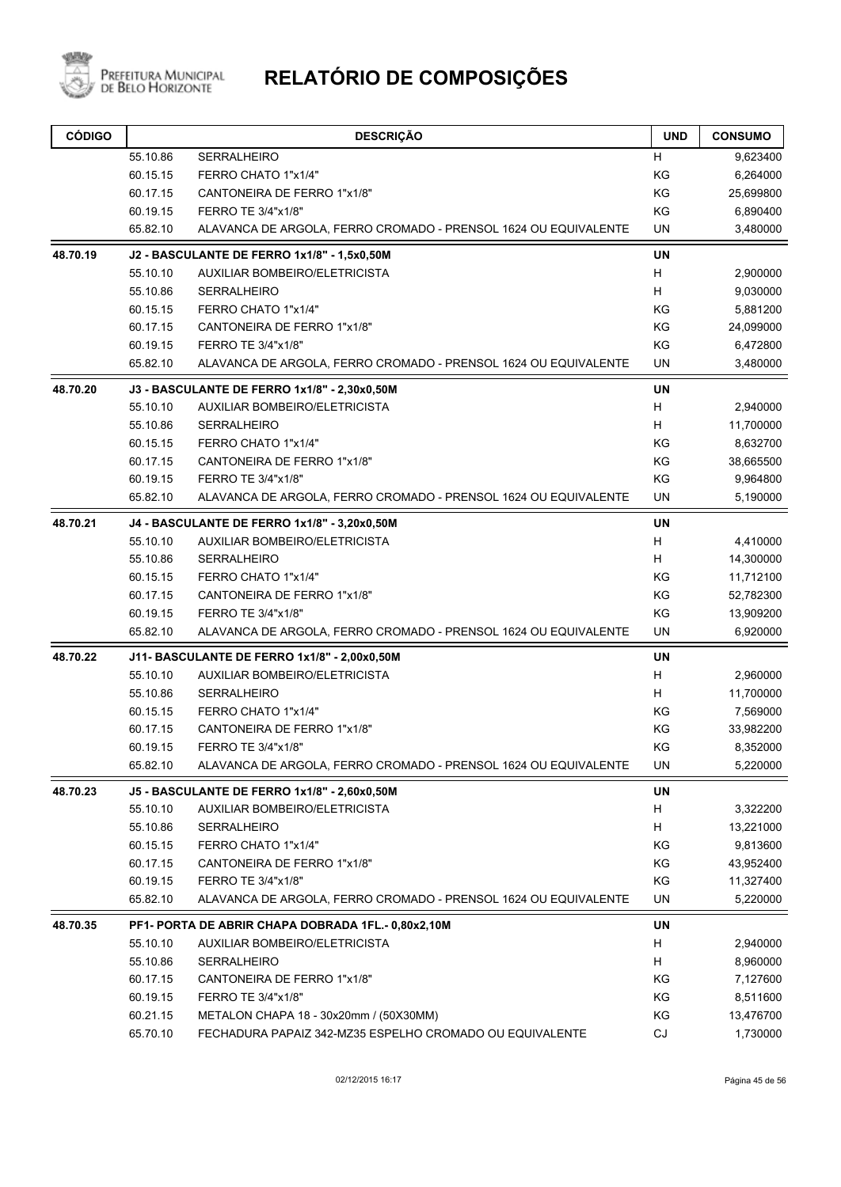# RELATÓRIO DE COMPOSIÇÕES

| CÓDIGO | | DESCRIÇÃO | UND | CONSUMO |
|---|---|---|---|---|
| | 55.10.86 | SERRALHEIRO | H | 9,623400 |
| | 60.15.15 | FERRO CHATO 1"x1/4" | KG | 6,264000 |
| | 60.17.15 | CANTONEIRA DE FERRO 1"x1/8" | KG | 25,699800 |
| | 60.19.15 | FERRO TE 3/4"x1/8" | KG | 6,890400 |
| | 65.82.10 | ALAVANCA DE ARGOLA, FERRO CROMADO - PRENSOL 1624 OU EQUIVALENTE | UN | 3,480000 |
| **48.70.19** | | **J2 - BASCULANTE DE FERRO 1x1/8" - 1,5x0,50M** | **UN** | |
| | 55.10.10 | AUXILIAR BOMBEIRO/ELETRICISTA | H | 2,900000 |
| | 55.10.86 | SERRALHEIRO | H | 9,030000 |
| | 60.15.15 | FERRO CHATO 1"x1/4" | KG | 5,881200 |
| | 60.17.15 | CANTONEIRA DE FERRO 1"x1/8" | KG | 24,099000 |
| | 60.19.15 | FERRO TE 3/4"x1/8" | KG | 6,472800 |
| | 65.82.10 | ALAVANCA DE ARGOLA, FERRO CROMADO - PRENSOL 1624 OU EQUIVALENTE | UN | 3,480000 |
| **48.70.20** | | **J3 - BASCULANTE DE FERRO 1x1/8" - 2,30x0,50M** | **UN** | |
| | 55.10.10 | AUXILIAR BOMBEIRO/ELETRICISTA | H | 2,940000 |
| | 55.10.86 | SERRALHEIRO | H | 11,700000 |
| | 60.15.15 | FERRO CHATO 1"x1/4" | KG | 8,632700 |
| | 60.17.15 | CANTONEIRA DE FERRO 1"x1/8" | KG | 38,665500 |
| | 60.19.15 | FERRO TE 3/4"x1/8" | KG | 9,964800 |
| | 65.82.10 | ALAVANCA DE ARGOLA, FERRO CROMADO - PRENSOL 1624 OU EQUIVALENTE | UN | 5,190000 |
| **48.70.21** | | **J4 - BASCULANTE DE FERRO 1x1/8" - 3,20x0,50M** | **UN** | |
| | 55.10.10 | AUXILIAR BOMBEIRO/ELETRICISTA | H | 4,410000 |
| | 55.10.86 | SERRALHEIRO | H | 14,300000 |
| | 60.15.15 | FERRO CHATO 1"x1/4" | KG | 11,712100 |
| | 60.17.15 | CANTONEIRA DE FERRO 1"x1/8" | KG | 52,782300 |
| | 60.19.15 | FERRO TE 3/4"x1/8" | KG | 13,909200 |
| | 65.82.10 | ALAVANCA DE ARGOLA, FERRO CROMADO - PRENSOL 1624 OU EQUIVALENTE | UN | 6,920000 |
| **48.70.22** | | **J11- BASCULANTE DE FERRO 1x1/8" - 2,00x0,50M** | **UN** | |
| | 55.10.10 | AUXILIAR BOMBEIRO/ELETRICISTA | H | 2,960000 |
| | 55.10.86 | SERRALHEIRO | H | 11,700000 |
| | 60.15.15 | FERRO CHATO 1"x1/4" | KG | 7,569000 |
| | 60.17.15 | CANTONEIRA DE FERRO 1"x1/8" | KG | 33,982200 |
| | 60.19.15 | FERRO TE 3/4"x1/8" | KG | 8,352000 |
| | 65.82.10 | ALAVANCA DE ARGOLA, FERRO CROMADO - PRENSOL 1624 OU EQUIVALENTE | UN | 5,220000 |
| **48.70.23** | | **J5 - BASCULANTE DE FERRO 1x1/8" - 2,60x0,50M** | **UN** | |
| | 55.10.10 | AUXILIAR BOMBEIRO/ELETRICISTA | H | 3,322200 |
| | 55.10.86 | SERRALHEIRO | H | 13,221000 |
| | 60.15.15 | FERRO CHATO 1"x1/4" | KG | 9,813600 |
| | 60.17.15 | CANTONEIRA DE FERRO 1"x1/8" | KG | 43,952400 |
| | 60.19.15 | FERRO TE 3/4"x1/8" | KG | 11,327400 |
| | 65.82.10 | ALAVANCA DE ARGOLA, FERRO CROMADO - PRENSOL 1624 OU EQUIVALENTE | UN | 5,220000 |
| **48.70.35** | | **PF1- PORTA DE ABRIR CHAPA DOBRADA 1FL.- 0,80x2,10M** | **UN** | |
| | 55.10.10 | AUXILIAR BOMBEIRO/ELETRICISTA | H | 2,940000 |
| | 55.10.86 | SERRALHEIRO | H | 8,960000 |
| | 60.17.15 | CANTONEIRA DE FERRO 1"x1/8" | KG | 7,127600 |
| | 60.19.15 | FERRO TE 3/4"x1/8" | KG | 8,511600 |
| | 60.21.15 | METALON CHAPA 18 - 30x20mm / (50X30MM) | KG | 13,476700 |
| | 65.70.10 | FECHADURA PAPAIZ 342-MZ35 ESPELHO CROMADO OU EQUIVALENTE | CJ | 1,730000 |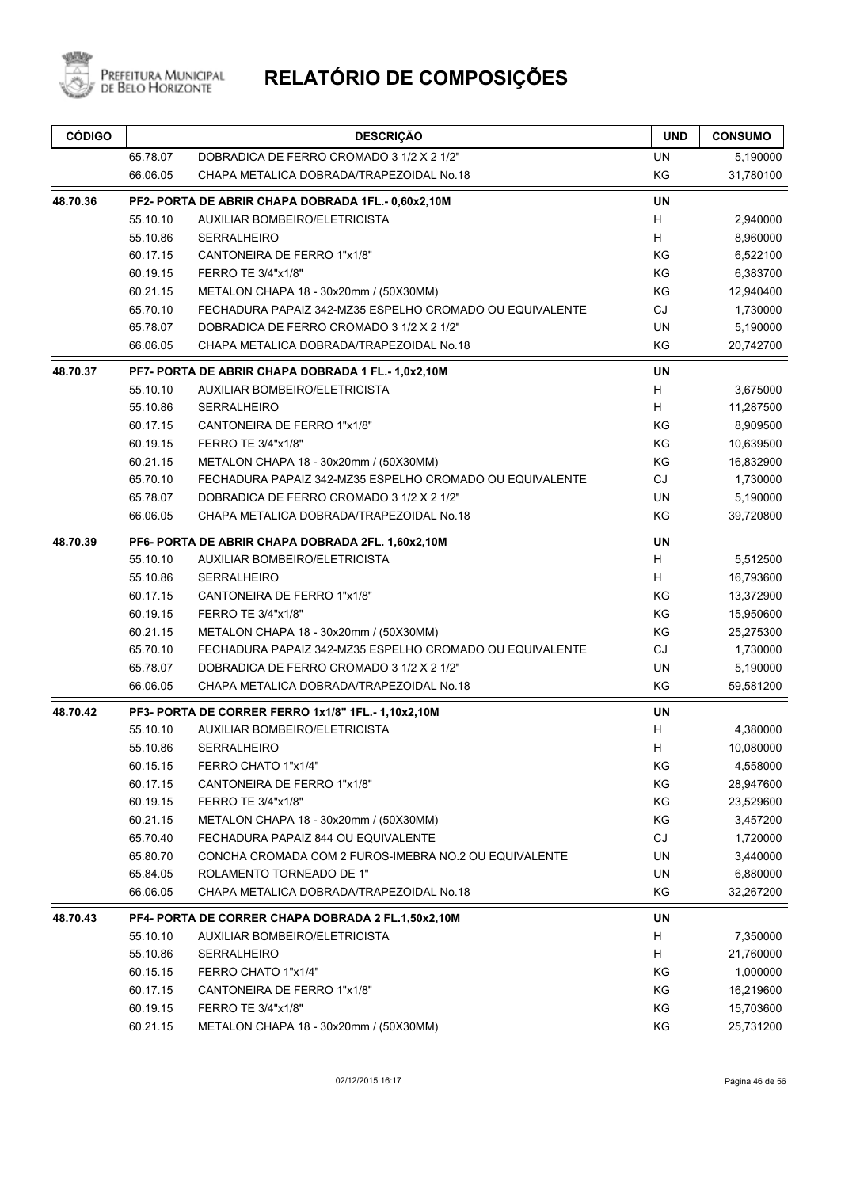# RELATÓRIO DE COMPOSIÇÕES

Prefeitura Municipal de Belo Horizonte

| CÓDIGO | | DESCRIÇÃO | UND | CONSUMO |
|---|---|---|---|---|
| | 65.78.07 | DOBRADICA DE FERRO CROMADO 3 1/2 X 2 1/2" | UN | 5,190000 |
| | 66.06.05 | CHAPA METALICA DOBRADA/TRAPEZOIDAL No.18 | KG | 31,780100 |
| **48.70.36** | | **PF2- PORTA DE ABRIR CHAPA DOBRADA 1FL.- 0,60x2,10M** | **UN** | |
| | 55.10.10 | AUXILIAR BOMBEIRO/ELETRICISTA | H | 2,940000 |
| | 55.10.86 | SERRALHEIRO | H | 8,960000 |
| | 60.17.15 | CANTONEIRA DE FERRO 1"x1/8" | KG | 6,522100 |
| | 60.19.15 | FERRO TE 3/4"x1/8" | KG | 6,383700 |
| | 60.21.15 | METALON CHAPA 18 - 30x20mm / (50X30MM) | KG | 12,940400 |
| | 65.70.10 | FECHADURA PAPAIZ 342-MZ35 ESPELHO CROMADO OU EQUIVALENTE | CJ | 1,730000 |
| | 65.78.07 | DOBRADICA DE FERRO CROMADO 3 1/2 X 2 1/2" | UN | 5,190000 |
| | 66.06.05 | CHAPA METALICA DOBRADA/TRAPEZOIDAL No.18 | KG | 20,742700 |
| **48.70.37** | | **PF7- PORTA DE ABRIR CHAPA DOBRADA 1 FL.- 1,0x2,10M** | **UN** | |
| | 55.10.10 | AUXILIAR BOMBEIRO/ELETRICISTA | H | 3,675000 |
| | 55.10.86 | SERRALHEIRO | H | 11,287500 |
| | 60.17.15 | CANTONEIRA DE FERRO 1"x1/8" | KG | 8,909500 |
| | 60.19.15 | FERRO TE 3/4"x1/8" | KG | 10,639500 |
| | 60.21.15 | METALON CHAPA 18 - 30x20mm / (50X30MM) | KG | 16,832900 |
| | 65.70.10 | FECHADURA PAPAIZ 342-MZ35 ESPELHO CROMADO OU EQUIVALENTE | CJ | 1,730000 |
| | 65.78.07 | DOBRADICA DE FERRO CROMADO 3 1/2 X 2 1/2" | UN | 5,190000 |
| | 66.06.05 | CHAPA METALICA DOBRADA/TRAPEZOIDAL No.18 | KG | 39,720800 |
| **48.70.39** | | **PF6- PORTA DE ABRIR CHAPA DOBRADA 2FL. 1,60x2,10M** | **UN** | |
| | 55.10.10 | AUXILIAR BOMBEIRO/ELETRICISTA | H | 5,512500 |
| | 55.10.86 | SERRALHEIRO | H | 16,793600 |
| | 60.17.15 | CANTONEIRA DE FERRO 1"x1/8" | KG | 13,372900 |
| | 60.19.15 | FERRO TE 3/4"x1/8" | KG | 15,950600 |
| | 60.21.15 | METALON CHAPA 18 - 30x20mm / (50X30MM) | KG | 25,275300 |
| | 65.70.10 | FECHADURA PAPAIZ 342-MZ35 ESPELHO CROMADO OU EQUIVALENTE | CJ | 1,730000 |
| | 65.78.07 | DOBRADICA DE FERRO CROMADO 3 1/2 X 2 1/2" | UN | 5,190000 |
| | 66.06.05 | CHAPA METALICA DOBRADA/TRAPEZOIDAL No.18 | KG | 59,581200 |
| **48.70.42** | | **PF3- PORTA DE CORRER FERRO 1x1/8" 1FL.- 1,10x2,10M** | **UN** | |
| | 55.10.10 | AUXILIAR BOMBEIRO/ELETRICISTA | H | 4,380000 |
| | 55.10.86 | SERRALHEIRO | H | 10,080000 |
| | 60.15.15 | FERRO CHATO 1"x1/4" | KG | 4,558000 |
| | 60.17.15 | CANTONEIRA DE FERRO 1"x1/8" | KG | 28,947600 |
| | 60.19.15 | FERRO TE 3/4"x1/8" | KG | 23,529600 |
| | 60.21.15 | METALON CHAPA 18 - 30x20mm / (50X30MM) | KG | 3,457200 |
| | 65.70.40 | FECHADURA PAPAIZ 844 OU EQUIVALENTE | CJ | 1,720000 |
| | 65.80.70 | CONCHA CROMADA COM 2 FUROS-IMEBRA NO.2 OU EQUIVALENTE | UN | 3,440000 |
| | 65.84.05 | ROLAMENTO TORNEADO DE 1" | UN | 6,880000 |
| | 66.06.05 | CHAPA METALICA DOBRADA/TRAPEZOIDAL No.18 | KG | 32,267200 |
| **48.70.43** | | **PF4- PORTA DE CORRER CHAPA DOBRADA 2 FL.1,50x2,10M** | **UN** | |
| | 55.10.10 | AUXILIAR BOMBEIRO/ELETRICISTA | H | 7,350000 |
| | 55.10.86 | SERRALHEIRO | H | 21,760000 |
| | 60.15.15 | FERRO CHATO 1"x1/4" | KG | 1,000000 |
| | 60.17.15 | CANTONEIRA DE FERRO 1"x1/8" | KG | 16,219600 |
| | 60.19.15 | FERRO TE 3/4"x1/8" | KG | 15,703600 |
| | 60.21.15 | METALON CHAPA 18 - 30x20mm / (50X30MM) | KG | 25,731200 |

02/12/2015 16:17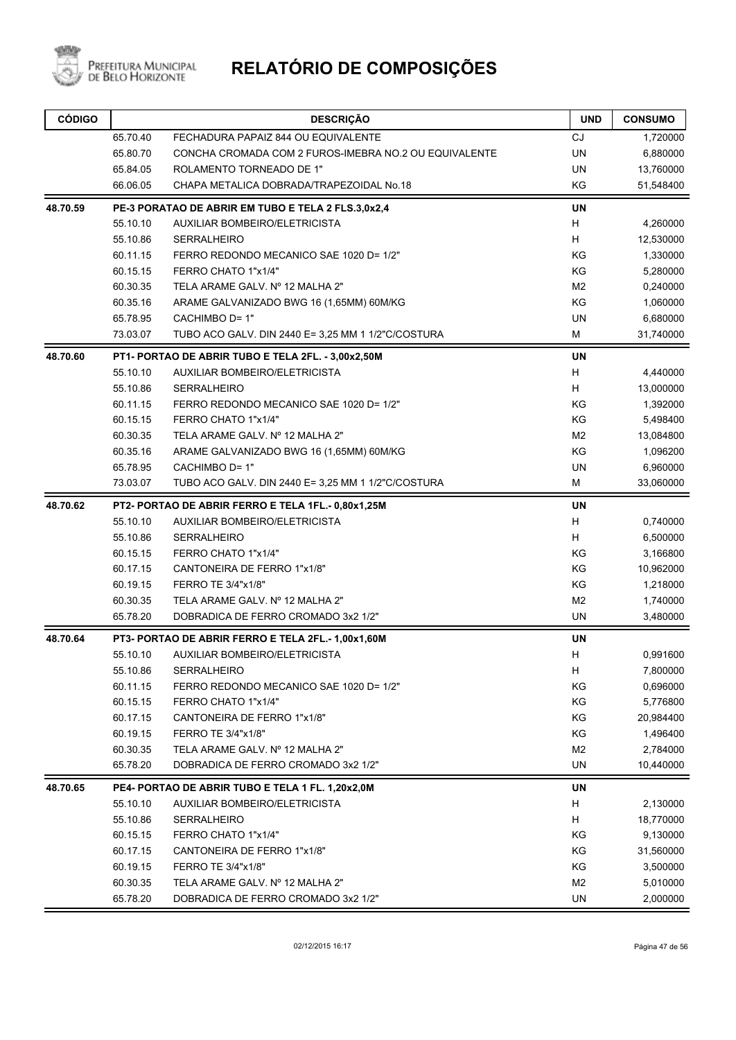# RELATÓRIO DE COMPOSIÇÕES

| CÓDIGO | | DESCRIÇÃO | UND | CONSUMO |
|---|---|---|---|---|
| | 65.70.40 | FECHADURA PAPAIZ 844 OU EQUIVALENTE | CJ | 1,720000 |
| | 65.80.70 | CONCHA CROMADA COM 2 FUROS-IMEBRA NO.2 OU EQUIVALENTE | UN | 6,880000 |
| | 65.84.05 | ROLAMENTO TORNEADO DE 1" | UN | 13,760000 |
| | 66.06.05 | CHAPA METALICA DOBRADA/TRAPEZOIDAL No.18 | KG | 51,548400 |
| **48.70.59** | | **PE-3 PORATAO DE ABRIR EM TUBO E TELA 2 FLS.3,0x2,4** | **UN** | |
| | 55.10.10 | AUXILIAR BOMBEIRO/ELETRICISTA | H | 4,260000 |
| | 55.10.86 | SERRALHEIRO | H | 12,530000 |
| | 60.11.15 | FERRO REDONDO MECANICO SAE 1020 D= 1/2" | KG | 1,330000 |
| | 60.15.15 | FERRO CHATO 1"x1/4" | KG | 5,280000 |
| | 60.30.35 | TELA ARAME GALV. Nº 12 MALHA 2" | M2 | 0,240000 |
| | 60.35.16 | ARAME GALVANIZADO BWG 16 (1,65MM) 60M/KG | KG | 1,060000 |
| | 65.78.95 | CACHIMBO D= 1" | UN | 6,680000 |
| | 73.03.07 | TUBO ACO GALV. DIN 2440 E= 3,25 MM 1 1/2"C/COSTURA | M | 31,740000 |
| **48.70.60** | | **PT1- PORTAO DE ABRIR TUBO E TELA 2FL. - 3,00x2,50M** | **UN** | |
| | 55.10.10 | AUXILIAR BOMBEIRO/ELETRICISTA | H | 4,440000 |
| | 55.10.86 | SERRALHEIRO | H | 13,000000 |
| | 60.11.15 | FERRO REDONDO MECANICO SAE 1020 D= 1/2" | KG | 1,392000 |
| | 60.15.15 | FERRO CHATO 1"x1/4" | KG | 5,498400 |
| | 60.30.35 | TELA ARAME GALV. Nº 12 MALHA 2" | M2 | 13,084800 |
| | 60.35.16 | ARAME GALVANIZADO BWG 16 (1,65MM) 60M/KG | KG | 1,096200 |
| | 65.78.95 | CACHIMBO D= 1" | UN | 6,960000 |
| | 73.03.07 | TUBO ACO GALV. DIN 2440 E= 3,25 MM 1 1/2"C/COSTURA | M | 33,060000 |
| **48.70.62** | | **PT2- PORTAO DE ABRIR FERRO E TELA 1FL.- 0,80x1,25M** | **UN** | |
| | 55.10.10 | AUXILIAR BOMBEIRO/ELETRICISTA | H | 0,740000 |
| | 55.10.86 | SERRALHEIRO | H | 6,500000 |
| | 60.15.15 | FERRO CHATO 1"x1/4" | KG | 3,166800 |
| | 60.17.15 | CANTONEIRA DE FERRO 1"x1/8" | KG | 10,962000 |
| | 60.19.15 | FERRO TE 3/4"x1/8" | KG | 1,218000 |
| | 60.30.35 | TELA ARAME GALV. Nº 12 MALHA 2" | M2 | 1,740000 |
| | 65.78.20 | DOBRADICA DE FERRO CROMADO 3x2 1/2" | UN | 3,480000 |
| **48.70.64** | | **PT3- PORTAO DE ABRIR FERRO E TELA 2FL.- 1,00x1,60M** | **UN** | |
| | 55.10.10 | AUXILIAR BOMBEIRO/ELETRICISTA | H | 0,991600 |
| | 55.10.86 | SERRALHEIRO | H | 7,800000 |
| | 60.11.15 | FERRO REDONDO MECANICO SAE 1020 D= 1/2" | KG | 0,696000 |
| | 60.15.15 | FERRO CHATO 1"x1/4" | KG | 5,776800 |
| | 60.17.15 | CANTONEIRA DE FERRO 1"x1/8" | KG | 20,984400 |
| | 60.19.15 | FERRO TE 3/4"x1/8" | KG | 1,496400 |
| | 60.30.35 | TELA ARAME GALV. Nº 12 MALHA 2" | M2 | 2,784000 |
| | 65.78.20 | DOBRADICA DE FERRO CROMADO 3x2 1/2" | UN | 10,440000 |
| **48.70.65** | | **PE4- PORTAO DE ABRIR TUBO E TELA 1 FL. 1,20x2,0M** | **UN** | |
| | 55.10.10 | AUXILIAR BOMBEIRO/ELETRICISTA | H | 2,130000 |
| | 55.10.86 | SERRALHEIRO | H | 18,770000 |
| | 60.15.15 | FERRO CHATO 1"x1/4" | KG | 9,130000 |
| | 60.17.15 | CANTONEIRA DE FERRO 1"x1/8" | KG | 31,560000 |
| | 60.19.15 | FERRO TE 3/4"x1/8" | KG | 3,500000 |
| | 60.30.35 | TELA ARAME GALV. Nº 12 MALHA 2" | M2 | 5,010000 |
| | 65.78.20 | DOBRADICA DE FERRO CROMADO 3x2 1/2" | UN | 2,000000 |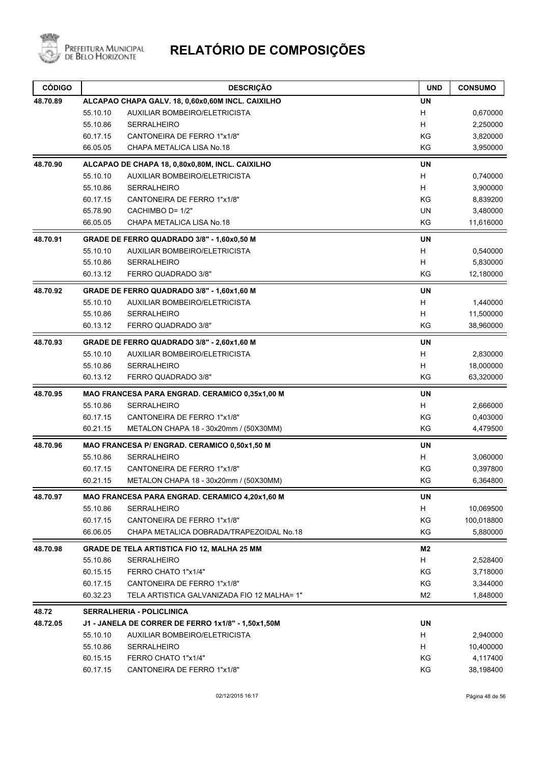# RELATÓRIO DE COMPOSIÇÕES

Prefeitura Municipal de Belo Horizonte

| CÓDIGO | | DESCRIÇÃO | UND | CONSUMO |
|---|---|---|---|---|
| 48.70.89 | | ALCAPAO CHAPA GALV. 18, 0,60x0,60M INCL. CAIXILHO | UN | |
| | 55.10.10 | AUXILIAR BOMBEIRO/ELETRICISTA | H | 0,670000 |
| | 55.10.86 | SERRALHEIRO | H | 2,250000 |
| | 60.17.15 | CANTONEIRA DE FERRO 1"x1/8" | KG | 3,820000 |
| | 66.05.05 | CHAPA METALICA LISA No.18 | KG | 3,950000 |
| 48.70.90 | | ALCAPAO DE CHAPA 18, 0,80x0,80M, INCL. CAIXILHO | UN | |
| | 55.10.10 | AUXILIAR BOMBEIRO/ELETRICISTA | H | 0,740000 |
| | 55.10.86 | SERRALHEIRO | H | 3,900000 |
| | 60.17.15 | CANTONEIRA DE FERRO 1"x1/8" | KG | 8,839200 |
| | 65.78.90 | CACHIMBO D= 1/2" | UN | 3,480000 |
| | 66.05.05 | CHAPA METALICA LISA No.18 | KG | 11,616000 |
| 48.70.91 | | GRADE DE FERRO QUADRADO 3/8" - 1,60x0,50 M | UN | |
| | 55.10.10 | AUXILIAR BOMBEIRO/ELETRICISTA | H | 0,540000 |
| | 55.10.86 | SERRALHEIRO | H | 5,830000 |
| | 60.13.12 | FERRO QUADRADO 3/8" | KG | 12,180000 |
| 48.70.92 | | GRADE DE FERRO QUADRADO 3/8" - 1,60x1,60 M | UN | |
| | 55.10.10 | AUXILIAR BOMBEIRO/ELETRICISTA | H | 1,440000 |
| | 55.10.86 | SERRALHEIRO | H | 11,500000 |
| | 60.13.12 | FERRO QUADRADO 3/8" | KG | 38,960000 |
| 48.70.93 | | GRADE DE FERRO QUADRADO 3/8" - 2,60x1,60 M | UN | |
| | 55.10.10 | AUXILIAR BOMBEIRO/ELETRICISTA | H | 2,830000 |
| | 55.10.86 | SERRALHEIRO | H | 18,000000 |
| | 60.13.12 | FERRO QUADRADO 3/8" | KG | 63,320000 |
| 48.70.95 | | MAO FRANCESA PARA ENGRAD. CERAMICO 0,35x1,00 M | UN | |
| | 55.10.86 | SERRALHEIRO | H | 2,666000 |
| | 60.17.15 | CANTONEIRA DE FERRO 1"x1/8" | KG | 0,403000 |
| | 60.21.15 | METALON CHAPA 18 - 30x20mm / (50X30MM) | KG | 4,479500 |
| 48.70.96 | | MAO FRANCESA P/ ENGRAD. CERAMICO 0,50x1,50 M | UN | |
| | 55.10.86 | SERRALHEIRO | H | 3,060000 |
| | 60.17.15 | CANTONEIRA DE FERRO 1"x1/8" | KG | 0,397800 |
| | 60.21.15 | METALON CHAPA 18 - 30x20mm / (50X30MM) | KG | 6,364800 |
| 48.70.97 | | MAO FRANCESA PARA ENGRAD. CERAMICO 4,20x1,60 M | UN | |
| | 55.10.86 | SERRALHEIRO | H | 10,069500 |
| | 60.17.15 | CANTONEIRA DE FERRO 1"x1/8" | KG | 100,018800 |
| | 66.06.05 | CHAPA METALICA DOBRADA/TRAPEZOIDAL No.18 | KG | 5,880000 |
| 48.70.98 | | GRADE DE TELA ARTISTICA FIO 12, MALHA 25 MM | M2 | |
| | 55.10.86 | SERRALHEIRO | H | 2,528400 |
| | 60.15.15 | FERRO CHATO 1"x1/4" | KG | 3,718000 |
| | 60.17.15 | CANTONEIRA DE FERRO 1"x1/8" | KG | 3,344000 |
| | 60.32.23 | TELA ARTISTICA GALVANIZADA FIO 12 MALHA= 1" | M2 | 1,848000 |
| 48.72 | | SERRALHERIA - POLICLINICA | | |
| 48.72.05 | | J1 - JANELA DE CORRER DE FERRO 1x1/8" - 1,50x1,50M | UN | |
| | 55.10.10 | AUXILIAR BOMBEIRO/ELETRICISTA | H | 2,940000 |
| | 55.10.86 | SERRALHEIRO | H | 10,400000 |
| | 60.15.15 | FERRO CHATO 1"x1/4" | KG | 4,117400 |
| | 60.17.15 | CANTONEIRA DE FERRO 1"x1/8" | KG | 38,198400 |

02/12/2015 16:17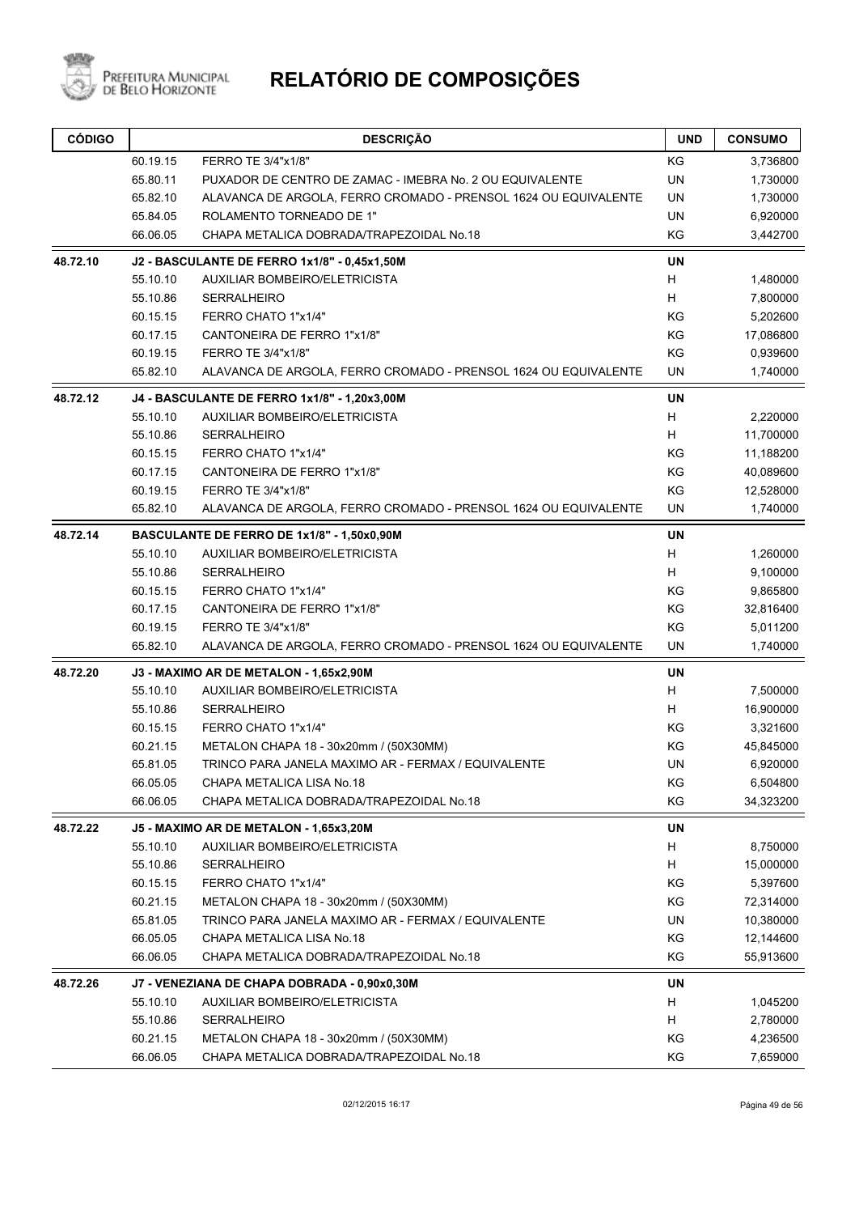# RELATÓRIO DE COMPOSIÇÕES

| CÓDIGO | | DESCRIÇÃO | UND | CONSUMO |
|---|---|---|---|---|
| | 60.19.15 | FERRO TE 3/4"x1/8" | KG | 3,736800 |
| | 65.80.11 | PUXADOR DE CENTRO DE ZAMAC - IMEBRA No. 2 OU EQUIVALENTE | UN | 1,730000 |
| | 65.82.10 | ALAVANCA DE ARGOLA, FERRO CROMADO - PRENSOL 1624 OU EQUIVALENTE | UN | 1,730000 |
| | 65.84.05 | ROLAMENTO TORNEADO DE 1" | UN | 6,920000 |
| | 66.06.05 | CHAPA METALICA DOBRADA/TRAPEZOIDAL No.18 | KG | 3,442700 |
| **48.72.10** | | **J2 - BASCULANTE DE FERRO 1x1/8" - 0,45x1,50M** | **UN** | |
| | 55.10.10 | AUXILIAR BOMBEIRO/ELETRICISTA | H | 1,480000 |
| | 55.10.86 | SERRALHEIRO | H | 7,800000 |
| | 60.15.15 | FERRO CHATO 1"x1/4" | KG | 5,202600 |
| | 60.17.15 | CANTONEIRA DE FERRO 1"x1/8" | KG | 17,086800 |
| | 60.19.15 | FERRO TE 3/4"x1/8" | KG | 0,939600 |
| | 65.82.10 | ALAVANCA DE ARGOLA, FERRO CROMADO - PRENSOL 1624 OU EQUIVALENTE | UN | 1,740000 |
| **48.72.12** | | **J4 - BASCULANTE DE FERRO 1x1/8" - 1,20x3,00M** | **UN** | |
| | 55.10.10 | AUXILIAR BOMBEIRO/ELETRICISTA | H | 2,220000 |
| | 55.10.86 | SERRALHEIRO | H | 11,700000 |
| | 60.15.15 | FERRO CHATO 1"x1/4" | KG | 11,188200 |
| | 60.17.15 | CANTONEIRA DE FERRO 1"x1/8" | KG | 40,089600 |
| | 60.19.15 | FERRO TE 3/4"x1/8" | KG | 12,528000 |
| | 65.82.10 | ALAVANCA DE ARGOLA, FERRO CROMADO - PRENSOL 1624 OU EQUIVALENTE | UN | 1,740000 |
| **48.72.14** | | **BASCULANTE DE FERRO DE 1x1/8" - 1,50x0,90M** | **UN** | |
| | 55.10.10 | AUXILIAR BOMBEIRO/ELETRICISTA | H | 1,260000 |
| | 55.10.86 | SERRALHEIRO | H | 9,100000 |
| | 60.15.15 | FERRO CHATO 1"x1/4" | KG | 9,865800 |
| | 60.17.15 | CANTONEIRA DE FERRO 1"x1/8" | KG | 32,816400 |
| | 60.19.15 | FERRO TE 3/4"x1/8" | KG | 5,011200 |
| | 65.82.10 | ALAVANCA DE ARGOLA, FERRO CROMADO - PRENSOL 1624 OU EQUIVALENTE | UN | 1,740000 |
| **48.72.20** | | **J3 - MAXIMO AR DE METALON - 1,65x2,90M** | **UN** | |
| | 55.10.10 | AUXILIAR BOMBEIRO/ELETRICISTA | H | 7,500000 |
| | 55.10.86 | SERRALHEIRO | H | 16,900000 |
| | 60.15.15 | FERRO CHATO 1"x1/4" | KG | 3,321600 |
| | 60.21.15 | METALON CHAPA 18 - 30x20mm / (50X30MM) | KG | 45,845000 |
| | 65.81.05 | TRINCO PARA JANELA MAXIMO AR - FERMAX / EQUIVALENTE | UN | 6,920000 |
| | 66.05.05 | CHAPA METALICA LISA No.18 | KG | 6,504800 |
| | 66.06.05 | CHAPA METALICA DOBRADA/TRAPEZOIDAL No.18 | KG | 34,323200 |
| **48.72.22** | | **J5 - MAXIMO AR DE METALON - 1,65x3,20M** | **UN** | |
| | 55.10.10 | AUXILIAR BOMBEIRO/ELETRICISTA | H | 8,750000 |
| | 55.10.86 | SERRALHEIRO | H | 15,000000 |
| | 60.15.15 | FERRO CHATO 1"x1/4" | KG | 5,397600 |
| | 60.21.15 | METALON CHAPA 18 - 30x20mm / (50X30MM) | KG | 72,314000 |
| | 65.81.05 | TRINCO PARA JANELA MAXIMO AR - FERMAX / EQUIVALENTE | UN | 10,380000 |
| | 66.05.05 | CHAPA METALICA LISA No.18 | KG | 12,144600 |
| | 66.06.05 | CHAPA METALICA DOBRADA/TRAPEZOIDAL No.18 | KG | 55,913600 |
| **48.72.26** | | **J7 - VENEZIANA DE CHAPA DOBRADA - 0,90x0,30M** | **UN** | |
| | 55.10.10 | AUXILIAR BOMBEIRO/ELETRICISTA | H | 1,045200 |
| | 55.10.86 | SERRALHEIRO | H | 2,780000 |
| | 60.21.15 | METALON CHAPA 18 - 30x20mm / (50X30MM) | KG | 4,236500 |
| | 66.06.05 | CHAPA METALICA DOBRADA/TRAPEZOIDAL No.18 | KG | 7,659000 |

02/12/2015 16:17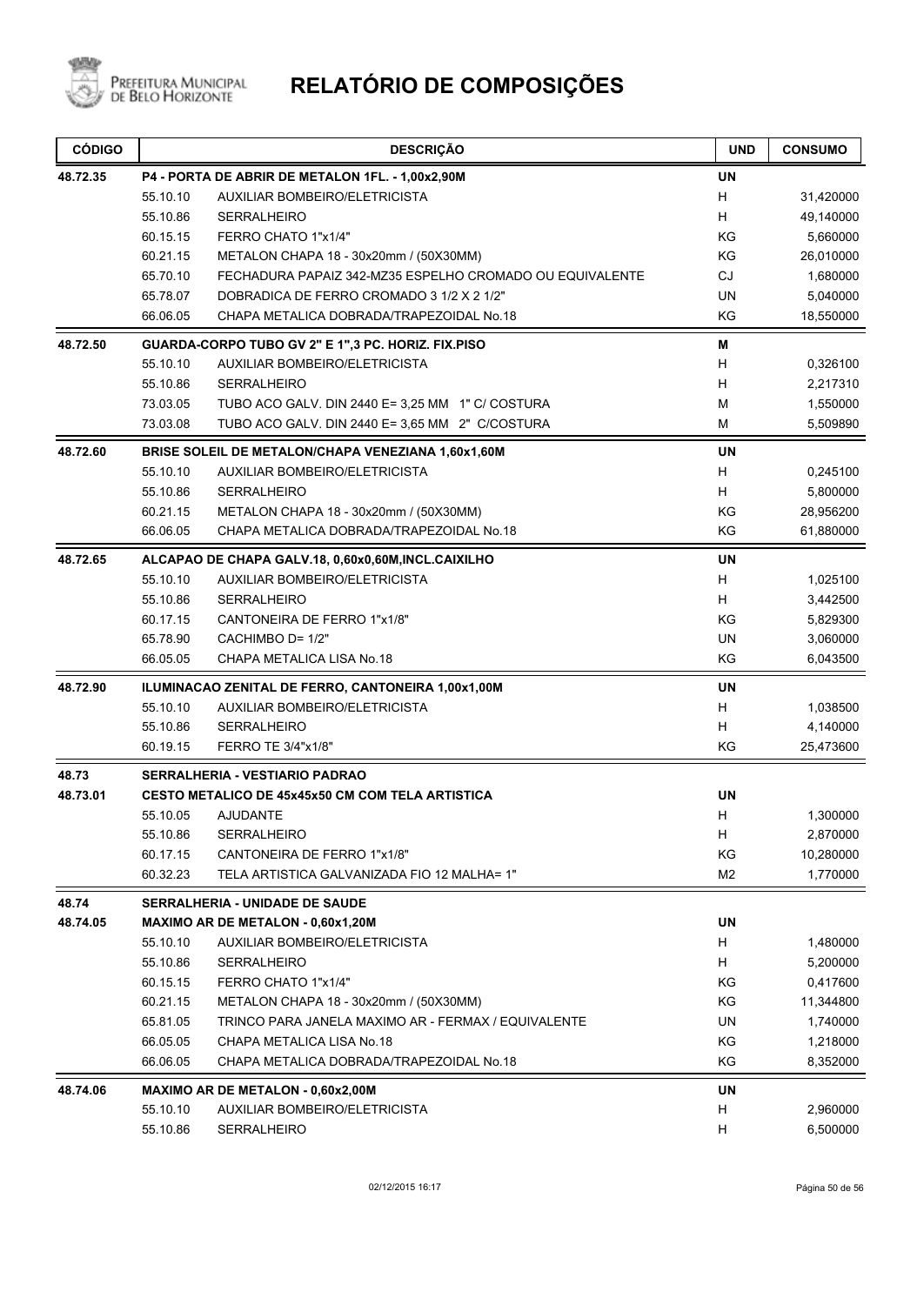# RELATÓRIO DE COMPOSIÇÕES

| CÓDIGO | | DESCRIÇÃO | UND | CONSUMO |
|---|---|---|---|---|
| **48.72.35** | | **P4 - PORTA DE ABRIR DE METALON 1FL. - 1,00x2,90M** | **UN** | |
| | 55.10.10 | AUXILIAR BOMBEIRO/ELETRICISTA | H | 31,420000 |
| | 55.10.86 | SERRALHEIRO | H | 49,140000 |
| | 60.15.15 | FERRO CHATO 1"x1/4" | KG | 5,660000 |
| | 60.21.15 | METALON CHAPA 18 - 30x20mm / (50X30MM) | KG | 26,010000 |
| | 65.70.10 | FECHADURA PAPAIZ 342-MZ35 ESPELHO CROMADO OU EQUIVALENTE | CJ | 1,680000 |
| | 65.78.07 | DOBRADICA DE FERRO CROMADO 3 1/2 X 2 1/2" | UN | 5,040000 |
| | 66.06.05 | CHAPA METALICA DOBRADA/TRAPEZOIDAL No.18 | KG | 18,550000 |
| **48.72.50** | | **GUARDA-CORPO TUBO GV 2" E 1",3 PC. HORIZ. FIX.PISO** | **M** | |
| | 55.10.10 | AUXILIAR BOMBEIRO/ELETRICISTA | H | 0,326100 |
| | 55.10.86 | SERRALHEIRO | H | 2,217310 |
| | 73.03.05 | TUBO ACO GALV. DIN 2440 E= 3,25 MM 1" C/ COSTURA | M | 1,550000 |
| | 73.03.08 | TUBO ACO GALV. DIN 2440 E= 3,65 MM 2" C/COSTURA | M | 5,509890 |
| **48.72.60** | | **BRISE SOLEIL DE METALON/CHAPA VENEZIANA 1,60x1,60M** | **UN** | |
| | 55.10.10 | AUXILIAR BOMBEIRO/ELETRICISTA | H | 0,245100 |
| | 55.10.86 | SERRALHEIRO | H | 5,800000 |
| | 60.21.15 | METALON CHAPA 18 - 30x20mm / (50X30MM) | KG | 28,956200 |
| | 66.06.05 | CHAPA METALICA DOBRADA/TRAPEZOIDAL No.18 | KG | 61,880000 |
| **48.72.65** | | **ALCAPAO DE CHAPA GALV.18, 0,60x0,60M,INCL.CAIXILHO** | **UN** | |
| | 55.10.10 | AUXILIAR BOMBEIRO/ELETRICISTA | H | 1,025100 |
| | 55.10.86 | SERRALHEIRO | H | 3,442500 |
| | 60.17.15 | CANTONEIRA DE FERRO 1"x1/8" | KG | 5,829300 |
| | 65.78.90 | CACHIMBO D= 1/2" | UN | 3,060000 |
| | 66.05.05 | CHAPA METALICA LISA No.18 | KG | 6,043500 |
| **48.72.90** | | **ILUMINACAO ZENITAL DE FERRO, CANTONEIRA 1,00x1,00M** | **UN** | |
| | 55.10.10 | AUXILIAR BOMBEIRO/ELETRICISTA | H | 1,038500 |
| | 55.10.86 | SERRALHEIRO | H | 4,140000 |
| | 60.19.15 | FERRO TE 3/4"x1/8" | KG | 25,473600 |
| **48.73** | | **SERRALHERIA - VESTIARIO PADRAO** | | |
| **48.73.01** | | **CESTO METALICO DE 45x45x50 CM COM TELA ARTISTICA** | **UN** | |
| | 55.10.05 | AJUDANTE | H | 1,300000 |
| | 55.10.86 | SERRALHEIRO | H | 2,870000 |
| | 60.17.15 | CANTONEIRA DE FERRO 1"x1/8" | KG | 10,280000 |
| | 60.32.23 | TELA ARTISTICA GALVANIZADA FIO 12 MALHA= 1" | M2 | 1,770000 |
| **48.74** | | **SERRALHERIA - UNIDADE DE SAUDE** | | |
| **48.74.05** | | **MAXIMO AR DE METALON - 0,60x1,20M** | **UN** | |
| | 55.10.10 | AUXILIAR BOMBEIRO/ELETRICISTA | H | 1,480000 |
| | 55.10.86 | SERRALHEIRO | H | 5,200000 |
| | 60.15.15 | FERRO CHATO 1"x1/4" | KG | 0,417600 |
| | 60.21.15 | METALON CHAPA 18 - 30x20mm / (50X30MM) | KG | 11,344800 |
| | 65.81.05 | TRINCO PARA JANELA MAXIMO AR - FERMAX / EQUIVALENTE | UN | 1,740000 |
| | 66.05.05 | CHAPA METALICA LISA No.18 | KG | 1,218000 |
| | 66.06.05 | CHAPA METALICA DOBRADA/TRAPEZOIDAL No.18 | KG | 8,352000 |
| **48.74.06** | | **MAXIMO AR DE METALON - 0,60x2,00M** | **UN** | |
| | 55.10.10 | AUXILIAR BOMBEIRO/ELETRICISTA | H | 2,960000 |
| | 55.10.86 | SERRALHEIRO | H | 6,500000 |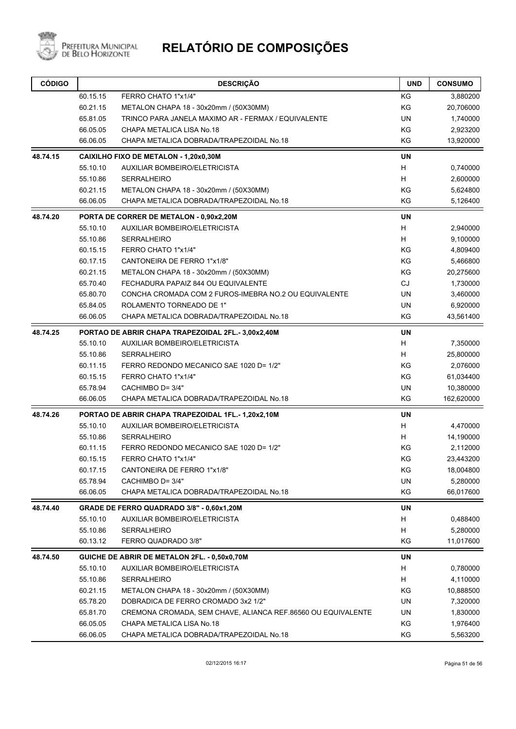# RELATÓRIO DE COMPOSIÇÕES

| CÓDIGO | | DESCRIÇÃO | UND | CONSUMO |
|---|---|---|---|---|
| | 60.15.15 | FERRO CHATO 1"x1/4" | KG | 3,880200 |
| | 60.21.15 | METALON CHAPA 18 - 30x20mm / (50X30MM) | KG | 20,706000 |
| | 65.81.05 | TRINCO PARA JANELA MAXIMO AR - FERMAX / EQUIVALENTE | UN | 1,740000 |
| | 66.05.05 | CHAPA METALICA LISA No.18 | KG | 2,923200 |
| | 66.06.05 | CHAPA METALICA DOBRADA/TRAPEZOIDAL No.18 | KG | 13,920000 |
| **48.74.15** | | **CAIXILHO FIXO DE METALON - 1,20x0,30M** | **UN** | |
| | 55.10.10 | AUXILIAR BOMBEIRO/ELETRICISTA | H | 0,740000 |
| | 55.10.86 | SERRALHEIRO | H | 2,600000 |
| | 60.21.15 | METALON CHAPA 18 - 30x20mm / (50X30MM) | KG | 5,624800 |
| | 66.06.05 | CHAPA METALICA DOBRADA/TRAPEZOIDAL No.18 | KG | 5,126400 |
| **48.74.20** | | **PORTA DE CORRER DE METALON - 0,90x2,20M** | **UN** | |
| | 55.10.10 | AUXILIAR BOMBEIRO/ELETRICISTA | H | 2,940000 |
| | 55.10.86 | SERRALHEIRO | H | 9,100000 |
| | 60.15.15 | FERRO CHATO 1"x1/4" | KG | 4,809400 |
| | 60.17.15 | CANTONEIRA DE FERRO 1"x1/8" | KG | 5,466800 |
| | 60.21.15 | METALON CHAPA 18 - 30x20mm / (50X30MM) | KG | 20,275600 |
| | 65.70.40 | FECHADURA PAPAIZ 844 OU EQUIVALENTE | CJ | 1,730000 |
| | 65.80.70 | CONCHA CROMADA COM 2 FUROS-IMEBRA NO.2 OU EQUIVALENTE | UN | 3,460000 |
| | 65.84.05 | ROLAMENTO TORNEADO DE 1" | UN | 6,920000 |
| | 66.06.05 | CHAPA METALICA DOBRADA/TRAPEZOIDAL No.18 | KG | 43,561400 |
| **48.74.25** | | **PORTAO DE ABRIR CHAPA TRAPEZOIDAL 2FL.- 3,00x2,40M** | **UN** | |
| | 55.10.10 | AUXILIAR BOMBEIRO/ELETRICISTA | H | 7,350000 |
| | 55.10.86 | SERRALHEIRO | H | 25,800000 |
| | 60.11.15 | FERRO REDONDO MECANICO SAE 1020 D= 1/2" | KG | 2,076000 |
| | 60.15.15 | FERRO CHATO 1"x1/4" | KG | 61,034400 |
| | 65.78.94 | CACHIMBO D= 3/4" | UN | 10,380000 |
| | 66.06.05 | CHAPA METALICA DOBRADA/TRAPEZOIDAL No.18 | KG | 162,620000 |
| **48.74.26** | | **PORTAO DE ABRIR CHAPA TRAPEZOIDAL 1FL.- 1,20x2,10M** | **UN** | |
| | 55.10.10 | AUXILIAR BOMBEIRO/ELETRICISTA | H | 4,470000 |
| | 55.10.86 | SERRALHEIRO | H | 14,190000 |
| | 60.11.15 | FERRO REDONDO MECANICO SAE 1020 D= 1/2" | KG | 2,112000 |
| | 60.15.15 | FERRO CHATO 1"x1/4" | KG | 23,443200 |
| | 60.17.15 | CANTONEIRA DE FERRO 1"x1/8" | KG | 18,004800 |
| | 65.78.94 | CACHIMBO D= 3/4" | UN | 5,280000 |
| | 66.06.05 | CHAPA METALICA DOBRADA/TRAPEZOIDAL No.18 | KG | 66,017600 |
| **48.74.40** | | **GRADE DE FERRO QUADRADO 3/8" - 0,60x1,20M** | **UN** | |
| | 55.10.10 | AUXILIAR BOMBEIRO/ELETRICISTA | H | 0,488400 |
| | 55.10.86 | SERRALHEIRO | H | 5,280000 |
| | 60.13.12 | FERRO QUADRADO 3/8" | KG | 11,017600 |
| **48.74.50** | | **GUICHE DE ABRIR DE METALON 2FL. - 0,50x0,70M** | **UN** | |
| | 55.10.10 | AUXILIAR BOMBEIRO/ELETRICISTA | H | 0,780000 |
| | 55.10.86 | SERRALHEIRO | H | 4,110000 |
| | 60.21.15 | METALON CHAPA 18 - 30x20mm / (50X30MM) | KG | 10,888500 |
| | 65.78.20 | DOBRADICA DE FERRO CROMADO 3x2 1/2" | UN | 7,320000 |
| | 65.81.70 | CREMONA CROMADA, SEM CHAVE, ALIANCA REF.86560 OU EQUIVALENTE | UN | 1,830000 |
| | 66.05.05 | CHAPA METALICA LISA No.18 | KG | 1,976400 |
| | 66.06.05 | CHAPA METALICA DOBRADA/TRAPEZOIDAL No.18 | KG | 5,563200 |

02/12/2015 16:17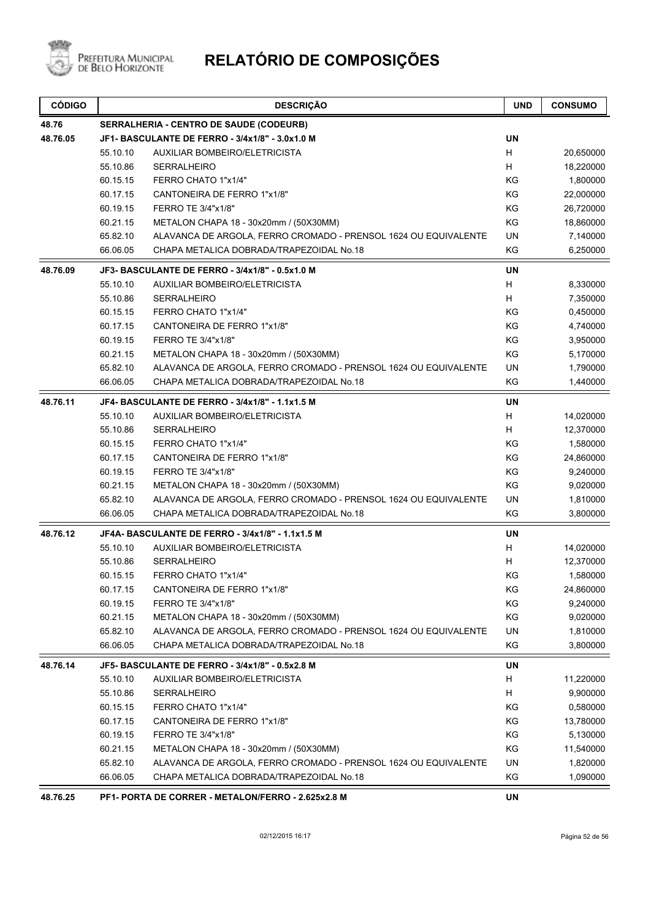# RELATÓRIO DE COMPOSIÇÕES

| CÓDIGO | | DESCRIÇÃO | UND | CONSUMO |
|---|---|---|---|---|
| **48.76** | | **SERRALHERIA - CENTRO DE SAUDE (CODEURB)** | | |
| **48.76.05** | | **JF1- BASCULANTE DE FERRO - 3/4x1/8" - 3.0x1.0 M** | **UN** | |
| | 55.10.10 | AUXILIAR BOMBEIRO/ELETRICISTA | H | 20,650000 |
| | 55.10.86 | SERRALHEIRO | H | 18,220000 |
| | 60.15.15 | FERRO CHATO 1"x1/4" | KG | 1,800000 |
| | 60.17.15 | CANTONEIRA DE FERRO 1"x1/8" | KG | 22,000000 |
| | 60.19.15 | FERRO TE 3/4"x1/8" | KG | 26,720000 |
| | 60.21.15 | METALON CHAPA 18 - 30x20mm / (50X30MM) | KG | 18,860000 |
| | 65.82.10 | ALAVANCA DE ARGOLA, FERRO CROMADO - PRENSOL 1624 OU EQUIVALENTE | UN | 7,140000 |
| | 66.06.05 | CHAPA METALICA DOBRADA/TRAPEZOIDAL No.18 | KG | 6,250000 |
| **48.76.09** | | **JF3- BASCULANTE DE FERRO - 3/4x1/8" - 0.5x1.0 M** | **UN** | |
| | 55.10.10 | AUXILIAR BOMBEIRO/ELETRICISTA | H | 8,330000 |
| | 55.10.86 | SERRALHEIRO | H | 7,350000 |
| | 60.15.15 | FERRO CHATO 1"x1/4" | KG | 0,450000 |
| | 60.17.15 | CANTONEIRA DE FERRO 1"x1/8" | KG | 4,740000 |
| | 60.19.15 | FERRO TE 3/4"x1/8" | KG | 3,950000 |
| | 60.21.15 | METALON CHAPA 18 - 30x20mm / (50X30MM) | KG | 5,170000 |
| | 65.82.10 | ALAVANCA DE ARGOLA, FERRO CROMADO - PRENSOL 1624 OU EQUIVALENTE | UN | 1,790000 |
| | 66.06.05 | CHAPA METALICA DOBRADA/TRAPEZOIDAL No.18 | KG | 1,440000 |
| **48.76.11** | | **JF4- BASCULANTE DE FERRO - 3/4x1/8" - 1.1x1.5 M** | **UN** | |
| | 55.10.10 | AUXILIAR BOMBEIRO/ELETRICISTA | H | 14,020000 |
| | 55.10.86 | SERRALHEIRO | H | 12,370000 |
| | 60.15.15 | FERRO CHATO 1"x1/4" | KG | 1,580000 |
| | 60.17.15 | CANTONEIRA DE FERRO 1"x1/8" | KG | 24,860000 |
| | 60.19.15 | FERRO TE 3/4"x1/8" | KG | 9,240000 |
| | 60.21.15 | METALON CHAPA 18 - 30x20mm / (50X30MM) | KG | 9,020000 |
| | 65.82.10 | ALAVANCA DE ARGOLA, FERRO CROMADO - PRENSOL 1624 OU EQUIVALENTE | UN | 1,810000 |
| | 66.06.05 | CHAPA METALICA DOBRADA/TRAPEZOIDAL No.18 | KG | 3,800000 |
| **48.76.12** | | **JF4A- BASCULANTE DE FERRO - 3/4x1/8" - 1.1x1.5 M** | **UN** | |
| | 55.10.10 | AUXILIAR BOMBEIRO/ELETRICISTA | H | 14,020000 |
| | 55.10.86 | SERRALHEIRO | H | 12,370000 |
| | 60.15.15 | FERRO CHATO 1"x1/4" | KG | 1,580000 |
| | 60.17.15 | CANTONEIRA DE FERRO 1"x1/8" | KG | 24,860000 |
| | 60.19.15 | FERRO TE 3/4"x1/8" | KG | 9,240000 |
| | 60.21.15 | METALON CHAPA 18 - 30x20mm / (50X30MM) | KG | 9,020000 |
| | 65.82.10 | ALAVANCA DE ARGOLA, FERRO CROMADO - PRENSOL 1624 OU EQUIVALENTE | UN | 1,810000 |
| | 66.06.05 | CHAPA METALICA DOBRADA/TRAPEZOIDAL No.18 | KG | 3,800000 |
| **48.76.14** | | **JF5- BASCULANTE DE FERRO - 3/4x1/8" - 0.5x2.8 M** | **UN** | |
| | 55.10.10 | AUXILIAR BOMBEIRO/ELETRICISTA | H | 11,220000 |
| | 55.10.86 | SERRALHEIRO | H | 9,900000 |
| | 60.15.15 | FERRO CHATO 1"x1/4" | KG | 0,580000 |
| | 60.17.15 | CANTONEIRA DE FERRO 1"x1/8" | KG | 13,780000 |
| | 60.19.15 | FERRO TE 3/4"x1/8" | KG | 5,130000 |
| | 60.21.15 | METALON CHAPA 18 - 30x20mm / (50X30MM) | KG | 11,540000 |
| | 65.82.10 | ALAVANCA DE ARGOLA, FERRO CROMADO - PRENSOL 1624 OU EQUIVALENTE | UN | 1,820000 |
| | 66.06.05 | CHAPA METALICA DOBRADA/TRAPEZOIDAL No.18 | KG | 1,090000 |
| **48.76.25** | | **PF1- PORTA DE CORRER - METALON/FERRO - 2.625x2.8 M** | **UN** | |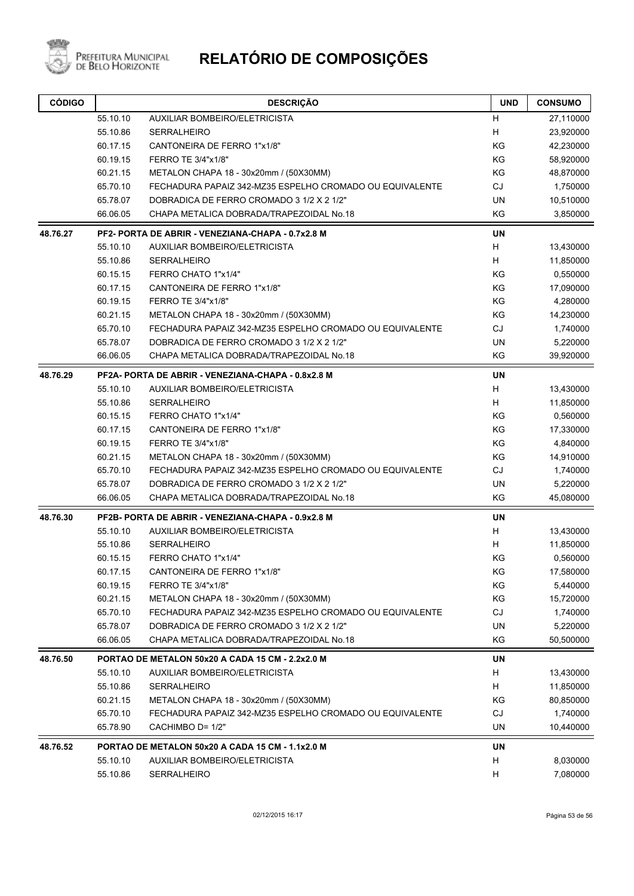# RELATÓRIO DE COMPOSIÇÕES

| CÓDIGO | | DESCRIÇÃO | UND | CONSUMO |
|---|---|---|---|---|
| | 55.10.10 | AUXILIAR BOMBEIRO/ELETRICISTA | H | 27,110000 |
| | 55.10.86 | SERRALHEIRO | H | 23,920000 |
| | 60.17.15 | CANTONEIRA DE FERRO 1"x1/8" | KG | 42,230000 |
| | 60.19.15 | FERRO TE 3/4"x1/8" | KG | 58,920000 |
| | 60.21.15 | METALON CHAPA 18 - 30x20mm / (50X30MM) | KG | 48,870000 |
| | 65.70.10 | FECHADURA PAPAIZ 342-MZ35 ESPELHO CROMADO OU EQUIVALENTE | CJ | 1,750000 |
| | 65.78.07 | DOBRADICA DE FERRO CROMADO 3 1/2 X 2 1/2" | UN | 10,510000 |
| | 66.06.05 | CHAPA METALICA DOBRADA/TRAPEZOIDAL No.18 | KG | 3,850000 |
| **48.76.27** | | **PF2- PORTA DE ABRIR - VENEZIANA-CHAPA - 0.7x2.8 M** | **UN** | |
| | 55.10.10 | AUXILIAR BOMBEIRO/ELETRICISTA | H | 13,430000 |
| | 55.10.86 | SERRALHEIRO | H | 11,850000 |
| | 60.15.15 | FERRO CHATO 1"x1/4" | KG | 0,550000 |
| | 60.17.15 | CANTONEIRA DE FERRO 1"x1/8" | KG | 17,090000 |
| | 60.19.15 | FERRO TE 3/4"x1/8" | KG | 4,280000 |
| | 60.21.15 | METALON CHAPA 18 - 30x20mm / (50X30MM) | KG | 14,230000 |
| | 65.70.10 | FECHADURA PAPAIZ 342-MZ35 ESPELHO CROMADO OU EQUIVALENTE | CJ | 1,740000 |
| | 65.78.07 | DOBRADICA DE FERRO CROMADO 3 1/2 X 2 1/2" | UN | 5,220000 |
| | 66.06.05 | CHAPA METALICA DOBRADA/TRAPEZOIDAL No.18 | KG | 39,920000 |
| **48.76.29** | | **PF2A- PORTA DE ABRIR - VENEZIANA-CHAPA - 0.8x2.8 M** | **UN** | |
| | 55.10.10 | AUXILIAR BOMBEIRO/ELETRICISTA | H | 13,430000 |
| | 55.10.86 | SERRALHEIRO | H | 11,850000 |
| | 60.15.15 | FERRO CHATO 1"x1/4" | KG | 0,560000 |
| | 60.17.15 | CANTONEIRA DE FERRO 1"x1/8" | KG | 17,330000 |
| | 60.19.15 | FERRO TE 3/4"x1/8" | KG | 4,840000 |
| | 60.21.15 | METALON CHAPA 18 - 30x20mm / (50X30MM) | KG | 14,910000 |
| | 65.70.10 | FECHADURA PAPAIZ 342-MZ35 ESPELHO CROMADO OU EQUIVALENTE | CJ | 1,740000 |
| | 65.78.07 | DOBRADICA DE FERRO CROMADO 3 1/2 X 2 1/2" | UN | 5,220000 |
| | 66.06.05 | CHAPA METALICA DOBRADA/TRAPEZOIDAL No.18 | KG | 45,080000 |
| **48.76.30** | | **PF2B- PORTA DE ABRIR - VENEZIANA-CHAPA - 0.9x2.8 M** | **UN** | |
| | 55.10.10 | AUXILIAR BOMBEIRO/ELETRICISTA | H | 13,430000 |
| | 55.10.86 | SERRALHEIRO | H | 11,850000 |
| | 60.15.15 | FERRO CHATO 1"x1/4" | KG | 0,560000 |
| | 60.17.15 | CANTONEIRA DE FERRO 1"x1/8" | KG | 17,580000 |
| | 60.19.15 | FERRO TE 3/4"x1/8" | KG | 5,440000 |
| | 60.21.15 | METALON CHAPA 18 - 30x20mm / (50X30MM) | KG | 15,720000 |
| | 65.70.10 | FECHADURA PAPAIZ 342-MZ35 ESPELHO CROMADO OU EQUIVALENTE | CJ | 1,740000 |
| | 65.78.07 | DOBRADICA DE FERRO CROMADO 3 1/2 X 2 1/2" | UN | 5,220000 |
| | 66.06.05 | CHAPA METALICA DOBRADA/TRAPEZOIDAL No.18 | KG | 50,500000 |
| **48.76.50** | | **PORTAO DE METALON 50x20 A CADA 15 CM - 2.2x2.0 M** | **UN** | |
| | 55.10.10 | AUXILIAR BOMBEIRO/ELETRICISTA | H | 13,430000 |
| | 55.10.86 | SERRALHEIRO | H | 11,850000 |
| | 60.21.15 | METALON CHAPA 18 - 30x20mm / (50X30MM) | KG | 80,850000 |
| | 65.70.10 | FECHADURA PAPAIZ 342-MZ35 ESPELHO CROMADO OU EQUIVALENTE | CJ | 1,740000 |
| | 65.78.90 | CACHIMBO D= 1/2" | UN | 10,440000 |
| **48.76.52** | | **PORTAO DE METALON 50x20 A CADA 15 CM - 1.1x2.0 M** | **UN** | |
| | 55.10.10 | AUXILIAR BOMBEIRO/ELETRICISTA | H | 8,030000 |
| | 55.10.86 | SERRALHEIRO | H | 7,080000 |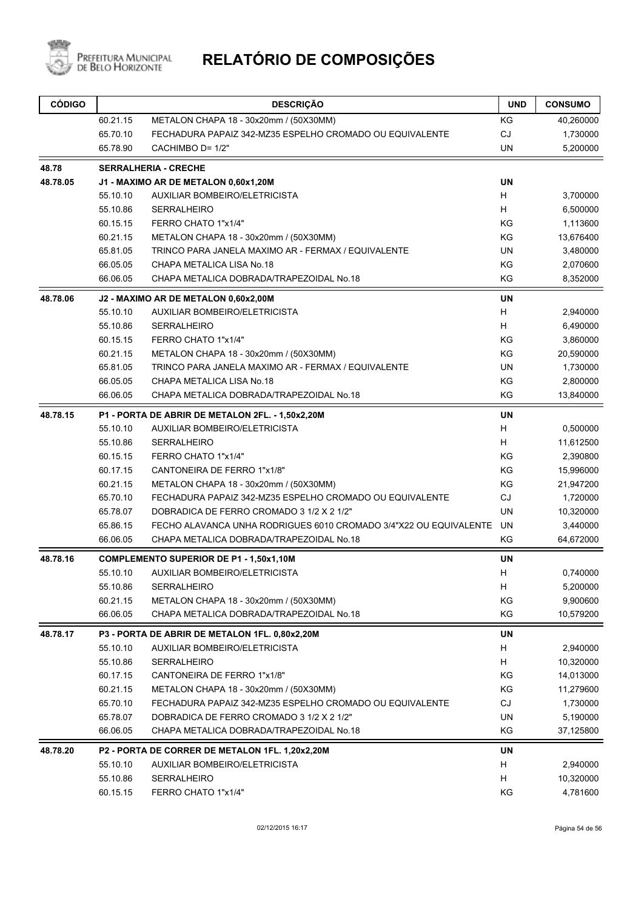# RELATÓRIO DE COMPOSIÇÕES

| CÓDIGO | | DESCRIÇÃO | UND | CONSUMO |
|---|---|---|---|---|
| | 60.21.15 | METALON CHAPA 18 - 30x20mm / (50X30MM) | KG | 40,260000 |
| | 65.70.10 | FECHADURA PAPAIZ 342-MZ35 ESPELHO CROMADO OU EQUIVALENTE | CJ | 1,730000 |
| | 65.78.90 | CACHIMBO D= 1/2" | UN | 5,200000 |
| **48.78** | | **SERRALHERIA - CRECHE** | | |
| **48.78.05** | | **J1 - MAXIMO AR DE METALON 0,60x1,20M** | **UN** | |
| | 55.10.10 | AUXILIAR BOMBEIRO/ELETRICISTA | H | 3,700000 |
| | 55.10.86 | SERRALHEIRO | H | 6,500000 |
| | 60.15.15 | FERRO CHATO 1"x1/4" | KG | 1,113600 |
| | 60.21.15 | METALON CHAPA 18 - 30x20mm / (50X30MM) | KG | 13,676400 |
| | 65.81.05 | TRINCO PARA JANELA MAXIMO AR - FERMAX / EQUIVALENTE | UN | 3,480000 |
| | 66.05.05 | CHAPA METALICA LISA No.18 | KG | 2,070600 |
| | 66.06.05 | CHAPA METALICA DOBRADA/TRAPEZOIDAL No.18 | KG | 8,352000 |
| **48.78.06** | | **J2 - MAXIMO AR DE METALON 0,60x2,00M** | **UN** | |
| | 55.10.10 | AUXILIAR BOMBEIRO/ELETRICISTA | H | 2,940000 |
| | 55.10.86 | SERRALHEIRO | H | 6,490000 |
| | 60.15.15 | FERRO CHATO 1"x1/4" | KG | 3,860000 |
| | 60.21.15 | METALON CHAPA 18 - 30x20mm / (50X30MM) | KG | 20,590000 |
| | 65.81.05 | TRINCO PARA JANELA MAXIMO AR - FERMAX / EQUIVALENTE | UN | 1,730000 |
| | 66.05.05 | CHAPA METALICA LISA No.18 | KG | 2,800000 |
| | 66.06.05 | CHAPA METALICA DOBRADA/TRAPEZOIDAL No.18 | KG | 13,840000 |
| **48.78.15** | | **P1 - PORTA DE ABRIR DE METALON 2FL. - 1,50x2,20M** | **UN** | |
| | 55.10.10 | AUXILIAR BOMBEIRO/ELETRICISTA | H | 0,500000 |
| | 55.10.86 | SERRALHEIRO | H | 11,612500 |
| | 60.15.15 | FERRO CHATO 1"x1/4" | KG | 2,390800 |
| | 60.17.15 | CANTONEIRA DE FERRO 1"x1/8" | KG | 15,996000 |
| | 60.21.15 | METALON CHAPA 18 - 30x20mm / (50X30MM) | KG | 21,947200 |
| | 65.70.10 | FECHADURA PAPAIZ 342-MZ35 ESPELHO CROMADO OU EQUIVALENTE | CJ | 1,720000 |
| | 65.78.07 | DOBRADICA DE FERRO CROMADO 3 1/2 X 2 1/2" | UN | 10,320000 |
| | 65.86.15 | FECHO ALAVANCA UNHA RODRIGUES 6010 CROMADO 3/4"X22 OU EQUIVALENTE | UN | 3,440000 |
| | 66.06.05 | CHAPA METALICA DOBRADA/TRAPEZOIDAL No.18 | KG | 64,672000 |
| **48.78.16** | | **COMPLEMENTO SUPERIOR DE P1 - 1,50x1,10M** | **UN** | |
| | 55.10.10 | AUXILIAR BOMBEIRO/ELETRICISTA | H | 0,740000 |
| | 55.10.86 | SERRALHEIRO | H | 5,200000 |
| | 60.21.15 | METALON CHAPA 18 - 30x20mm / (50X30MM) | KG | 9,900600 |
| | 66.06.05 | CHAPA METALICA DOBRADA/TRAPEZOIDAL No.18 | KG | 10,579200 |
| **48.78.17** | | **P3 - PORTA DE ABRIR DE METALON 1FL. 0,80x2,20M** | **UN** | |
| | 55.10.10 | AUXILIAR BOMBEIRO/ELETRICISTA | H | 2,940000 |
| | 55.10.86 | SERRALHEIRO | H | 10,320000 |
| | 60.17.15 | CANTONEIRA DE FERRO 1"x1/8" | KG | 14,013000 |
| | 60.21.15 | METALON CHAPA 18 - 30x20mm / (50X30MM) | KG | 11,279600 |
| | 65.70.10 | FECHADURA PAPAIZ 342-MZ35 ESPELHO CROMADO OU EQUIVALENTE | CJ | 1,730000 |
| | 65.78.07 | DOBRADICA DE FERRO CROMADO 3 1/2 X 2 1/2" | UN | 5,190000 |
| | 66.06.05 | CHAPA METALICA DOBRADA/TRAPEZOIDAL No.18 | KG | 37,125800 |
| **48.78.20** | | **P2 - PORTA DE CORRER DE METALON 1FL. 1,20x2,20M** | **UN** | |
| | 55.10.10 | AUXILIAR BOMBEIRO/ELETRICISTA | H | 2,940000 |
| | 55.10.86 | SERRALHEIRO | H | 10,320000 |
| | 60.15.15 | FERRO CHATO 1"x1/4" | KG | 4,781600 |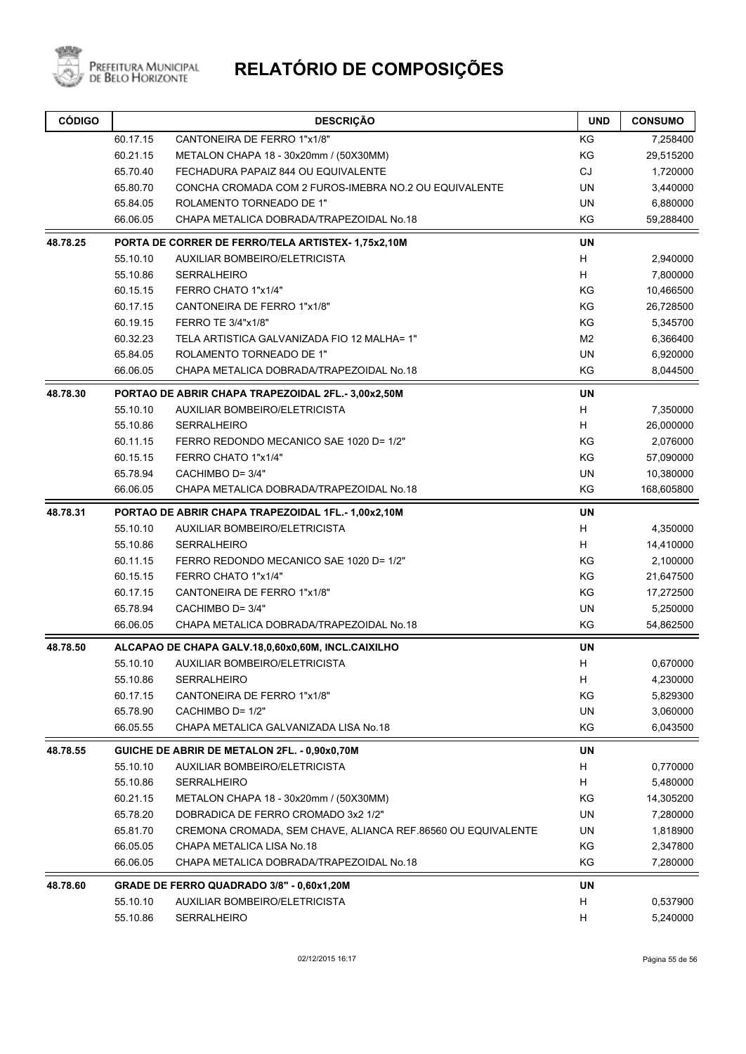# RELATÓRIO DE COMPOSIÇÕES

| CÓDIGO | | DESCRIÇÃO | UND | CONSUMO |
|---|---|---|---|---|
| | 60.17.15 | CANTONEIRA DE FERRO 1"x1/8" | KG | 7,258400 |
| | 60.21.15 | METALON CHAPA 18 - 30x20mm / (50X30MM) | KG | 29,515200 |
| | 65.70.40 | FECHADURA PAPAIZ 844 OU EQUIVALENTE | CJ | 1,720000 |
| | 65.80.70 | CONCHA CROMADA COM 2 FUROS-IMEBRA NO.2 OU EQUIVALENTE | UN | 3,440000 |
| | 65.84.05 | ROLAMENTO TORNEADO DE 1" | UN | 6,880000 |
| | 66.06.05 | CHAPA METALICA DOBRADA/TRAPEZOIDAL No.18 | KG | 59,288400 |
| **48.78.25** | | **PORTA DE CORRER DE FERRO/TELA ARTISTEX- 1,75x2,10M** | **UN** | |
| | 55.10.10 | AUXILIAR BOMBEIRO/ELETRICISTA | H | 2,940000 |
| | 55.10.86 | SERRALHEIRO | H | 7,800000 |
| | 60.15.15 | FERRO CHATO 1"x1/4" | KG | 10,466500 |
| | 60.17.15 | CANTONEIRA DE FERRO 1"x1/8" | KG | 26,728500 |
| | 60.19.15 | FERRO TE 3/4"x1/8" | KG | 5,345700 |
| | 60.32.23 | TELA ARTISTICA GALVANIZADA FIO 12 MALHA= 1" | M2 | 6,366400 |
| | 65.84.05 | ROLAMENTO TORNEADO DE 1" | UN | 6,920000 |
| | 66.06.05 | CHAPA METALICA DOBRADA/TRAPEZOIDAL No.18 | KG | 8,044500 |
| **48.78.30** | | **PORTAO DE ABRIR CHAPA TRAPEZOIDAL 2FL.- 3,00x2,50M** | **UN** | |
| | 55.10.10 | AUXILIAR BOMBEIRO/ELETRICISTA | H | 7,350000 |
| | 55.10.86 | SERRALHEIRO | H | 26,000000 |
| | 60.11.15 | FERRO REDONDO MECANICO SAE 1020 D= 1/2" | KG | 2,076000 |
| | 60.15.15 | FERRO CHATO 1"x1/4" | KG | 57,090000 |
| | 65.78.94 | CACHIMBO D= 3/4" | UN | 10,380000 |
| | 66.06.05 | CHAPA METALICA DOBRADA/TRAPEZOIDAL No.18 | KG | 168,605800 |
| **48.78.31** | | **PORTAO DE ABRIR CHAPA TRAPEZOIDAL 1FL.- 1,00x2,10M** | **UN** | |
| | 55.10.10 | AUXILIAR BOMBEIRO/ELETRICISTA | H | 4,350000 |
| | 55.10.86 | SERRALHEIRO | H | 14,410000 |
| | 60.11.15 | FERRO REDONDO MECANICO SAE 1020 D= 1/2" | KG | 2,100000 |
| | 60.15.15 | FERRO CHATO 1"x1/4" | KG | 21,647500 |
| | 60.17.15 | CANTONEIRA DE FERRO 1"x1/8" | KG | 17,272500 |
| | 65.78.94 | CACHIMBO D= 3/4" | UN | 5,250000 |
| | 66.06.05 | CHAPA METALICA DOBRADA/TRAPEZOIDAL No.18 | KG | 54,862500 |
| **48.78.50** | | **ALCAPAO DE CHAPA GALV.18,0,60x0,60M, INCL.CAIXILHO** | **UN** | |
| | 55.10.10 | AUXILIAR BOMBEIRO/ELETRICISTA | H | 0,670000 |
| | 55.10.86 | SERRALHEIRO | H | 4,230000 |
| | 60.17.15 | CANTONEIRA DE FERRO 1"x1/8" | KG | 5,829300 |
| | 65.78.90 | CACHIMBO D= 1/2" | UN | 3,060000 |
| | 66.05.55 | CHAPA METALICA GALVANIZADA LISA No.18 | KG | 6,043500 |
| **48.78.55** | | **GUICHE DE ABRIR DE METALON 2FL. - 0,90x0,70M** | **UN** | |
| | 55.10.10 | AUXILIAR BOMBEIRO/ELETRICISTA | H | 0,770000 |
| | 55.10.86 | SERRALHEIRO | H | 5,480000 |
| | 60.21.15 | METALON CHAPA 18 - 30x20mm / (50X30MM) | KG | 14,305200 |
| | 65.78.20 | DOBRADICA DE FERRO CROMADO 3x2 1/2" | UN | 7,280000 |
| | 65.81.70 | CREMONA CROMADA, SEM CHAVE, ALIANCA REF.86560 OU EQUIVALENTE | UN | 1,818900 |
| | 66.05.05 | CHAPA METALICA LISA No.18 | KG | 2,347800 |
| | 66.06.05 | CHAPA METALICA DOBRADA/TRAPEZOIDAL No.18 | KG | 7,280000 |
| **48.78.60** | | **GRADE DE FERRO QUADRADO 3/8" - 0,60x1,20M** | **UN** | |
| | 55.10.10 | AUXILIAR BOMBEIRO/ELETRICISTA | H | 0,537900 |
| | 55.10.86 | SERRALHEIRO | H | 5,240000 |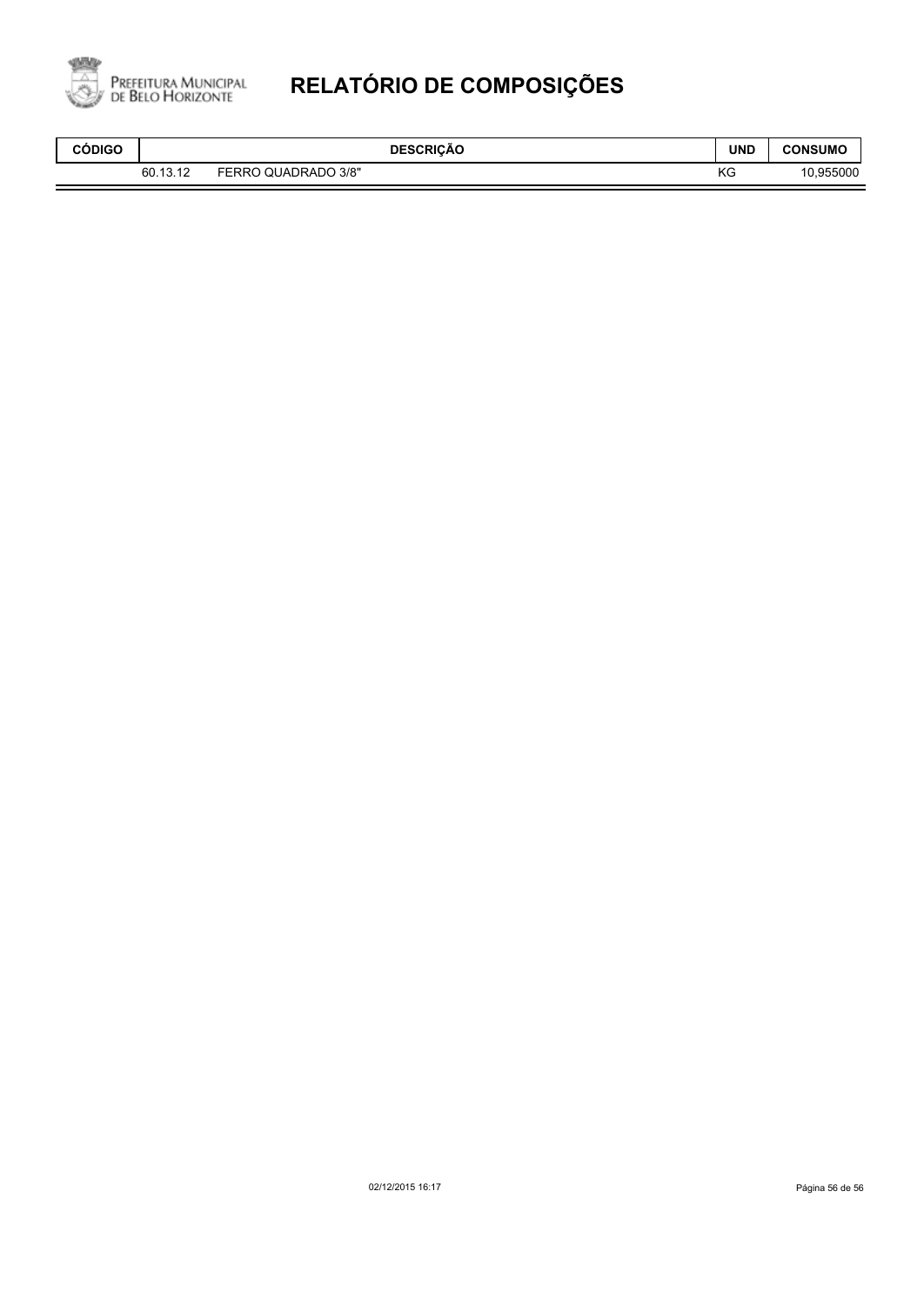# RELATÓRIO DE COMPOSIÇÕES

| CÓDIGO | DESCRIÇÃO | | UND | CONSUMO |
|---|---|---|---|---|
| | 60.13.12 | FERRO QUADRADO 3/8" | KG | 10,955000 |

02/12/2015 16:17